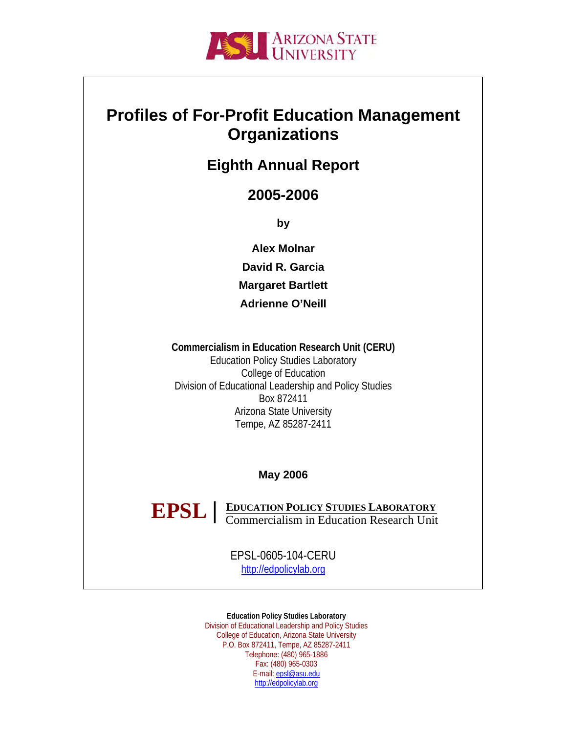ARIZONA STATE UNIVERSITY

# Profiles of For-Profit Education Management Organizations

## Eighth Annual Report

## 2005-2006

**by**

**Alex Molnar**

**David R. Garcia**

**Margaret Bartlett**

**Adrienne O'Neill**

**Commercialism in Education Research Unit (CERU)**
Education Policy Studies Laboratory
College of Education
Division of Educational Leadership and Policy Studies
Box 872411
Arizona State University
Tempe, AZ 85287-2411

**May 2006**

EPSL | EDUCATION POLICY STUDIES LABORATORY
Commercialism in Education Research Unit

EPSL-0605-104-CERU
http://edpolicylab.org

**Education Policy Studies Laboratory**
Division of Educational Leadership and Policy Studies
College of Education, Arizona State University
P.O. Box 872411, Tempe, AZ 85287-2411
Telephone: (480) 965-1886
Fax: (480) 965-0303
E-mail: epsl@asu.edu
http://edpolicylab.org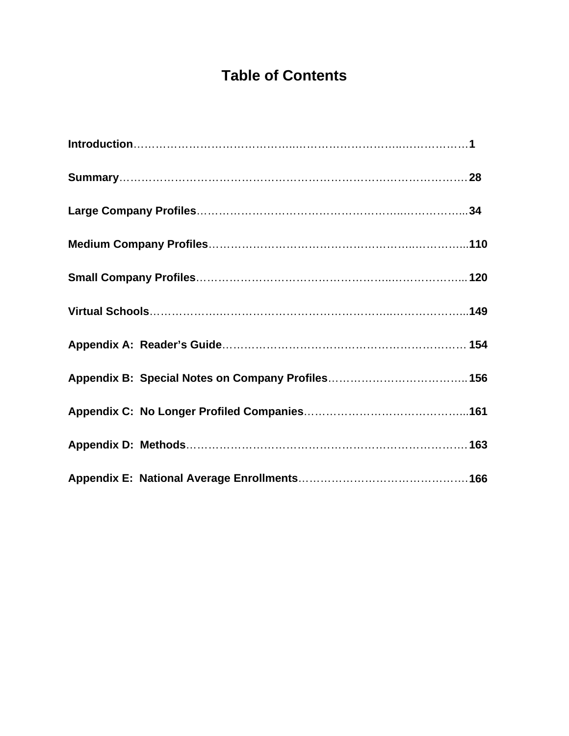# Table of Contents

| Section | Page |
|---|---|
| **Introduction** | **1** |
| **Summary** | **28** |
| **Large Company Profiles** | **34** |
| **Medium Company Profiles** | **110** |
| **Small Company Profiles** | **120** |
| **Virtual Schools** | **149** |
| **Appendix A: Reader's Guide** | **154** |
| **Appendix B: Special Notes on Company Profiles** | **156** |
| **Appendix C: No Longer Profiled Companies** | **161** |
| **Appendix D: Methods** | **163** |
| **Appendix E: National Average Enrollments** | **166** |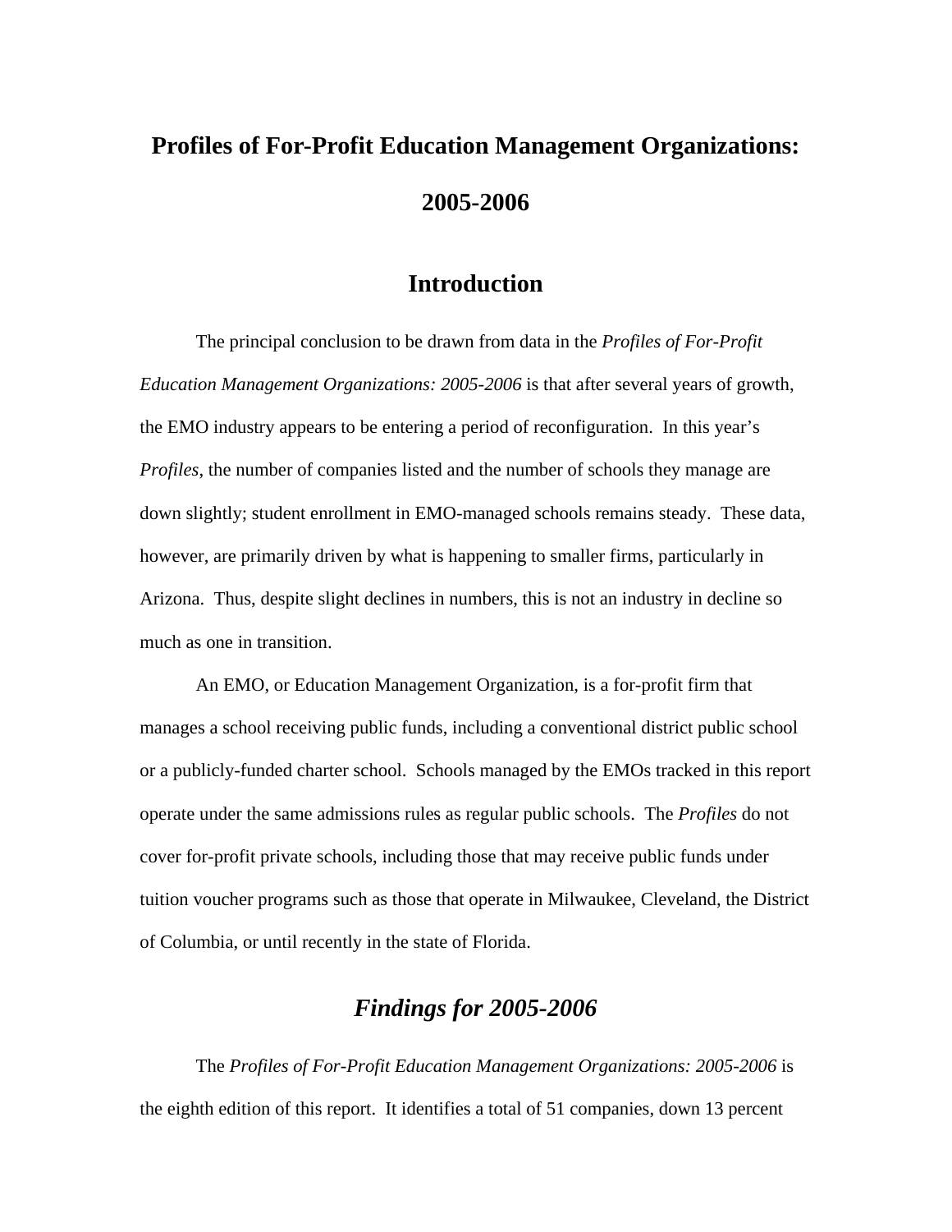# Profiles of For-Profit Education Management Organizations: 2005-2006

## Introduction

The principal conclusion to be drawn from data in the *Profiles of For-Profit Education Management Organizations: 2005-2006* is that after several years of growth, the EMO industry appears to be entering a period of reconfiguration. In this year's *Profiles*, the number of companies listed and the number of schools they manage are down slightly; student enrollment in EMO-managed schools remains steady. These data, however, are primarily driven by what is happening to smaller firms, particularly in Arizona. Thus, despite slight declines in numbers, this is not an industry in decline so much as one in transition.

An EMO, or Education Management Organization, is a for-profit firm that manages a school receiving public funds, including a conventional district public school or a publicly-funded charter school. Schools managed by the EMOs tracked in this report operate under the same admissions rules as regular public schools. The *Profiles* do not cover for-profit private schools, including those that may receive public funds under tuition voucher programs such as those that operate in Milwaukee, Cleveland, the District of Columbia, or until recently in the state of Florida.

## *Findings for 2005-2006*

The *Profiles of For-Profit Education Management Organizations: 2005-2006* is the eighth edition of this report. It identifies a total of 51 companies, down 13 percent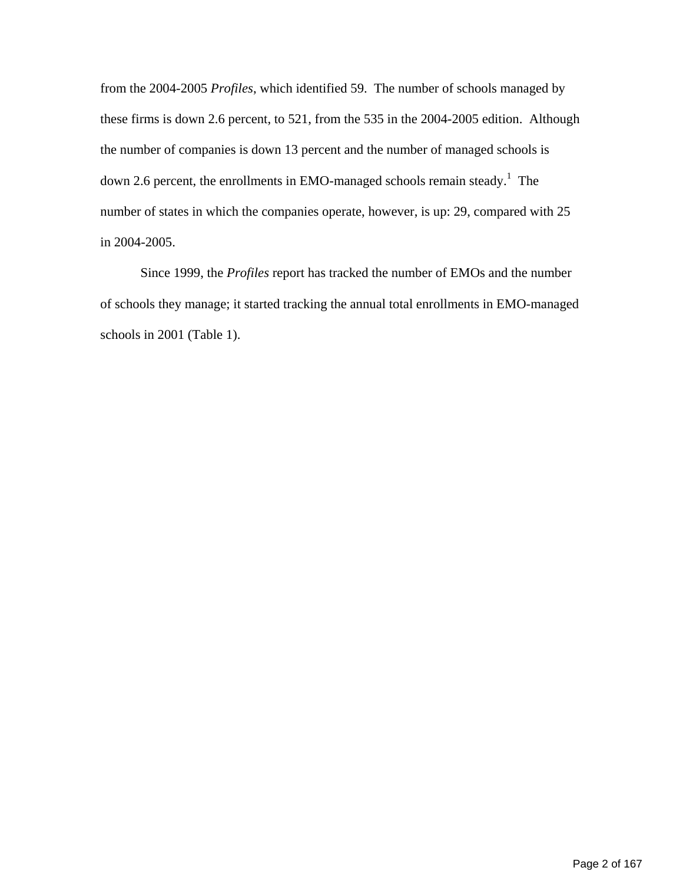from the 2004-2005 *Profiles*, which identified 59. The number of schools managed by these firms is down 2.6 percent, to 521, from the 535 in the 2004-2005 edition. Although the number of companies is down 13 percent and the number of managed schools is down 2.6 percent, the enrollments in EMO-managed schools remain steady.[1] The number of states in which the companies operate, however, is up: 29, compared with 25 in 2004-2005.

Since 1999, the *Profiles* report has tracked the number of EMOs and the number of schools they manage; it started tracking the annual total enrollments in EMO-managed schools in 2001 (Table 1).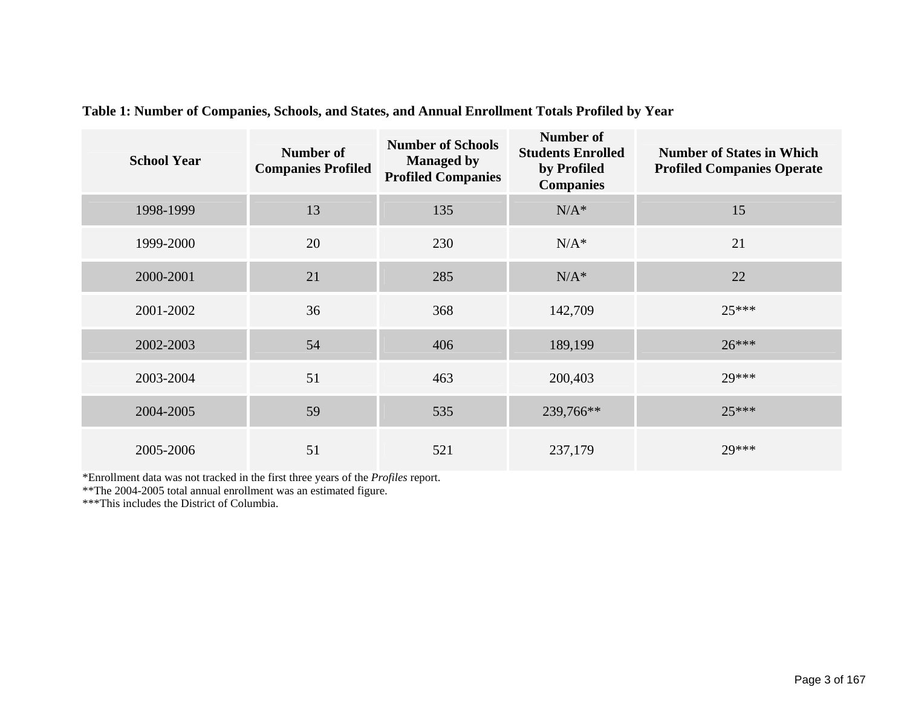**Table 1: Number of Companies, Schools, and States, and Annual Enrollment Totals Profiled by Year**

| School Year | Number of Companies Profiled | Number of Schools Managed by Profiled Companies | Number of Students Enrolled by Profiled Companies | Number of States in Which Profiled Companies Operate |
|---|---|---|---|---|
| 1998-1999 | 13 | 135 | N/A* | 15 |
| 1999-2000 | 20 | 230 | N/A* | 21 |
| 2000-2001 | 21 | 285 | N/A* | 22 |
| 2001-2002 | 36 | 368 | 142,709 | 25*** |
| 2002-2003 | 54 | 406 | 189,199 | 26*** |
| 2003-2004 | 51 | 463 | 200,403 | 29*** |
| 2004-2005 | 59 | 535 | 239,766** | 25*** |
| 2005-2006 | 51 | 521 | 237,179 | 29*** |

*Enrollment data was not tracked in the first three years of the *Profiles* report.
**The 2004-2005 total annual enrollment was an estimated figure.
***This includes the District of Columbia.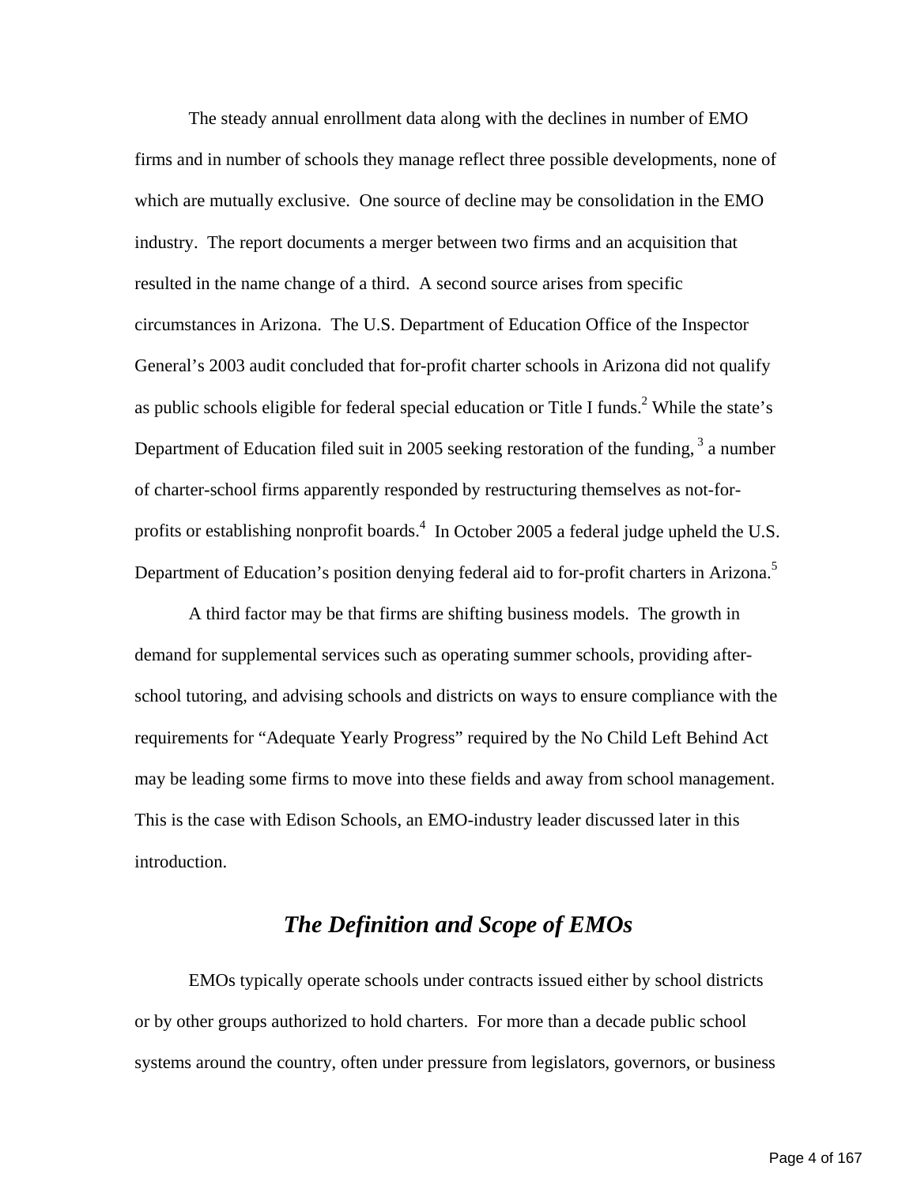The steady annual enrollment data along with the declines in number of EMO firms and in number of schools they manage reflect three possible developments, none of which are mutually exclusive. One source of decline may be consolidation in the EMO industry. The report documents a merger between two firms and an acquisition that resulted in the name change of a third. A second source arises from specific circumstances in Arizona. The U.S. Department of Education Office of the Inspector General's 2003 audit concluded that for-profit charter schools in Arizona did not qualify as public schools eligible for federal special education or Title I funds.[2] While the state's Department of Education filed suit in 2005 seeking restoration of the funding, [3] a number of charter-school firms apparently responded by restructuring themselves as not-for-profits or establishing nonprofit boards.[4] In October 2005 a federal judge upheld the U.S. Department of Education's position denying federal aid to for-profit charters in Arizona.[5]

A third factor may be that firms are shifting business models. The growth in demand for supplemental services such as operating summer schools, providing after-school tutoring, and advising schools and districts on ways to ensure compliance with the requirements for "Adequate Yearly Progress" required by the No Child Left Behind Act may be leading some firms to move into these fields and away from school management. This is the case with Edison Schools, an EMO-industry leader discussed later in this introduction.

## *The Definition and Scope of EMOs*

EMOs typically operate schools under contracts issued either by school districts or by other groups authorized to hold charters. For more than a decade public school systems around the country, often under pressure from legislators, governors, or business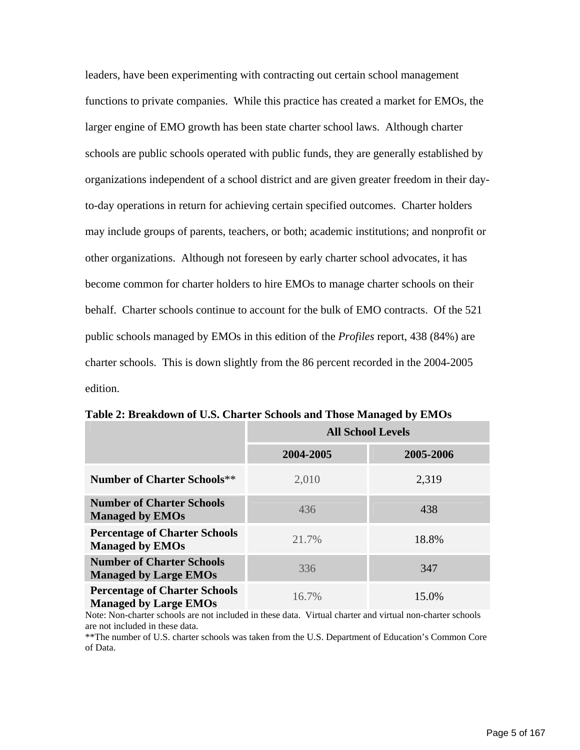leaders, have been experimenting with contracting out certain school management functions to private companies. While this practice has created a market for EMOs, the larger engine of EMO growth has been state charter school laws. Although charter schools are public schools operated with public funds, they are generally established by organizations independent of a school district and are given greater freedom in their day-to-day operations in return for achieving certain specified outcomes. Charter holders may include groups of parents, teachers, or both; academic institutions; and nonprofit or other organizations. Although not foreseen by early charter school advocates, it has become common for charter holders to hire EMOs to manage charter schools on their behalf. Charter schools continue to account for the bulk of EMO contracts. Of the 521 public schools managed by EMOs in this edition of the *Profiles* report, 438 (84%) are charter schools. This is down slightly from the 86 percent recorded in the 2004-2005 edition.

**Table 2: Breakdown of U.S. Charter Schools and Those Managed by EMOs**

| | **All School Levels** | |
|---|---|---|
| | **2004-2005** | **2005-2006** |
| **Number of Charter Schools**** | 2,010 | 2,319 |
| **Number of Charter Schools Managed by EMOs** | 436 | 438 |
| **Percentage of Charter Schools Managed by EMOs** | 21.7% | 18.8% |
| **Number of Charter Schools Managed by Large EMOs** | 336 | 347 |
| **Percentage of Charter Schools Managed by Large EMOs** | 16.7% | 15.0% |

Note: Non-charter schools are not included in these data. Virtual charter and virtual non-charter schools are not included in these data.

**The number of U.S. charter schools was taken from the U.S. Department of Education's Common Core of Data.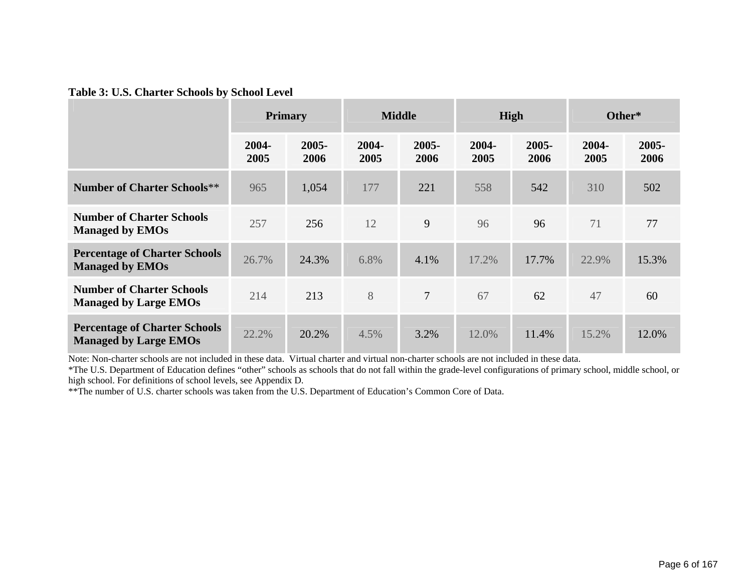**Table 3: U.S. Charter Schools by School Level**

| | Primary | | Middle | | High | | Other* | |
|---|---|---|---|---|---|---|---|---|
| | 2004-2005 | 2005-2006 | 2004-2005 | 2005-2006 | 2004-2005 | 2005-2006 | 2004-2005 | 2005-2006 |
| **Number of Charter Schools**** | 965 | 1,054 | 177 | 221 | 558 | 542 | 310 | 502 |
| **Number of Charter Schools Managed by EMOs** | 257 | 256 | 12 | 9 | 96 | 96 | 71 | 77 |
| **Percentage of Charter Schools Managed by EMOs** | 26.7% | 24.3% | 6.8% | 4.1% | 17.2% | 17.7% | 22.9% | 15.3% |
| **Number of Charter Schools Managed by Large EMOs** | 214 | 213 | 8 | 7 | 67 | 62 | 47 | 60 |
| **Percentage of Charter Schools Managed by Large EMOs** | 22.2% | 20.2% | 4.5% | 3.2% | 12.0% | 11.4% | 15.2% | 12.0% |

Note: Non-charter schools are not included in these data. Virtual charter and virtual non-charter schools are not included in these data.

*The U.S. Department of Education defines "other" schools as schools that do not fall within the grade-level configurations of primary school, middle school, or high school. For definitions of school levels, see Appendix D.

**The number of U.S. charter schools was taken from the U.S. Department of Education's Common Core of Data.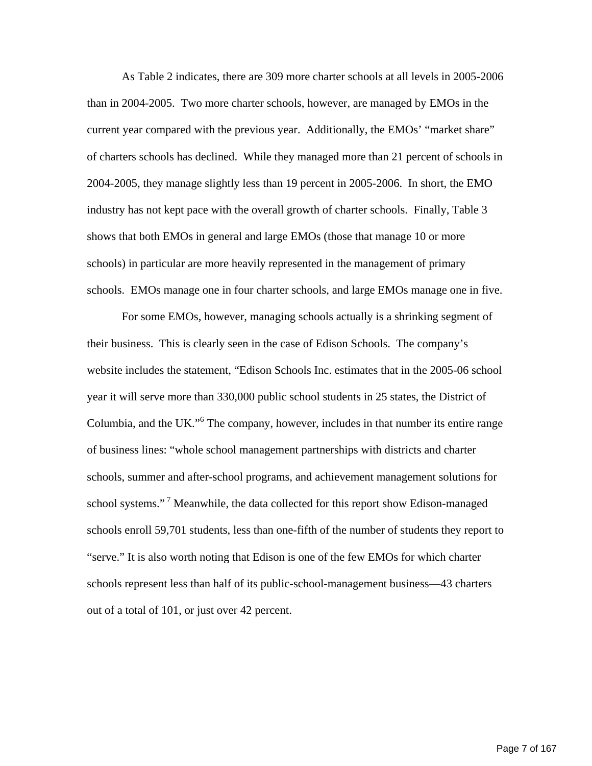As Table 2 indicates, there are 309 more charter schools at all levels in 2005-2006 than in 2004-2005. Two more charter schools, however, are managed by EMOs in the current year compared with the previous year. Additionally, the EMOs' "market share" of charters schools has declined. While they managed more than 21 percent of schools in 2004-2005, they manage slightly less than 19 percent in 2005-2006. In short, the EMO industry has not kept pace with the overall growth of charter schools. Finally, Table 3 shows that both EMOs in general and large EMOs (those that manage 10 or more schools) in particular are more heavily represented in the management of primary schools. EMOs manage one in four charter schools, and large EMOs manage one in five.

For some EMOs, however, managing schools actually is a shrinking segment of their business. This is clearly seen in the case of Edison Schools. The company's website includes the statement, "Edison Schools Inc. estimates that in the 2005-06 school year it will serve more than 330,000 public school students in 25 states, the District of Columbia, and the UK."[6] The company, however, includes in that number its entire range of business lines: "whole school management partnerships with districts and charter schools, summer and after-school programs, and achievement management solutions for school systems."[7] Meanwhile, the data collected for this report show Edison-managed schools enroll 59,701 students, less than one-fifth of the number of students they report to "serve." It is also worth noting that Edison is one of the few EMOs for which charter schools represent less than half of its public-school-management business—43 charters out of a total of 101, or just over 42 percent.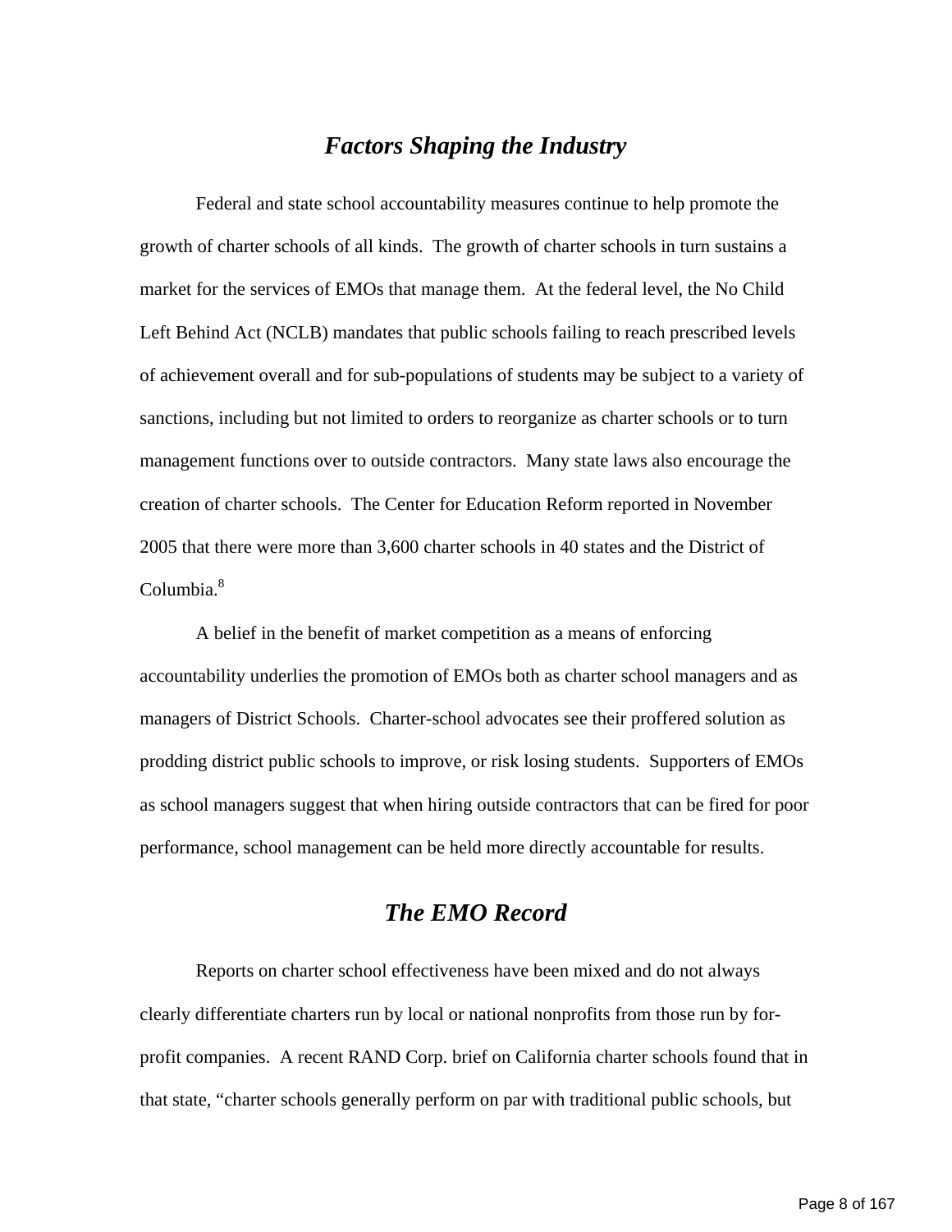## *Factors Shaping the Industry*

Federal and state school accountability measures continue to help promote the growth of charter schools of all kinds. The growth of charter schools in turn sustains a market for the services of EMOs that manage them. At the federal level, the No Child Left Behind Act (NCLB) mandates that public schools failing to reach prescribed levels of achievement overall and for sub-populations of students may be subject to a variety of sanctions, including but not limited to orders to reorganize as charter schools or to turn management functions over to outside contractors. Many state laws also encourage the creation of charter schools. The Center for Education Reform reported in November 2005 that there were more than 3,600 charter schools in 40 states and the District of Columbia.[8]

A belief in the benefit of market competition as a means of enforcing accountability underlies the promotion of EMOs both as charter school managers and as managers of District Schools. Charter-school advocates see their proffered solution as prodding district public schools to improve, or risk losing students. Supporters of EMOs as school managers suggest that when hiring outside contractors that can be fired for poor performance, school management can be held more directly accountable for results.

## *The EMO Record*

Reports on charter school effectiveness have been mixed and do not always clearly differentiate charters run by local or national nonprofits from those run by for-profit companies. A recent RAND Corp. brief on California charter schools found that in that state, "charter schools generally perform on par with traditional public schools, but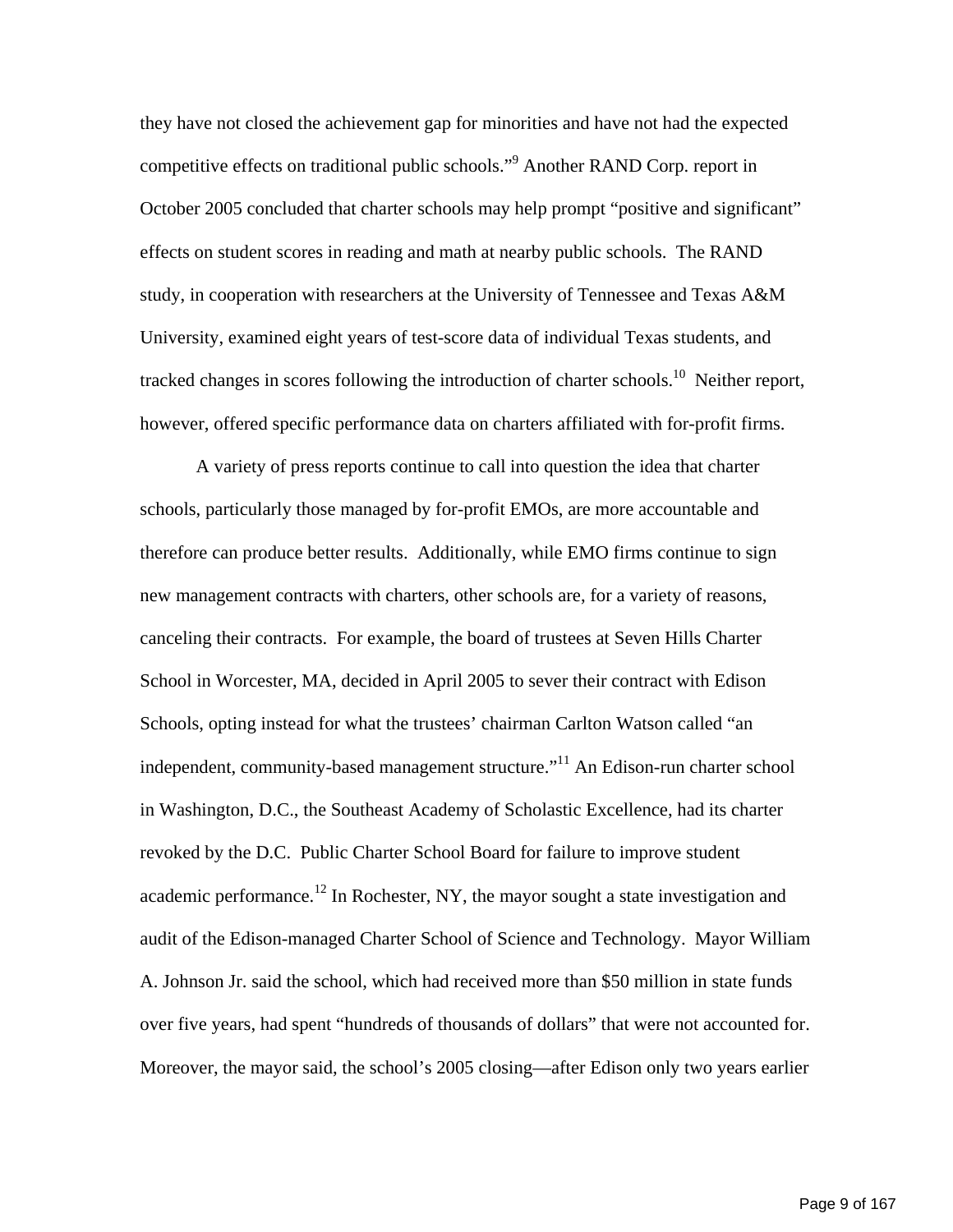they have not closed the achievement gap for minorities and have not had the expected competitive effects on traditional public schools."[9] Another RAND Corp. report in October 2005 concluded that charter schools may help prompt "positive and significant" effects on student scores in reading and math at nearby public schools. The RAND study, in cooperation with researchers at the University of Tennessee and Texas A&M University, examined eight years of test-score data of individual Texas students, and tracked changes in scores following the introduction of charter schools.[10] Neither report, however, offered specific performance data on charters affiliated with for-profit firms.

A variety of press reports continue to call into question the idea that charter schools, particularly those managed by for-profit EMOs, are more accountable and therefore can produce better results. Additionally, while EMO firms continue to sign new management contracts with charters, other schools are, for a variety of reasons, canceling their contracts. For example, the board of trustees at Seven Hills Charter School in Worcester, MA, decided in April 2005 to sever their contract with Edison Schools, opting instead for what the trustees' chairman Carlton Watson called "an independent, community-based management structure."[11] An Edison-run charter school in Washington, D.C., the Southeast Academy of Scholastic Excellence, had its charter revoked by the D.C. Public Charter School Board for failure to improve student academic performance.[12] In Rochester, NY, the mayor sought a state investigation and audit of the Edison-managed Charter School of Science and Technology. Mayor William A. Johnson Jr. said the school, which had received more than $50 million in state funds over five years, had spent "hundreds of thousands of dollars" that were not accounted for. Moreover, the mayor said, the school's 2005 closing—after Edison only two years earlier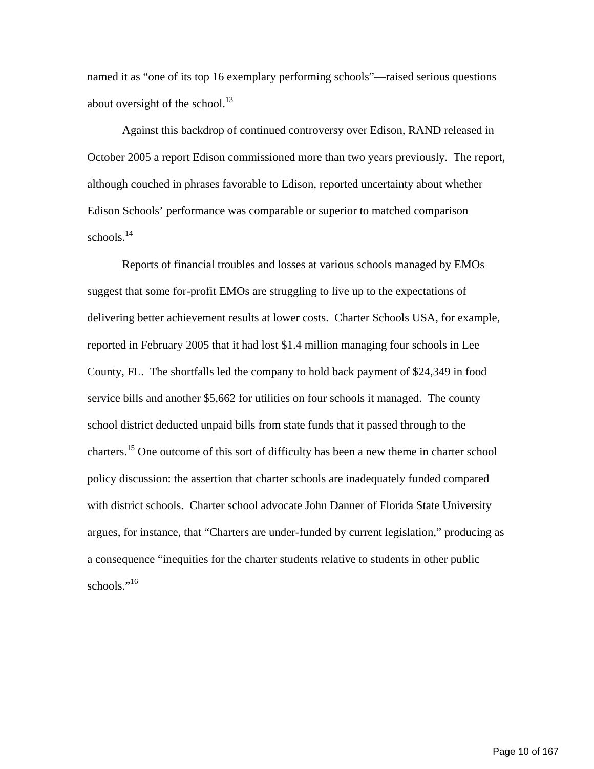named it as "one of its top 16 exemplary performing schools"—raised serious questions about oversight of the school.[13]

Against this backdrop of continued controversy over Edison, RAND released in October 2005 a report Edison commissioned more than two years previously. The report, although couched in phrases favorable to Edison, reported uncertainty about whether Edison Schools' performance was comparable or superior to matched comparison schools.[14]

Reports of financial troubles and losses at various schools managed by EMOs suggest that some for-profit EMOs are struggling to live up to the expectations of delivering better achievement results at lower costs. Charter Schools USA, for example, reported in February 2005 that it had lost $1.4 million managing four schools in Lee County, FL. The shortfalls led the company to hold back payment of $24,349 in food service bills and another $5,662 for utilities on four schools it managed. The county school district deducted unpaid bills from state funds that it passed through to the charters.[15] One outcome of this sort of difficulty has been a new theme in charter school policy discussion: the assertion that charter schools are inadequately funded compared with district schools. Charter school advocate John Danner of Florida State University argues, for instance, that "Charters are under-funded by current legislation," producing as a consequence "inequities for the charter students relative to students in other public schools."[16]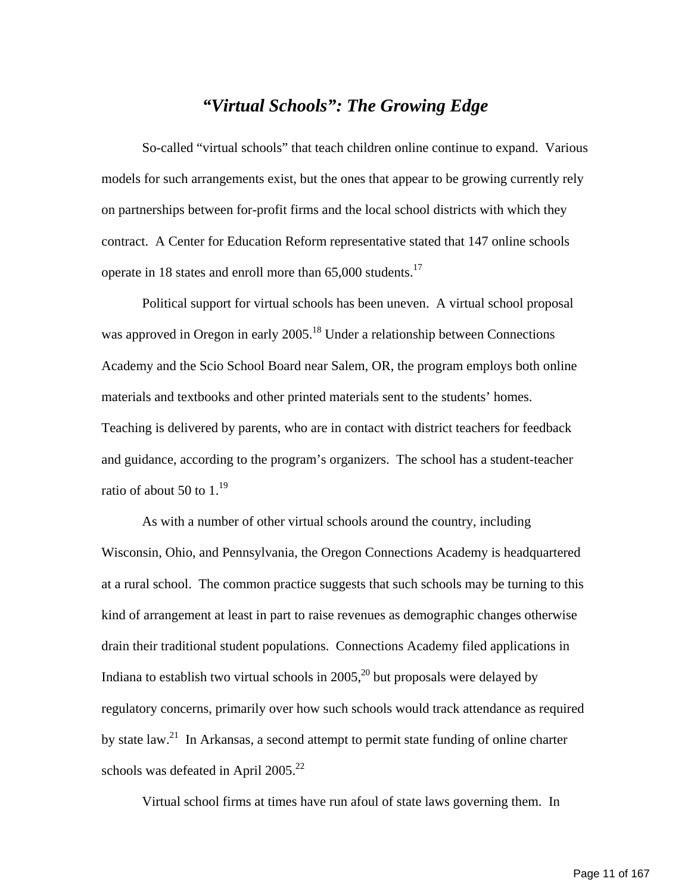## *"Virtual Schools": The Growing Edge*

So-called "virtual schools" that teach children online continue to expand. Various models for such arrangements exist, but the ones that appear to be growing currently rely on partnerships between for-profit firms and the local school districts with which they contract. A Center for Education Reform representative stated that 147 online schools operate in 18 states and enroll more than 65,000 students.[17]

Political support for virtual schools has been uneven. A virtual school proposal was approved in Oregon in early 2005.[18] Under a relationship between Connections Academy and the Scio School Board near Salem, OR, the program employs both online materials and textbooks and other printed materials sent to the students' homes. Teaching is delivered by parents, who are in contact with district teachers for feedback and guidance, according to the program's organizers. The school has a student-teacher ratio of about 50 to 1.[19]

As with a number of other virtual schools around the country, including Wisconsin, Ohio, and Pennsylvania, the Oregon Connections Academy is headquartered at a rural school. The common practice suggests that such schools may be turning to this kind of arrangement at least in part to raise revenues as demographic changes otherwise drain their traditional student populations. Connections Academy filed applications in Indiana to establish two virtual schools in 2005,[20] but proposals were delayed by regulatory concerns, primarily over how such schools would track attendance as required by state law.[21] In Arkansas, a second attempt to permit state funding of online charter schools was defeated in April 2005.[22]

Virtual school firms at times have run afoul of state laws governing them. In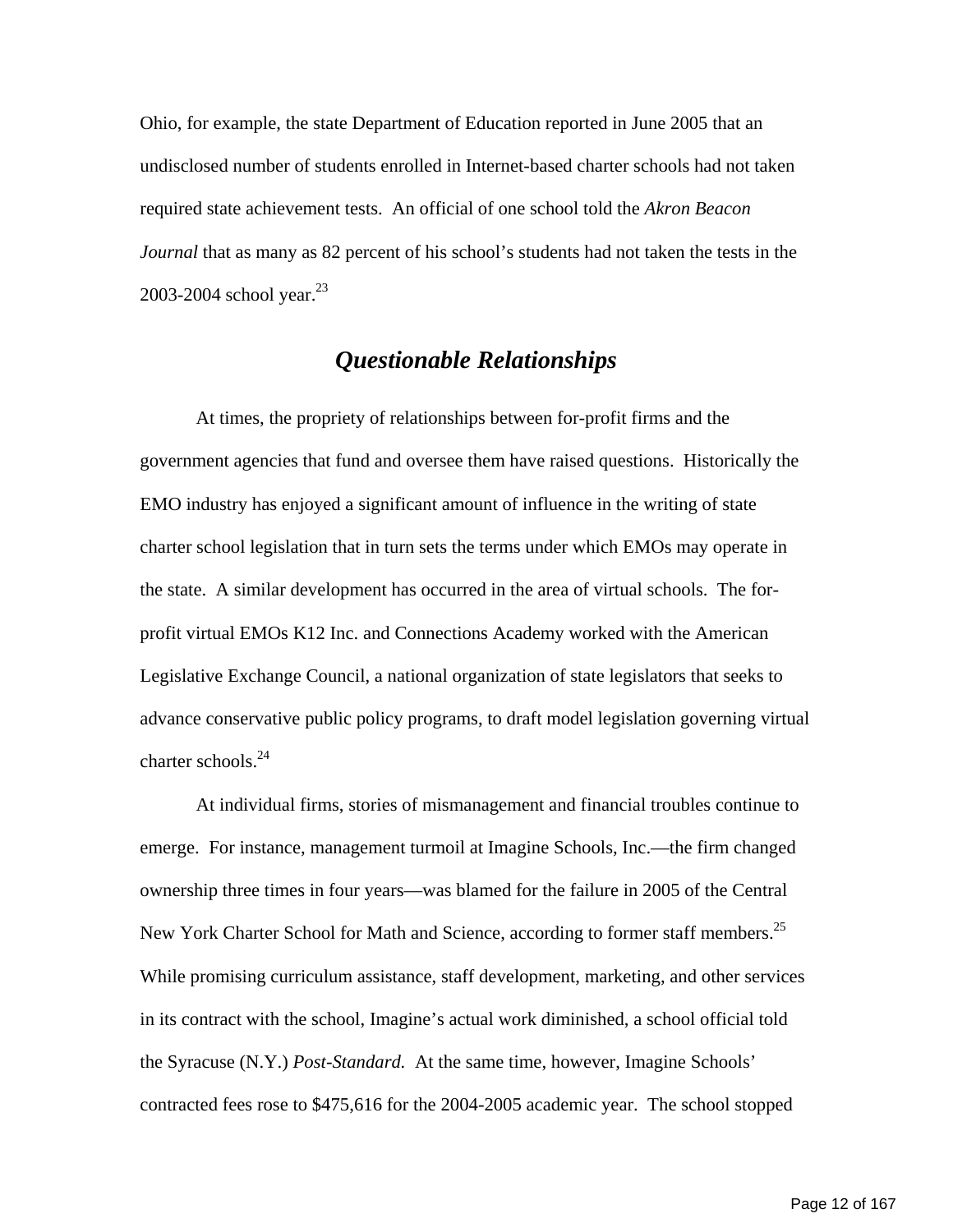Ohio, for example, the state Department of Education reported in June 2005 that an undisclosed number of students enrolled in Internet-based charter schools had not taken required state achievement tests. An official of one school told the *Akron Beacon Journal* that as many as 82 percent of his school's students had not taken the tests in the 2003-2004 school year.[23]

## *Questionable Relationships*

At times, the propriety of relationships between for-profit firms and the government agencies that fund and oversee them have raised questions. Historically the EMO industry has enjoyed a significant amount of influence in the writing of state charter school legislation that in turn sets the terms under which EMOs may operate in the state. A similar development has occurred in the area of virtual schools. The for-profit virtual EMOs K12 Inc. and Connections Academy worked with the American Legislative Exchange Council, a national organization of state legislators that seeks to advance conservative public policy programs, to draft model legislation governing virtual charter schools.[24]

At individual firms, stories of mismanagement and financial troubles continue to emerge. For instance, management turmoil at Imagine Schools, Inc.—the firm changed ownership three times in four years—was blamed for the failure in 2005 of the Central New York Charter School for Math and Science, according to former staff members.[25] While promising curriculum assistance, staff development, marketing, and other services in its contract with the school, Imagine's actual work diminished, a school official told the Syracuse (N.Y.) *Post-Standard.* At the same time, however, Imagine Schools' contracted fees rose to $475,616 for the 2004-2005 academic year. The school stopped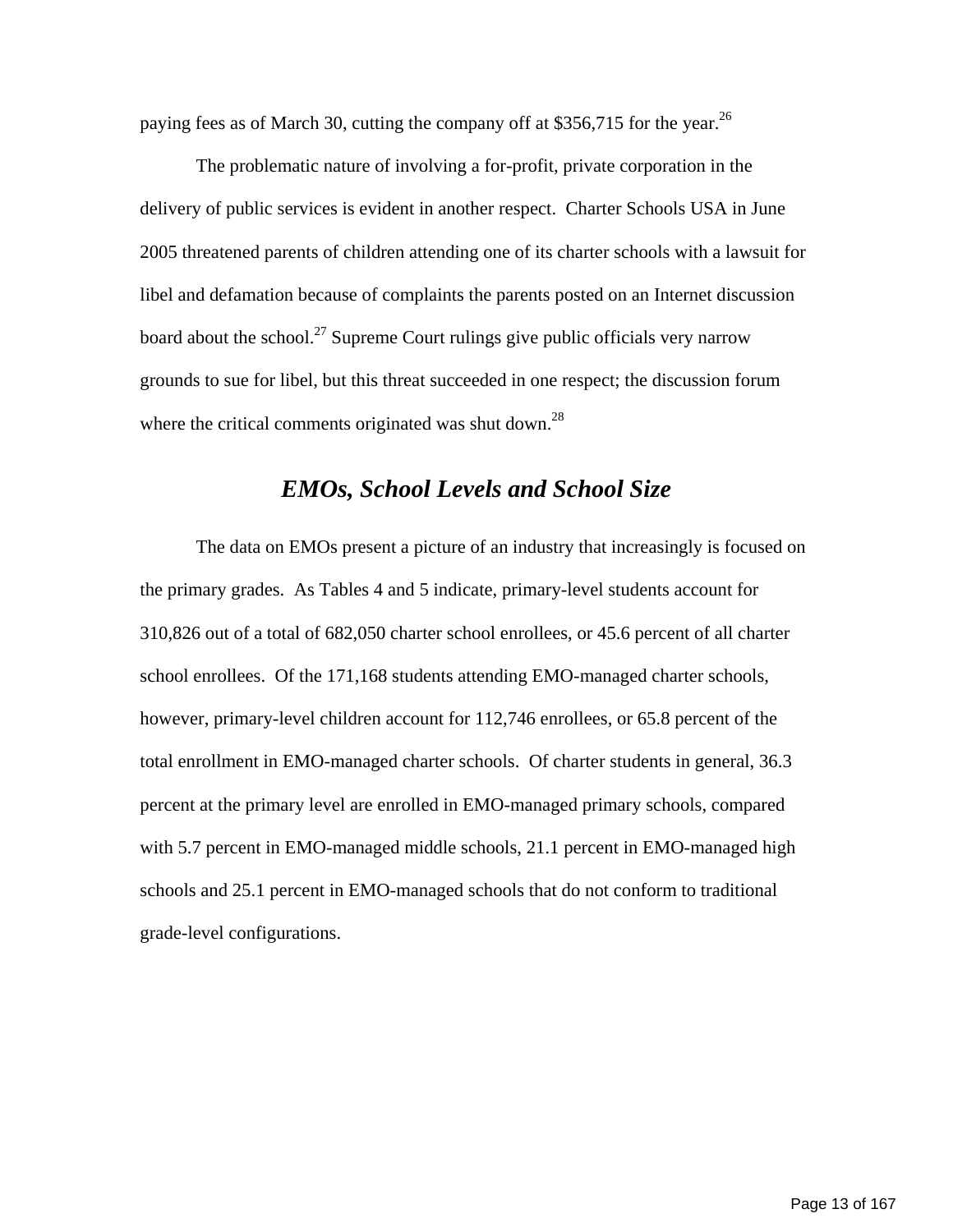paying fees as of March 30, cutting the company off at $356,715 for the year.[26]

The problematic nature of involving a for-profit, private corporation in the delivery of public services is evident in another respect. Charter Schools USA in June 2005 threatened parents of children attending one of its charter schools with a lawsuit for libel and defamation because of complaints the parents posted on an Internet discussion board about the school.[27] Supreme Court rulings give public officials very narrow grounds to sue for libel, but this threat succeeded in one respect; the discussion forum where the critical comments originated was shut down.[28]

## *EMOs, School Levels and School Size*

The data on EMOs present a picture of an industry that increasingly is focused on the primary grades. As Tables 4 and 5 indicate, primary-level students account for 310,826 out of a total of 682,050 charter school enrollees, or 45.6 percent of all charter school enrollees. Of the 171,168 students attending EMO-managed charter schools, however, primary-level children account for 112,746 enrollees, or 65.8 percent of the total enrollment in EMO-managed charter schools. Of charter students in general, 36.3 percent at the primary level are enrolled in EMO-managed primary schools, compared with 5.7 percent in EMO-managed middle schools, 21.1 percent in EMO-managed high schools and 25.1 percent in EMO-managed schools that do not conform to traditional grade-level configurations.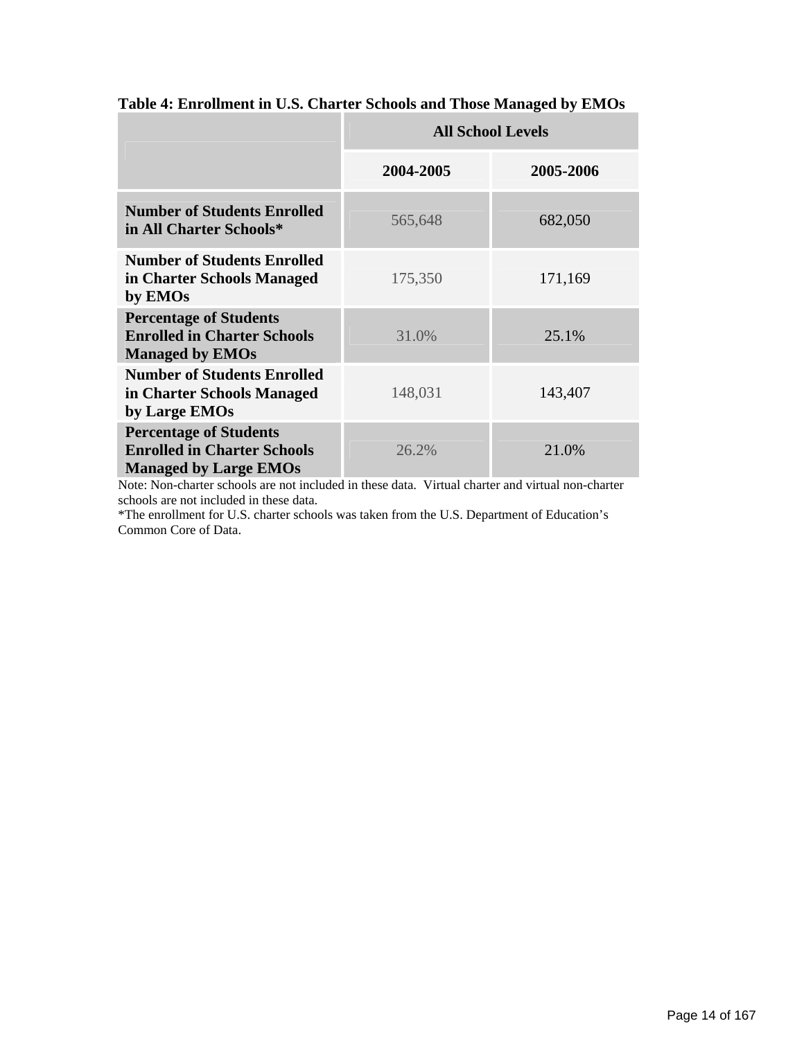**Table 4: Enrollment in U.S. Charter Schools and Those Managed by EMOs**

| | All School Levels | |
|---|---|---|
| | **2004-2005** | **2005-2006** |
| **Number of Students Enrolled in All Charter Schools*** | 565,648 | 682,050 |
| **Number of Students Enrolled in Charter Schools Managed by EMOs** | 175,350 | 171,169 |
| **Percentage of Students Enrolled in Charter Schools Managed by EMOs** | 31.0% | 25.1% |
| **Number of Students Enrolled in Charter Schools Managed by Large EMOs** | 148,031 | 143,407 |
| **Percentage of Students Enrolled in Charter Schools Managed by Large EMOs** | 26.2% | 21.0% |

Note: Non-charter schools are not included in these data. Virtual charter and virtual non-charter schools are not included in these data.
*The enrollment for U.S. charter schools was taken from the U.S. Department of Education's Common Core of Data.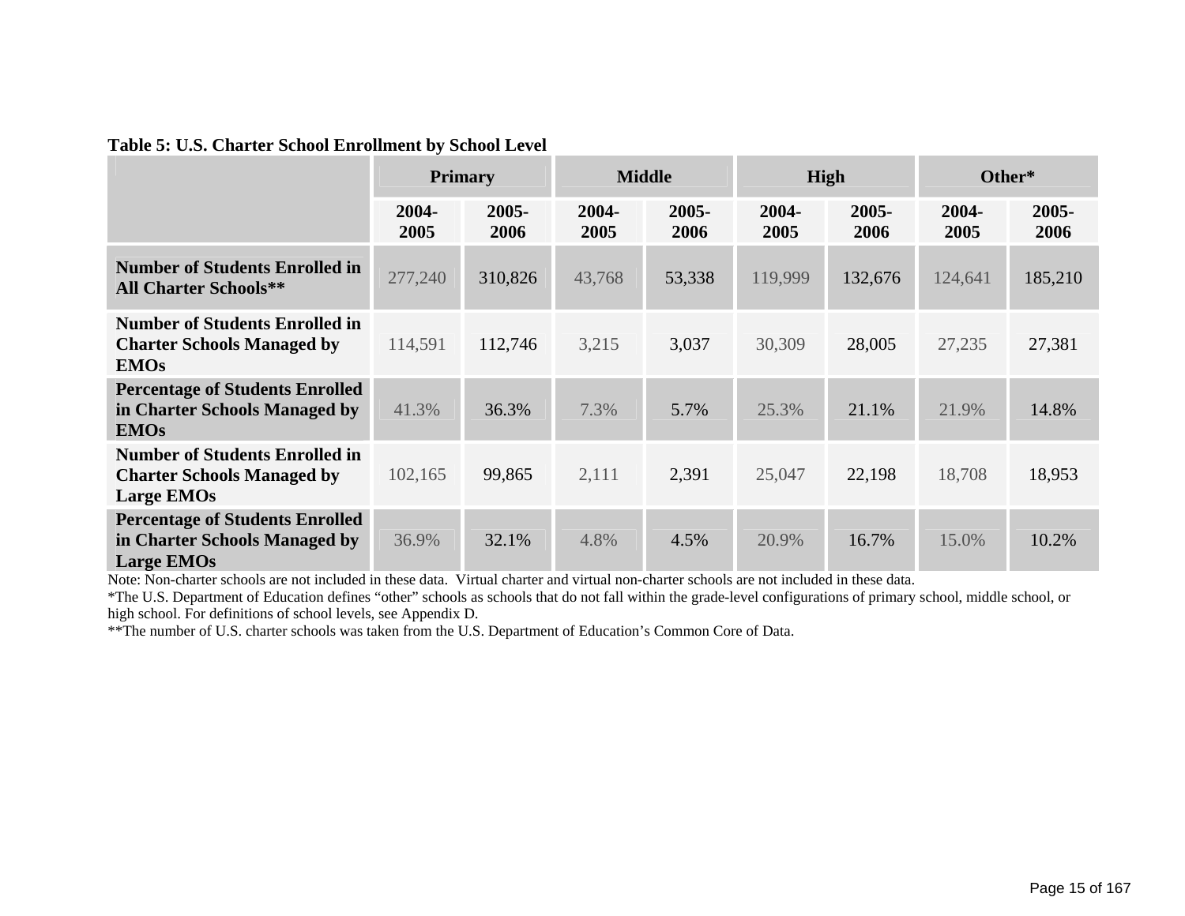**Table 5: U.S. Charter School Enrollment by School Level**

| | Primary | | Middle | | High | | Other* | |
|---|---|---|---|---|---|---|---|---|
| | 2004-2005 | 2005-2006 | 2004-2005 | 2005-2006 | 2004-2005 | 2005-2006 | 2004-2005 | 2005-2006 |
| **Number of Students Enrolled in All Charter Schools**** | 277,240 | 310,826 | 43,768 | 53,338 | 119,999 | 132,676 | 124,641 | 185,210 |
| **Number of Students Enrolled in Charter Schools Managed by EMOs** | 114,591 | 112,746 | 3,215 | 3,037 | 30,309 | 28,005 | 27,235 | 27,381 |
| **Percentage of Students Enrolled in Charter Schools Managed by EMOs** | 41.3% | 36.3% | 7.3% | 5.7% | 25.3% | 21.1% | 21.9% | 14.8% |
| **Number of Students Enrolled in Charter Schools Managed by Large EMOs** | 102,165 | 99,865 | 2,111 | 2,391 | 25,047 | 22,198 | 18,708 | 18,953 |
| **Percentage of Students Enrolled in Charter Schools Managed by Large EMOs** | 36.9% | 32.1% | 4.8% | 4.5% | 20.9% | 16.7% | 15.0% | 10.2% |

Note: Non-charter schools are not included in these data. Virtual charter and virtual non-charter schools are not included in these data.

*The U.S. Department of Education defines "other" schools as schools that do not fall within the grade-level configurations of primary school, middle school, or high school. For definitions of school levels, see Appendix D.

**The number of U.S. charter schools was taken from the U.S. Department of Education's Common Core of Data.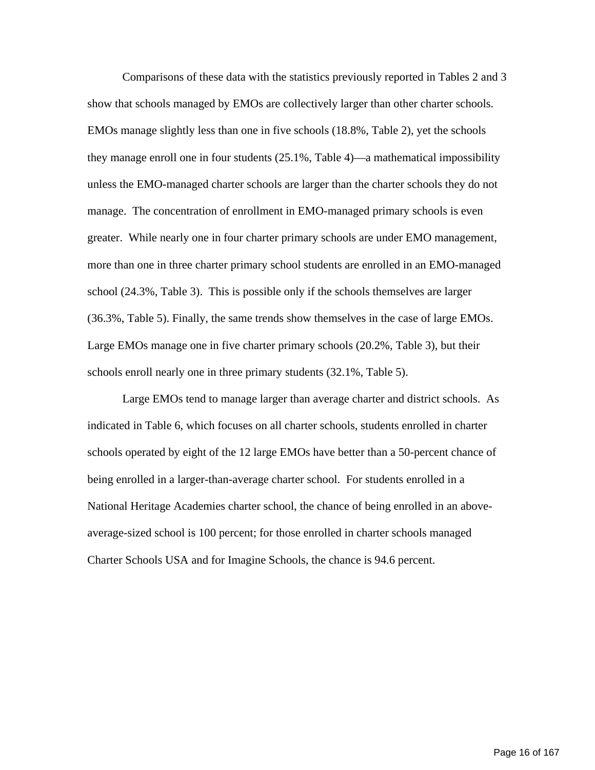Comparisons of these data with the statistics previously reported in Tables 2 and 3 show that schools managed by EMOs are collectively larger than other charter schools. EMOs manage slightly less than one in five schools (18.8%, Table 2), yet the schools they manage enroll one in four students (25.1%, Table 4)—a mathematical impossibility unless the EMO-managed charter schools are larger than the charter schools they do not manage. The concentration of enrollment in EMO-managed primary schools is even greater. While nearly one in four charter primary schools are under EMO management, more than one in three charter primary school students are enrolled in an EMO-managed school (24.3%, Table 3). This is possible only if the schools themselves are larger (36.3%, Table 5). Finally, the same trends show themselves in the case of large EMOs. Large EMOs manage one in five charter primary schools (20.2%, Table 3), but their schools enroll nearly one in three primary students (32.1%, Table 5).

Large EMOs tend to manage larger than average charter and district schools. As indicated in Table 6, which focuses on all charter schools, students enrolled in charter schools operated by eight of the 12 large EMOs have better than a 50-percent chance of being enrolled in a larger-than-average charter school. For students enrolled in a National Heritage Academies charter school, the chance of being enrolled in an above-average-sized school is 100 percent; for those enrolled in charter schools managed Charter Schools USA and for Imagine Schools, the chance is 94.6 percent.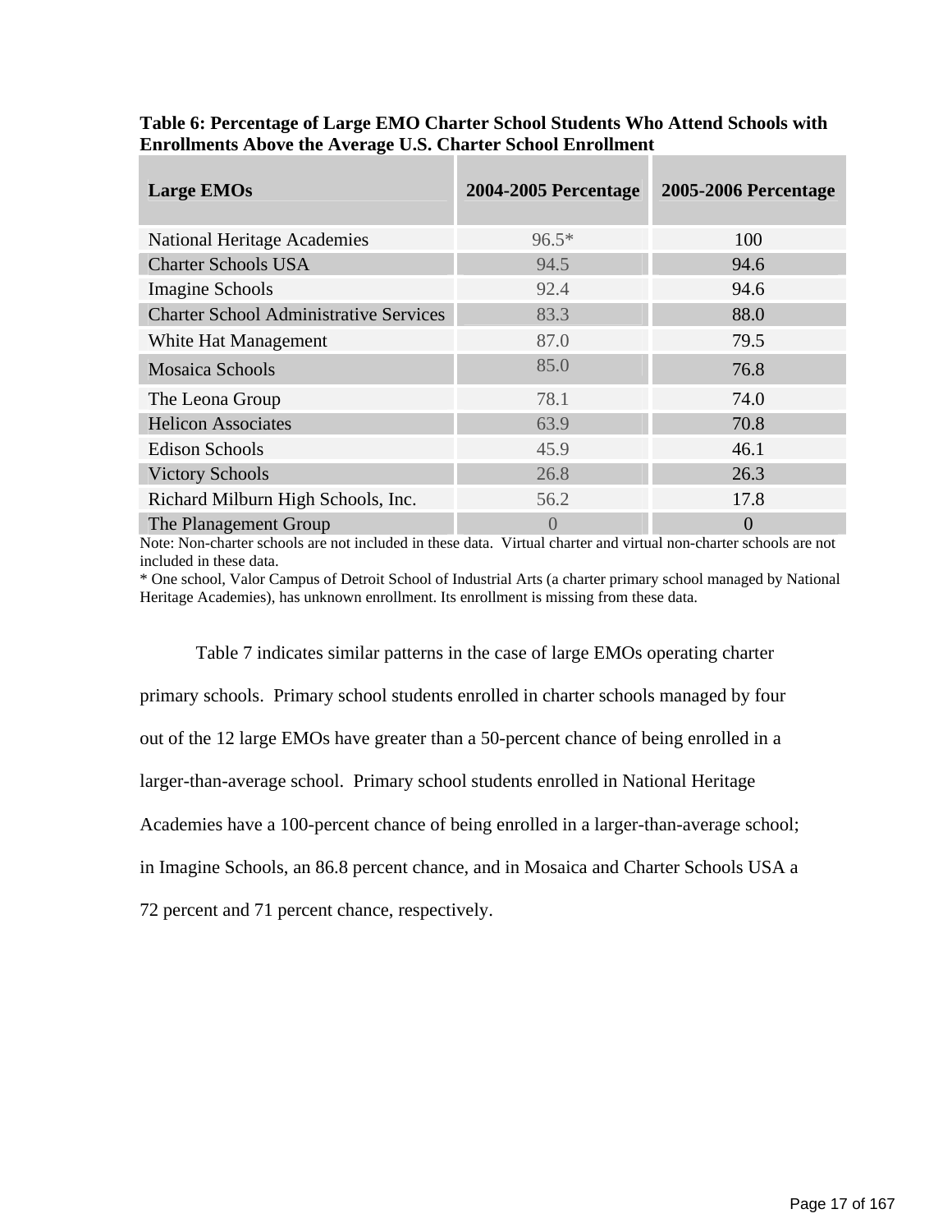**Table 6: Percentage of Large EMO Charter School Students Who Attend Schools with Enrollments Above the Average U.S. Charter School Enrollment**

| Large EMOs | 2004-2005 Percentage | 2005-2006 Percentage |
|---|---|---|
| National Heritage Academies | 96.5* | 100 |
| Charter Schools USA | 94.5 | 94.6 |
| Imagine Schools | 92.4 | 94.6 |
| Charter School Administrative Services | 83.3 | 88.0 |
| White Hat Management | 87.0 | 79.5 |
| Mosaica Schools | 85.0 | 76.8 |
| The Leona Group | 78.1 | 74.0 |
| Helicon Associates | 63.9 | 70.8 |
| Edison Schools | 45.9 | 46.1 |
| Victory Schools | 26.8 | 26.3 |
| Richard Milburn High Schools, Inc. | 56.2 | 17.8 |
| The Planagement Group | 0 | 0 |

Note: Non-charter schools are not included in these data. Virtual charter and virtual non-charter schools are not included in these data.

* One school, Valor Campus of Detroit School of Industrial Arts (a charter primary school managed by National Heritage Academies), has unknown enrollment. Its enrollment is missing from these data.

Table 7 indicates similar patterns in the case of large EMOs operating charter primary schools. Primary school students enrolled in charter schools managed by four out of the 12 large EMOs have greater than a 50-percent chance of being enrolled in a larger-than-average school. Primary school students enrolled in National Heritage Academies have a 100-percent chance of being enrolled in a larger-than-average school; in Imagine Schools, an 86.8 percent chance, and in Mosaica and Charter Schools USA a 72 percent and 71 percent chance, respectively.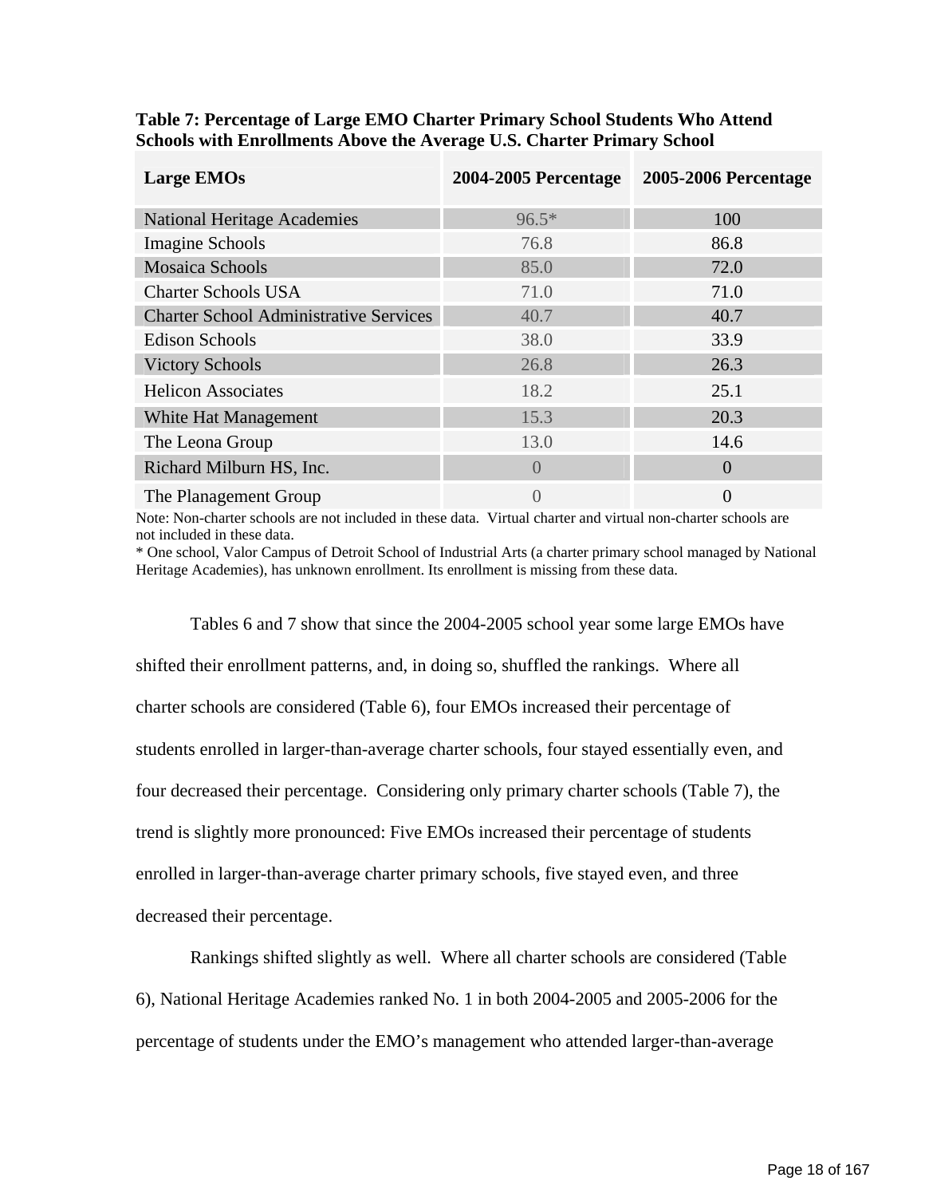**Table 7: Percentage of Large EMO Charter Primary School Students Who Attend Schools with Enrollments Above the Average U.S. Charter Primary School**

| Large EMOs | 2004-2005 Percentage | 2005-2006 Percentage |
|---|---|---|
| National Heritage Academies | 96.5* | 100 |
| Imagine Schools | 76.8 | 86.8 |
| Mosaica Schools | 85.0 | 72.0 |
| Charter Schools USA | 71.0 | 71.0 |
| Charter School Administrative Services | 40.7 | 40.7 |
| Edison Schools | 38.0 | 33.9 |
| Victory Schools | 26.8 | 26.3 |
| Helicon Associates | 18.2 | 25.1 |
| White Hat Management | 15.3 | 20.3 |
| The Leona Group | 13.0 | 14.6 |
| Richard Milburn HS, Inc. | 0 | 0 |
| The Planagement Group | 0 | 0 |

Note: Non-charter schools are not included in these data. Virtual charter and virtual non-charter schools are not included in these data.

* One school, Valor Campus of Detroit School of Industrial Arts (a charter primary school managed by National Heritage Academies), has unknown enrollment. Its enrollment is missing from these data.

Tables 6 and 7 show that since the 2004-2005 school year some large EMOs have shifted their enrollment patterns, and, in doing so, shuffled the rankings. Where all charter schools are considered (Table 6), four EMOs increased their percentage of students enrolled in larger-than-average charter schools, four stayed essentially even, and four decreased their percentage. Considering only primary charter schools (Table 7), the trend is slightly more pronounced: Five EMOs increased their percentage of students enrolled in larger-than-average charter primary schools, five stayed even, and three decreased their percentage.

Rankings shifted slightly as well. Where all charter schools are considered (Table 6), National Heritage Academies ranked No. 1 in both 2004-2005 and 2005-2006 for the percentage of students under the EMO's management who attended larger-than-average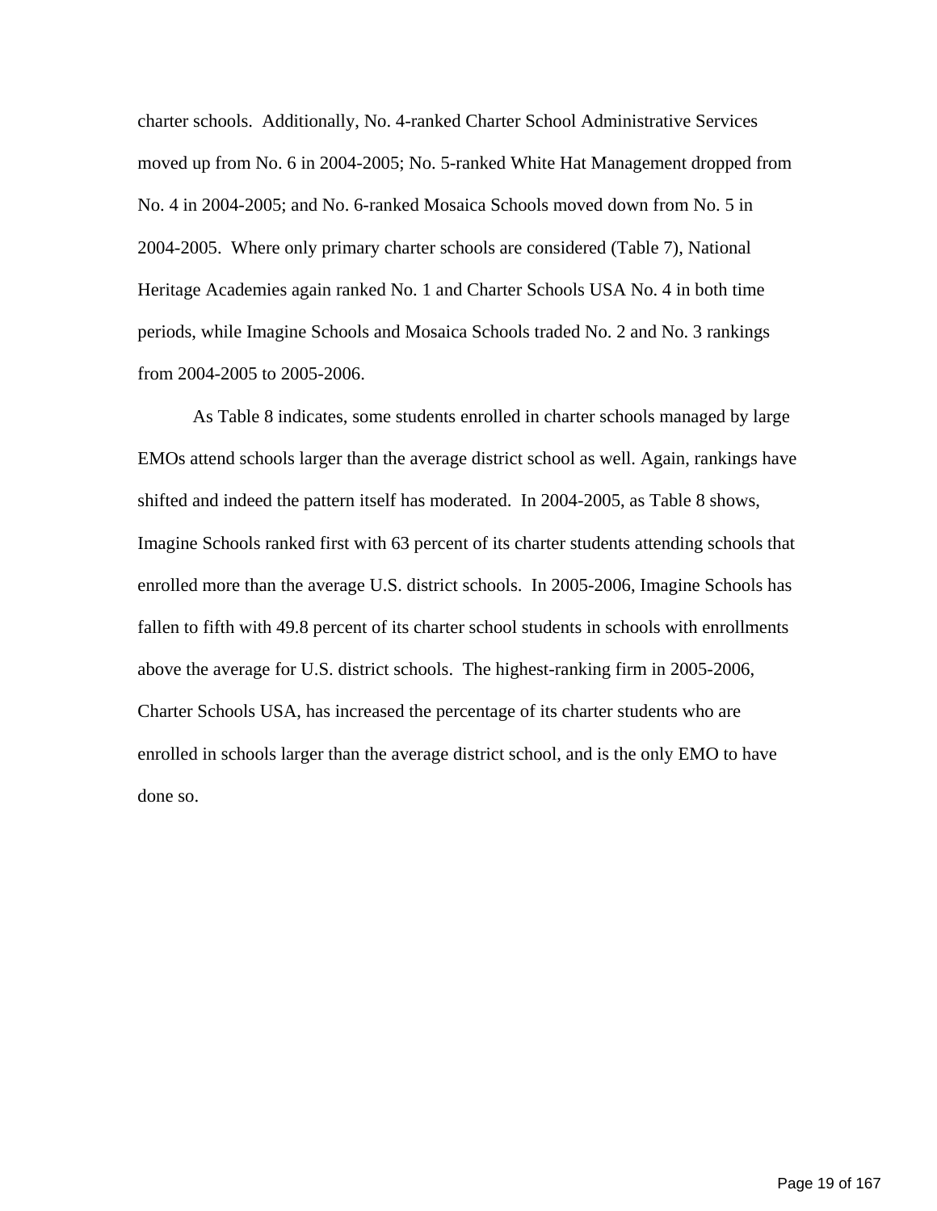charter schools.  Additionally, No. 4-ranked Charter School Administrative Services moved up from No. 6 in 2004-2005; No. 5-ranked White Hat Management dropped from No. 4 in 2004-2005; and No. 6-ranked Mosaica Schools moved down from No. 5 in 2004-2005.  Where only primary charter schools are considered (Table 7), National Heritage Academies again ranked No. 1 and Charter Schools USA No. 4 in both time periods, while Imagine Schools and Mosaica Schools traded No. 2 and No. 3 rankings from 2004-2005 to 2005-2006.

As Table 8 indicates, some students enrolled in charter schools managed by large EMOs attend schools larger than the average district school as well. Again, rankings have shifted and indeed the pattern itself has moderated.  In 2004-2005, as Table 8 shows, Imagine Schools ranked first with 63 percent of its charter students attending schools that enrolled more than the average U.S. district schools.  In 2005-2006, Imagine Schools has fallen to fifth with 49.8 percent of its charter school students in schools with enrollments above the average for U.S. district schools.  The highest-ranking firm in 2005-2006, Charter Schools USA, has increased the percentage of its charter students who are enrolled in schools larger than the average district school, and is the only EMO to have done so.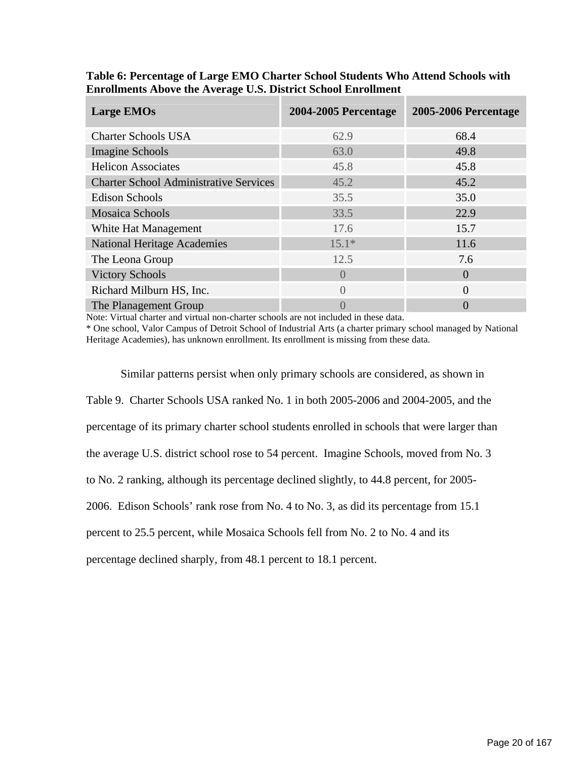**Table 6: Percentage of Large EMO Charter School Students Who Attend Schools with Enrollments Above the Average U.S. District School Enrollment**

| Large EMOs | 2004-2005 Percentage | 2005-2006 Percentage |
|---|---|---|
| Charter Schools USA | 62.9 | 68.4 |
| Imagine Schools | 63.0 | 49.8 |
| Helicon Associates | 45.8 | 45.8 |
| Charter School Administrative Services | 45.2 | 45.2 |
| Edison Schools | 35.5 | 35.0 |
| Mosaica Schools | 33.5 | 22.9 |
| White Hat Management | 17.6 | 15.7 |
| National Heritage Academies | 15.1* | 11.6 |
| The Leona Group | 12.5 | 7.6 |
| Victory Schools | 0 | 0 |
| Richard Milburn HS, Inc. | 0 | 0 |
| The Planagement Group | 0 | 0 |

Note: Virtual charter and virtual non-charter schools are not included in these data.

* One school, Valor Campus of Detroit School of Industrial Arts (a charter primary school managed by National Heritage Academies), has unknown enrollment. Its enrollment is missing from these data.

Similar patterns persist when only primary schools are considered, as shown in Table 9. Charter Schools USA ranked No. 1 in both 2005-2006 and 2004-2005, and the percentage of its primary charter school students enrolled in schools that were larger than the average U.S. district school rose to 54 percent. Imagine Schools, moved from No. 3 to No. 2 ranking, although its percentage declined slightly, to 44.8 percent, for 2005-2006. Edison Schools' rank rose from No. 4 to No. 3, as did its percentage from 15.1 percent to 25.5 percent, while Mosaica Schools fell from No. 2 to No. 4 and its percentage declined sharply, from 48.1 percent to 18.1 percent.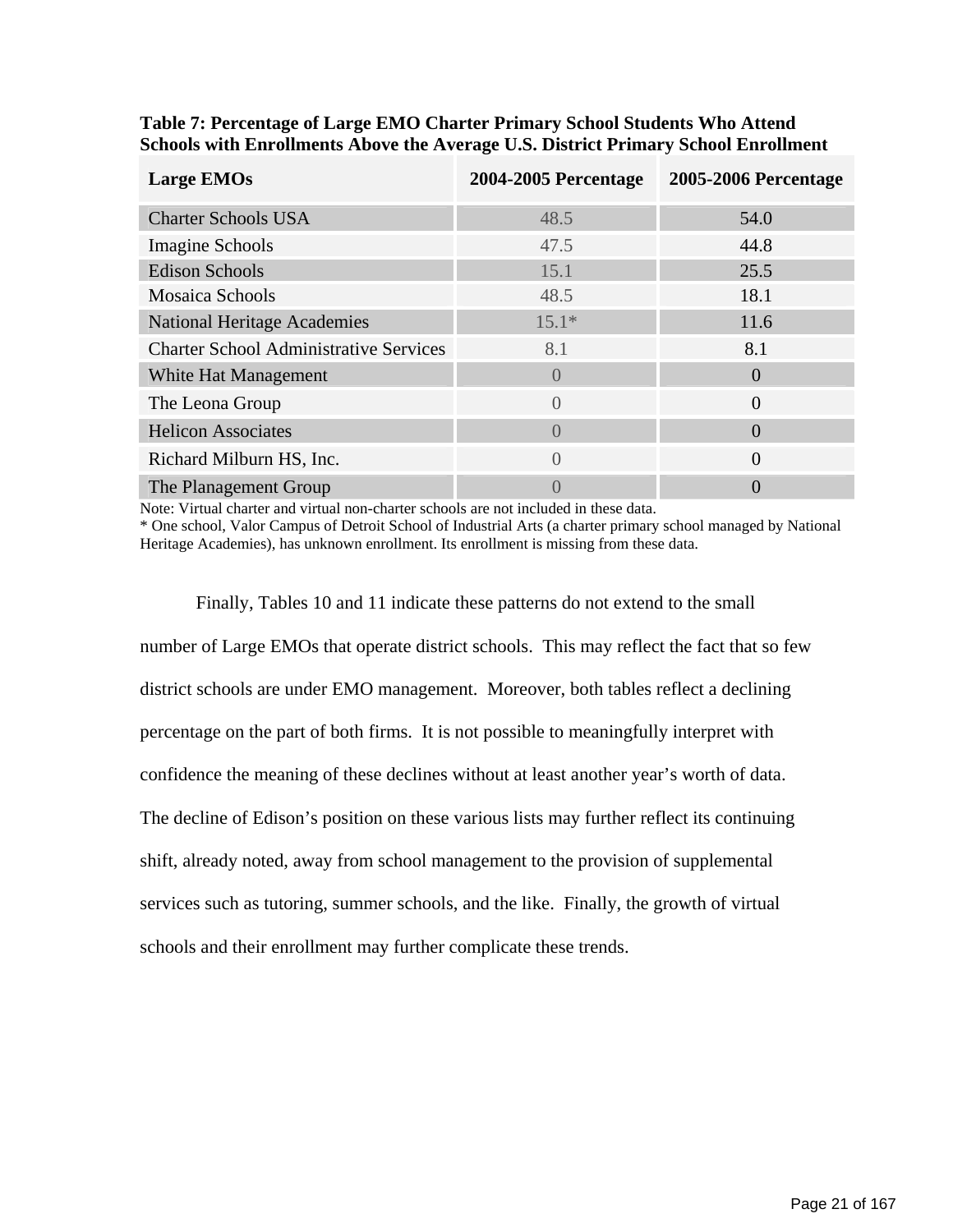**Table 7: Percentage of Large EMO Charter Primary School Students Who Attend Schools with Enrollments Above the Average U.S. District Primary School Enrollment**

| Large EMOs | 2004-2005 Percentage | 2005-2006 Percentage |
|---|---|---|
| Charter Schools USA | 48.5 | 54.0 |
| Imagine Schools | 47.5 | 44.8 |
| Edison Schools | 15.1 | 25.5 |
| Mosaica Schools | 48.5 | 18.1 |
| National Heritage Academies | 15.1* | 11.6 |
| Charter School Administrative Services | 8.1 | 8.1 |
| White Hat Management | 0 | 0 |
| The Leona Group | 0 | 0 |
| Helicon Associates | 0 | 0 |
| Richard Milburn HS, Inc. | 0 | 0 |
| The Planagement Group | 0 | 0 |

Note: Virtual charter and virtual non-charter schools are not included in these data.
* One school, Valor Campus of Detroit School of Industrial Arts (a charter primary school managed by National Heritage Academies), has unknown enrollment. Its enrollment is missing from these data.

Finally, Tables 10 and 11 indicate these patterns do not extend to the small number of Large EMOs that operate district schools. This may reflect the fact that so few district schools are under EMO management. Moreover, both tables reflect a declining percentage on the part of both firms. It is not possible to meaningfully interpret with confidence the meaning of these declines without at least another year's worth of data. The decline of Edison's position on these various lists may further reflect its continuing shift, already noted, away from school management to the provision of supplemental services such as tutoring, summer schools, and the like. Finally, the growth of virtual schools and their enrollment may further complicate these trends.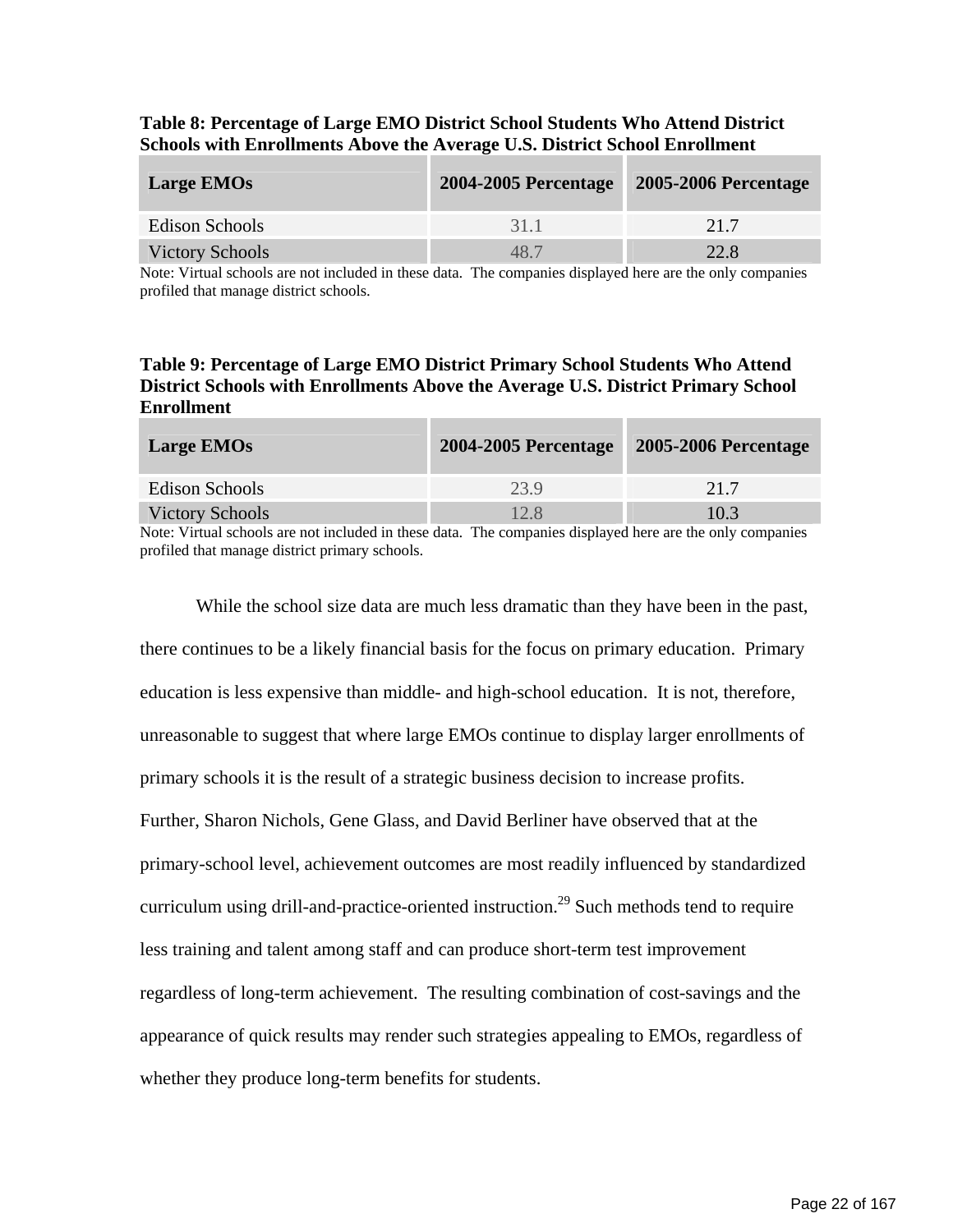**Table 8: Percentage of Large EMO District School Students Who Attend District Schools with Enrollments Above the Average U.S. District School Enrollment**

| Large EMOs | 2004-2005 Percentage | 2005-2006 Percentage |
|---|---|---|
| Edison Schools | 31.1 | 21.7 |
| Victory Schools | 48.7 | 22.8 |

Note: Virtual schools are not included in these data. The companies displayed here are the only companies profiled that manage district schools.

**Table 9: Percentage of Large EMO District Primary School Students Who Attend District Schools with Enrollments Above the Average U.S. District Primary School Enrollment**

| Large EMOs | 2004-2005 Percentage | 2005-2006 Percentage |
|---|---|---|
| Edison Schools | 23.9 | 21.7 |
| Victory Schools | 12.8 | 10.3 |

Note: Virtual schools are not included in these data. The companies displayed here are the only companies profiled that manage district primary schools.

While the school size data are much less dramatic than they have been in the past, there continues to be a likely financial basis for the focus on primary education. Primary education is less expensive than middle- and high-school education. It is not, therefore, unreasonable to suggest that where large EMOs continue to display larger enrollments of primary schools it is the result of a strategic business decision to increase profits. Further, Sharon Nichols, Gene Glass, and David Berliner have observed that at the primary-school level, achievement outcomes are most readily influenced by standardized curriculum using drill-and-practice-oriented instruction.[29] Such methods tend to require less training and talent among staff and can produce short-term test improvement regardless of long-term achievement. The resulting combination of cost-savings and the appearance of quick results may render such strategies appealing to EMOs, regardless of whether they produce long-term benefits for students.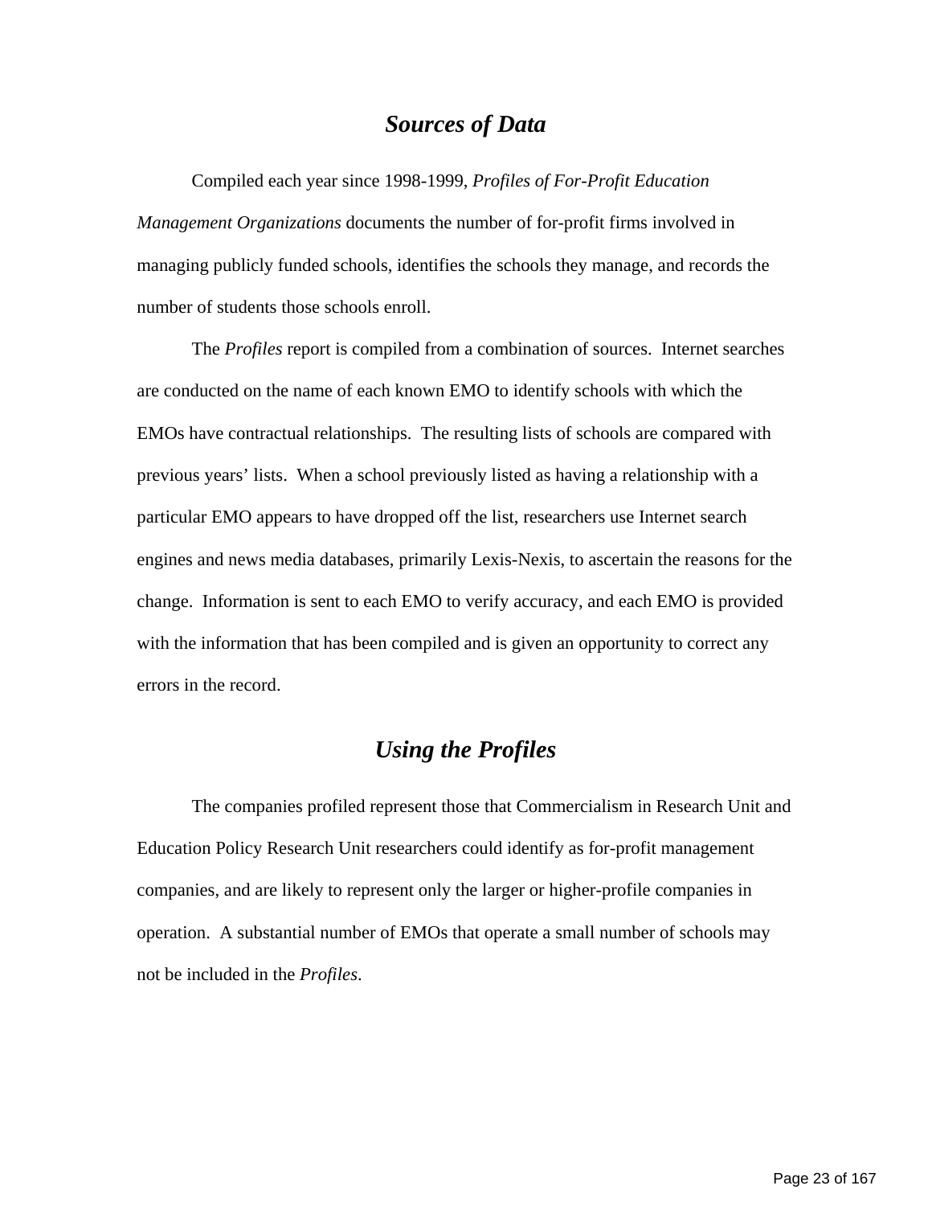## *Sources of Data*

Compiled each year since 1998-1999, *Profiles of For-Profit Education Management Organizations* documents the number of for-profit firms involved in managing publicly funded schools, identifies the schools they manage, and records the number of students those schools enroll.

The *Profiles* report is compiled from a combination of sources. Internet searches are conducted on the name of each known EMO to identify schools with which the EMOs have contractual relationships. The resulting lists of schools are compared with previous years' lists. When a school previously listed as having a relationship with a particular EMO appears to have dropped off the list, researchers use Internet search engines and news media databases, primarily Lexis-Nexis, to ascertain the reasons for the change. Information is sent to each EMO to verify accuracy, and each EMO is provided with the information that has been compiled and is given an opportunity to correct any errors in the record.

## *Using the Profiles*

The companies profiled represent those that Commercialism in Research Unit and Education Policy Research Unit researchers could identify as for-profit management companies, and are likely to represent only the larger or higher-profile companies in operation. A substantial number of EMOs that operate a small number of schools may not be included in the *Profiles*.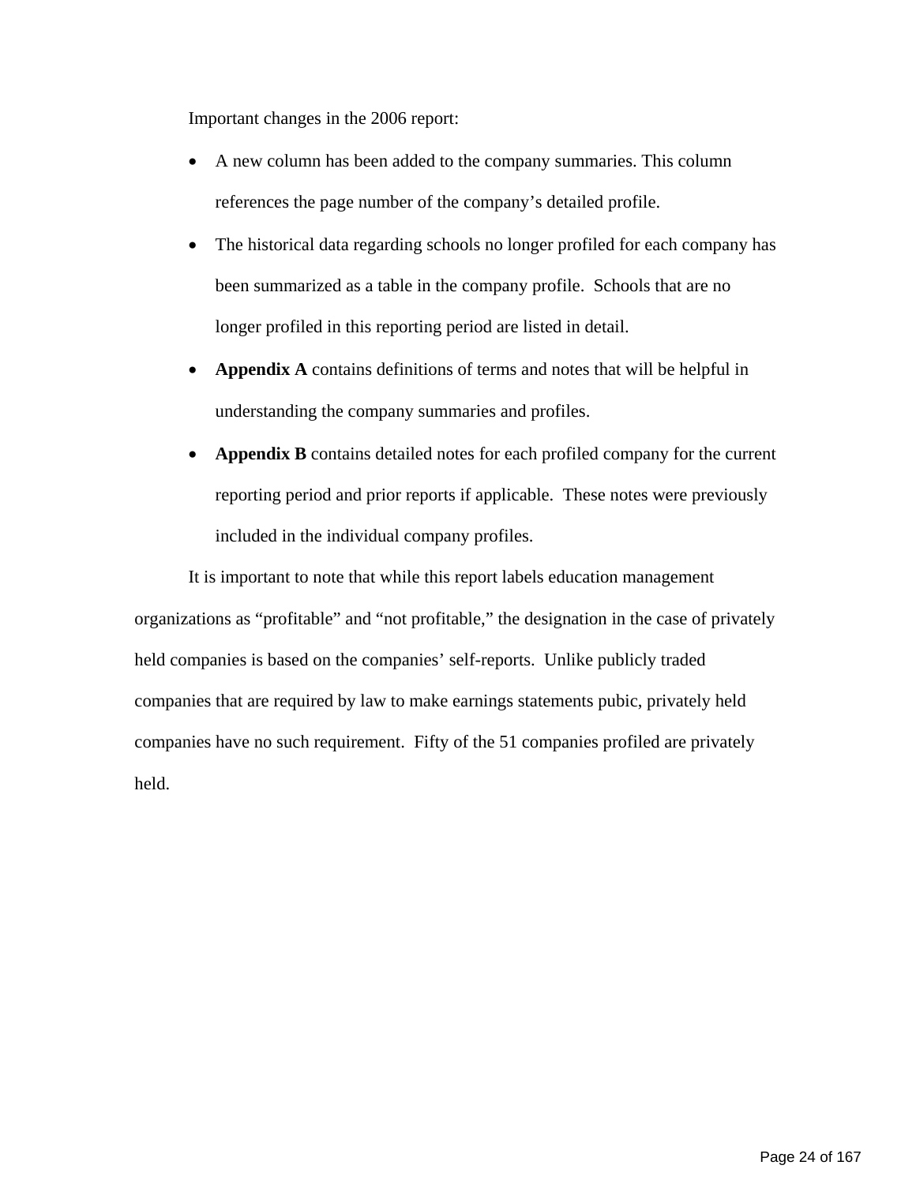Important changes in the 2006 report:

- A new column has been added to the company summaries. This column references the page number of the company's detailed profile.
- The historical data regarding schools no longer profiled for each company has been summarized as a table in the company profile. Schools that are no longer profiled in this reporting period are listed in detail.
- **Appendix A** contains definitions of terms and notes that will be helpful in understanding the company summaries and profiles.
- **Appendix B** contains detailed notes for each profiled company for the current reporting period and prior reports if applicable. These notes were previously included in the individual company profiles.

It is important to note that while this report labels education management organizations as "profitable" and "not profitable," the designation in the case of privately held companies is based on the companies' self-reports. Unlike publicly traded companies that are required by law to make earnings statements pubic, privately held companies have no such requirement. Fifty of the 51 companies profiled are privately held.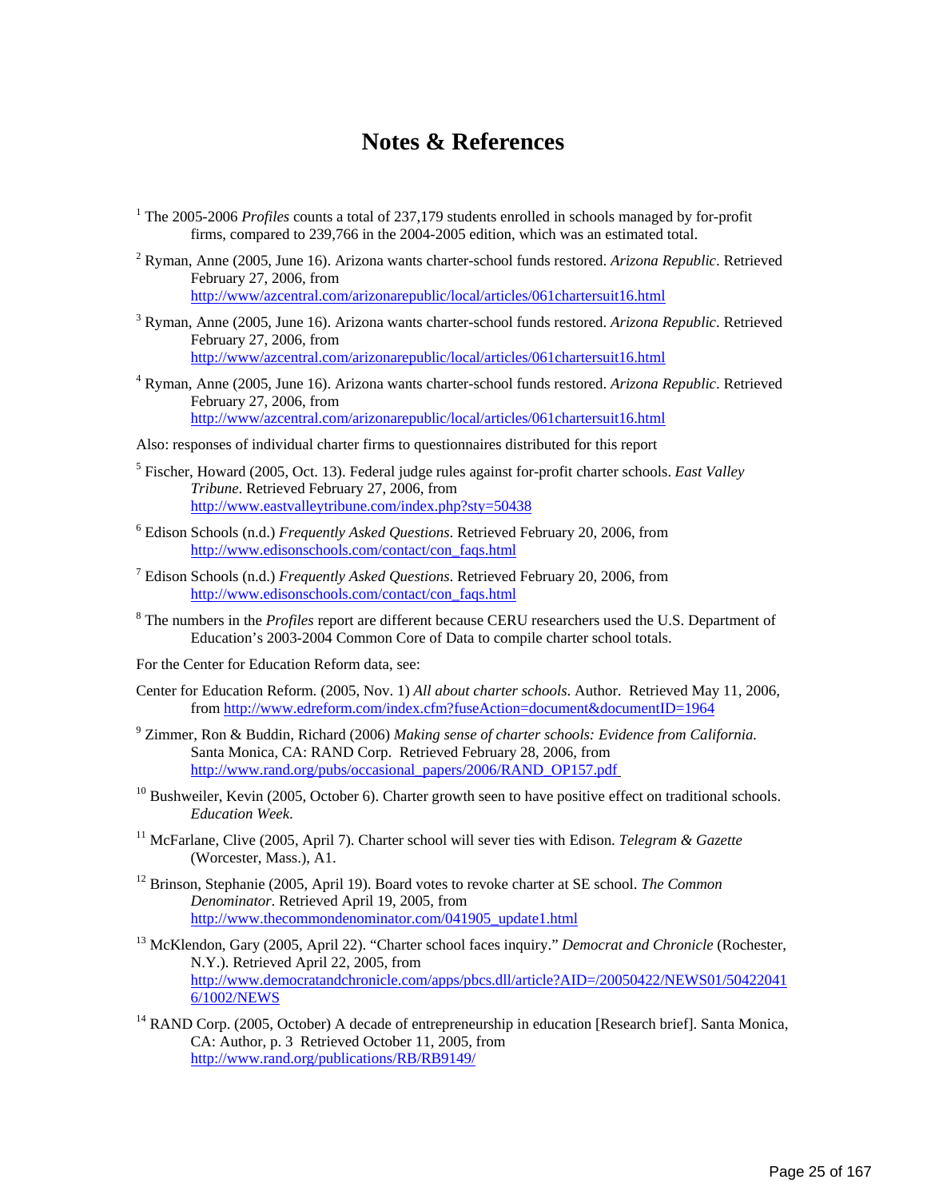# Notes & References

[1] The 2005-2006 *Profiles* counts a total of 237,179 students enrolled in schools managed by for-profit firms, compared to 239,766 in the 2004-2005 edition, which was an estimated total.

[2] Ryman, Anne (2005, June 16). Arizona wants charter-school funds restored. *Arizona Republic*. Retrieved February 27, 2006, from http://www/azcentral.com/arizonarepublic/local/articles/061chartersuit16.html

[3] Ryman, Anne (2005, June 16). Arizona wants charter-school funds restored. *Arizona Republic*. Retrieved February 27, 2006, from http://www/azcentral.com/arizonarepublic/local/articles/061chartersuit16.html

[4] Ryman, Anne (2005, June 16). Arizona wants charter-school funds restored. *Arizona Republic*. Retrieved February 27, 2006, from http://www/azcentral.com/arizonarepublic/local/articles/061chartersuit16.html

Also: responses of individual charter firms to questionnaires distributed for this report

[5] Fischer, Howard (2005, Oct. 13). Federal judge rules against for-profit charter schools. *East Valley Tribune*. Retrieved February 27, 2006, from http://www.eastvalleytribune.com/index.php?sty=50438

[6] Edison Schools (n.d.) *Frequently Asked Questions*. Retrieved February 20, 2006, from http://www.edisonschools.com/contact/con_faqs.html

[7] Edison Schools (n.d.) *Frequently Asked Questions*. Retrieved February 20, 2006, from http://www.edisonschools.com/contact/con_faqs.html

[8] The numbers in the *Profiles* report are different because CERU researchers used the U.S. Department of Education's 2003-2004 Common Core of Data to compile charter school totals.

For the Center for Education Reform data, see:

Center for Education Reform. (2005, Nov. 1) *All about charter schools*. Author. Retrieved May 11, 2006, from http://www.edreform.com/index.cfm?fuseAction=document&documentID=1964

[9] Zimmer, Ron & Buddin, Richard (2006) *Making sense of charter schools: Evidence from California.* Santa Monica, CA: RAND Corp. Retrieved February 28, 2006, from http://www.rand.org/pubs/occasional_papers/2006/RAND_OP157.pdf

[10] Bushweiler, Kevin (2005, October 6). Charter growth seen to have positive effect on traditional schools. *Education Week*.

[11] McFarlane, Clive (2005, April 7). Charter school will sever ties with Edison. *Telegram & Gazette* (Worcester, Mass.), A1.

[12] Brinson, Stephanie (2005, April 19). Board votes to revoke charter at SE school. *The Common Denominator*. Retrieved April 19, 2005, from http://www.thecommondenominator.com/041905_update1.html

[13] McKlendon, Gary (2005, April 22). "Charter school faces inquiry." *Democrat and Chronicle* (Rochester, N.Y.). Retrieved April 22, 2005, from http://www.democratandchronicle.com/apps/pbcs.dll/article?AID=/20050422/NEWS01/504220416/1002/NEWS

[14] RAND Corp. (2005, October) A decade of entrepreneurship in education [Research brief]. Santa Monica, CA: Author, p. 3 Retrieved October 11, 2005, from http://www.rand.org/publications/RB/RB9149/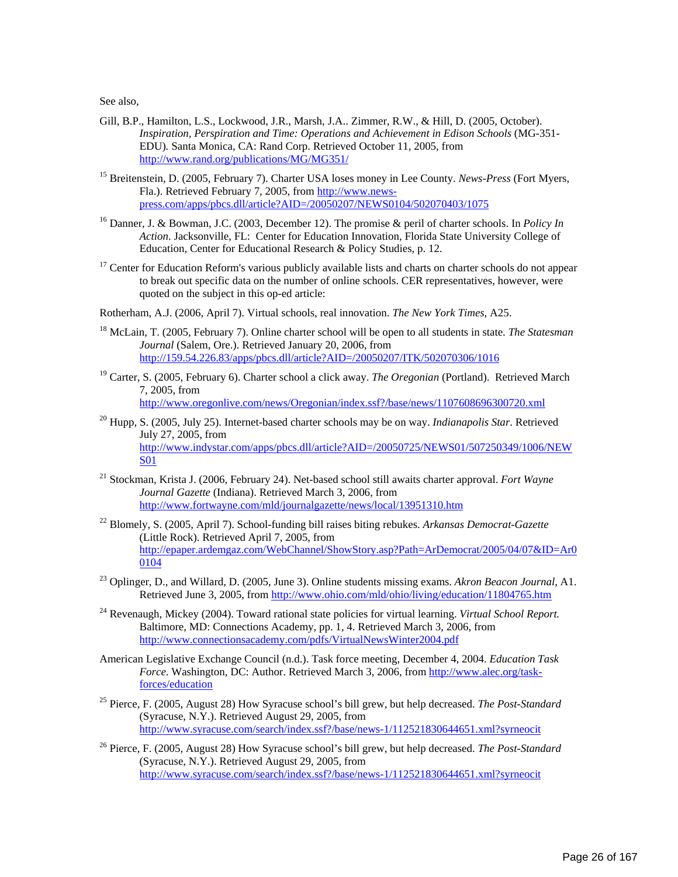See also,

Gill, B.P., Hamilton, L.S., Lockwood, J.R., Marsh, J.A.. Zimmer, R.W., & Hill, D. (2005, October). *Inspiration, Perspiration and Time: Operations and Achievement in Edison Schools* (MG-351-EDU)*.* Santa Monica, CA: Rand Corp. Retrieved October 11, 2005, from http://www.rand.org/publications/MG/MG351/

[15] Breitenstein, D. (2005, February 7). Charter USA loses money in Lee County. *News-Press* (Fort Myers, Fla.). Retrieved February 7, 2005, from http://www.news-press.com/apps/pbcs.dll/article?AID=/20050207/NEWS0104/502070403/1075

[16] Danner, J. & Bowman, J.C. (2003, December 12). The promise & peril of charter schools. In *Policy In Action*. Jacksonville, FL: Center for Education Innovation, Florida State University College of Education, Center for Educational Research & Policy Studies, p. 12.

[17] Center for Education Reform's various publicly available lists and charts on charter schools do not appear to break out specific data on the number of online schools. CER representatives, however, were quoted on the subject in this op-ed article:

Rotherham, A.J. (2006, April 7). Virtual schools, real innovation. *The New York Times*, A25.

[18] McLain, T. (2005, February 7). Online charter school will be open to all students in state. *The Statesman Journal* (Salem, Ore.). Retrieved January 20, 2006, from http://159.54.226.83/apps/pbcs.dll/article?AID=/20050207/ITK/502070306/1016

[19] Carter, S. (2005, February 6). Charter school a click away. *The Oregonian* (Portland). Retrieved March 7, 2005, from http://www.oregonlive.com/news/Oregonian/index.ssf?/base/news/1107608696300720.xml

[20] Hupp, S. (2005, July 25). Internet-based charter schools may be on way. *Indianapolis Star*. Retrieved July 27, 2005, from http://www.indystar.com/apps/pbcs.dll/article?AID=/20050725/NEWS01/507250349/1006/NEWS01

[21] Stockman, Krista J. (2006, February 24). Net-based school still awaits charter approval. *Fort Wayne Journal Gazette* (Indiana). Retrieved March 3, 2006, from http://www.fortwayne.com/mld/journalgazette/news/local/13951310.htm

[22] Blomely, S. (2005, April 7). School-funding bill raises biting rebukes. *Arkansas Democrat-Gazette* (Little Rock). Retrieved April 7, 2005, from http://epaper.ardemgaz.com/WebChannel/ShowStory.asp?Path=ArDemocrat/2005/04/07&ID=Ar00104

[23] Oplinger, D., and Willard, D. (2005, June 3). Online students missing exams. *Akron Beacon Journal*, A1. Retrieved June 3, 2005, from http://www.ohio.com/mld/ohio/living/education/11804765.htm

[24] Revenaugh, Mickey (2004). Toward rational state policies for virtual learning. *Virtual School Report.* Baltimore, MD: Connections Academy, pp. 1, 4. Retrieved March 3, 2006, from http://www.connectionsacademy.com/pdfs/VirtualNewsWinter2004.pdf

American Legislative Exchange Council (n.d.). Task force meeting, December 4, 2004. *Education Task Force*. Washington, DC: Author. Retrieved March 3, 2006, from http://www.alec.org/task-forces/education

[25] Pierce, F. (2005, August 28) How Syracuse school's bill grew, but help decreased. *The Post-Standard* (Syracuse, N.Y.). Retrieved August 29, 2005, from http://www.syracuse.com/search/index.ssf?/base/news-1/112521830644651.xml?syrneocit

[26] Pierce, F. (2005, August 28) How Syracuse school's bill grew, but help decreased. *The Post-Standard* (Syracuse, N.Y.). Retrieved August 29, 2005, from http://www.syracuse.com/search/index.ssf?/base/news-1/112521830644651.xml?syrneocit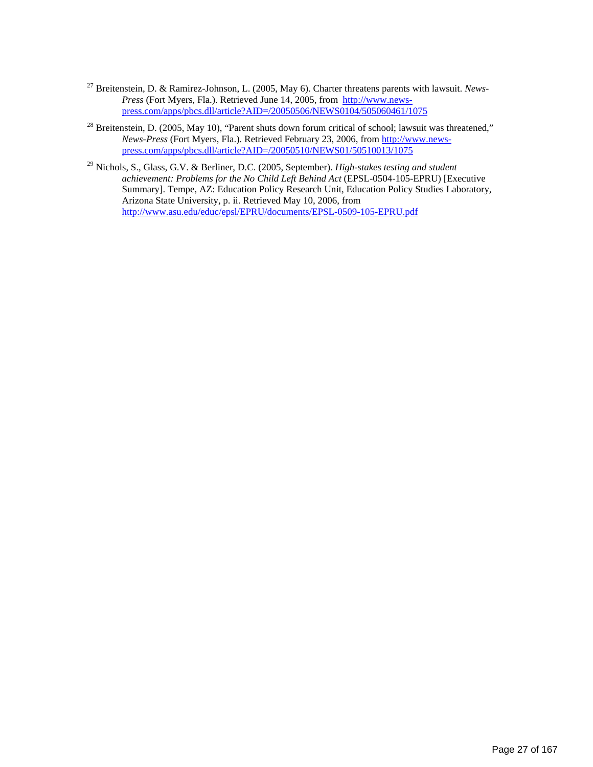[27] Breitenstein, D. & Ramirez-Johnson, L. (2005, May 6). Charter threatens parents with lawsuit. *News-Press* (Fort Myers, Fla.). Retrieved June 14, 2005, from http://www.news-press.com/apps/pbcs.dll/article?AID=/20050506/NEWS0104/505060461/1075

[28] Breitenstein, D. (2005, May 10), "Parent shuts down forum critical of school; lawsuit was threatened," *News-Press* (Fort Myers, Fla.). Retrieved February 23, 2006, from http://www.news-press.com/apps/pbcs.dll/article?AID=/20050510/NEWS01/50510013/1075

[29] Nichols, S., Glass, G.V. & Berliner, D.C. (2005, September). *High-stakes testing and student achievement: Problems for the No Child Left Behind Act* (EPSL-0504-105-EPRU) [Executive Summary]. Tempe, AZ: Education Policy Research Unit, Education Policy Studies Laboratory, Arizona State University, p. ii. Retrieved May 10, 2006, from http://www.asu.edu/educ/epsl/EPRU/documents/EPSL-0509-105-EPRU.pdf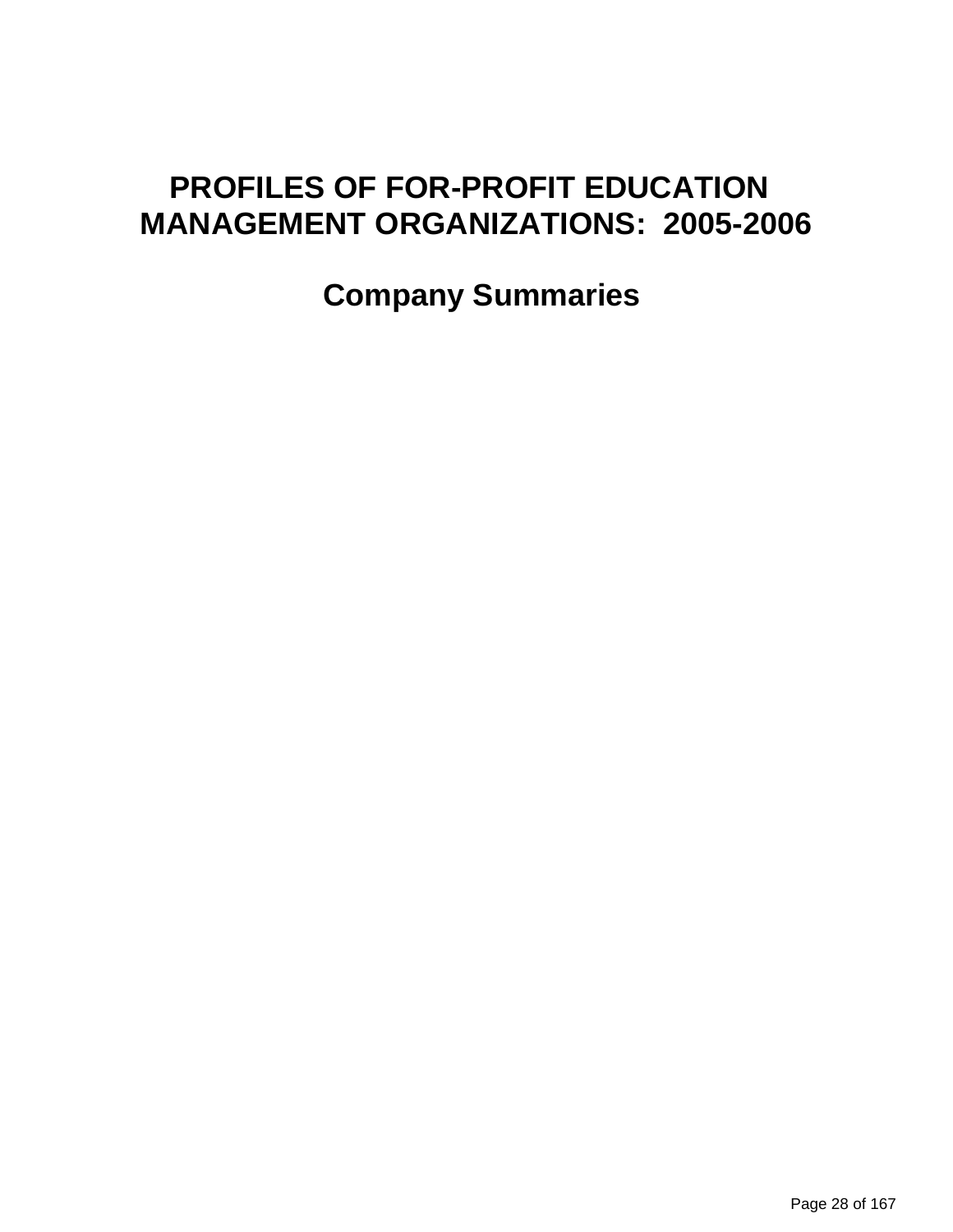# PROFILES OF FOR-PROFIT EDUCATION MANAGEMENT ORGANIZATIONS: 2005-2006

## Company Summaries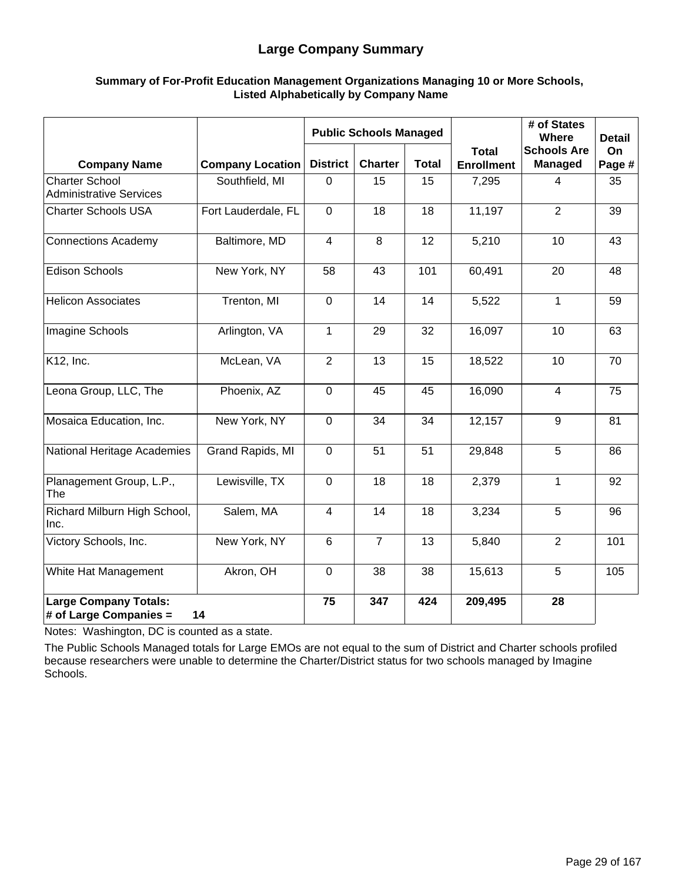# Large Company Summary

**Summary of For-Profit Education Management Organizations Managing 10 or More Schools, Listed Alphabetically by Company Name**

| Company Name | Company Location | Public Schools Managed | | | Total Enrollment | # of States Where Schools Are Managed | Detail On Page # |
|---|---|---|---|---|---|---|---|
| | | District | Charter | Total | | | |
| Charter School Administrative Services | Southfield, MI | 0 | 15 | 15 | 7,295 | 4 | 35 |
| Charter Schools USA | Fort Lauderdale, FL | 0 | 18 | 18 | 11,197 | 2 | 39 |
| Connections Academy | Baltimore, MD | 4 | 8 | 12 | 5,210 | 10 | 43 |
| Edison Schools | New York, NY | 58 | 43 | 101 | 60,491 | 20 | 48 |
| Helicon Associates | Trenton, MI | 0 | 14 | 14 | 5,522 | 1 | 59 |
| Imagine Schools | Arlington, VA | 1 | 29 | 32 | 16,097 | 10 | 63 |
| K12, Inc. | McLean, VA | 2 | 13 | 15 | 18,522 | 10 | 70 |
| Leona Group, LLC, The | Phoenix, AZ | 0 | 45 | 45 | 16,090 | 4 | 75 |
| Mosaica Education, Inc. | New York, NY | 0 | 34 | 34 | 12,157 | 9 | 81 |
| National Heritage Academies | Grand Rapids, MI | 0 | 51 | 51 | 29,848 | 5 | 86 |
| Planagement Group, L.P., The | Lewisville, TX | 0 | 18 | 18 | 2,379 | 1 | 92 |
| Richard Milburn High School, Inc. | Salem, MA | 4 | 14 | 18 | 3,234 | 5 | 96 |
| Victory Schools, Inc. | New York, NY | 6 | 7 | 13 | 5,840 | 2 | 101 |
| White Hat Management | Akron, OH | 0 | 38 | 38 | 15,613 | 5 | 105 |
| **Large Company Totals: # of Large Companies = 14** | | **75** | **347** | **424** | **209,495** | **28** | |

Notes: Washington, DC is counted as a state.

The Public Schools Managed totals for Large EMOs are not equal to the sum of District and Charter schools profiled because researchers were unable to determine the Charter/District status for two schools managed by Imagine Schools.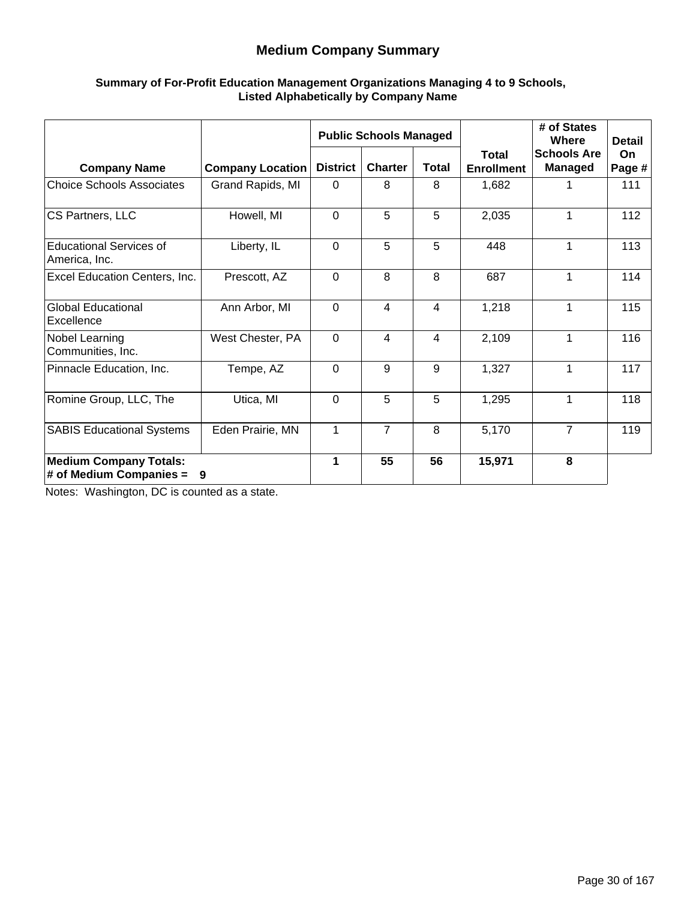## Medium Company Summary

**Summary of For-Profit Education Management Organizations Managing 4 to 9 Schools, Listed Alphabetically by Company Name**

| Company Name | Company Location | Public Schools Managed | | | Total Enrollment | # of States Where Schools Are Managed | Detail On Page # |
|---|---|---|---|---|---|---|---|
| | | District | Charter | Total | | | |
| Choice Schools Associates | Grand Rapids, MI | 0 | 8 | 8 | 1,682 | 1 | 111 |
| CS Partners, LLC | Howell, MI | 0 | 5 | 5 | 2,035 | 1 | 112 |
| Educational Services of America, Inc. | Liberty, IL | 0 | 5 | 5 | 448 | 1 | 113 |
| Excel Education Centers, Inc. | Prescott, AZ | 0 | 8 | 8 | 687 | 1 | 114 |
| Global Educational Excellence | Ann Arbor, MI | 0 | 4 | 4 | 1,218 | 1 | 115 |
| Nobel Learning Communities, Inc. | West Chester, PA | 0 | 4 | 4 | 2,109 | 1 | 116 |
| Pinnacle Education, Inc. | Tempe, AZ | 0 | 9 | 9 | 1,327 | 1 | 117 |
| Romine Group, LLC, The | Utica, MI | 0 | 5 | 5 | 1,295 | 1 | 118 |
| SABIS Educational Systems | Eden Prairie, MN | 1 | 7 | 8 | 5,170 | 7 | 119 |
| **Medium Company Totals: # of Medium Companies = 9** | | **1** | **55** | **56** | **15,971** | **8** | |

Notes: Washington, DC is counted as a state.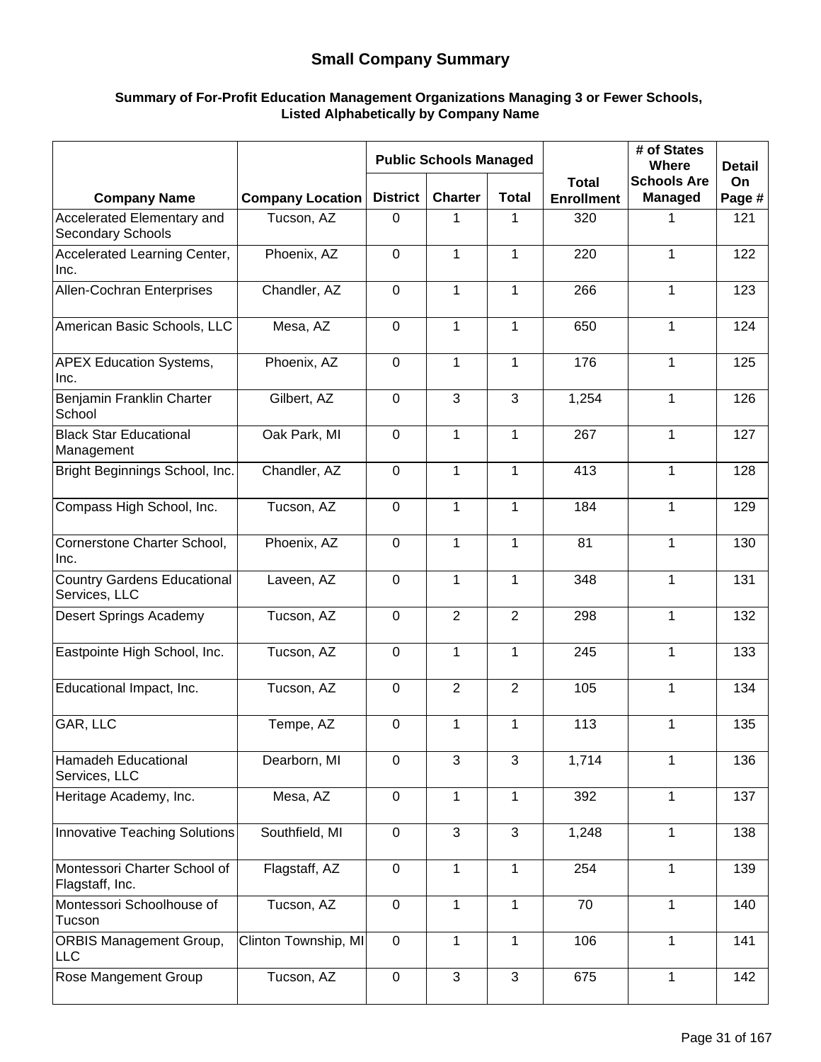# Small Company Summary

### Summary of For-Profit Education Management Organizations Managing 3 or Fewer Schools, Listed Alphabetically by Company Name

| Company Name | Company Location | Public Schools Managed | | | Total Enrollment | # of States Where Schools Are Managed | Detail On Page # |
|---|---|---|---|---|---|---|---|
| | | District | Charter | Total | | | |
| Accelerated Elementary and Secondary Schools | Tucson, AZ | 0 | 1 | 1 | 320 | 1 | 121 |
| Accelerated Learning Center, Inc. | Phoenix, AZ | 0 | 1 | 1 | 220 | 1 | 122 |
| Allen-Cochran Enterprises | Chandler, AZ | 0 | 1 | 1 | 266 | 1 | 123 |
| American Basic Schools, LLC | Mesa, AZ | 0 | 1 | 1 | 650 | 1 | 124 |
| APEX Education Systems, Inc. | Phoenix, AZ | 0 | 1 | 1 | 176 | 1 | 125 |
| Benjamin Franklin Charter School | Gilbert, AZ | 0 | 3 | 3 | 1,254 | 1 | 126 |
| Black Star Educational Management | Oak Park, MI | 0 | 1 | 1 | 267 | 1 | 127 |
| Bright Beginnings School, Inc. | Chandler, AZ | 0 | 1 | 1 | 413 | 1 | 128 |
| Compass High School, Inc. | Tucson, AZ | 0 | 1 | 1 | 184 | 1 | 129 |
| Cornerstone Charter School, Inc. | Phoenix, AZ | 0 | 1 | 1 | 81 | 1 | 130 |
| Country Gardens Educational Services, LLC | Laveen, AZ | 0 | 1 | 1 | 348 | 1 | 131 |
| Desert Springs Academy | Tucson, AZ | 0 | 2 | 2 | 298 | 1 | 132 |
| Eastpointe High School, Inc. | Tucson, AZ | 0 | 1 | 1 | 245 | 1 | 133 |
| Educational Impact, Inc. | Tucson, AZ | 0 | 2 | 2 | 105 | 1 | 134 |
| GAR, LLC | Tempe, AZ | 0 | 1 | 1 | 113 | 1 | 135 |
| Hamadeh Educational Services, LLC | Dearborn, MI | 0 | 3 | 3 | 1,714 | 1 | 136 |
| Heritage Academy, Inc. | Mesa, AZ | 0 | 1 | 1 | 392 | 1 | 137 |
| Innovative Teaching Solutions | Southfield, MI | 0 | 3 | 3 | 1,248 | 1 | 138 |
| Montessori Charter School of Flagstaff, Inc. | Flagstaff, AZ | 0 | 1 | 1 | 254 | 1 | 139 |
| Montessori Schoolhouse of Tucson | Tucson, AZ | 0 | 1 | 1 | 70 | 1 | 140 |
| ORBIS Management Group, LLC | Clinton Township, MI | 0 | 1 | 1 | 106 | 1 | 141 |
| Rose Mangement Group | Tucson, AZ | 0 | 3 | 3 | 675 | 1 | 142 |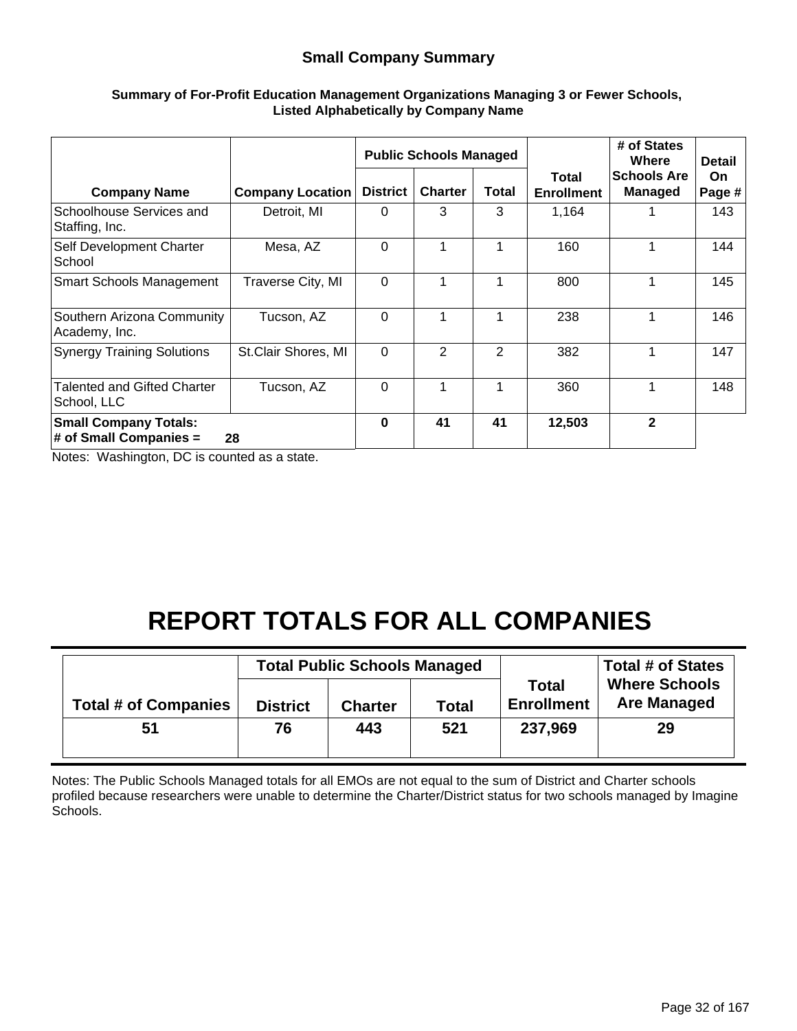## Small Company Summary

**Summary of For-Profit Education Management Organizations Managing 3 or Fewer Schools, Listed Alphabetically by Company Name**

| Company Name | Company Location | Public Schools Managed | | | Total Enrollment | # of States Where Schools Are Managed | Detail On Page # |
|---|---|---|---|---|---|---|---|
| | | District | Charter | Total | | | |
| Schoolhouse Services and Staffing, Inc. | Detroit, MI | 0 | 3 | 3 | 1,164 | 1 | 143 |
| Self Development Charter School | Mesa, AZ | 0 | 1 | 1 | 160 | 1 | 144 |
| Smart Schools Management | Traverse City, MI | 0 | 1 | 1 | 800 | 1 | 145 |
| Southern Arizona Community Academy, Inc. | Tucson, AZ | 0 | 1 | 1 | 238 | 1 | 146 |
| Synergy Training Solutions | St.Clair Shores, MI | 0 | 2 | 2 | 382 | 1 | 147 |
| Talented and Gifted Charter School, LLC | Tucson, AZ | 0 | 1 | 1 | 360 | 1 | 148 |
| **Small Company Totals: # of Small Companies = 28** | | **0** | **41** | **41** | **12,503** | **2** | |

Notes: Washington, DC is counted as a state.

# REPORT TOTALS FOR ALL COMPANIES

| Total # of Companies | Total Public Schools Managed | | | Total Enrollment | Total # of States Where Schools Are Managed |
|---|---|---|---|---|---|
| | District | Charter | Total | | |
| 51 | 76 | 443 | 521 | 237,969 | 29 |

Notes: The Public Schools Managed totals for all EMOs are not equal to the sum of District and Charter schools profiled because researchers were unable to determine the Charter/District status for two schools managed by Imagine Schools.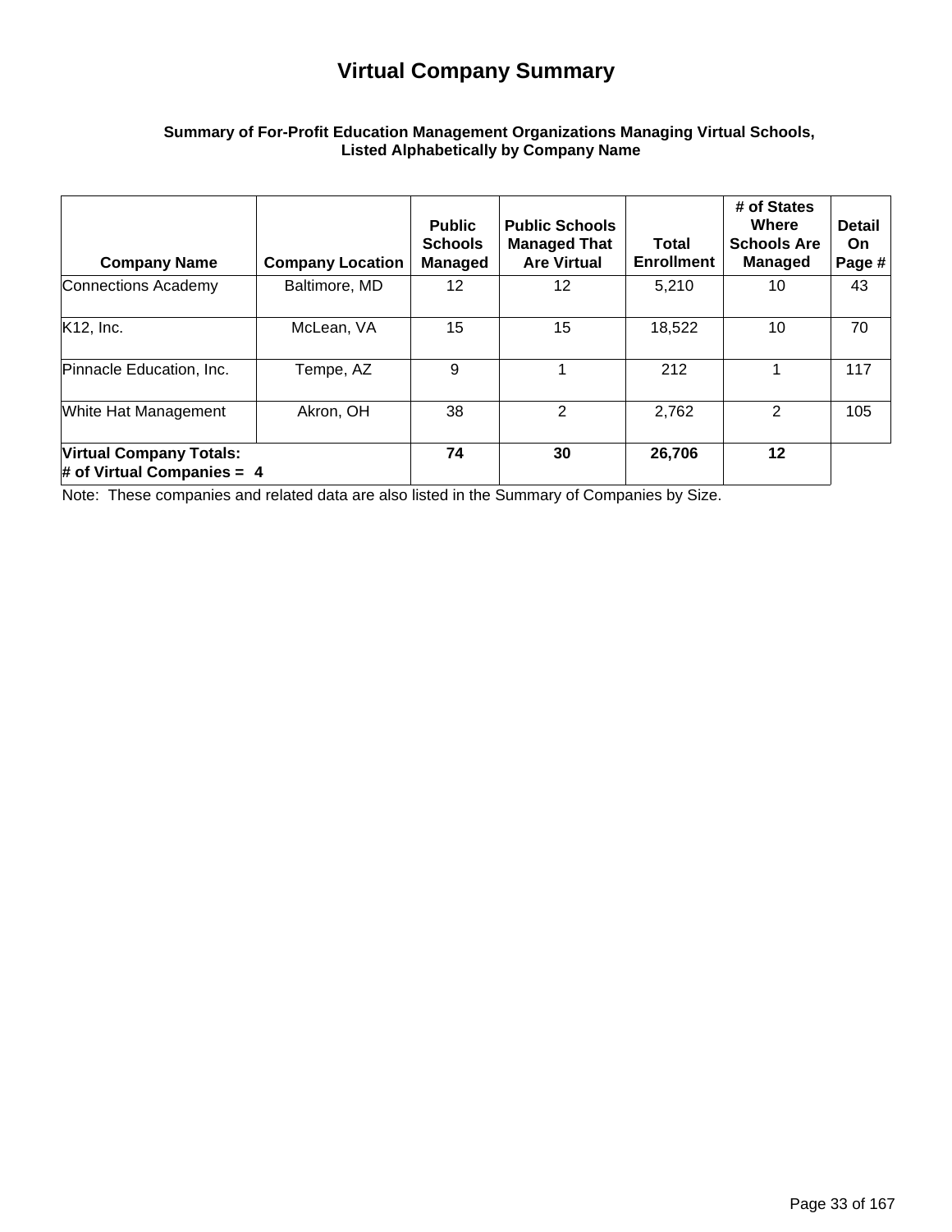# Virtual Company Summary

**Summary of For-Profit Education Management Organizations Managing Virtual Schools, Listed Alphabetically by Company Name**

| Company Name | Company Location | Public Schools Managed | Public Schools Managed That Are Virtual | Total Enrollment | # of States Where Schools Are Managed | Detail On Page # |
|---|---|---|---|---|---|---|
| Connections Academy | Baltimore, MD | 12 | 12 | 5,210 | 10 | 43 |
| K12, Inc. | McLean, VA | 15 | 15 | 18,522 | 10 | 70 |
| Pinnacle Education, Inc. | Tempe, AZ | 9 | 1 | 212 | 1 | 117 |
| White Hat Management | Akron, OH | 38 | 2 | 2,762 | 2 | 105 |
| **Virtual Company Totals: # of Virtual Companies = 4** | | **74** | **30** | **26,706** | **12** | |

Note: These companies and related data are also listed in the Summary of Companies by Size.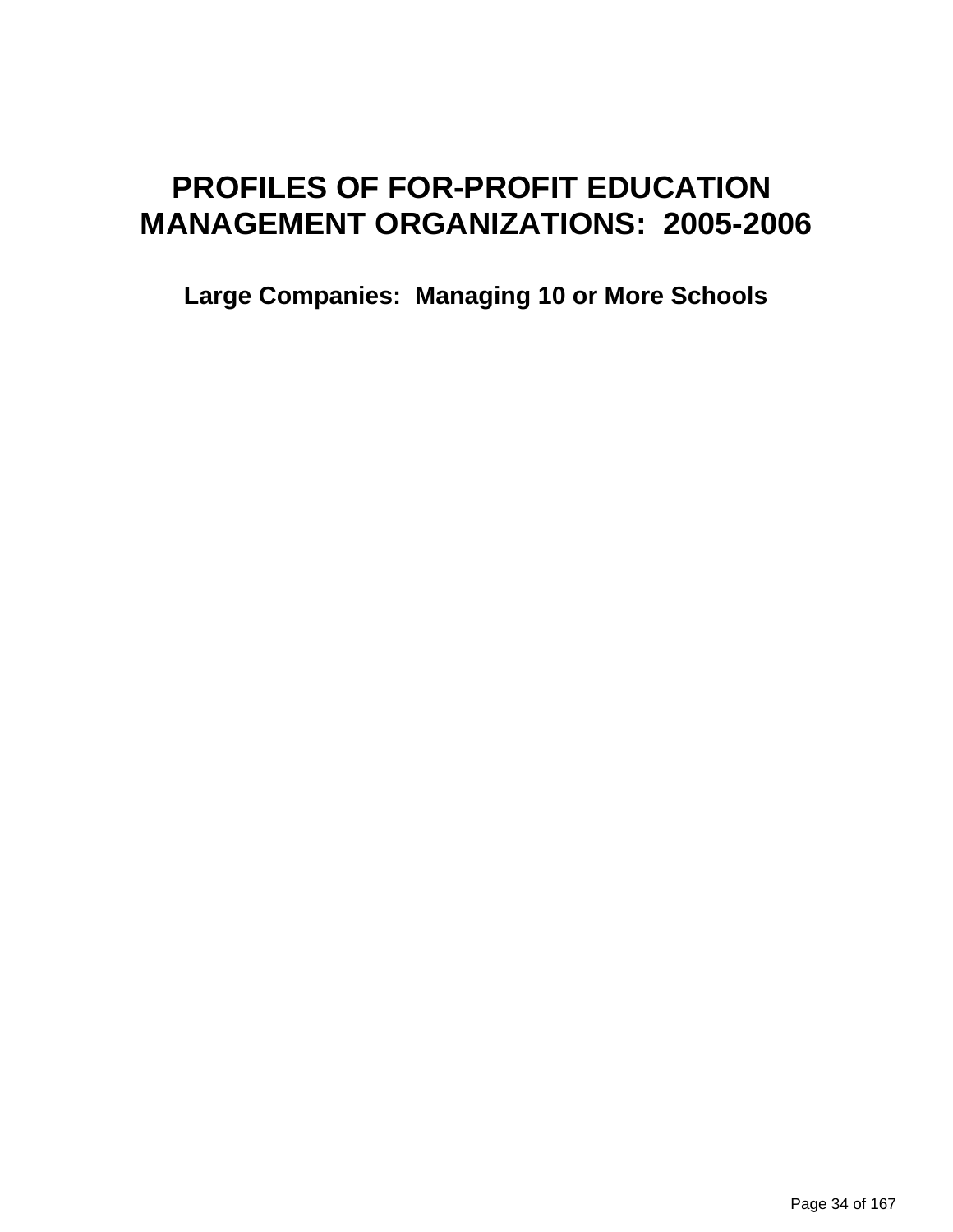# PROFILES OF FOR-PROFIT EDUCATION MANAGEMENT ORGANIZATIONS: 2005-2006

## Large Companies: Managing 10 or More Schools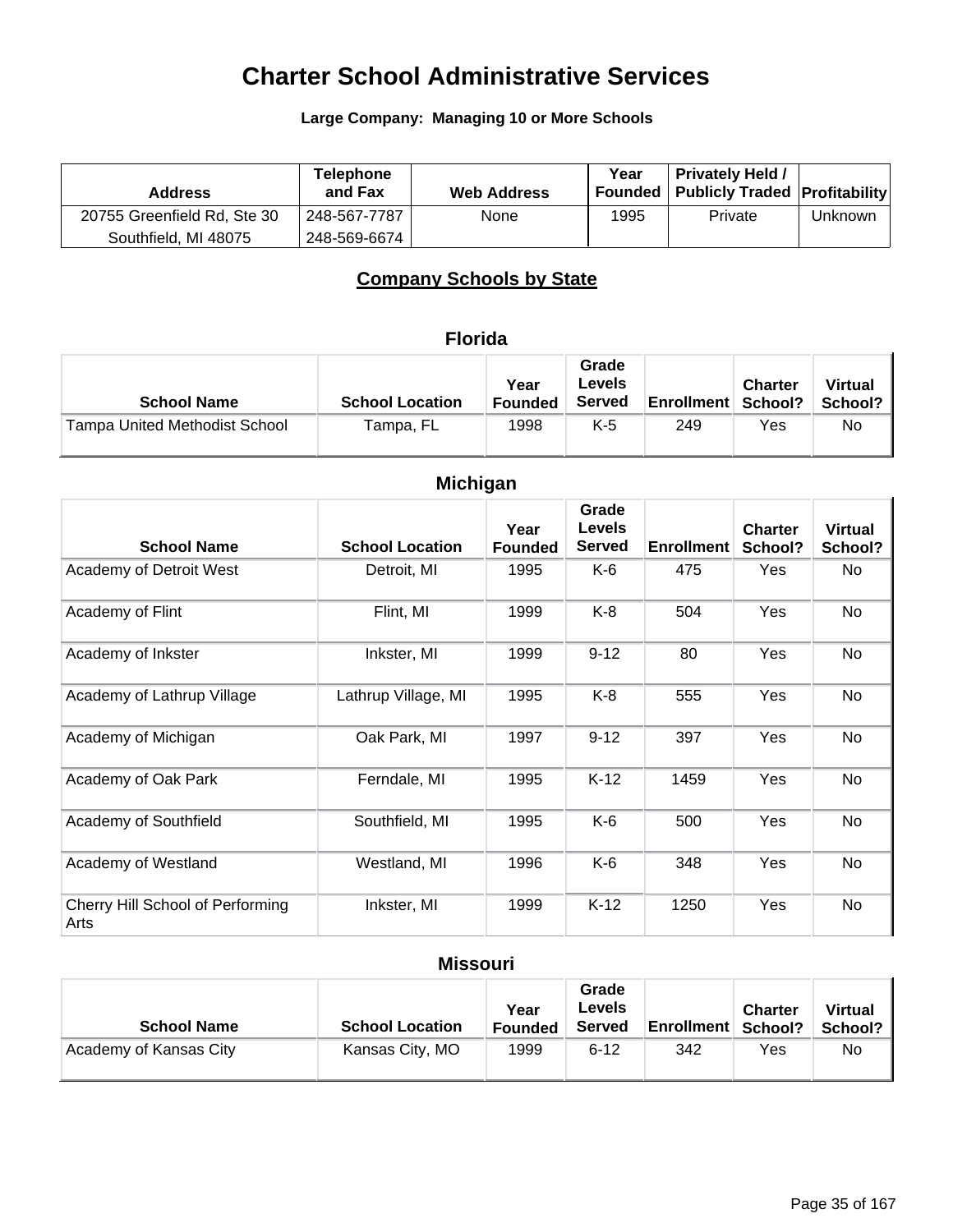# Charter School Administrative Services

**Large Company: Managing 10 or More Schools**

| Address | Telephone and Fax | Web Address | Year Founded | Privately Held / Publicly Traded | Profitability |
|---|---|---|---|---|---|
| 20755 Greenfield Rd, Ste 30<br>Southfield, MI 48075 | 248-567-7787<br>248-569-6674 | None | 1995 | Private | Unknown |

## Company Schools by State

### Florida

| School Name | School Location | Year Founded | Grade Levels Served | Enrollment | Charter School? | Virtual School? |
|---|---|---|---|---|---|---|
| Tampa United Methodist School | Tampa, FL | 1998 | K-5 | 249 | Yes | No |

### Michigan

| School Name | School Location | Year Founded | Grade Levels Served | Enrollment | Charter School? | Virtual School? |
|---|---|---|---|---|---|---|
| Academy of Detroit West | Detroit, MI | 1995 | K-6 | 475 | Yes | No |
| Academy of Flint | Flint, MI | 1999 | K-8 | 504 | Yes | No |
| Academy of Inkster | Inkster, MI | 1999 | 9-12 | 80 | Yes | No |
| Academy of Lathrup Village | Lathrup Village, MI | 1995 | K-8 | 555 | Yes | No |
| Academy of Michigan | Oak Park, MI | 1997 | 9-12 | 397 | Yes | No |
| Academy of Oak Park | Ferndale, MI | 1995 | K-12 | 1459 | Yes | No |
| Academy of Southfield | Southfield, MI | 1995 | K-6 | 500 | Yes | No |
| Academy of Westland | Westland, MI | 1996 | K-6 | 348 | Yes | No |
| Cherry Hill School of Performing Arts | Inkster, MI | 1999 | K-12 | 1250 | Yes | No |

### Missouri

| School Name | School Location | Year Founded | Grade Levels Served | Enrollment | Charter School? | Virtual School? |
|---|---|---|---|---|---|---|
| Academy of Kansas City | Kansas City, MO | 1999 | 6-12 | 342 | Yes | No |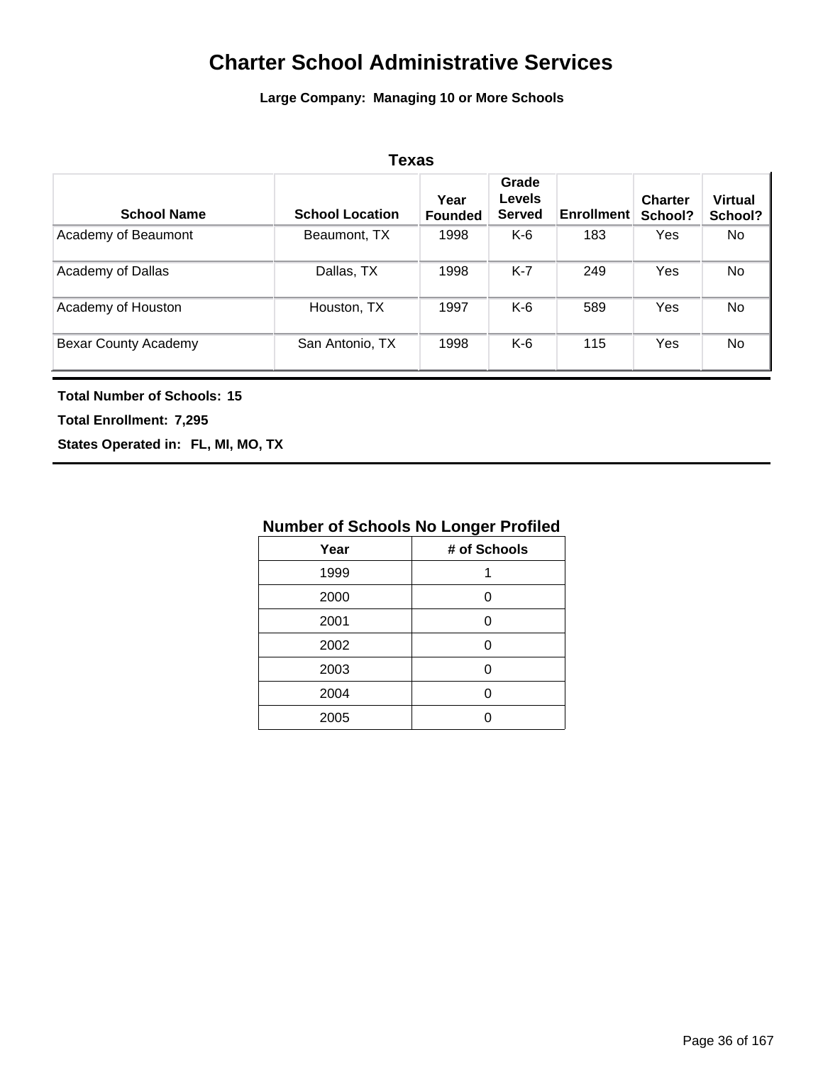# Charter School Administrative Services

**Large Company: Managing 10 or More Schools**

## Texas

| School Name | School Location | Year Founded | Grade Levels Served | Enrollment | Charter School? | Virtual School? |
|---|---|---|---|---|---|---|
| Academy of Beaumont | Beaumont, TX | 1998 | K-6 | 183 | Yes | No |
| Academy of Dallas | Dallas, TX | 1998 | K-7 | 249 | Yes | No |
| Academy of Houston | Houston, TX | 1997 | K-6 | 589 | Yes | No |
| Bexar County Academy | San Antonio, TX | 1998 | K-6 | 115 | Yes | No |

**Total Number of Schools: 15**

**Total Enrollment: 7,295**

**States Operated in: FL, MI, MO, TX**

### Number of Schools No Longer Profiled

| Year | # of Schools |
|---|---|
| 1999 | 1 |
| 2000 | 0 |
| 2001 | 0 |
| 2002 | 0 |
| 2003 | 0 |
| 2004 | 0 |
| 2005 | 0 |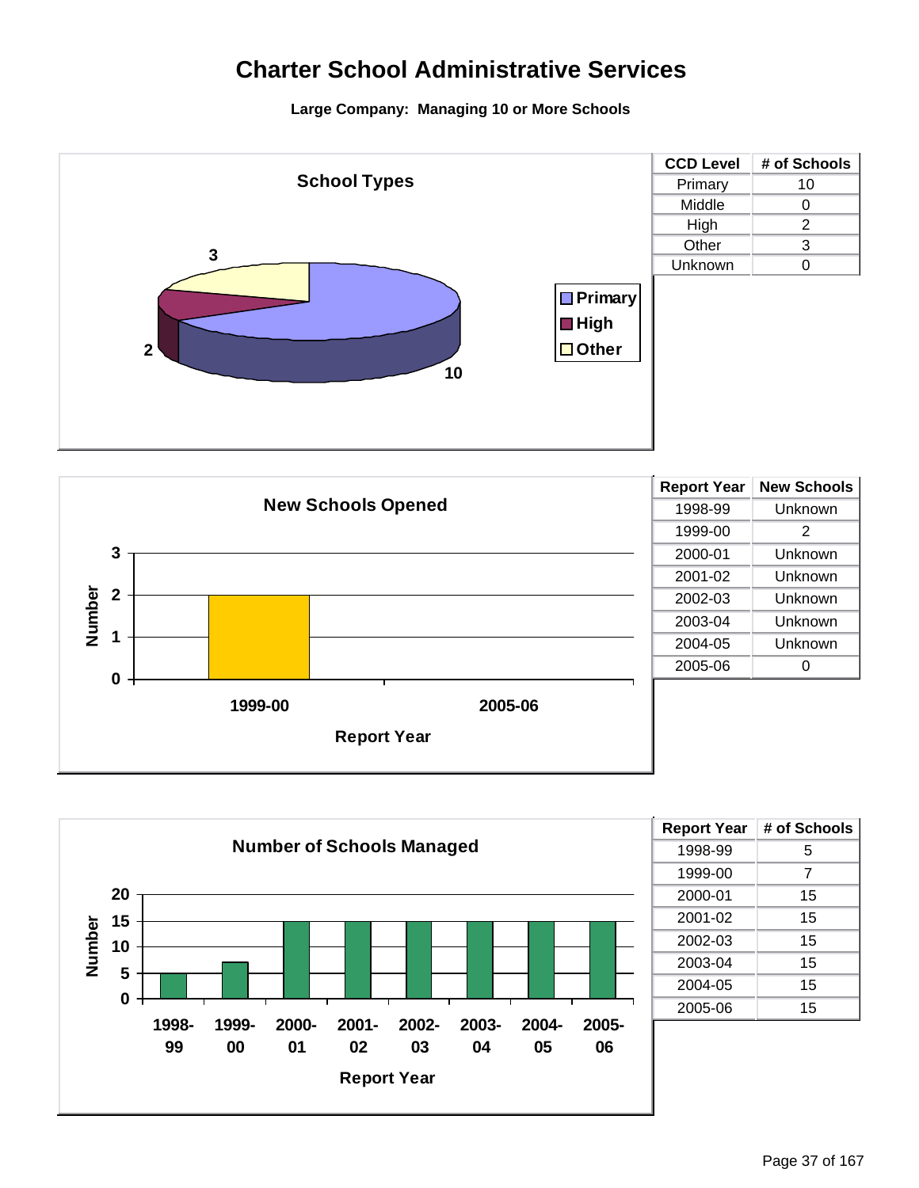# Charter School Administrative Services

**Large Company: Managing 10 or More Schools**

## School Types

| CCD Level | # of Schools |
|---|---|
| Primary | 10 |
| Middle | 0 |
| High | 2 |
| Other | 3 |
| Unknown | 0 |

## New Schools Opened

| Report Year | New Schools |
|---|---|
| 1998-99 | Unknown |
| 1999-00 | 2 |
| 2000-01 | Unknown |
| 2001-02 | Unknown |
| 2002-03 | Unknown |
| 2003-04 | Unknown |
| 2004-05 | Unknown |
| 2005-06 | 0 |

## Number of Schools Managed

| Report Year | # of Schools |
|---|---|
| 1998-99 | 5 |
| 1999-00 | 7 |
| 2000-01 | 15 |
| 2001-02 | 15 |
| 2002-03 | 15 |
| 2003-04 | 15 |
| 2004-05 | 15 |
| 2005-06 | 15 |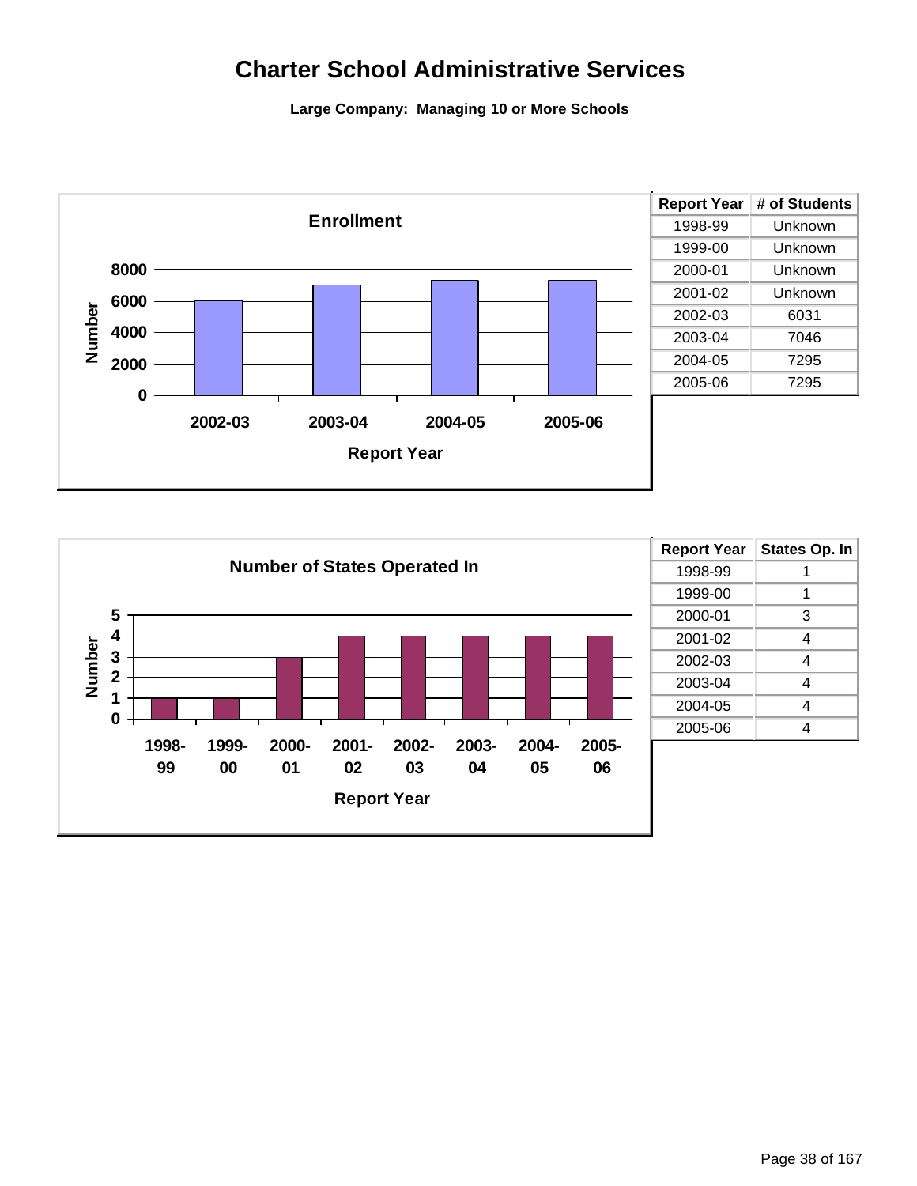# Charter School Administrative Services

**Large Company: Managing 10 or More Schools**

**Enrollment**

| Report Year | # of Students |
|---|---|
| 1998-99 | Unknown |
| 1999-00 | Unknown |
| 2000-01 | Unknown |
| 2001-02 | Unknown |
| 2002-03 | 6031 |
| 2003-04 | 7046 |
| 2004-05 | 7295 |
| 2005-06 | 7295 |

**Number of States Operated In**

| Report Year | States Op. In |
|---|---|
| 1998-99 | 1 |
| 1999-00 | 1 |
| 2000-01 | 3 |
| 2001-02 | 4 |
| 2002-03 | 4 |
| 2003-04 | 4 |
| 2004-05 | 4 |
| 2005-06 | 4 |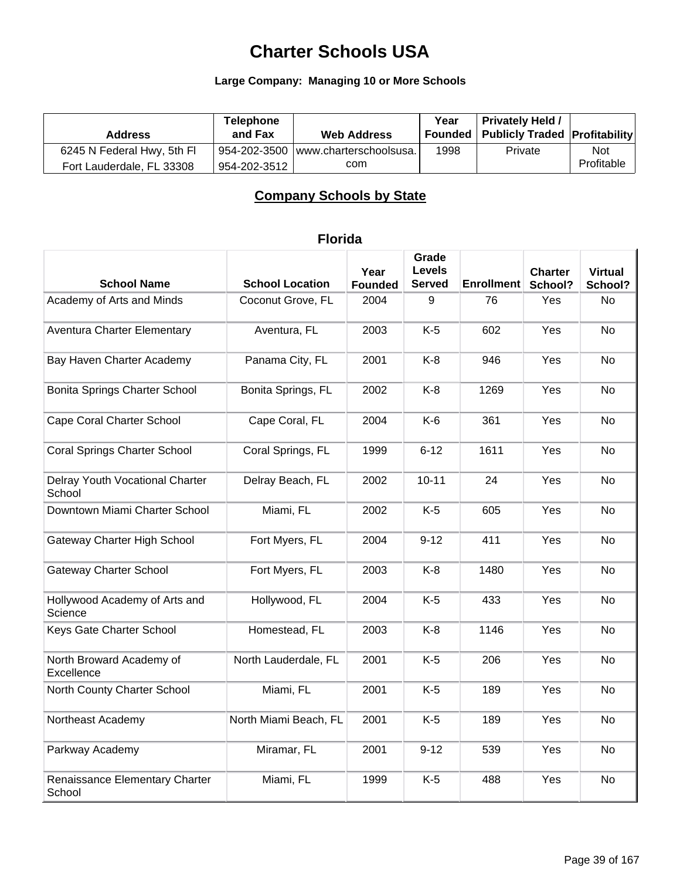# Charter Schools USA

### Large Company: Managing 10 or More Schools

| Address | Telephone and Fax | Web Address | Year Founded | Privately Held / Publicly Traded | Profitability |
|---|---|---|---|---|---|
| 6245 N Federal Hwy, 5th Fl<br>Fort Lauderdale, FL 33308 | 954-202-3500<br>954-202-3512 | www.charterschoolsusa.com | 1998 | Private | Not Profitable |

## Company Schools by State

### Florida

| School Name | School Location | Year Founded | Grade Levels Served | Enrollment | Charter School? | Virtual School? |
|---|---|---|---|---|---|---|
| Academy of Arts and Minds | Coconut Grove, FL | 2004 | 9 | 76 | Yes | No |
| Aventura Charter Elementary | Aventura, FL | 2003 | K-5 | 602 | Yes | No |
| Bay Haven Charter Academy | Panama City, FL | 2001 | K-8 | 946 | Yes | No |
| Bonita Springs Charter School | Bonita Springs, FL | 2002 | K-8 | 1269 | Yes | No |
| Cape Coral Charter School | Cape Coral, FL | 2004 | K-6 | 361 | Yes | No |
| Coral Springs Charter School | Coral Springs, FL | 1999 | 6-12 | 1611 | Yes | No |
| Delray Youth Vocational Charter School | Delray Beach, FL | 2002 | 10-11 | 24 | Yes | No |
| Downtown Miami Charter School | Miami, FL | 2002 | K-5 | 605 | Yes | No |
| Gateway Charter High School | Fort Myers, FL | 2004 | 9-12 | 411 | Yes | No |
| Gateway Charter School | Fort Myers, FL | 2003 | K-8 | 1480 | Yes | No |
| Hollywood Academy of Arts and Science | Hollywood, FL | 2004 | K-5 | 433 | Yes | No |
| Keys Gate Charter School | Homestead, FL | 2003 | K-8 | 1146 | Yes | No |
| North Broward Academy of Excellence | North Lauderdale, FL | 2001 | K-5 | 206 | Yes | No |
| North County Charter School | Miami, FL | 2001 | K-5 | 189 | Yes | No |
| Northeast Academy | North Miami Beach, FL | 2001 | K-5 | 189 | Yes | No |
| Parkway Academy | Miramar, FL | 2001 | 9-12 | 539 | Yes | No |
| Renaissance Elementary Charter School | Miami, FL | 1999 | K-5 | 488 | Yes | No |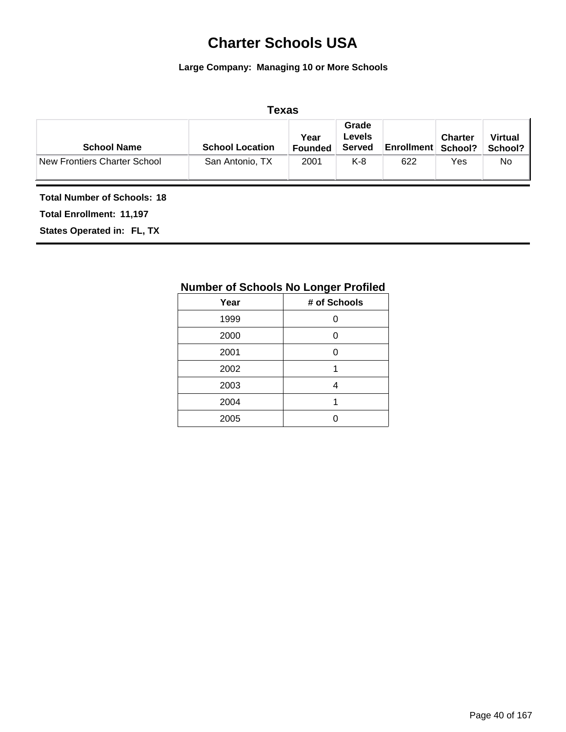# Charter Schools USA

**Large Company: Managing 10 or More Schools**

### Texas

| School Name | School Location | Year Founded | Grade Levels Served | Enrollment | Charter School? | Virtual School? |
|---|---|---|---|---|---|---|
| New Frontiers Charter School | San Antonio, TX | 2001 | K-8 | 622 | Yes | No |

**Total Number of Schools: 18**

**Total Enrollment: 11,197**

**States Operated in: FL, TX**

### Number of Schools No Longer Profiled

| Year | # of Schools |
|---|---|
| 1999 | 0 |
| 2000 | 0 |
| 2001 | 0 |
| 2002 | 1 |
| 2003 | 4 |
| 2004 | 1 |
| 2005 | 0 |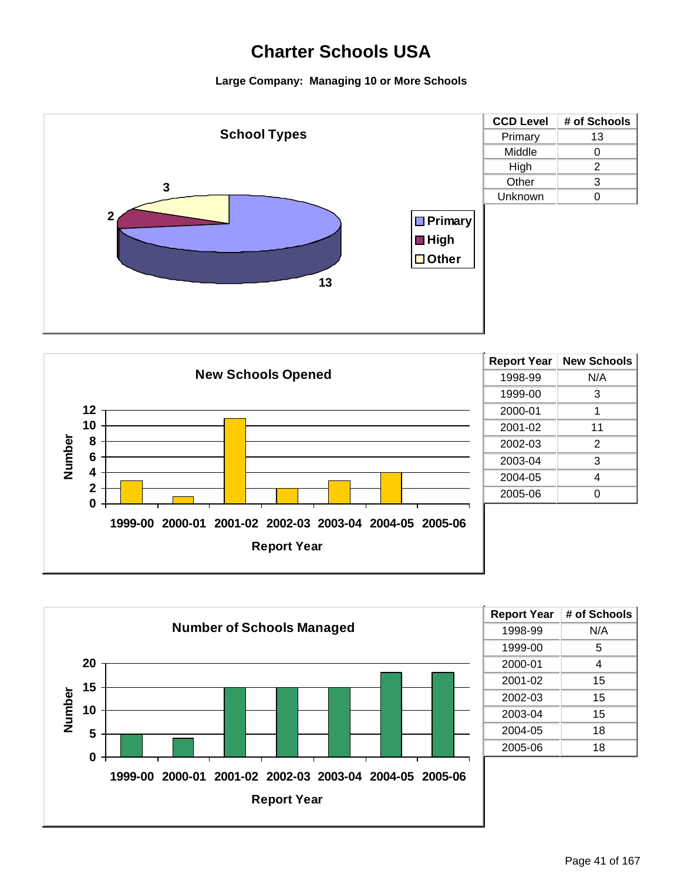# Charter Schools USA

**Large Company: Managing 10 or More Schools**

## School Types

| CCD Level | # of Schools |
|---|---|
| Primary | 13 |
| Middle | 0 |
| High | 2 |
| Other | 3 |
| Unknown | 0 |

## New Schools Opened

| Report Year | New Schools |
|---|---|
| 1998-99 | N/A |
| 1999-00 | 3 |
| 2000-01 | 1 |
| 2001-02 | 11 |
| 2002-03 | 2 |
| 2003-04 | 3 |
| 2004-05 | 4 |
| 2005-06 | 0 |

## Number of Schools Managed

| Report Year | # of Schools |
|---|---|
| 1998-99 | N/A |
| 1999-00 | 5 |
| 2000-01 | 4 |
| 2001-02 | 15 |
| 2002-03 | 15 |
| 2003-04 | 15 |
| 2004-05 | 18 |
| 2005-06 | 18 |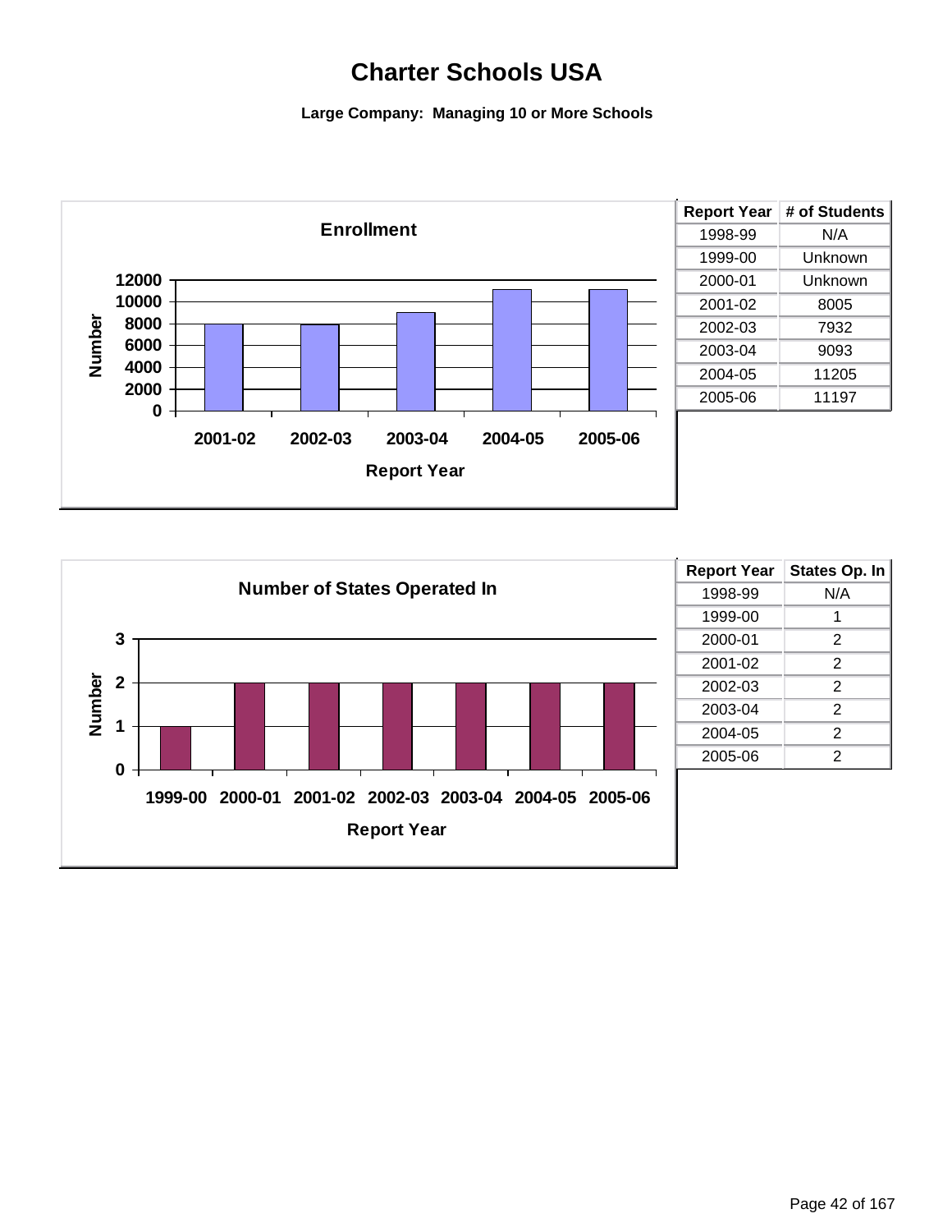# Charter Schools USA

**Large Company: Managing 10 or More Schools**

| Report Year | # of Students |
|---|---|
| 1998-99 | N/A |
| 1999-00 | Unknown |
| 2000-01 | Unknown |
| 2001-02 | 8005 |
| 2002-03 | 7932 |
| 2003-04 | 9093 |
| 2004-05 | 11205 |
| 2005-06 | 11197 |

| Report Year | States Op. In |
|---|---|
| 1998-99 | N/A |
| 1999-00 | 1 |
| 2000-01 | 2 |
| 2001-02 | 2 |
| 2002-03 | 2 |
| 2003-04 | 2 |
| 2004-05 | 2 |
| 2005-06 | 2 |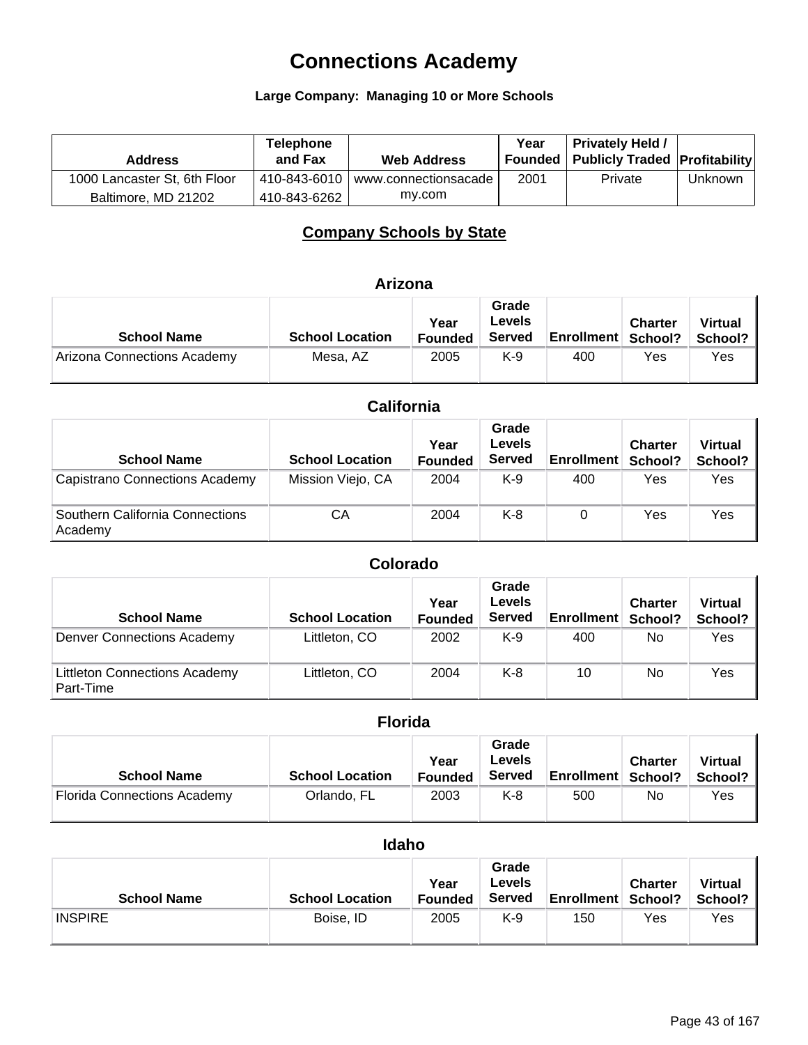# Connections Academy

**Large Company: Managing 10 or More Schools**

| Address | Telephone and Fax | Web Address | Year Founded | Privately Held / Publicly Traded | Profitability |
|---|---|---|---|---|---|
| 1000 Lancaster St, 6th Floor Baltimore, MD 21202 | 410-843-6010 410-843-6262 | www.connectionsacademy.com | 2001 | Private | Unknown |

## Company Schools by State

### Arizona

| School Name | School Location | Year Founded | Grade Levels Served | Enrollment | Charter School? | Virtual School? |
|---|---|---|---|---|---|---|
| Arizona Connections Academy | Mesa, AZ | 2005 | K-9 | 400 | Yes | Yes |

### California

| School Name | School Location | Year Founded | Grade Levels Served | Enrollment | Charter School? | Virtual School? |
|---|---|---|---|---|---|---|
| Capistrano Connections Academy | Mission Viejo, CA | 2004 | K-9 | 400 | Yes | Yes |
| Southern California Connections Academy | CA | 2004 | K-8 | 0 | Yes | Yes |

### Colorado

| School Name | School Location | Year Founded | Grade Levels Served | Enrollment | Charter School? | Virtual School? |
|---|---|---|---|---|---|---|
| Denver Connections Academy | Littleton, CO | 2002 | K-9 | 400 | No | Yes |
| Littleton Connections Academy Part-Time | Littleton, CO | 2004 | K-8 | 10 | No | Yes |

### Florida

| School Name | School Location | Year Founded | Grade Levels Served | Enrollment | Charter School? | Virtual School? |
|---|---|---|---|---|---|---|
| Florida Connections Academy | Orlando, FL | 2003 | K-8 | 500 | No | Yes |

### Idaho

| School Name | School Location | Year Founded | Grade Levels Served | Enrollment | Charter School? | Virtual School? |
|---|---|---|---|---|---|---|
| INSPIRE | Boise, ID | 2005 | K-9 | 150 | Yes | Yes |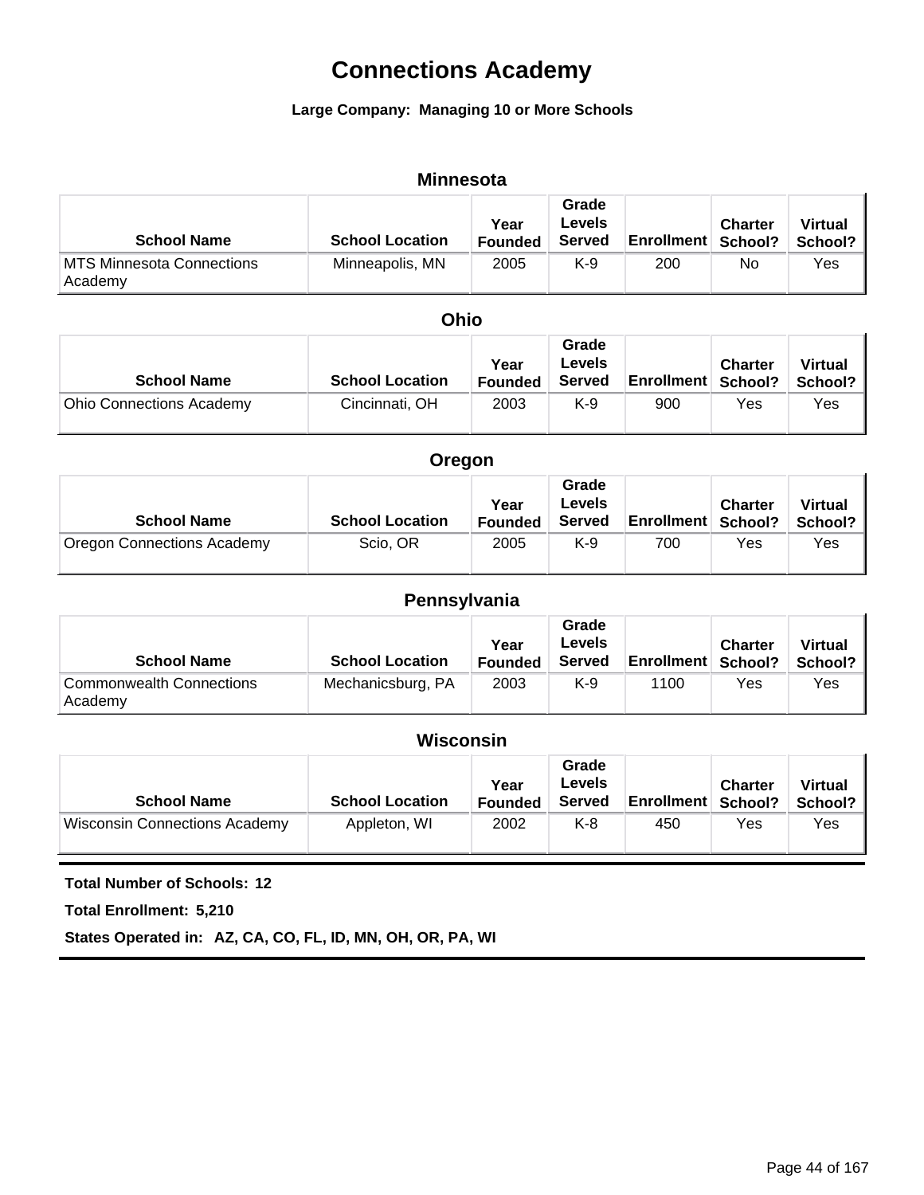# Connections Academy

**Large Company: Managing 10 or More Schools**

### Minnesota

| School Name | School Location | Year Founded | Grade Levels Served | Enrollment | Charter School? | Virtual School? |
|---|---|---|---|---|---|---|
| MTS Minnesota Connections Academy | Minneapolis, MN | 2005 | K-9 | 200 | No | Yes |

### Ohio

| School Name | School Location | Year Founded | Grade Levels Served | Enrollment | Charter School? | Virtual School? |
|---|---|---|---|---|---|---|
| Ohio Connections Academy | Cincinnati, OH | 2003 | K-9 | 900 | Yes | Yes |

### Oregon

| School Name | School Location | Year Founded | Grade Levels Served | Enrollment | Charter School? | Virtual School? |
|---|---|---|---|---|---|---|
| Oregon Connections Academy | Scio, OR | 2005 | K-9 | 700 | Yes | Yes |

### Pennsylvania

| School Name | School Location | Year Founded | Grade Levels Served | Enrollment | Charter School? | Virtual School? |
|---|---|---|---|---|---|---|
| Commonwealth Connections Academy | Mechanicsburg, PA | 2003 | K-9 | 1100 | Yes | Yes |

### Wisconsin

| School Name | School Location | Year Founded | Grade Levels Served | Enrollment | Charter School? | Virtual School? |
|---|---|---|---|---|---|---|
| Wisconsin Connections Academy | Appleton, WI | 2002 | K-8 | 450 | Yes | Yes |

**Total Number of Schools: 12**

**Total Enrollment: 5,210**

**States Operated in: AZ, CA, CO, FL, ID, MN, OH, OR, PA, WI**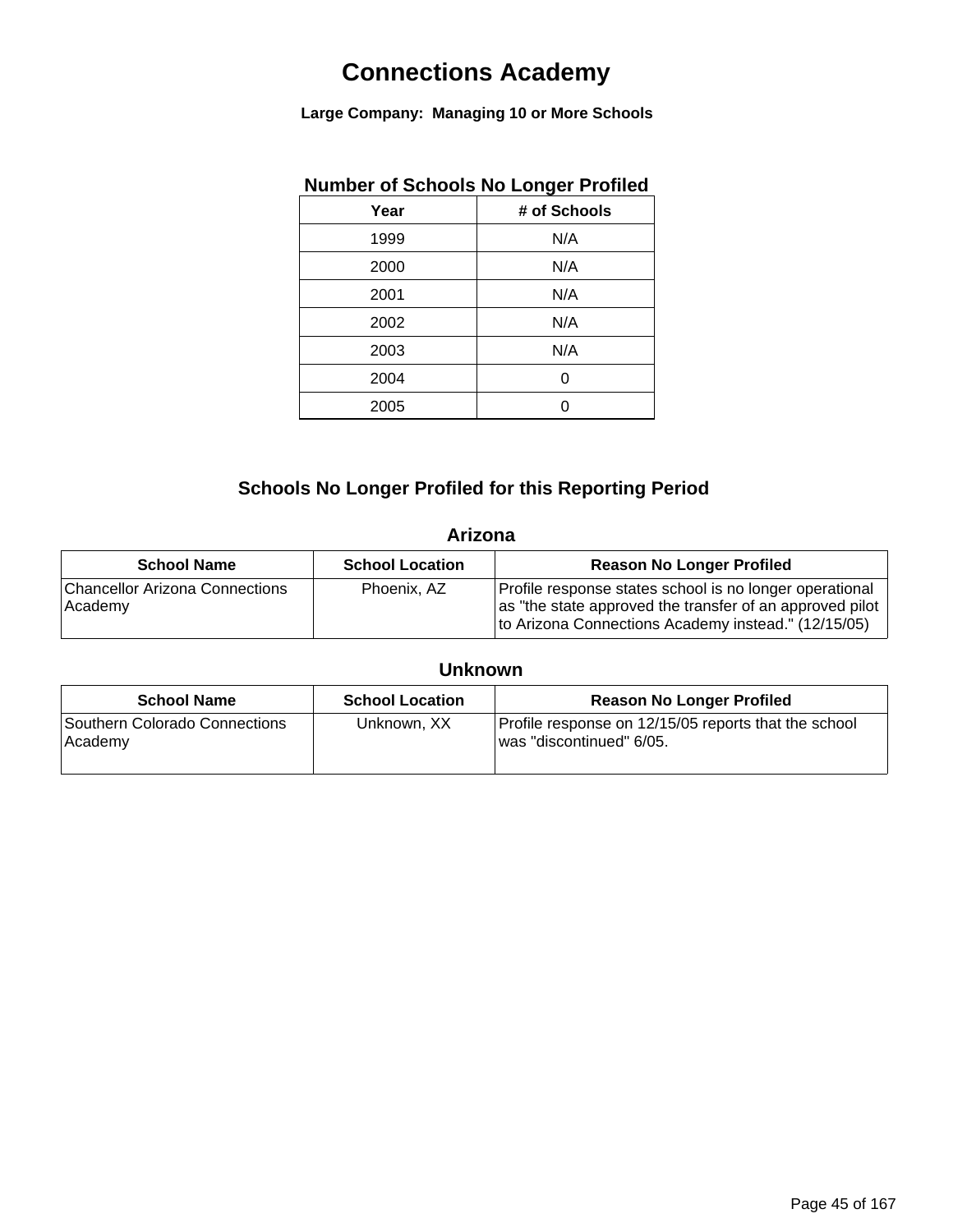# Connections Academy

**Large Company: Managing 10 or More Schools**

### Number of Schools No Longer Profiled

| Year | # of Schools |
|---|---|
| 1999 | N/A |
| 2000 | N/A |
| 2001 | N/A |
| 2002 | N/A |
| 2003 | N/A |
| 2004 | 0 |
| 2005 | 0 |

## Schools No Longer Profiled for this Reporting Period

### Arizona

| School Name | School Location | Reason No Longer Profiled |
|---|---|---|
| Chancellor Arizona Connections Academy | Phoenix, AZ | Profile response states school is no longer operational as "the state approved the transfer of an approved pilot to Arizona Connections Academy instead." (12/15/05) |

### Unknown

| School Name | School Location | Reason No Longer Profiled |
|---|---|---|
| Southern Colorado Connections Academy | Unknown, XX | Profile response on 12/15/05 reports that the school was "discontinued" 6/05. |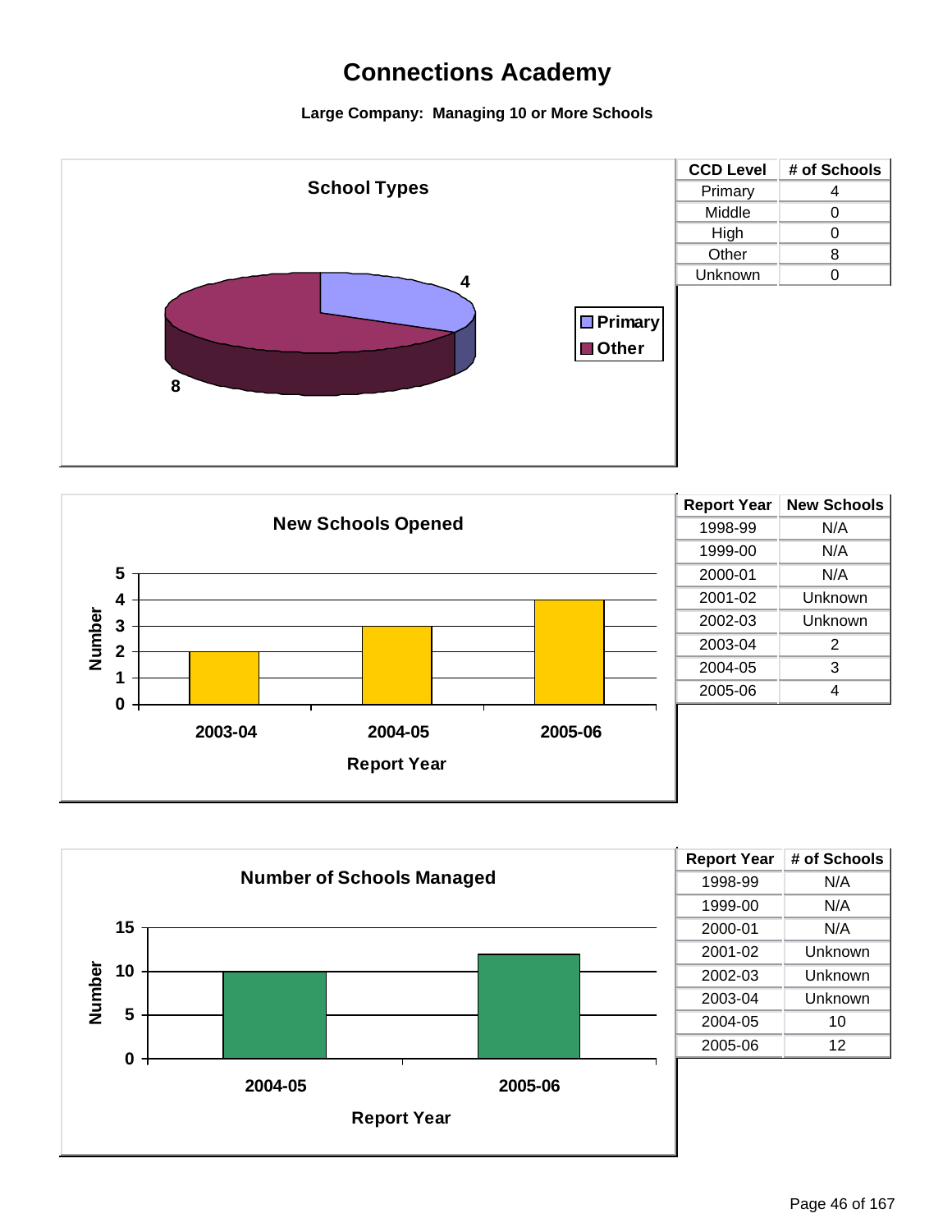# Connections Academy

**Large Company: Managing 10 or More Schools**

### School Types

| CCD Level | # of Schools |
|---|---|
| Primary | 4 |
| Middle | 0 |
| High | 0 |
| Other | 8 |
| Unknown | 0 |

### New Schools Opened

| Report Year | New Schools |
|---|---|
| 1998-99 | N/A |
| 1999-00 | N/A |
| 2000-01 | N/A |
| 2001-02 | Unknown |
| 2002-03 | Unknown |
| 2003-04 | 2 |
| 2004-05 | 3 |
| 2005-06 | 4 |

### Number of Schools Managed

| Report Year | # of Schools |
|---|---|
| 1998-99 | N/A |
| 1999-00 | N/A |
| 2000-01 | N/A |
| 2001-02 | Unknown |
| 2002-03 | Unknown |
| 2003-04 | Unknown |
| 2004-05 | 10 |
| 2005-06 | 12 |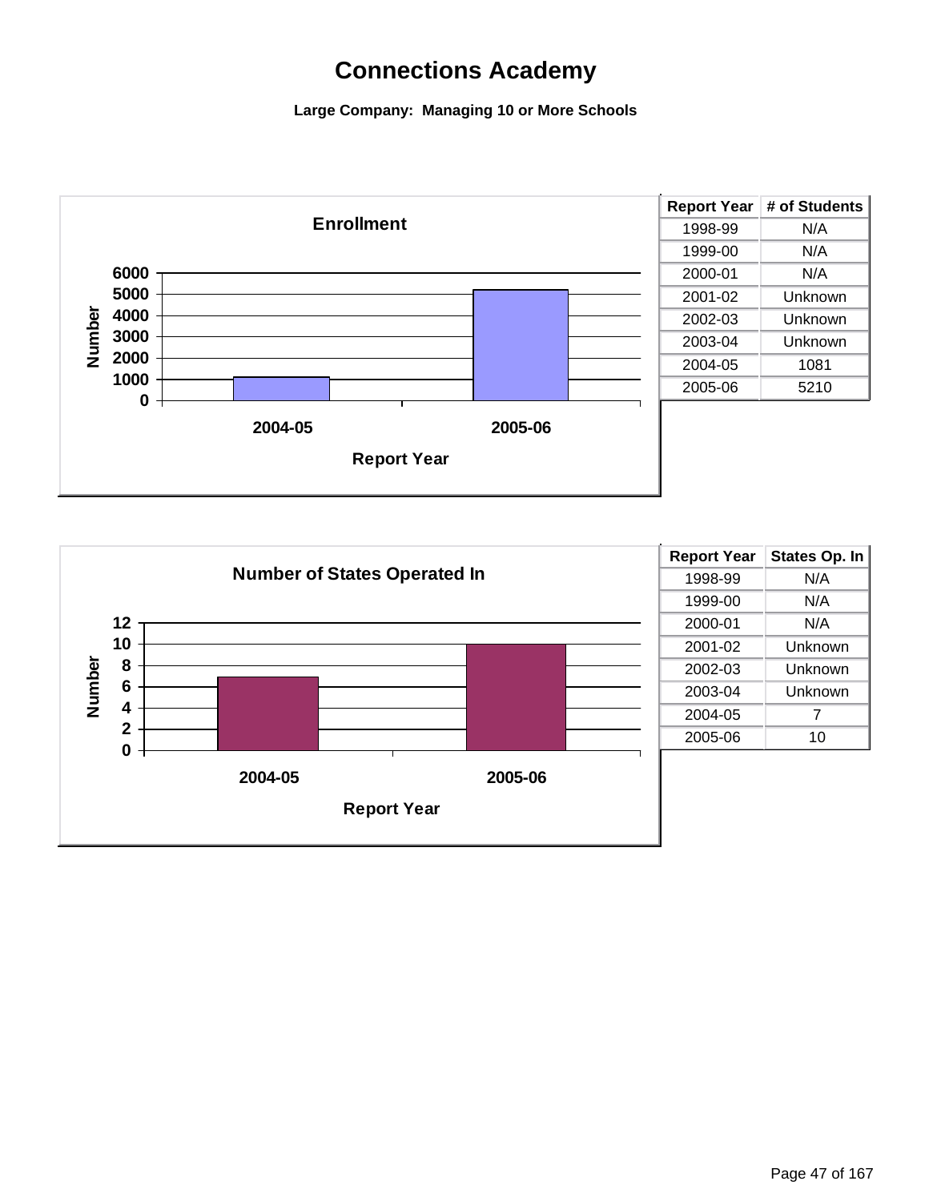# Connections Academy

**Large Company: Managing 10 or More Schools**

**Enrollment**

| Report Year | # of Students |
|---|---|
| 1998-99 | N/A |
| 1999-00 | N/A |
| 2000-01 | N/A |
| 2001-02 | Unknown |
| 2002-03 | Unknown |
| 2003-04 | Unknown |
| 2004-05 | 1081 |
| 2005-06 | 5210 |

**Number of States Operated In**

| Report Year | States Op. In |
|---|---|
| 1998-99 | N/A |
| 1999-00 | N/A |
| 2000-01 | N/A |
| 2001-02 | Unknown |
| 2002-03 | Unknown |
| 2003-04 | Unknown |
| 2004-05 | 7 |
| 2005-06 | 10 |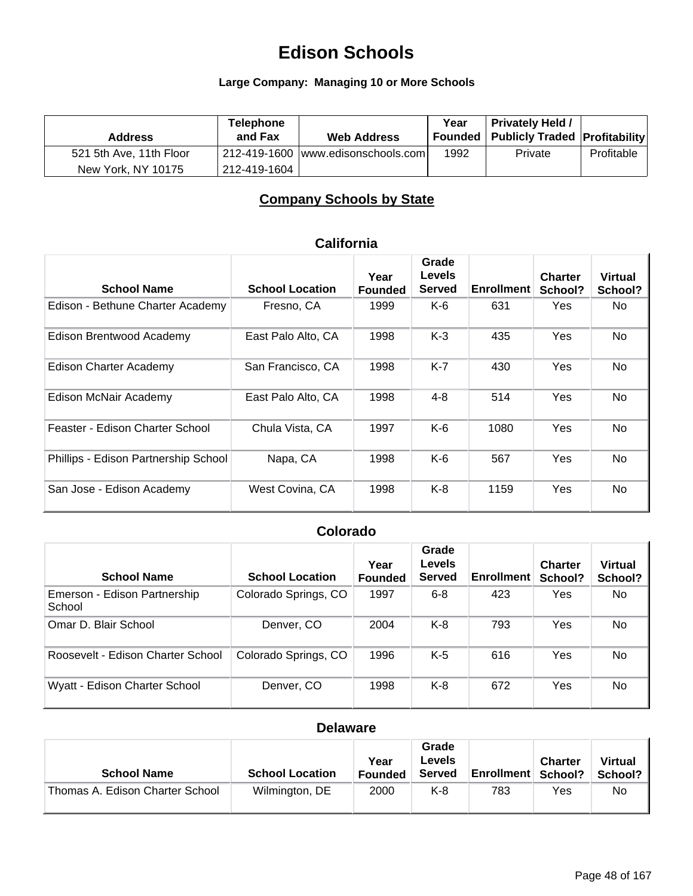# Edison Schools

**Large Company: Managing 10 or More Schools**

| Address | Telephone and Fax | Web Address | Year Founded | Privately Held / Publicly Traded | Profitability |
|---|---|---|---|---|---|
| 521 5th Ave, 11th Floor<br>New York, NY 10175 | 212-419-1600<br>212-419-1604 | www.edisonschools.com | 1992 | Private | Profitable |

## Company Schools by State

### California

| School Name | School Location | Year Founded | Grade Levels Served | Enrollment | Charter School? | Virtual School? |
|---|---|---|---|---|---|---|
| Edison - Bethune Charter Academy | Fresno, CA | 1999 | K-6 | 631 | Yes | No |
| Edison Brentwood Academy | East Palo Alto, CA | 1998 | K-3 | 435 | Yes | No |
| Edison Charter Academy | San Francisco, CA | 1998 | K-7 | 430 | Yes | No |
| Edison McNair Academy | East Palo Alto, CA | 1998 | 4-8 | 514 | Yes | No |
| Feaster - Edison Charter School | Chula Vista, CA | 1997 | K-6 | 1080 | Yes | No |
| Phillips - Edison Partnership School | Napa, CA | 1998 | K-6 | 567 | Yes | No |
| San Jose - Edison Academy | West Covina, CA | 1998 | K-8 | 1159 | Yes | No |

### Colorado

| School Name | School Location | Year Founded | Grade Levels Served | Enrollment | Charter School? | Virtual School? |
|---|---|---|---|---|---|---|
| Emerson - Edison Partnership School | Colorado Springs, CO | 1997 | 6-8 | 423 | Yes | No |
| Omar D. Blair School | Denver, CO | 2004 | K-8 | 793 | Yes | No |
| Roosevelt - Edison Charter School | Colorado Springs, CO | 1996 | K-5 | 616 | Yes | No |
| Wyatt - Edison Charter School | Denver, CO | 1998 | K-8 | 672 | Yes | No |

### Delaware

| School Name | School Location | Year Founded | Grade Levels Served | Enrollment | Charter School? | Virtual School? |
|---|---|---|---|---|---|---|
| Thomas A. Edison Charter School | Wilmington, DE | 2000 | K-8 | 783 | Yes | No |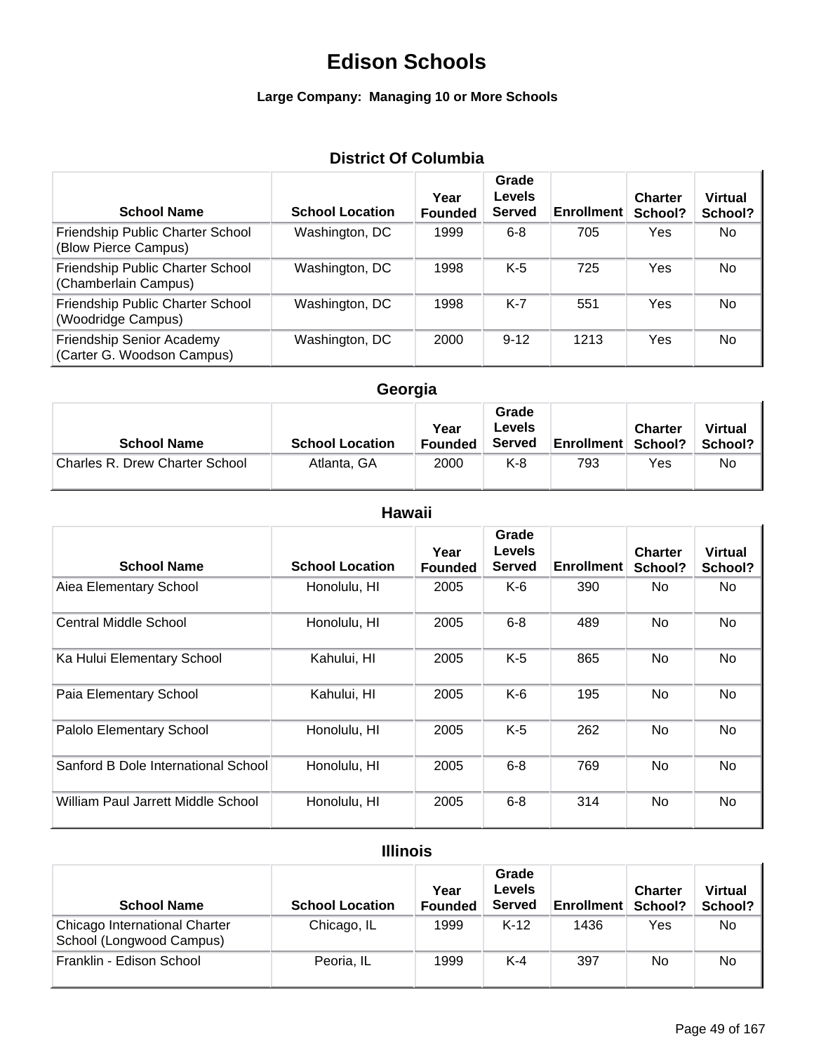# Edison Schools

**Large Company: Managing 10 or More Schools**

### District Of Columbia

| School Name | School Location | Year Founded | Grade Levels Served | Enrollment | Charter School? | Virtual School? |
|---|---|---|---|---|---|---|
| Friendship Public Charter School (Blow Pierce Campus) | Washington, DC | 1999 | 6-8 | 705 | Yes | No |
| Friendship Public Charter School (Chamberlain Campus) | Washington, DC | 1998 | K-5 | 725 | Yes | No |
| Friendship Public Charter School (Woodridge Campus) | Washington, DC | 1998 | K-7 | 551 | Yes | No |
| Friendship Senior Academy (Carter G. Woodson Campus) | Washington, DC | 2000 | 9-12 | 1213 | Yes | No |

### Georgia

| School Name | School Location | Year Founded | Grade Levels Served | Enrollment | Charter School? | Virtual School? |
|---|---|---|---|---|---|---|
| Charles R. Drew Charter School | Atlanta, GA | 2000 | K-8 | 793 | Yes | No |

### Hawaii

| School Name | School Location | Year Founded | Grade Levels Served | Enrollment | Charter School? | Virtual School? |
|---|---|---|---|---|---|---|
| Aiea Elementary School | Honolulu, HI | 2005 | K-6 | 390 | No | No |
| Central Middle School | Honolulu, HI | 2005 | 6-8 | 489 | No | No |
| Ka Hului Elementary School | Kahului, HI | 2005 | K-5 | 865 | No | No |
| Paia Elementary School | Kahului, HI | 2005 | K-6 | 195 | No | No |
| Palolo Elementary School | Honolulu, HI | 2005 | K-5 | 262 | No | No |
| Sanford B Dole International School | Honolulu, HI | 2005 | 6-8 | 769 | No | No |
| William Paul Jarrett Middle School | Honolulu, HI | 2005 | 6-8 | 314 | No | No |

### Illinois

| School Name | School Location | Year Founded | Grade Levels Served | Enrollment | Charter School? | Virtual School? |
|---|---|---|---|---|---|---|
| Chicago International Charter School (Longwood Campus) | Chicago, IL | 1999 | K-12 | 1436 | Yes | No |
| Franklin - Edison School | Peoria, IL | 1999 | K-4 | 397 | No | No |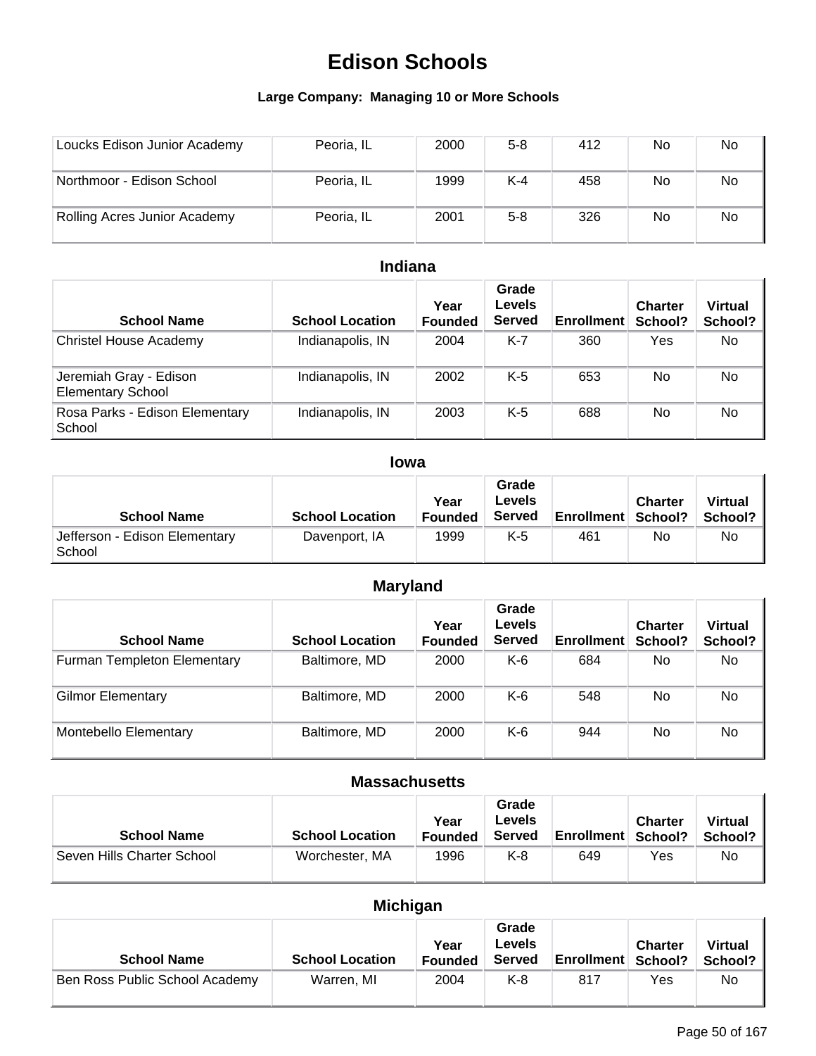# Edison Schools

### Large Company: Managing 10 or More Schools

| School Name | School Location | Year Founded | Grade Levels Served | Enrollment | Charter School? | Virtual School? |
|---|---|---|---|---|---|---|
| Loucks Edison Junior Academy | Peoria, IL | 2000 | 5-8 | 412 | No | No |
| Northmoor - Edison School | Peoria, IL | 1999 | K-4 | 458 | No | No |
| Rolling Acres Junior Academy | Peoria, IL | 2001 | 5-8 | 326 | No | No |

## Indiana

| School Name | School Location | Year Founded | Grade Levels Served | Enrollment | Charter School? | Virtual School? |
|---|---|---|---|---|---|---|
| Christel House Academy | Indianapolis, IN | 2004 | K-7 | 360 | Yes | No |
| Jeremiah Gray - Edison Elementary School | Indianapolis, IN | 2002 | K-5 | 653 | No | No |
| Rosa Parks - Edison Elementary School | Indianapolis, IN | 2003 | K-5 | 688 | No | No |

## Iowa

| School Name | School Location | Year Founded | Grade Levels Served | Enrollment | Charter School? | Virtual School? |
|---|---|---|---|---|---|---|
| Jefferson - Edison Elementary School | Davenport, IA | 1999 | K-5 | 461 | No | No |

## Maryland

| School Name | School Location | Year Founded | Grade Levels Served | Enrollment | Charter School? | Virtual School? |
|---|---|---|---|---|---|---|
| Furman Templeton Elementary | Baltimore, MD | 2000 | K-6 | 684 | No | No |
| Gilmor Elementary | Baltimore, MD | 2000 | K-6 | 548 | No | No |
| Montebello Elementary | Baltimore, MD | 2000 | K-6 | 944 | No | No |

## Massachusetts

| School Name | School Location | Year Founded | Grade Levels Served | Enrollment | Charter School? | Virtual School? |
|---|---|---|---|---|---|---|
| Seven Hills Charter School | Worchester, MA | 1996 | K-8 | 649 | Yes | No |

## Michigan

| School Name | School Location | Year Founded | Grade Levels Served | Enrollment | Charter School? | Virtual School? |
|---|---|---|---|---|---|---|
| Ben Ross Public School Academy | Warren, MI | 2004 | K-8 | 817 | Yes | No |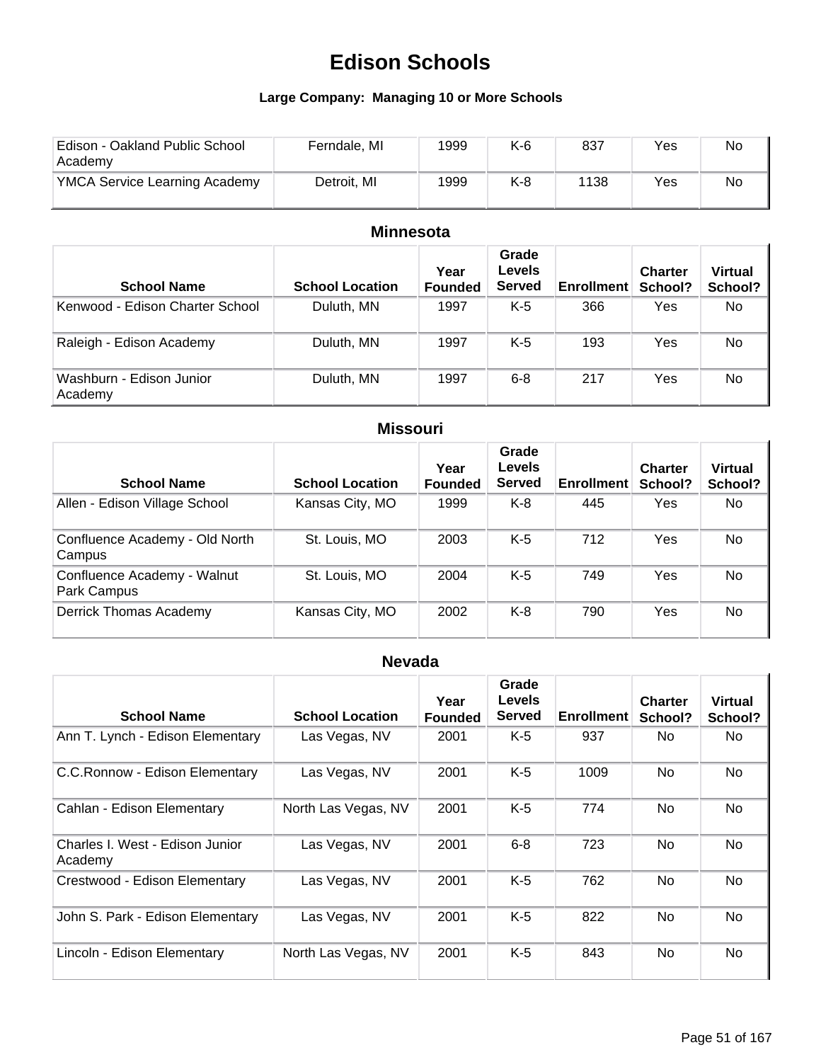# Edison Schools

### Large Company: Managing 10 or More Schools

| | | | | | | |
|---|---|---|---|---|---|---|
| Edison - Oakland Public School Academy | Ferndale, MI | 1999 | K-6 | 837 | Yes | No |
| YMCA Service Learning Academy | Detroit, MI | 1999 | K-8 | 1138 | Yes | No |

## Minnesota

| School Name | School Location | Year Founded | Grade Levels Served | Enrollment | Charter School? | Virtual School? |
|---|---|---|---|---|---|---|
| Kenwood - Edison Charter School | Duluth, MN | 1997 | K-5 | 366 | Yes | No |
| Raleigh - Edison Academy | Duluth, MN | 1997 | K-5 | 193 | Yes | No |
| Washburn - Edison Junior Academy | Duluth, MN | 1997 | 6-8 | 217 | Yes | No |

## Missouri

| School Name | School Location | Year Founded | Grade Levels Served | Enrollment | Charter School? | Virtual School? |
|---|---|---|---|---|---|---|
| Allen - Edison Village School | Kansas City, MO | 1999 | K-8 | 445 | Yes | No |
| Confluence Academy - Old North Campus | St. Louis, MO | 2003 | K-5 | 712 | Yes | No |
| Confluence Academy - Walnut Park Campus | St. Louis, MO | 2004 | K-5 | 749 | Yes | No |
| Derrick Thomas Academy | Kansas City, MO | 2002 | K-8 | 790 | Yes | No |

## Nevada

| School Name | School Location | Year Founded | Grade Levels Served | Enrollment | Charter School? | Virtual School? |
|---|---|---|---|---|---|---|
| Ann T. Lynch - Edison Elementary | Las Vegas, NV | 2001 | K-5 | 937 | No | No |
| C.C.Ronnow - Edison Elementary | Las Vegas, NV | 2001 | K-5 | 1009 | No | No |
| Cahlan - Edison Elementary | North Las Vegas, NV | 2001 | K-5 | 774 | No | No |
| Charles I. West - Edison Junior Academy | Las Vegas, NV | 2001 | 6-8 | 723 | No | No |
| Crestwood - Edison Elementary | Las Vegas, NV | 2001 | K-5 | 762 | No | No |
| John S. Park - Edison Elementary | Las Vegas, NV | 2001 | K-5 | 822 | No | No |
| Lincoln - Edison Elementary | North Las Vegas, NV | 2001 | K-5 | 843 | No | No |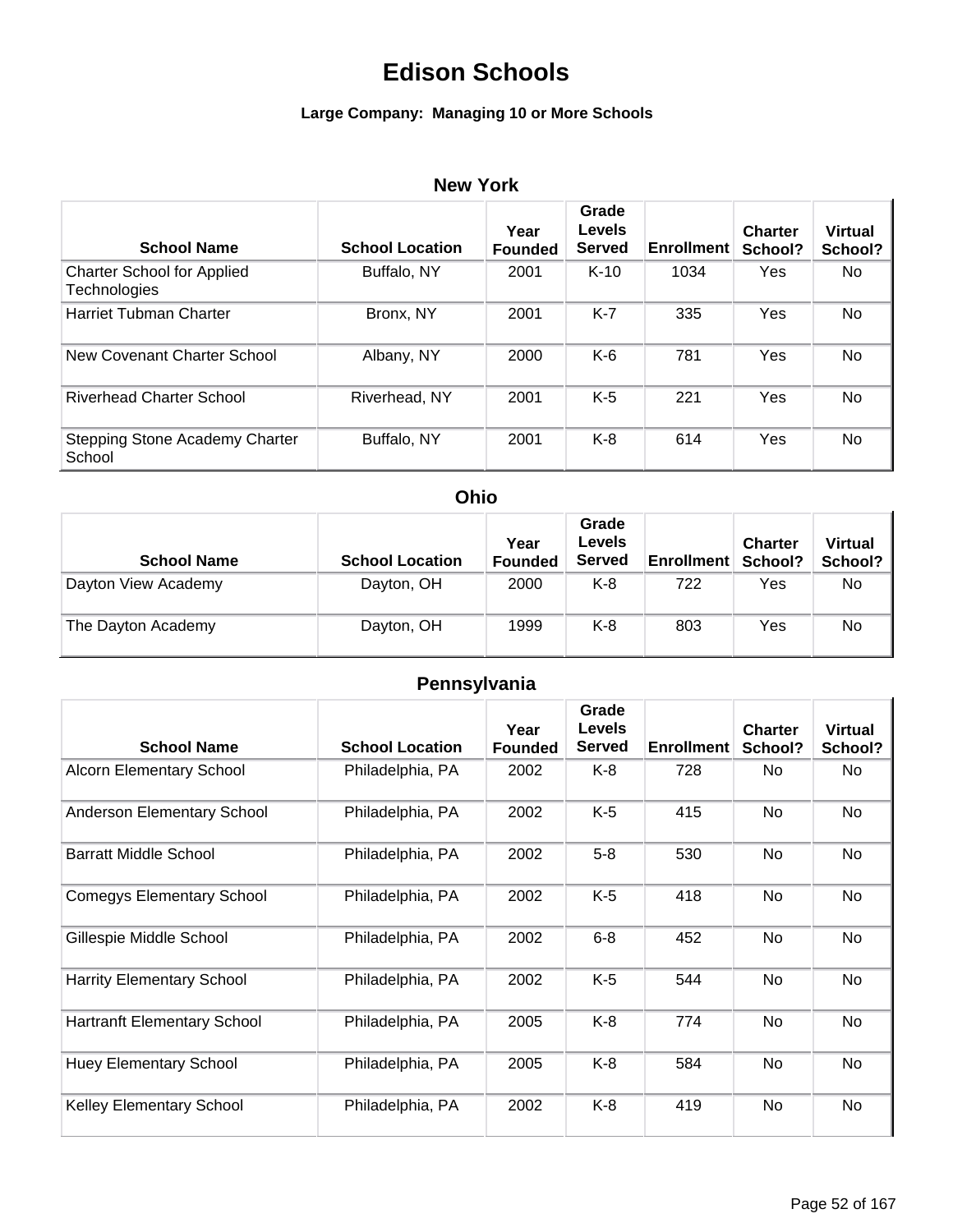# Edison Schools

**Large Company: Managing 10 or More Schools**

## New York

| School Name | School Location | Year Founded | Grade Levels Served | Enrollment | Charter School? | Virtual School? |
|---|---|---|---|---|---|---|
| Charter School for Applied Technologies | Buffalo, NY | 2001 | K-10 | 1034 | Yes | No |
| Harriet Tubman Charter | Bronx, NY | 2001 | K-7 | 335 | Yes | No |
| New Covenant Charter School | Albany, NY | 2000 | K-6 | 781 | Yes | No |
| Riverhead Charter School | Riverhead, NY | 2001 | K-5 | 221 | Yes | No |
| Stepping Stone Academy Charter School | Buffalo, NY | 2001 | K-8 | 614 | Yes | No |

## Ohio

| School Name | School Location | Year Founded | Grade Levels Served | Enrollment | Charter School? | Virtual School? |
|---|---|---|---|---|---|---|
| Dayton View Academy | Dayton, OH | 2000 | K-8 | 722 | Yes | No |
| The Dayton Academy | Dayton, OH | 1999 | K-8 | 803 | Yes | No |

## Pennsylvania

| School Name | School Location | Year Founded | Grade Levels Served | Enrollment | Charter School? | Virtual School? |
|---|---|---|---|---|---|---|
| Alcorn Elementary School | Philadelphia, PA | 2002 | K-8 | 728 | No | No |
| Anderson Elementary School | Philadelphia, PA | 2002 | K-5 | 415 | No | No |
| Barratt Middle School | Philadelphia, PA | 2002 | 5-8 | 530 | No | No |
| Comegys Elementary School | Philadelphia, PA | 2002 | K-5 | 418 | No | No |
| Gillespie Middle School | Philadelphia, PA | 2002 | 6-8 | 452 | No | No |
| Harrity Elementary School | Philadelphia, PA | 2002 | K-5 | 544 | No | No |
| Hartranft Elementary School | Philadelphia, PA | 2005 | K-8 | 774 | No | No |
| Huey Elementary School | Philadelphia, PA | 2005 | K-8 | 584 | No | No |
| Kelley Elementary School | Philadelphia, PA | 2002 | K-8 | 419 | No | No |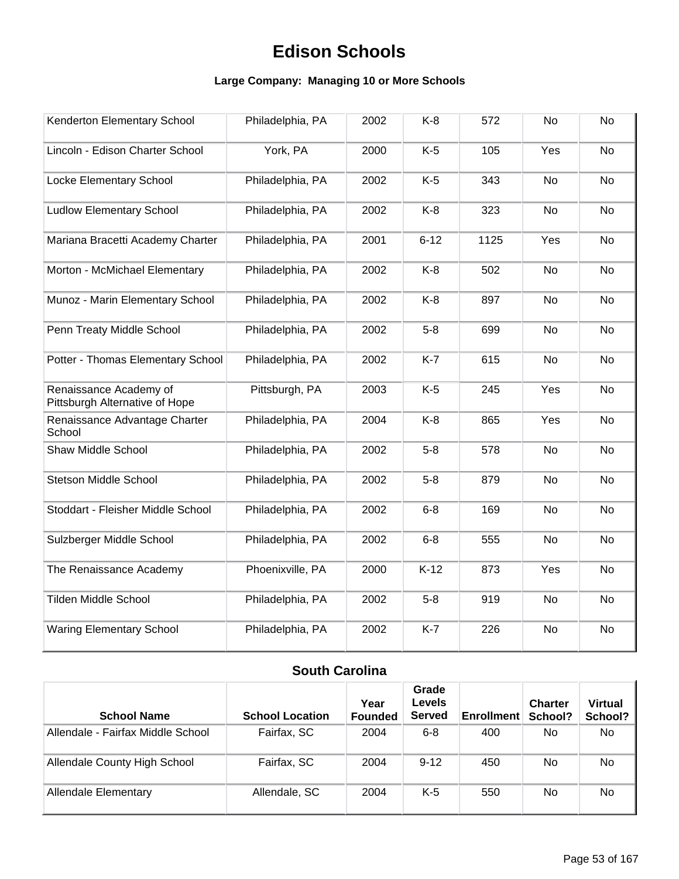# Edison Schools

### Large Company: Managing 10 or More Schools

| School Name | School Location | Year Founded | Grade Levels Served | Enrollment | Charter School? | Virtual School? |
|---|---|---|---|---|---|---|
| Kenderton Elementary School | Philadelphia, PA | 2002 | K-8 | 572 | No | No |
| Lincoln - Edison Charter School | York, PA | 2000 | K-5 | 105 | Yes | No |
| Locke Elementary School | Philadelphia, PA | 2002 | K-5 | 343 | No | No |
| Ludlow Elementary School | Philadelphia, PA | 2002 | K-8 | 323 | No | No |
| Mariana Bracetti Academy Charter | Philadelphia, PA | 2001 | 6-12 | 1125 | Yes | No |
| Morton - McMichael Elementary | Philadelphia, PA | 2002 | K-8 | 502 | No | No |
| Munoz - Marin Elementary School | Philadelphia, PA | 2002 | K-8 | 897 | No | No |
| Penn Treaty Middle School | Philadelphia, PA | 2002 | 5-8 | 699 | No | No |
| Potter - Thomas Elementary School | Philadelphia, PA | 2002 | K-7 | 615 | No | No |
| Renaissance Academy of Pittsburgh Alternative of Hope | Pittsburgh, PA | 2003 | K-5 | 245 | Yes | No |
| Renaissance Advantage Charter School | Philadelphia, PA | 2004 | K-8 | 865 | Yes | No |
| Shaw Middle School | Philadelphia, PA | 2002 | 5-8 | 578 | No | No |
| Stetson Middle School | Philadelphia, PA | 2002 | 5-8 | 879 | No | No |
| Stoddart - Fleisher Middle School | Philadelphia, PA | 2002 | 6-8 | 169 | No | No |
| Sulzberger Middle School | Philadelphia, PA | 2002 | 6-8 | 555 | No | No |
| The Renaissance Academy | Phoenixville, PA | 2000 | K-12 | 873 | Yes | No |
| Tilden Middle School | Philadelphia, PA | 2002 | 5-8 | 919 | No | No |
| Waring Elementary School | Philadelphia, PA | 2002 | K-7 | 226 | No | No |

## South Carolina

| School Name | School Location | Year Founded | Grade Levels Served | Enrollment | Charter School? | Virtual School? |
|---|---|---|---|---|---|---|
| Allendale - Fairfax Middle School | Fairfax, SC | 2004 | 6-8 | 400 | No | No |
| Allendale County High School | Fairfax, SC | 2004 | 9-12 | 450 | No | No |
| Allendale Elementary | Allendale, SC | 2004 | K-5 | 550 | No | No |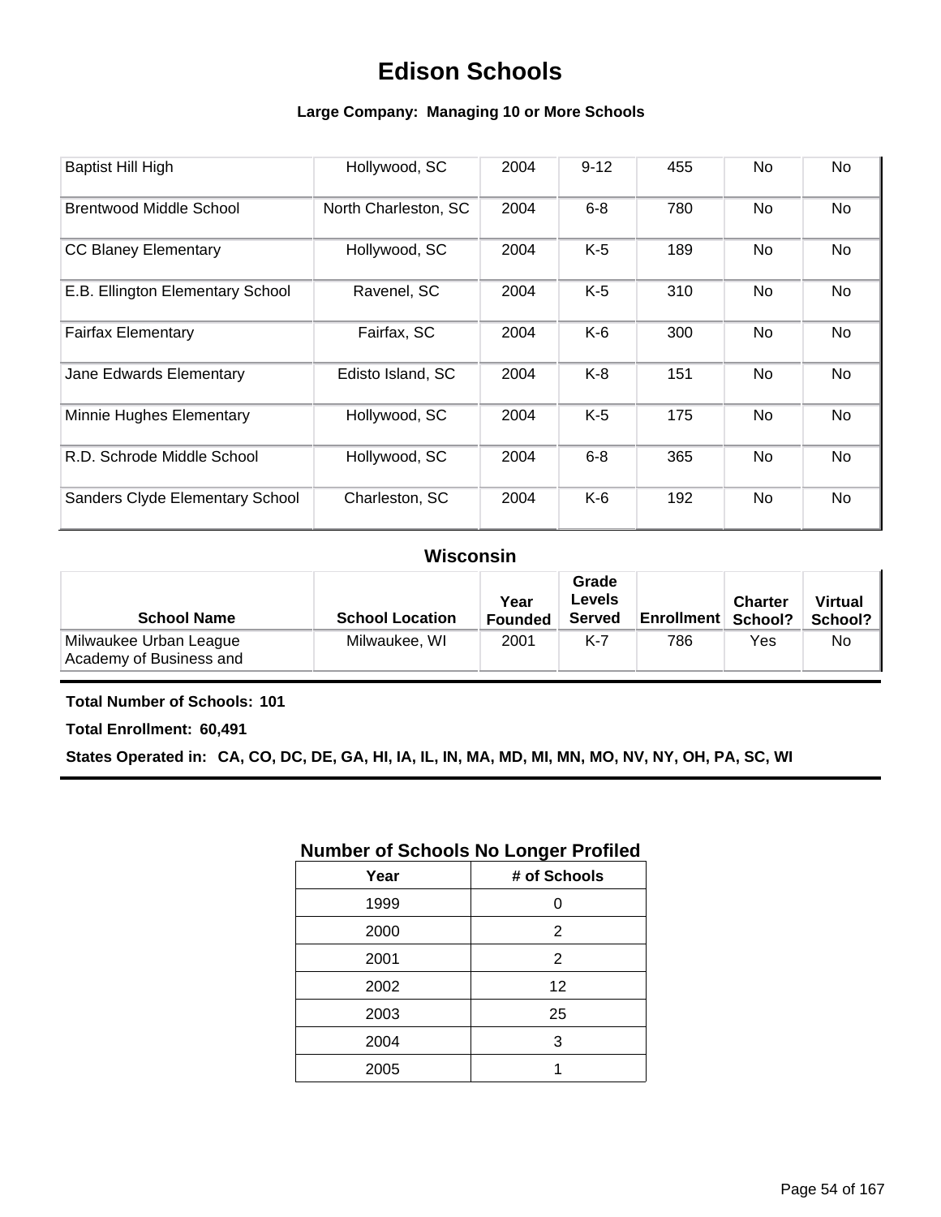# Edison Schools

**Large Company: Managing 10 or More Schools**

| School Name | School Location | Year Founded | Grade Levels Served | Enrollment | Charter School? | Virtual School? |
|---|---|---|---|---|---|---|
| Baptist Hill High | Hollywood, SC | 2004 | 9-12 | 455 | No | No |
| Brentwood Middle School | North Charleston, SC | 2004 | 6-8 | 780 | No | No |
| CC Blaney Elementary | Hollywood, SC | 2004 | K-5 | 189 | No | No |
| E.B. Ellington Elementary School | Ravenel, SC | 2004 | K-5 | 310 | No | No |
| Fairfax Elementary | Fairfax, SC | 2004 | K-6 | 300 | No | No |
| Jane Edwards Elementary | Edisto Island, SC | 2004 | K-8 | 151 | No | No |
| Minnie Hughes Elementary | Hollywood, SC | 2004 | K-5 | 175 | No | No |
| R.D. Schrode Middle School | Hollywood, SC | 2004 | 6-8 | 365 | No | No |
| Sanders Clyde Elementary School | Charleston, SC | 2004 | K-6 | 192 | No | No |

## Wisconsin

| School Name | School Location | Year Founded | Grade Levels Served | Enrollment | Charter School? | Virtual School? |
|---|---|---|---|---|---|---|
| Milwaukee Urban League Academy of Business and | Milwaukee, WI | 2001 | K-7 | 786 | Yes | No |

**Total Number of Schools: 101**

**Total Enrollment: 60,491**

**States Operated in: CA, CO, DC, DE, GA, HI, IA, IL, IN, MA, MD, MI, MN, MO, NV, NY, OH, PA, SC, WI**

## Number of Schools No Longer Profiled

| Year | # of Schools |
|---|---|
| 1999 | 0 |
| 2000 | 2 |
| 2001 | 2 |
| 2002 | 12 |
| 2003 | 25 |
| 2004 | 3 |
| 2005 | 1 |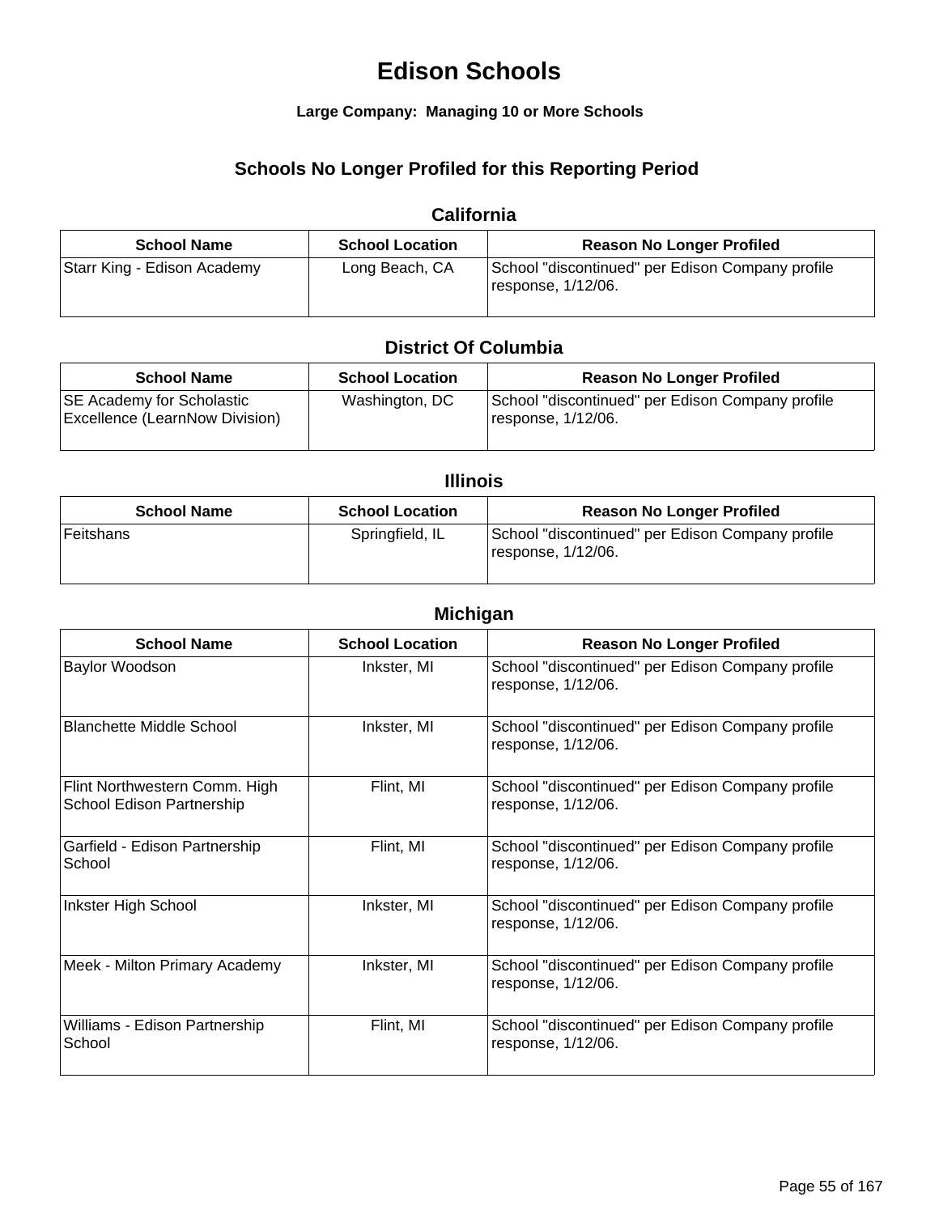# Edison Schools

**Large Company: Managing 10 or More Schools**

## Schools No Longer Profiled for this Reporting Period

### California

| School Name | School Location | Reason No Longer Profiled |
|---|---|---|
| Starr King - Edison Academy | Long Beach, CA | School "discontinued" per Edison Company profile response, 1/12/06. |

### District Of Columbia

| School Name | School Location | Reason No Longer Profiled |
|---|---|---|
| SE Academy for Scholastic Excellence (LearnNow Division) | Washington, DC | School "discontinued" per Edison Company profile response, 1/12/06. |

### Illinois

| School Name | School Location | Reason No Longer Profiled |
|---|---|---|
| Feitshans | Springfield, IL | School "discontinued" per Edison Company profile response, 1/12/06. |

### Michigan

| School Name | School Location | Reason No Longer Profiled |
|---|---|---|
| Baylor Woodson | Inkster, MI | School "discontinued" per Edison Company profile response, 1/12/06. |
| Blanchette Middle School | Inkster, MI | School "discontinued" per Edison Company profile response, 1/12/06. |
| Flint Northwestern Comm. High School Edison Partnership | Flint, MI | School "discontinued" per Edison Company profile response, 1/12/06. |
| Garfield - Edison Partnership School | Flint, MI | School "discontinued" per Edison Company profile response, 1/12/06. |
| Inkster High School | Inkster, MI | School "discontinued" per Edison Company profile response, 1/12/06. |
| Meek - Milton Primary Academy | Inkster, MI | School "discontinued" per Edison Company profile response, 1/12/06. |
| Williams - Edison Partnership School | Flint, MI | School "discontinued" per Edison Company profile response, 1/12/06. |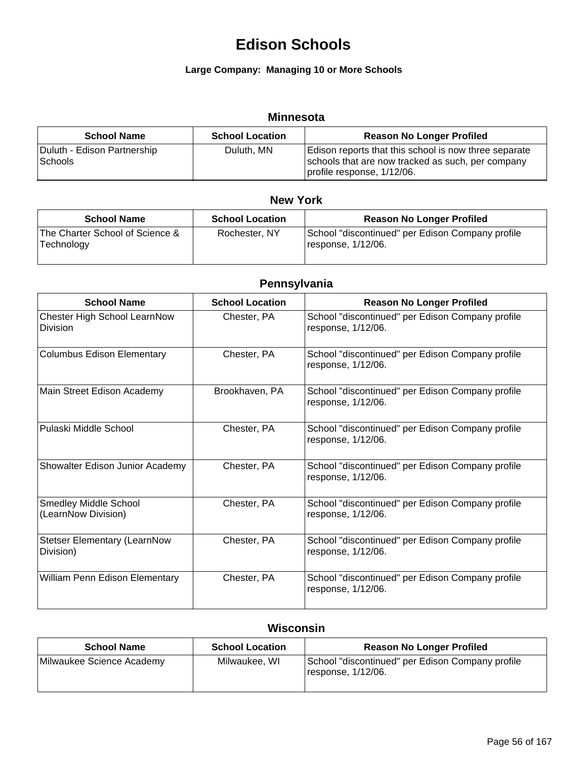# Edison Schools

**Large Company: Managing 10 or More Schools**

## Minnesota

| School Name | School Location | Reason No Longer Profiled |
|---|---|---|
| Duluth - Edison Partnership Schools | Duluth, MN | Edison reports that this school is now three separate schools that are now tracked as such, per company profile response, 1/12/06. |

## New York

| School Name | School Location | Reason No Longer Profiled |
|---|---|---|
| The Charter School of Science & Technology | Rochester, NY | School "discontinued" per Edison Company profile response, 1/12/06. |

## Pennsylvania

| School Name | School Location | Reason No Longer Profiled |
|---|---|---|
| Chester High School LearnNow Division | Chester, PA | School "discontinued" per Edison Company profile response, 1/12/06. |
| Columbus Edison Elementary | Chester, PA | School "discontinued" per Edison Company profile response, 1/12/06. |
| Main Street Edison Academy | Brookhaven, PA | School "discontinued" per Edison Company profile response, 1/12/06. |
| Pulaski Middle School | Chester, PA | School "discontinued" per Edison Company profile response, 1/12/06. |
| Showalter Edison Junior Academy | Chester, PA | School "discontinued" per Edison Company profile response, 1/12/06. |
| Smedley Middle School (LearnNow Division) | Chester, PA | School "discontinued" per Edison Company profile response, 1/12/06. |
| Stetser Elementary (LearnNow Division) | Chester, PA | School "discontinued" per Edison Company profile response, 1/12/06. |
| William Penn Edison Elementary | Chester, PA | School "discontinued" per Edison Company profile response, 1/12/06. |

## Wisconsin

| School Name | School Location | Reason No Longer Profiled |
|---|---|---|
| Milwaukee Science Academy | Milwaukee, WI | School "discontinued" per Edison Company profile response, 1/12/06. |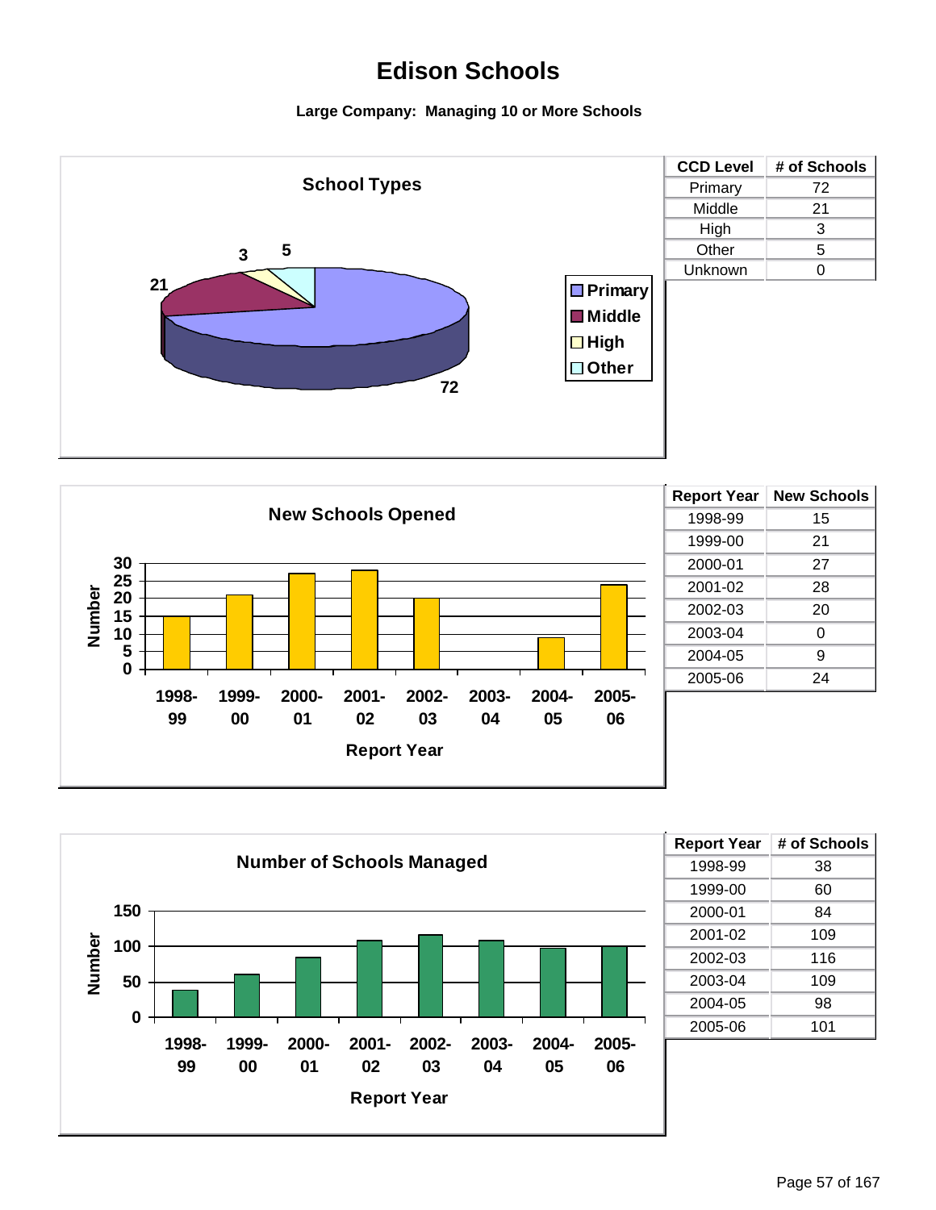# Edison Schools

**Large Company: Managing 10 or More Schools**

### School Types

| CCD Level | # of Schools |
|---|---|
| Primary | 72 |
| Middle | 21 |
| High | 3 |
| Other | 5 |
| Unknown | 0 |

### New Schools Opened

| Report Year | New Schools |
|---|---|
| 1998-99 | 15 |
| 1999-00 | 21 |
| 2000-01 | 27 |
| 2001-02 | 28 |
| 2002-03 | 20 |
| 2003-04 | 0 |
| 2004-05 | 9 |
| 2005-06 | 24 |

### Number of Schools Managed

| Report Year | # of Schools |
|---|---|
| 1998-99 | 38 |
| 1999-00 | 60 |
| 2000-01 | 84 |
| 2001-02 | 109 |
| 2002-03 | 116 |
| 2003-04 | 109 |
| 2004-05 | 98 |
| 2005-06 | 101 |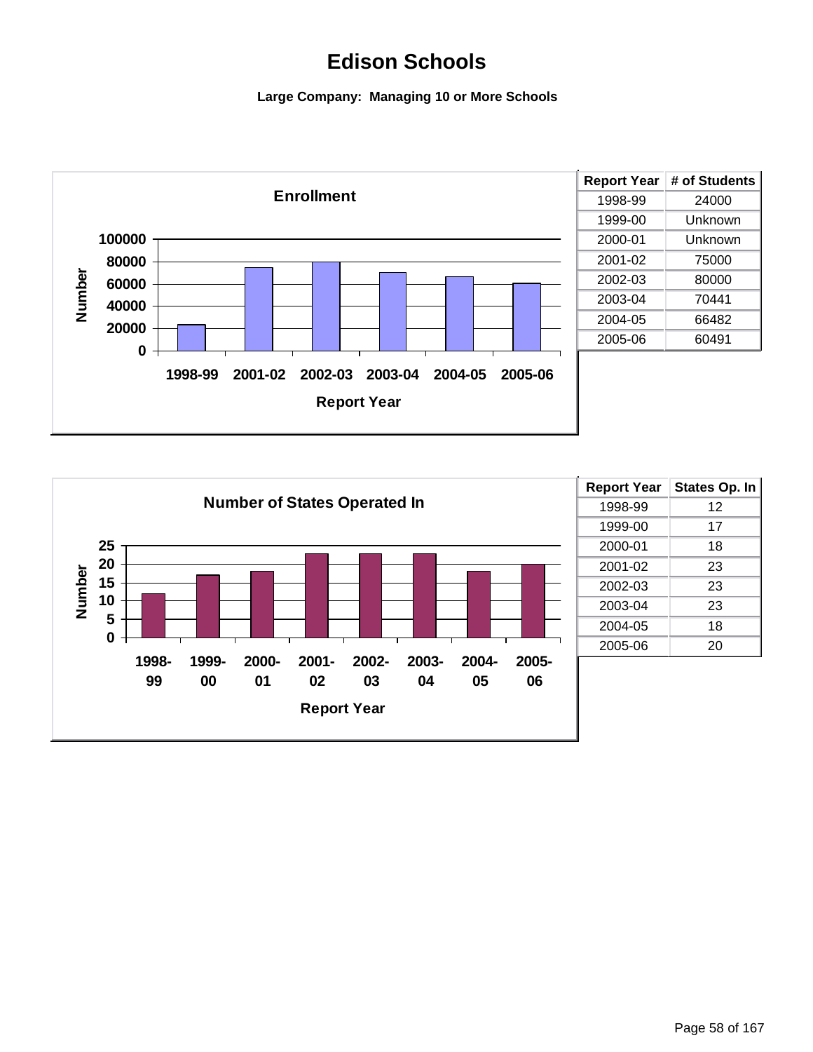# Edison Schools

**Large Company: Managing 10 or More Schools**

**Enrollment**

| Report Year | # of Students |
|---|---|
| 1998-99 | 24000 |
| 1999-00 | Unknown |
| 2000-01 | Unknown |
| 2001-02 | 75000 |
| 2002-03 | 80000 |
| 2003-04 | 70441 |
| 2004-05 | 66482 |
| 2005-06 | 60491 |

**Number of States Operated In**

| Report Year | States Op. In |
|---|---|
| 1998-99 | 12 |
| 1999-00 | 17 |
| 2000-01 | 18 |
| 2001-02 | 23 |
| 2002-03 | 23 |
| 2003-04 | 23 |
| 2004-05 | 18 |
| 2005-06 | 20 |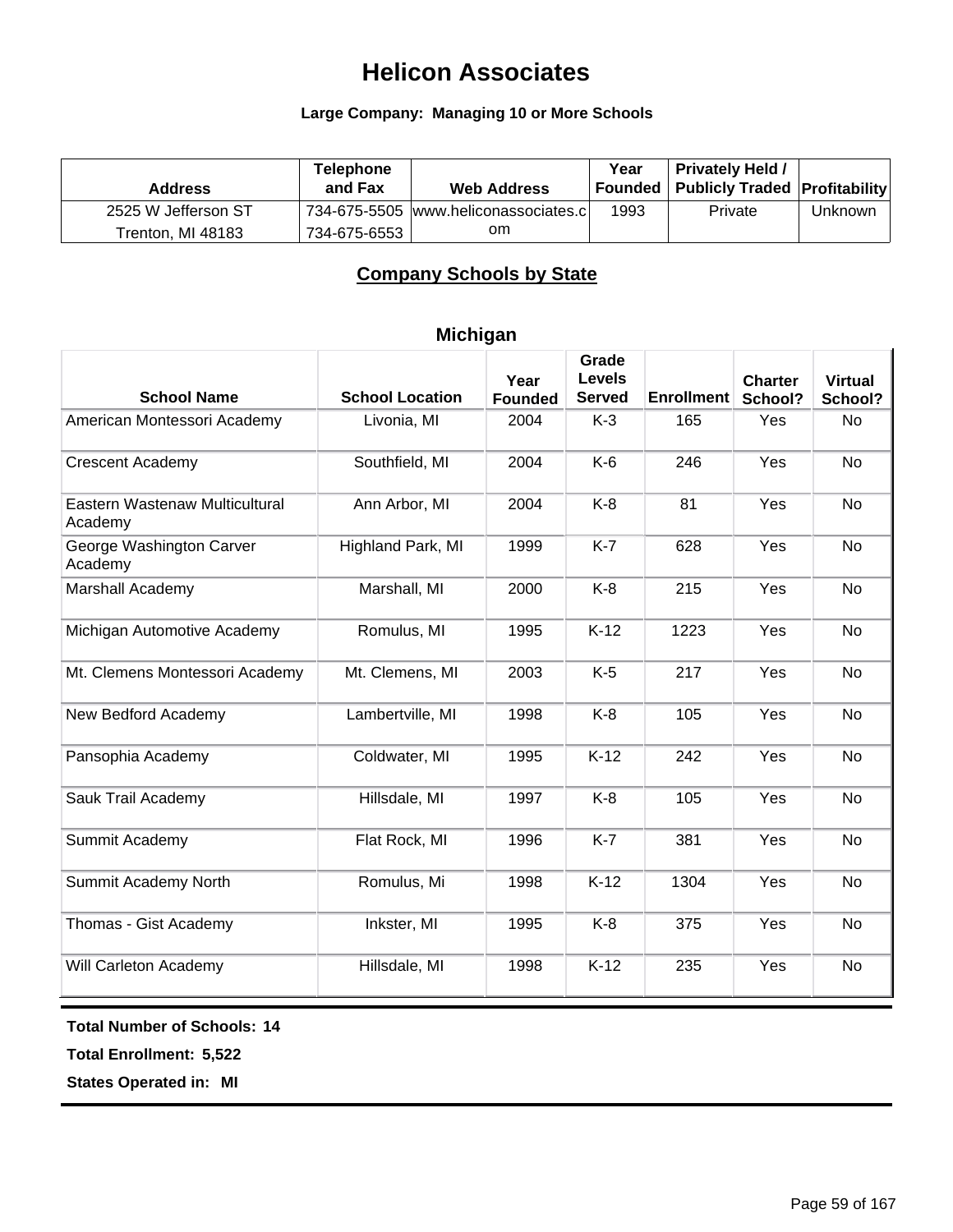# Helicon Associates

**Large Company: Managing 10 or More Schools**

| Address | Telephone and Fax | Web Address | Year Founded | Privately Held / Publicly Traded | Profitability |
|---|---|---|---|---|---|
| 2525 W Jefferson ST<br>Trenton, MI 48183 | 734-675-5505<br>734-675-6553 | www.heliconassociates.com | 1993 | Private | Unknown |

## Company Schools by State

### Michigan

| School Name | School Location | Year Founded | Grade Levels Served | Enrollment | Charter School? | Virtual School? |
|---|---|---|---|---|---|---|
| American Montessori Academy | Livonia, MI | 2004 | K-3 | 165 | Yes | No |
| Crescent Academy | Southfield, MI | 2004 | K-6 | 246 | Yes | No |
| Eastern Wastenaw Multicultural Academy | Ann Arbor, MI | 2004 | K-8 | 81 | Yes | No |
| George Washington Carver Academy | Highland Park, MI | 1999 | K-7 | 628 | Yes | No |
| Marshall Academy | Marshall, MI | 2000 | K-8 | 215 | Yes | No |
| Michigan Automotive Academy | Romulus, MI | 1995 | K-12 | 1223 | Yes | No |
| Mt. Clemens Montessori Academy | Mt. Clemens, MI | 2003 | K-5 | 217 | Yes | No |
| New Bedford Academy | Lambertville, MI | 1998 | K-8 | 105 | Yes | No |
| Pansophia Academy | Coldwater, MI | 1995 | K-12 | 242 | Yes | No |
| Sauk Trail Academy | Hillsdale, MI | 1997 | K-8 | 105 | Yes | No |
| Summit Academy | Flat Rock, MI | 1996 | K-7 | 381 | Yes | No |
| Summit Academy North | Romulus, Mi | 1998 | K-12 | 1304 | Yes | No |
| Thomas - Gist Academy | Inkster, MI | 1995 | K-8 | 375 | Yes | No |
| Will Carleton Academy | Hillsdale, MI | 1998 | K-12 | 235 | Yes | No |

**Total Number of Schools: 14**

**Total Enrollment: 5,522**

**States Operated in: MI**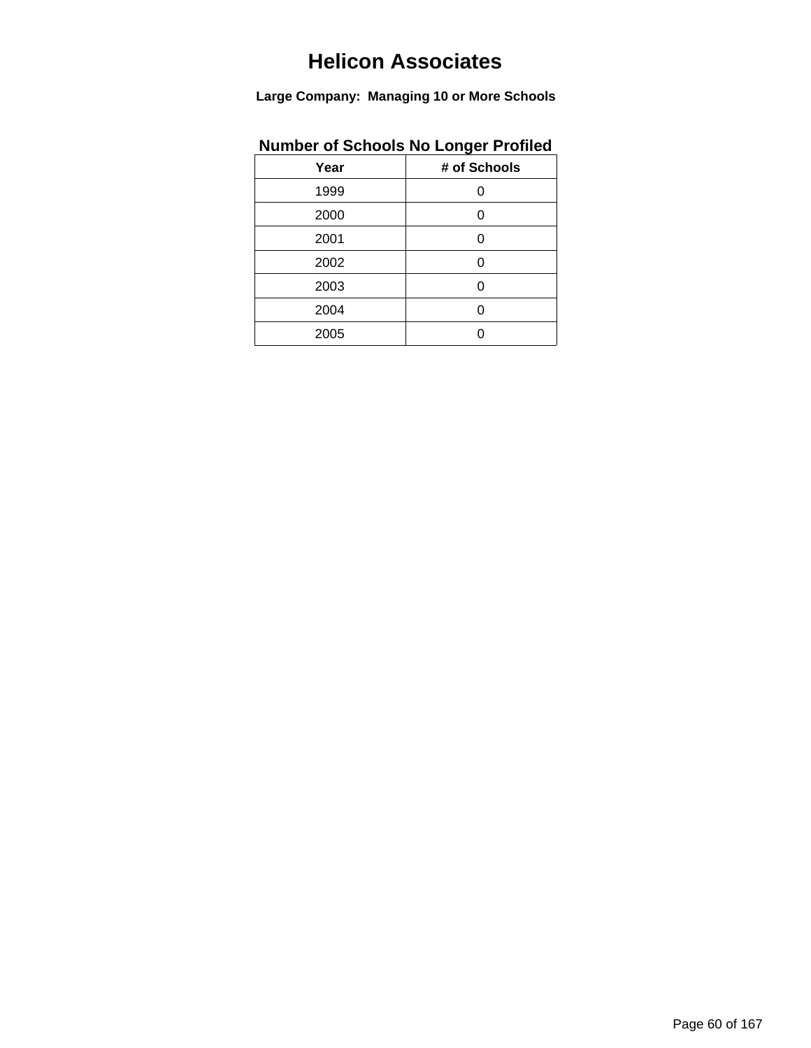# Helicon Associates

**Large Company: Managing 10 or More Schools**

## Number of Schools No Longer Profiled

| Year | # of Schools |
|---|---|
| 1999 | 0 |
| 2000 | 0 |
| 2001 | 0 |
| 2002 | 0 |
| 2003 | 0 |
| 2004 | 0 |
| 2005 | 0 |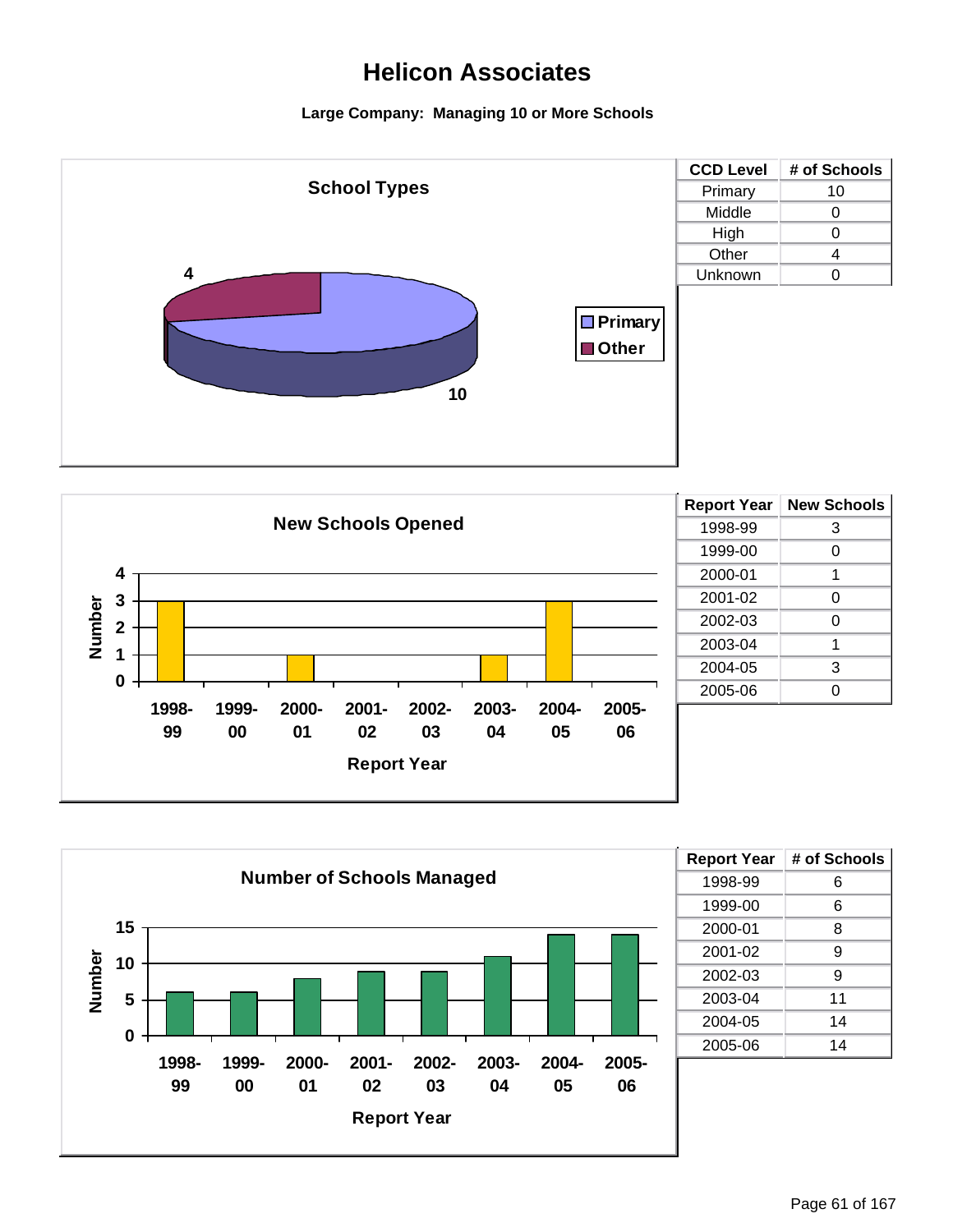# Helicon Associates

**Large Company: Managing 10 or More Schools**

### School Types

| CCD Level | # of Schools |
|---|---|
| Primary | 10 |
| Middle | 0 |
| High | 0 |
| Other | 4 |
| Unknown | 0 |

### New Schools Opened

| Report Year | New Schools |
|---|---|
| 1998-99 | 3 |
| 1999-00 | 0 |
| 2000-01 | 1 |
| 2001-02 | 0 |
| 2002-03 | 0 |
| 2003-04 | 1 |
| 2004-05 | 3 |
| 2005-06 | 0 |

### Number of Schools Managed

| Report Year | # of Schools |
|---|---|
| 1998-99 | 6 |
| 1999-00 | 6 |
| 2000-01 | 8 |
| 2001-02 | 9 |
| 2002-03 | 9 |
| 2003-04 | 11 |
| 2004-05 | 14 |
| 2005-06 | 14 |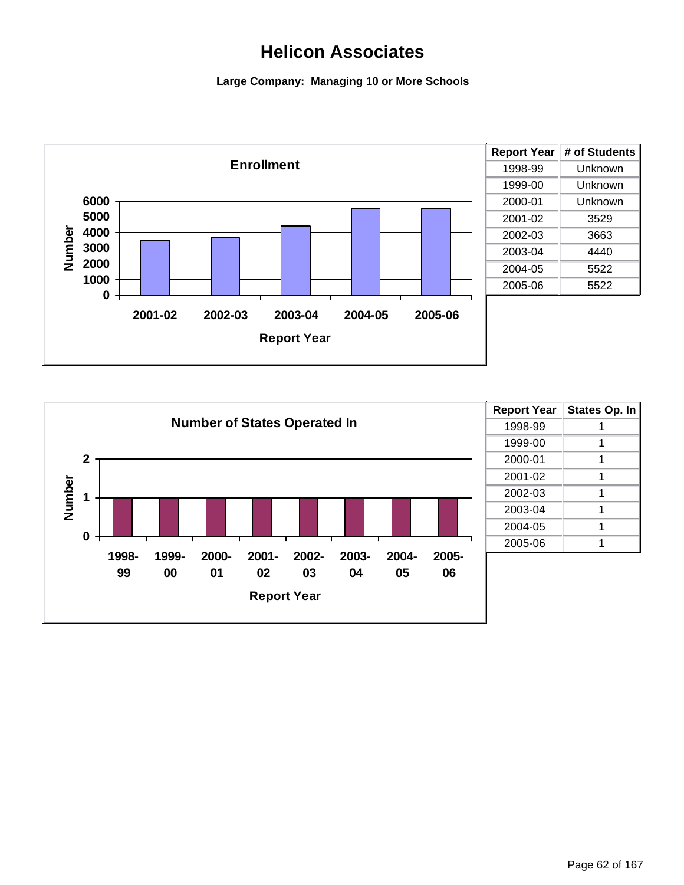# Helicon Associates

**Large Company: Managing 10 or More Schools**

**Enrollment**

| Report Year | # of Students |
|---|---|
| 1998-99 | Unknown |
| 1999-00 | Unknown |
| 2000-01 | Unknown |
| 2001-02 | 3529 |
| 2002-03 | 3663 |
| 2003-04 | 4440 |
| 2004-05 | 5522 |
| 2005-06 | 5522 |

**Number of States Operated In**

| Report Year | States Op. In |
|---|---|
| 1998-99 | 1 |
| 1999-00 | 1 |
| 2000-01 | 1 |
| 2001-02 | 1 |
| 2002-03 | 1 |
| 2003-04 | 1 |
| 2004-05 | 1 |
| 2005-06 | 1 |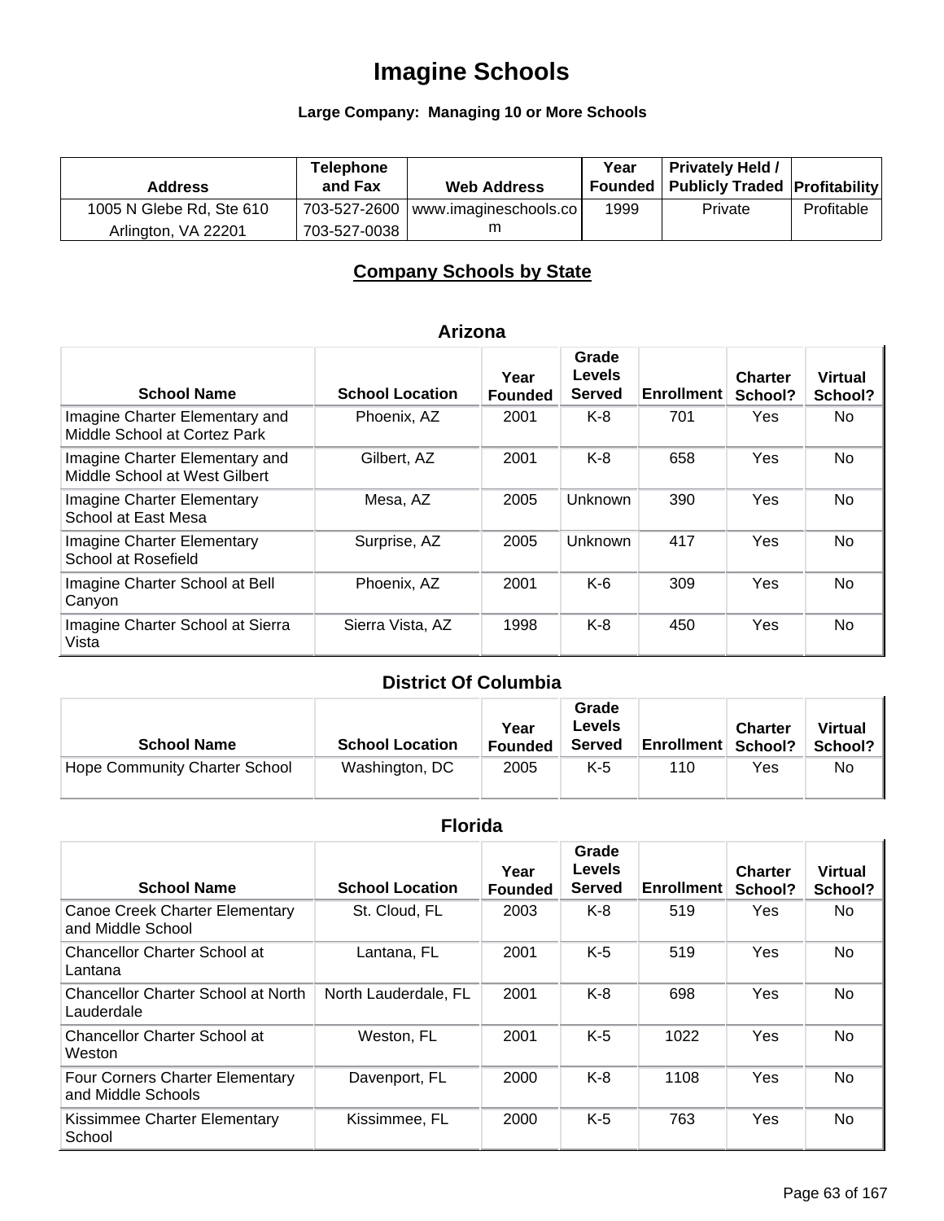# Imagine Schools

**Large Company: Managing 10 or More Schools**

| Address | Telephone and Fax | Web Address | Year Founded | Privately Held / Publicly Traded | Profitability |
|---|---|---|---|---|---|
| 1005 N Glebe Rd, Ste 610 Arlington, VA 22201 | 703-527-2600 703-527-0038 | www.imagineschools.com | 1999 | Private | Profitable |

## Company Schools by State

### Arizona

| School Name | School Location | Year Founded | Grade Levels Served | Enrollment | Charter School? | Virtual School? |
|---|---|---|---|---|---|---|
| Imagine Charter Elementary and Middle School at Cortez Park | Phoenix, AZ | 2001 | K-8 | 701 | Yes | No |
| Imagine Charter Elementary and Middle School at West Gilbert | Gilbert, AZ | 2001 | K-8 | 658 | Yes | No |
| Imagine Charter Elementary School at East Mesa | Mesa, AZ | 2005 | Unknown | 390 | Yes | No |
| Imagine Charter Elementary School at Rosefield | Surprise, AZ | 2005 | Unknown | 417 | Yes | No |
| Imagine Charter School at Bell Canyon | Phoenix, AZ | 2001 | K-6 | 309 | Yes | No |
| Imagine Charter School at Sierra Vista | Sierra Vista, AZ | 1998 | K-8 | 450 | Yes | No |

### District Of Columbia

| School Name | School Location | Year Founded | Grade Levels Served | Enrollment | Charter School? | Virtual School? |
|---|---|---|---|---|---|---|
| Hope Community Charter School | Washington, DC | 2005 | K-5 | 110 | Yes | No |

### Florida

| School Name | School Location | Year Founded | Grade Levels Served | Enrollment | Charter School? | Virtual School? |
|---|---|---|---|---|---|---|
| Canoe Creek Charter Elementary and Middle School | St. Cloud, FL | 2003 | K-8 | 519 | Yes | No |
| Chancellor Charter School at Lantana | Lantana, FL | 2001 | K-5 | 519 | Yes | No |
| Chancellor Charter School at North Lauderdale | North Lauderdale, FL | 2001 | K-8 | 698 | Yes | No |
| Chancellor Charter School at Weston | Weston, FL | 2001 | K-5 | 1022 | Yes | No |
| Four Corners Charter Elementary and Middle Schools | Davenport, FL | 2000 | K-8 | 1108 | Yes | No |
| Kissimmee Charter Elementary School | Kissimmee, FL | 2000 | K-5 | 763 | Yes | No |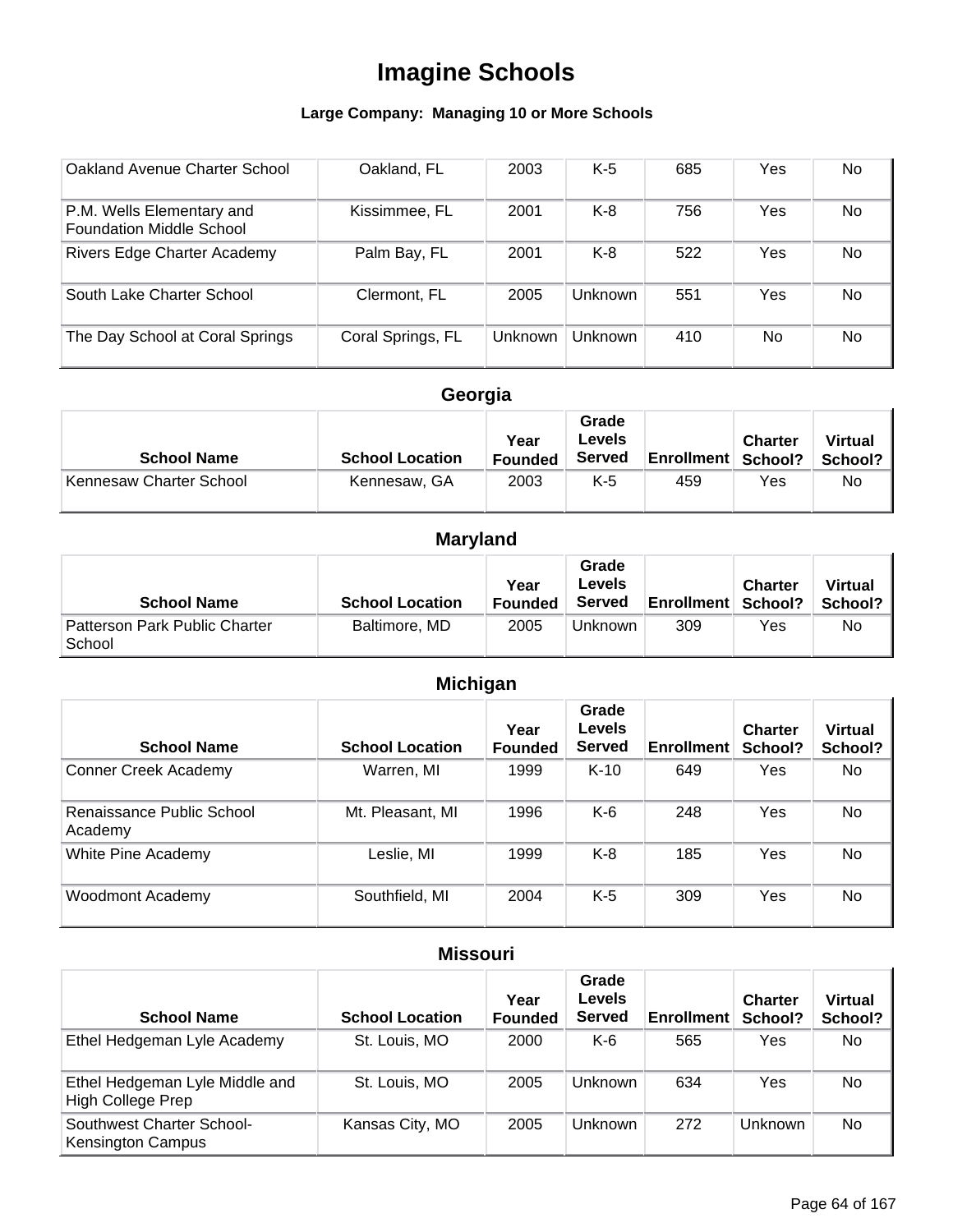# Imagine Schools

### Large Company: Managing 10 or More Schools

| School Name | School Location | Year Founded | Grade Levels Served | Enrollment | Charter School? | Virtual School? |
|---|---|---|---|---|---|---|
| Oakland Avenue Charter School | Oakland, FL | 2003 | K-5 | 685 | Yes | No |
| P.M. Wells Elementary and Foundation Middle School | Kissimmee, FL | 2001 | K-8 | 756 | Yes | No |
| Rivers Edge Charter Academy | Palm Bay, FL | 2001 | K-8 | 522 | Yes | No |
| South Lake Charter School | Clermont, FL | 2005 | Unknown | 551 | Yes | No |
| The Day School at Coral Springs | Coral Springs, FL | Unknown | Unknown | 410 | No | No |

## Georgia

| School Name | School Location | Year Founded | Grade Levels Served | Enrollment | Charter School? | Virtual School? |
|---|---|---|---|---|---|---|
| Kennesaw Charter School | Kennesaw, GA | 2003 | K-5 | 459 | Yes | No |

## Maryland

| School Name | School Location | Year Founded | Grade Levels Served | Enrollment | Charter School? | Virtual School? |
|---|---|---|---|---|---|---|
| Patterson Park Public Charter School | Baltimore, MD | 2005 | Unknown | 309 | Yes | No |

## Michigan

| School Name | School Location | Year Founded | Grade Levels Served | Enrollment | Charter School? | Virtual School? |
|---|---|---|---|---|---|---|
| Conner Creek Academy | Warren, MI | 1999 | K-10 | 649 | Yes | No |
| Renaissance Public School Academy | Mt. Pleasant, MI | 1996 | K-6 | 248 | Yes | No |
| White Pine Academy | Leslie, MI | 1999 | K-8 | 185 | Yes | No |
| Woodmont Academy | Southfield, MI | 2004 | K-5 | 309 | Yes | No |

## Missouri

| School Name | School Location | Year Founded | Grade Levels Served | Enrollment | Charter School? | Virtual School? |
|---|---|---|---|---|---|---|
| Ethel Hedgeman Lyle Academy | St. Louis, MO | 2000 | K-6 | 565 | Yes | No |
| Ethel Hedgeman Lyle Middle and High College Prep | St. Louis, MO | 2005 | Unknown | 634 | Yes | No |
| Southwest Charter School-Kensington Campus | Kansas City, MO | 2005 | Unknown | 272 | Unknown | No |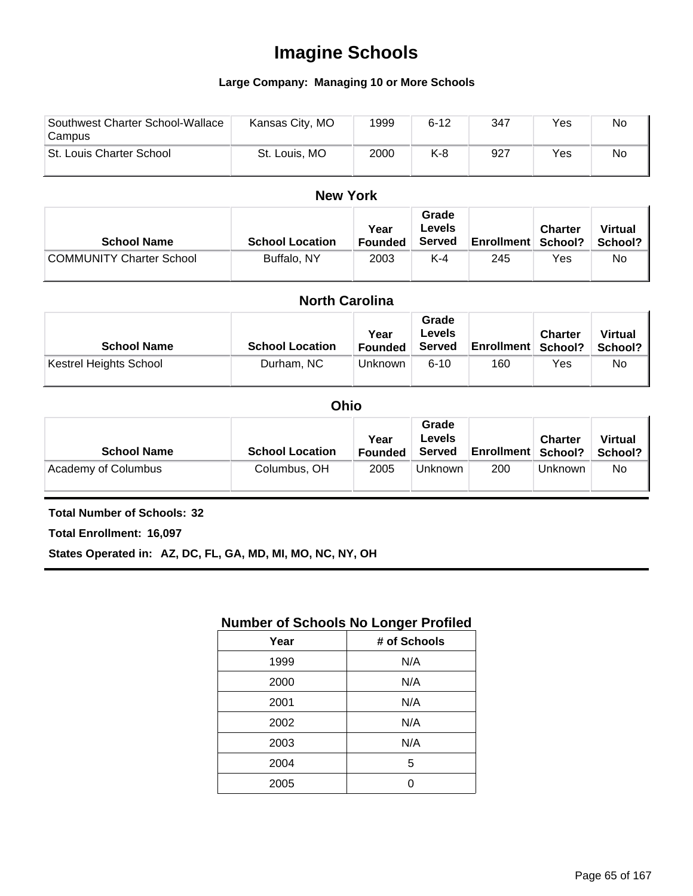# Imagine Schools

**Large Company: Managing 10 or More Schools**

| School Name | School Location | Year Founded | Grade Levels Served | Enrollment | Charter School? | Virtual School? |
|---|---|---|---|---|---|---|
| Southwest Charter School-Wallace Campus | Kansas City, MO | 1999 | 6-12 | 347 | Yes | No |
| St. Louis Charter School | St. Louis, MO | 2000 | K-8 | 927 | Yes | No |

### New York

| School Name | School Location | Year Founded | Grade Levels Served | Enrollment | Charter School? | Virtual School? |
|---|---|---|---|---|---|---|
| COMMUNITY Charter School | Buffalo, NY | 2003 | K-4 | 245 | Yes | No |

### North Carolina

| School Name | School Location | Year Founded | Grade Levels Served | Enrollment | Charter School? | Virtual School? |
|---|---|---|---|---|---|---|
| Kestrel Heights School | Durham, NC | Unknown | 6-10 | 160 | Yes | No |

### Ohio

| School Name | School Location | Year Founded | Grade Levels Served | Enrollment | Charter School? | Virtual School? |
|---|---|---|---|---|---|---|
| Academy of Columbus | Columbus, OH | 2005 | Unknown | 200 | Unknown | No |

**Total Number of Schools: 32**

**Total Enrollment: 16,097**

**States Operated in: AZ, DC, FL, GA, MD, MI, MO, NC, NY, OH**

### Number of Schools No Longer Profiled

| Year | # of Schools |
|---|---|
| 1999 | N/A |
| 2000 | N/A |
| 2001 | N/A |
| 2002 | N/A |
| 2003 | N/A |
| 2004 | 5 |
| 2005 | 0 |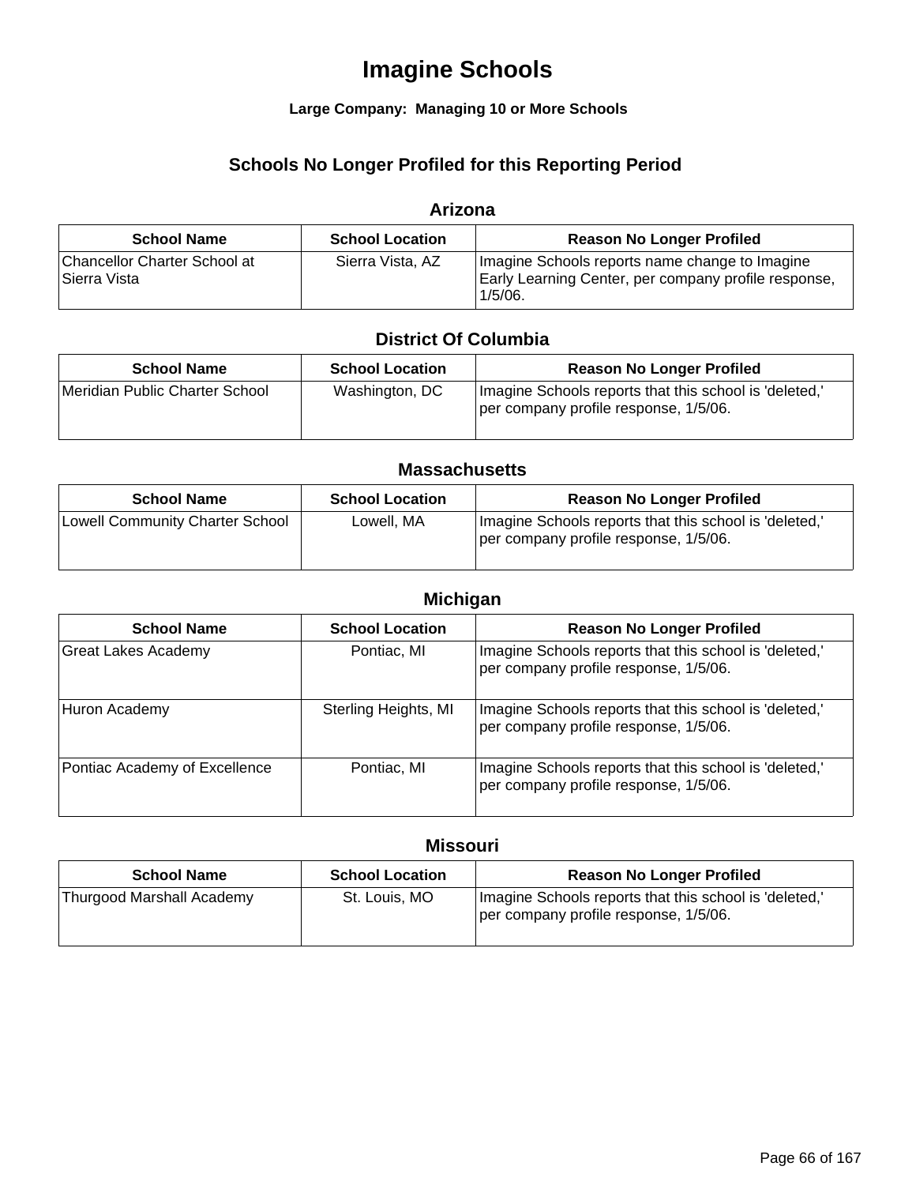# Imagine Schools

**Large Company: Managing 10 or More Schools**

## Schools No Longer Profiled for this Reporting Period

### Arizona

| School Name | School Location | Reason No Longer Profiled |
| --- | --- | --- |
| Chancellor Charter School at Sierra Vista | Sierra Vista, AZ | Imagine Schools reports name change to Imagine Early Learning Center, per company profile response, 1/5/06. |

### District Of Columbia

| School Name | School Location | Reason No Longer Profiled |
| --- | --- | --- |
| Meridian Public Charter School | Washington, DC | Imagine Schools reports that this school is 'deleted,' per company profile response, 1/5/06. |

### Massachusetts

| School Name | School Location | Reason No Longer Profiled |
| --- | --- | --- |
| Lowell Community Charter School | Lowell, MA | Imagine Schools reports that this school is 'deleted,' per company profile response, 1/5/06. |

### Michigan

| School Name | School Location | Reason No Longer Profiled |
| --- | --- | --- |
| Great Lakes Academy | Pontiac, MI | Imagine Schools reports that this school is 'deleted,' per company profile response, 1/5/06. |
| Huron Academy | Sterling Heights, MI | Imagine Schools reports that this school is 'deleted,' per company profile response, 1/5/06. |
| Pontiac Academy of Excellence | Pontiac, MI | Imagine Schools reports that this school is 'deleted,' per company profile response, 1/5/06. |

### Missouri

| School Name | School Location | Reason No Longer Profiled |
| --- | --- | --- |
| Thurgood Marshall Academy | St. Louis, MO | Imagine Schools reports that this school is 'deleted,' per company profile response, 1/5/06. |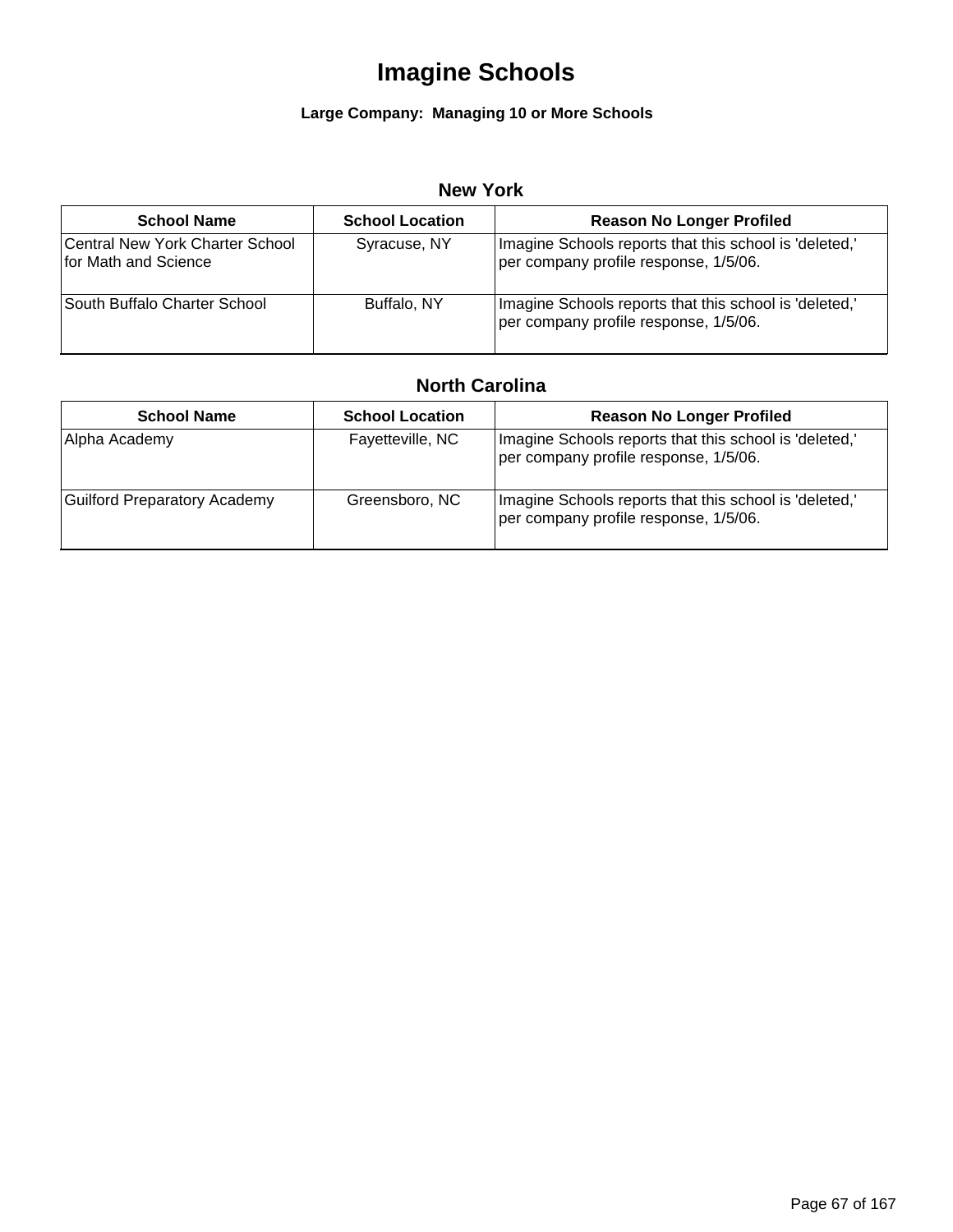# Imagine Schools

**Large Company: Managing 10 or More Schools**

## New York

| School Name | School Location | Reason No Longer Profiled |
| --- | --- | --- |
| Central New York Charter School for Math and Science | Syracuse, NY | Imagine Schools reports that this school is 'deleted,' per company profile response, 1/5/06. |
| South Buffalo Charter School | Buffalo, NY | Imagine Schools reports that this school is 'deleted,' per company profile response, 1/5/06. |

## North Carolina

| School Name | School Location | Reason No Longer Profiled |
| --- | --- | --- |
| Alpha Academy | Fayetteville, NC | Imagine Schools reports that this school is 'deleted,' per company profile response, 1/5/06. |
| Guilford Preparatory Academy | Greensboro, NC | Imagine Schools reports that this school is 'deleted,' per company profile response, 1/5/06. |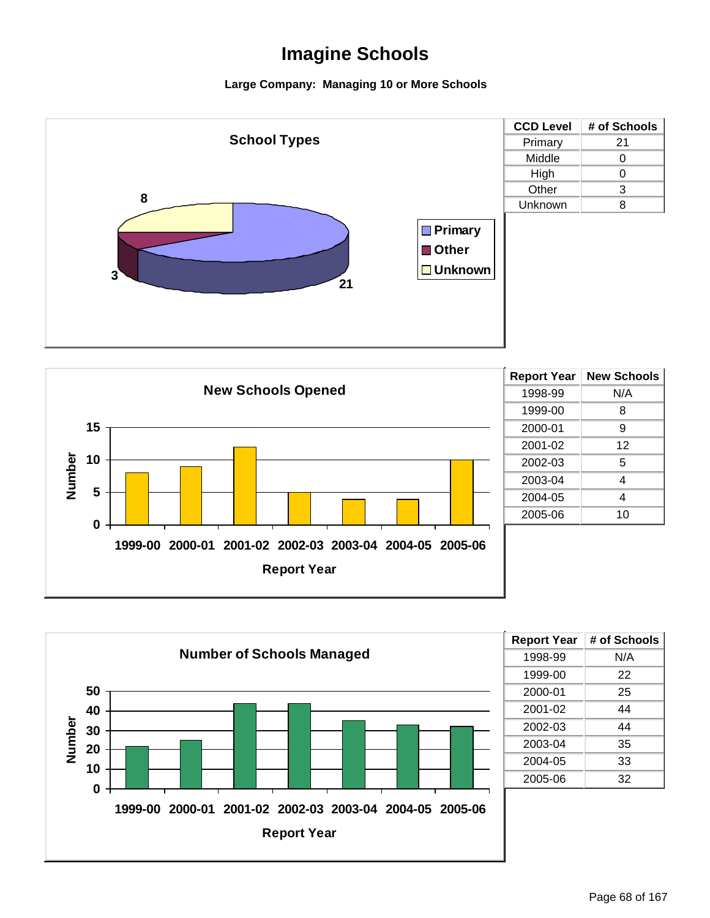# Imagine Schools

**Large Company: Managing 10 or More Schools**

### School Types

| CCD Level | # of Schools |
|---|---|
| Primary | 21 |
| Middle | 0 |
| High | 0 |
| Other | 3 |
| Unknown | 8 |

### New Schools Opened

| Report Year | New Schools |
|---|---|
| 1998-99 | N/A |
| 1999-00 | 8 |
| 2000-01 | 9 |
| 2001-02 | 12 |
| 2002-03 | 5 |
| 2003-04 | 4 |
| 2004-05 | 4 |
| 2005-06 | 10 |

### Number of Schools Managed

| Report Year | # of Schools |
|---|---|
| 1998-99 | N/A |
| 1999-00 | 22 |
| 2000-01 | 25 |
| 2001-02 | 44 |
| 2002-03 | 44 |
| 2003-04 | 35 |
| 2004-05 | 33 |
| 2005-06 | 32 |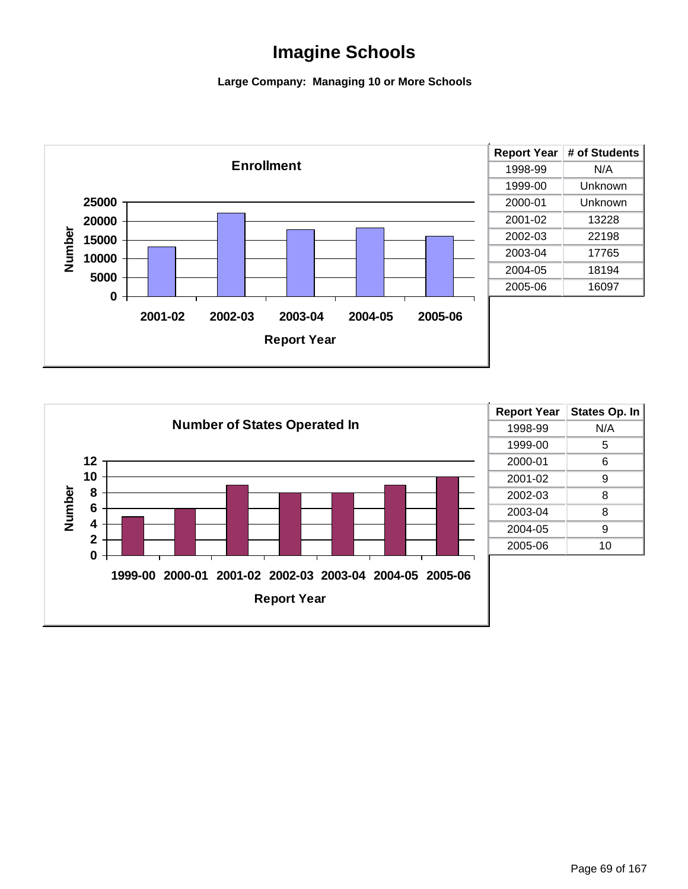# Imagine Schools

**Large Company: Managing 10 or More Schools**

**Enrollment**

| Report Year | # of Students |
|---|---|
| 1998-99 | N/A |
| 1999-00 | Unknown |
| 2000-01 | Unknown |
| 2001-02 | 13228 |
| 2002-03 | 22198 |
| 2003-04 | 17765 |
| 2004-05 | 18194 |
| 2005-06 | 16097 |

**Number of States Operated In**

| Report Year | States Op. In |
|---|---|
| 1998-99 | N/A |
| 1999-00 | 5 |
| 2000-01 | 6 |
| 2001-02 | 9 |
| 2002-03 | 8 |
| 2003-04 | 8 |
| 2004-05 | 9 |
| 2005-06 | 10 |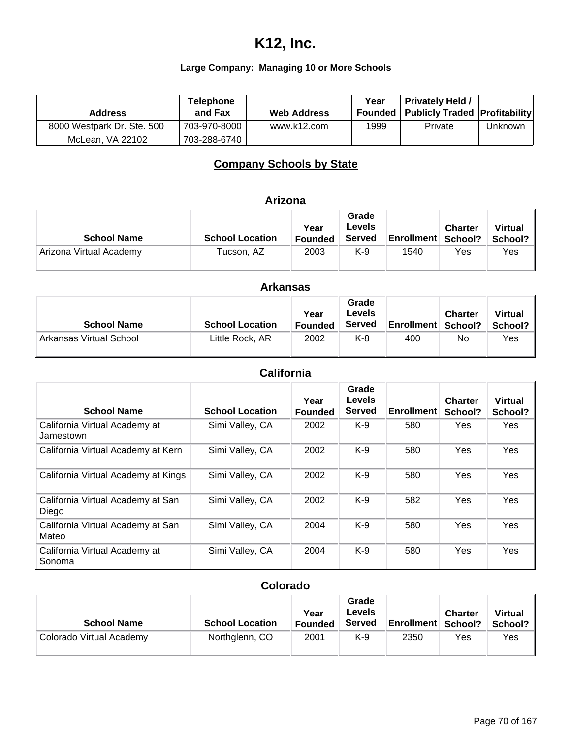# K12, Inc.

### Large Company: Managing 10 or More Schools

| Address | Telephone and Fax | Web Address | Year Founded | Privately Held / Publicly Traded | Profitability |
|---|---|---|---|---|---|
| 8000 Westpark Dr. Ste. 500 McLean, VA 22102 | 703-970-8000 703-288-6740 | www.k12.com | 1999 | Private | Unknown |

## Company Schools by State

### Arizona

| School Name | School Location | Year Founded | Grade Levels Served | Enrollment | Charter School? | Virtual School? |
|---|---|---|---|---|---|---|
| Arizona Virtual Academy | Tucson, AZ | 2003 | K-9 | 1540 | Yes | Yes |

### Arkansas

| School Name | School Location | Year Founded | Grade Levels Served | Enrollment | Charter School? | Virtual School? |
|---|---|---|---|---|---|---|
| Arkansas Virtual School | Little Rock, AR | 2002 | K-8 | 400 | No | Yes |

### California

| School Name | School Location | Year Founded | Grade Levels Served | Enrollment | Charter School? | Virtual School? |
|---|---|---|---|---|---|---|
| California Virtual Academy at Jamestown | Simi Valley, CA | 2002 | K-9 | 580 | Yes | Yes |
| California Virtual Academy at Kern | Simi Valley, CA | 2002 | K-9 | 580 | Yes | Yes |
| California Virtual Academy at Kings | Simi Valley, CA | 2002 | K-9 | 580 | Yes | Yes |
| California Virtual Academy at San Diego | Simi Valley, CA | 2002 | K-9 | 582 | Yes | Yes |
| California Virtual Academy at San Mateo | Simi Valley, CA | 2004 | K-9 | 580 | Yes | Yes |
| California Virtual Academy at Sonoma | Simi Valley, CA | 2004 | K-9 | 580 | Yes | Yes |

### Colorado

| School Name | School Location | Year Founded | Grade Levels Served | Enrollment | Charter School? | Virtual School? |
|---|---|---|---|---|---|---|
| Colorado Virtual Academy | Northglenn, CO | 2001 | K-9 | 2350 | Yes | Yes |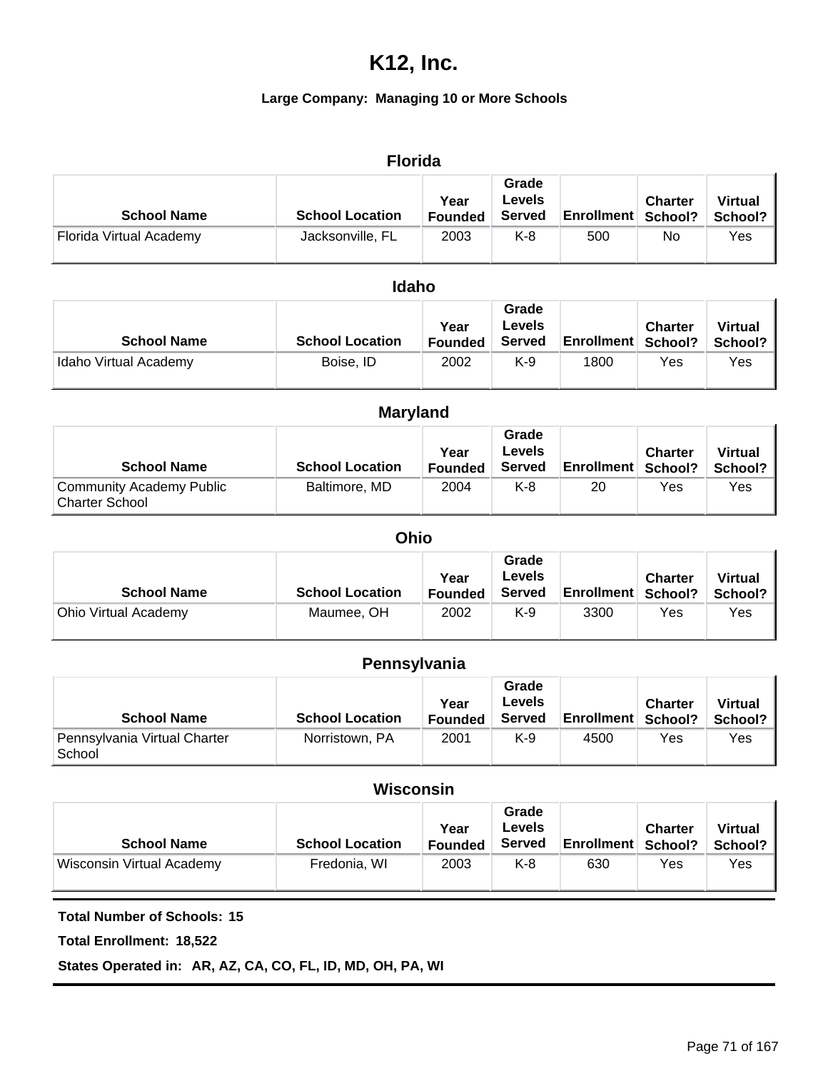# K12, Inc.

**Large Company: Managing 10 or More Schools**

## Florida

| School Name | School Location | Year Founded | Grade Levels Served | Enrollment | Charter School? | Virtual School? |
|---|---|---|---|---|---|---|
| Florida Virtual Academy | Jacksonville, FL | 2003 | K-8 | 500 | No | Yes |

## Idaho

| School Name | School Location | Year Founded | Grade Levels Served | Enrollment | Charter School? | Virtual School? |
|---|---|---|---|---|---|---|
| Idaho Virtual Academy | Boise, ID | 2002 | K-9 | 1800 | Yes | Yes |

## Maryland

| School Name | School Location | Year Founded | Grade Levels Served | Enrollment | Charter School? | Virtual School? |
|---|---|---|---|---|---|---|
| Community Academy Public Charter School | Baltimore, MD | 2004 | K-8 | 20 | Yes | Yes |

## Ohio

| School Name | School Location | Year Founded | Grade Levels Served | Enrollment | Charter School? | Virtual School? |
|---|---|---|---|---|---|---|
| Ohio Virtual Academy | Maumee, OH | 2002 | K-9 | 3300 | Yes | Yes |

## Pennsylvania

| School Name | School Location | Year Founded | Grade Levels Served | Enrollment | Charter School? | Virtual School? |
|---|---|---|---|---|---|---|
| Pennsylvania Virtual Charter School | Norristown, PA | 2001 | K-9 | 4500 | Yes | Yes |

## Wisconsin

| School Name | School Location | Year Founded | Grade Levels Served | Enrollment | Charter School? | Virtual School? |
|---|---|---|---|---|---|---|
| Wisconsin Virtual Academy | Fredonia, WI | 2003 | K-8 | 630 | Yes | Yes |

**Total Number of Schools: 15**

**Total Enrollment: 18,522**

**States Operated in: AR, AZ, CA, CO, FL, ID, MD, OH, PA, WI**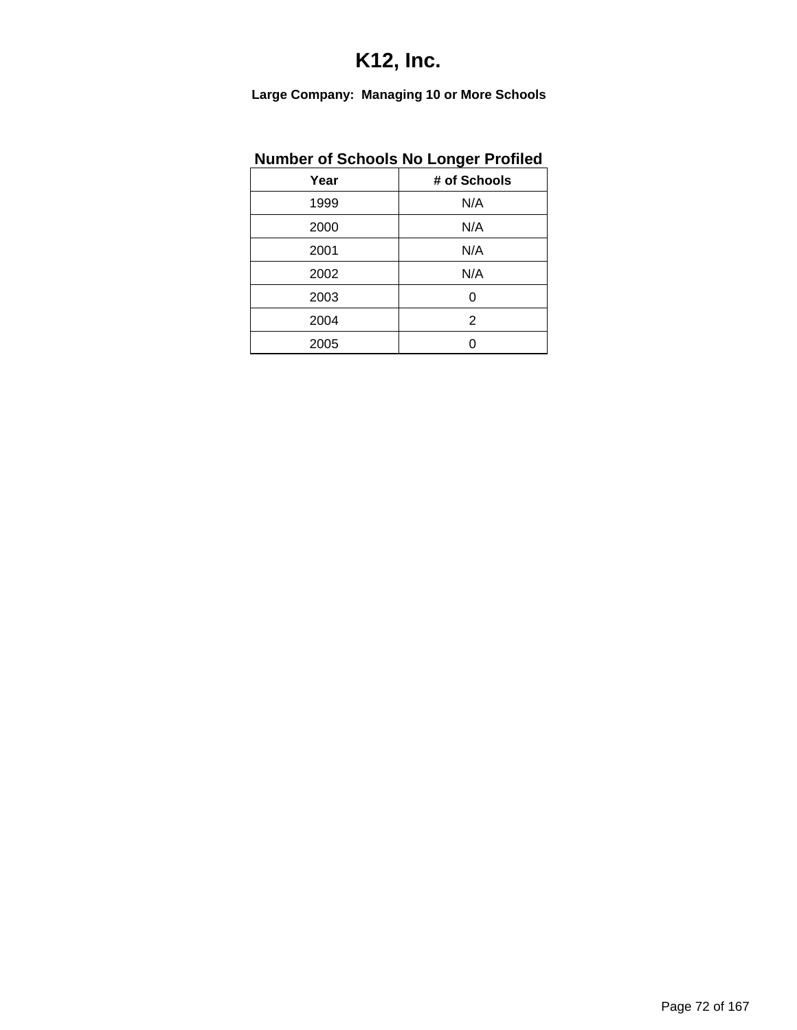# K12, Inc.

**Large Company: Managing 10 or More Schools**

## Number of Schools No Longer Profiled

| Year | # of Schools |
|---|---|
| 1999 | N/A |
| 2000 | N/A |
| 2001 | N/A |
| 2002 | N/A |
| 2003 | 0 |
| 2004 | 2 |
| 2005 | 0 |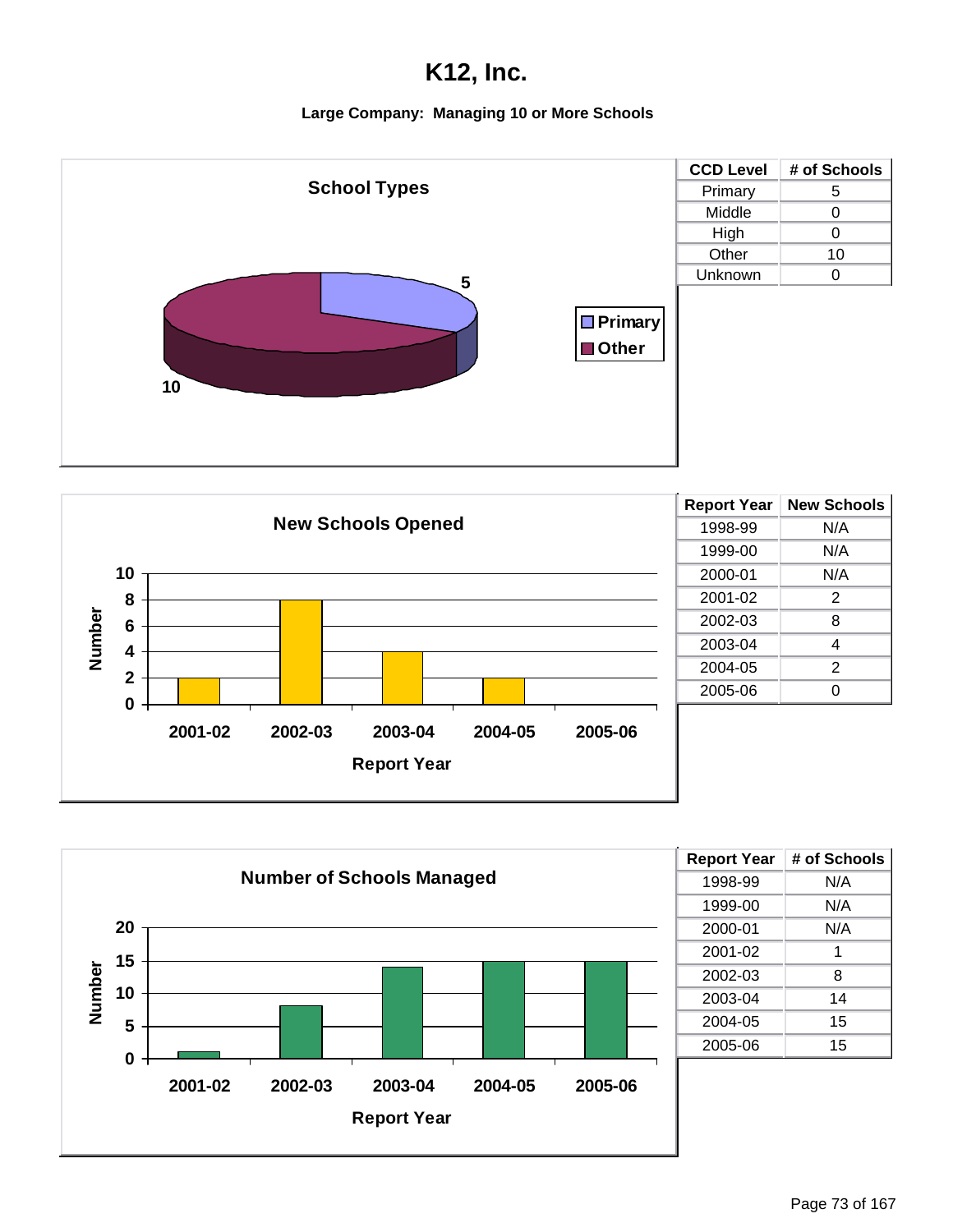# K12, Inc.

**Large Company: Managing 10 or More Schools**

### School Types

| CCD Level | # of Schools |
|---|---|
| Primary | 5 |
| Middle | 0 |
| High | 0 |
| Other | 10 |
| Unknown | 0 |

### New Schools Opened

| Report Year | New Schools |
|---|---|
| 1998-99 | N/A |
| 1999-00 | N/A |
| 2000-01 | N/A |
| 2001-02 | 2 |
| 2002-03 | 8 |
| 2003-04 | 4 |
| 2004-05 | 2 |
| 2005-06 | 0 |

### Number of Schools Managed

| Report Year | # of Schools |
|---|---|
| 1998-99 | N/A |
| 1999-00 | N/A |
| 2000-01 | N/A |
| 2001-02 | 1 |
| 2002-03 | 8 |
| 2003-04 | 14 |
| 2004-05 | 15 |
| 2005-06 | 15 |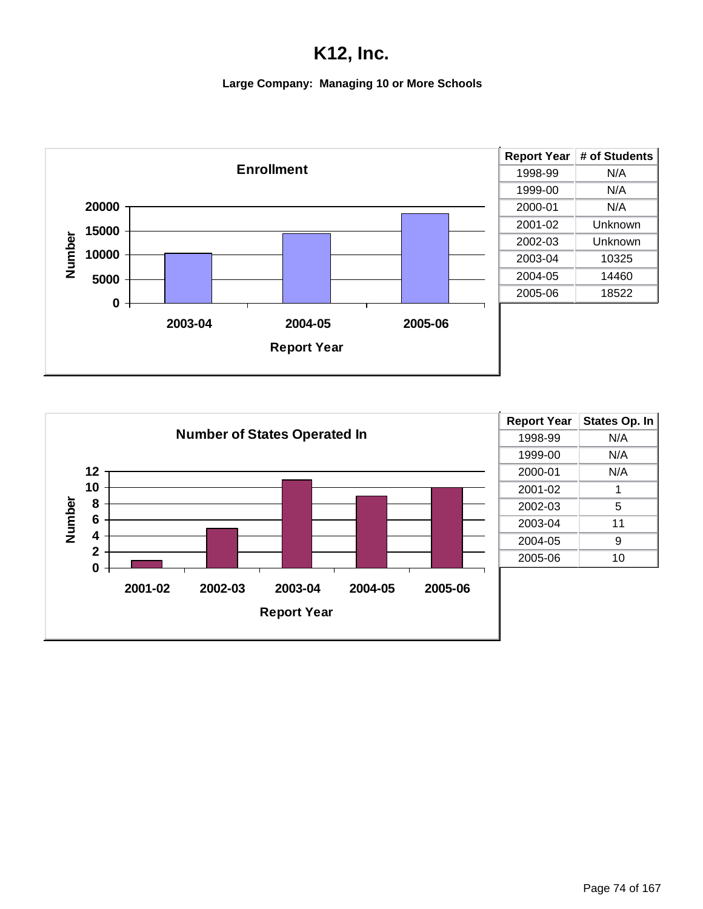# K12, Inc.

**Large Company: Managing 10 or More Schools**

| Report Year | # of Students |
|---|---|
| 1998-99 | N/A |
| 1999-00 | N/A |
| 2000-01 | N/A |
| 2001-02 | Unknown |
| 2002-03 | Unknown |
| 2003-04 | 10325 |
| 2004-05 | 14460 |
| 2005-06 | 18522 |

| Report Year | States Op. In |
|---|---|
| 1998-99 | N/A |
| 1999-00 | N/A |
| 2000-01 | N/A |
| 2001-02 | 1 |
| 2002-03 | 5 |
| 2003-04 | 11 |
| 2004-05 | 9 |
| 2005-06 | 10 |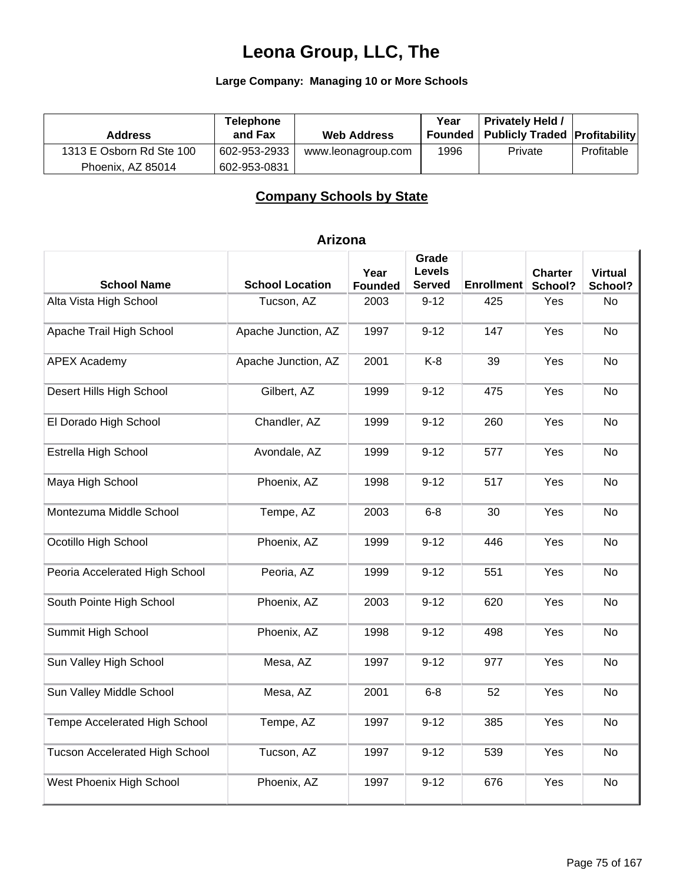# Leona Group, LLC, The

**Large Company: Managing 10 or More Schools**

| Address | Telephone and Fax | Web Address | Year Founded | Privately Held / Publicly Traded | Profitability |
|---|---|---|---|---|---|
| 1313 E Osborn Rd Ste 100<br>Phoenix, AZ 85014 | 602-953-2933<br>602-953-0831 | www.leonagroup.com | 1996 | Private | Profitable |

## Company Schools by State

### Arizona

| School Name | School Location | Year Founded | Grade Levels Served | Enrollment | Charter School? | Virtual School? |
|---|---|---|---|---|---|---|
| Alta Vista High School | Tucson, AZ | 2003 | 9-12 | 425 | Yes | No |
| Apache Trail High School | Apache Junction, AZ | 1997 | 9-12 | 147 | Yes | No |
| APEX Academy | Apache Junction, AZ | 2001 | K-8 | 39 | Yes | No |
| Desert Hills High School | Gilbert, AZ | 1999 | 9-12 | 475 | Yes | No |
| El Dorado High School | Chandler, AZ | 1999 | 9-12 | 260 | Yes | No |
| Estrella High School | Avondale, AZ | 1999 | 9-12 | 577 | Yes | No |
| Maya High School | Phoenix, AZ | 1998 | 9-12 | 517 | Yes | No |
| Montezuma Middle School | Tempe, AZ | 2003 | 6-8 | 30 | Yes | No |
| Ocotillo High School | Phoenix, AZ | 1999 | 9-12 | 446 | Yes | No |
| Peoria Accelerated High School | Peoria, AZ | 1999 | 9-12 | 551 | Yes | No |
| South Pointe High School | Phoenix, AZ | 2003 | 9-12 | 620 | Yes | No |
| Summit High School | Phoenix, AZ | 1998 | 9-12 | 498 | Yes | No |
| Sun Valley High School | Mesa, AZ | 1997 | 9-12 | 977 | Yes | No |
| Sun Valley Middle School | Mesa, AZ | 2001 | 6-8 | 52 | Yes | No |
| Tempe Accelerated High School | Tempe, AZ | 1997 | 9-12 | 385 | Yes | No |
| Tucson Accelerated High School | Tucson, AZ | 1997 | 9-12 | 539 | Yes | No |
| West Phoenix High School | Phoenix, AZ | 1997 | 9-12 | 676 | Yes | No |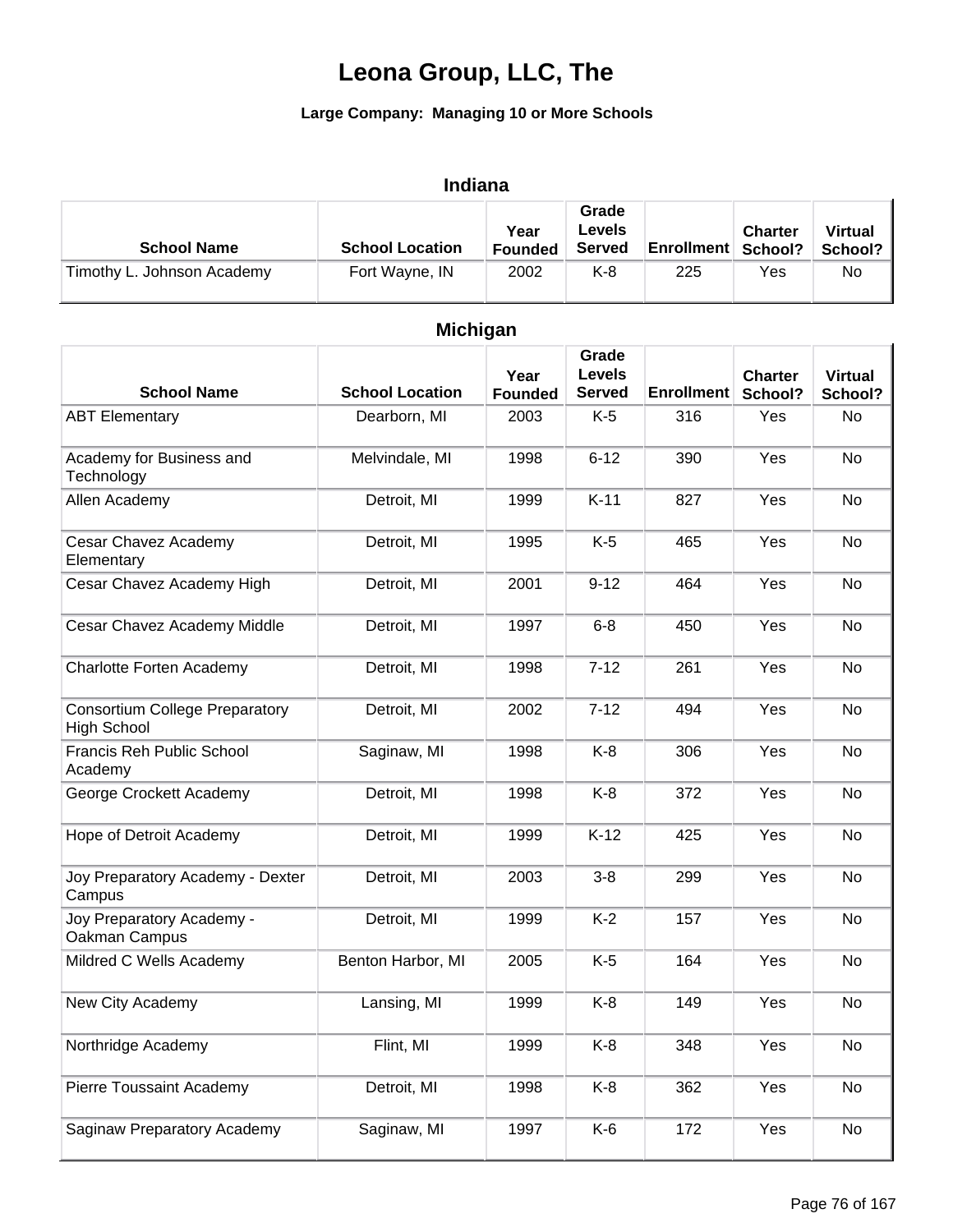# Leona Group, LLC, The

**Large Company: Managing 10 or More Schools**

## Indiana

| School Name | School Location | Year Founded | Grade Levels Served | Enrollment | Charter School? | Virtual School? |
|---|---|---|---|---|---|---|
| Timothy L. Johnson Academy | Fort Wayne, IN | 2002 | K-8 | 225 | Yes | No |

## Michigan

| School Name | School Location | Year Founded | Grade Levels Served | Enrollment | Charter School? | Virtual School? |
|---|---|---|---|---|---|---|
| ABT Elementary | Dearborn, MI | 2003 | K-5 | 316 | Yes | No |
| Academy for Business and Technology | Melvindale, MI | 1998 | 6-12 | 390 | Yes | No |
| Allen Academy | Detroit, MI | 1999 | K-11 | 827 | Yes | No |
| Cesar Chavez Academy Elementary | Detroit, MI | 1995 | K-5 | 465 | Yes | No |
| Cesar Chavez Academy High | Detroit, MI | 2001 | 9-12 | 464 | Yes | No |
| Cesar Chavez Academy Middle | Detroit, MI | 1997 | 6-8 | 450 | Yes | No |
| Charlotte Forten Academy | Detroit, MI | 1998 | 7-12 | 261 | Yes | No |
| Consortium College Preparatory High School | Detroit, MI | 2002 | 7-12 | 494 | Yes | No |
| Francis Reh Public School Academy | Saginaw, MI | 1998 | K-8 | 306 | Yes | No |
| George Crockett Academy | Detroit, MI | 1998 | K-8 | 372 | Yes | No |
| Hope of Detroit Academy | Detroit, MI | 1999 | K-12 | 425 | Yes | No |
| Joy Preparatory Academy - Dexter Campus | Detroit, MI | 2003 | 3-8 | 299 | Yes | No |
| Joy Preparatory Academy - Oakman Campus | Detroit, MI | 1999 | K-2 | 157 | Yes | No |
| Mildred C Wells Academy | Benton Harbor, MI | 2005 | K-5 | 164 | Yes | No |
| New City Academy | Lansing, MI | 1999 | K-8 | 149 | Yes | No |
| Northridge Academy | Flint, MI | 1999 | K-8 | 348 | Yes | No |
| Pierre Toussaint Academy | Detroit, MI | 1998 | K-8 | 362 | Yes | No |
| Saginaw Preparatory Academy | Saginaw, MI | 1997 | K-6 | 172 | Yes | No |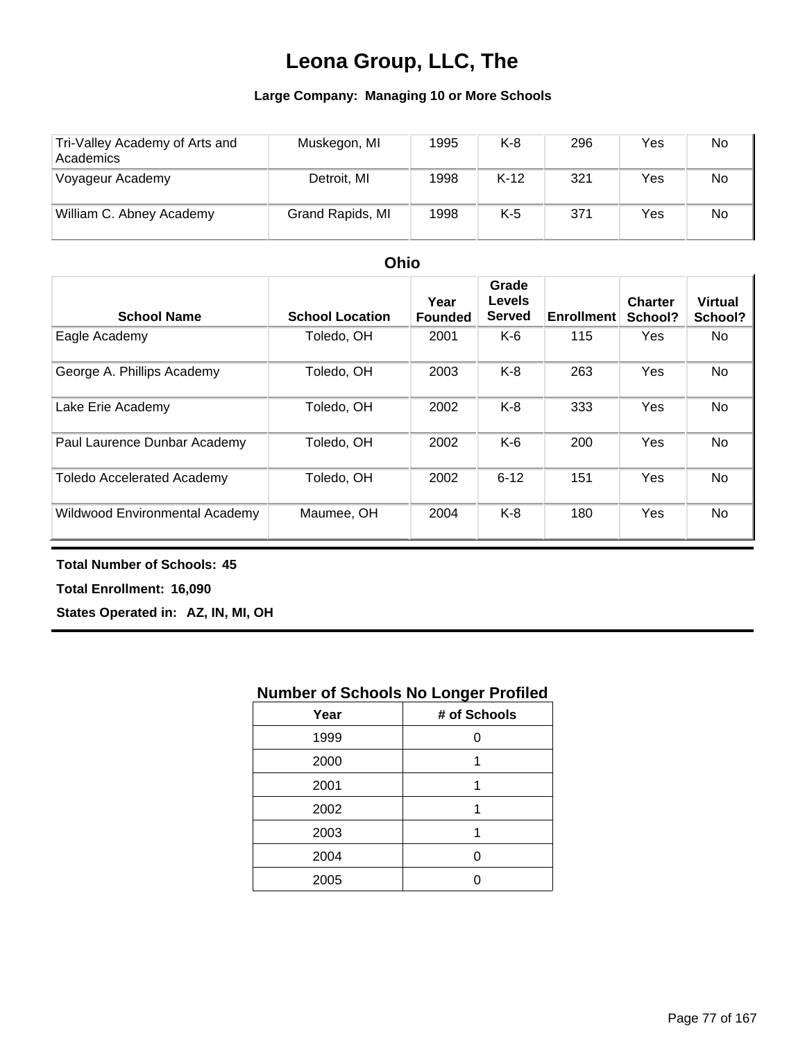# Leona Group, LLC, The

**Large Company: Managing 10 or More Schools**

| | | | | | | |
|---|---|---|---|---|---|---|
| Tri-Valley Academy of Arts and Academics | Muskegon, MI | 1995 | K-8 | 296 | Yes | No |
| Voyageur Academy | Detroit, MI | 1998 | K-12 | 321 | Yes | No |
| William C. Abney Academy | Grand Rapids, MI | 1998 | K-5 | 371 | Yes | No |

## Ohio

| School Name | School Location | Year Founded | Grade Levels Served | Enrollment | Charter School? | Virtual School? |
|---|---|---|---|---|---|---|
| Eagle Academy | Toledo, OH | 2001 | K-6 | 115 | Yes | No |
| George A. Phillips Academy | Toledo, OH | 2003 | K-8 | 263 | Yes | No |
| Lake Erie Academy | Toledo, OH | 2002 | K-8 | 333 | Yes | No |
| Paul Laurence Dunbar Academy | Toledo, OH | 2002 | K-6 | 200 | Yes | No |
| Toledo Accelerated Academy | Toledo, OH | 2002 | 6-12 | 151 | Yes | No |
| Wildwood Environmental Academy | Maumee, OH | 2004 | K-8 | 180 | Yes | No |

**Total Number of Schools: 45**

**Total Enrollment: 16,090**

**States Operated in: AZ, IN, MI, OH**

## Number of Schools No Longer Profiled

| Year | # of Schools |
|---|---|
| 1999 | 0 |
| 2000 | 1 |
| 2001 | 1 |
| 2002 | 1 |
| 2003 | 1 |
| 2004 | 0 |
| 2005 | 0 |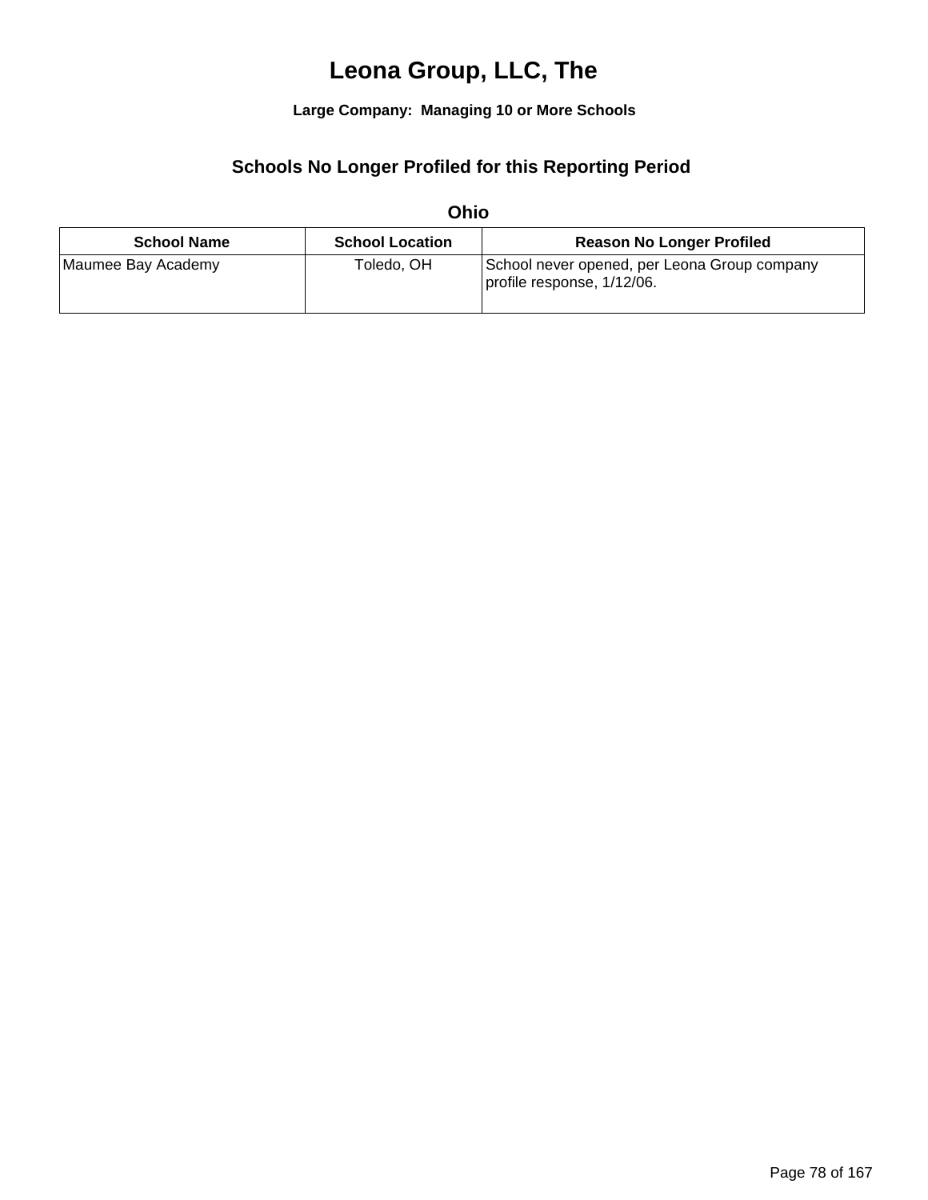# Leona Group, LLC, The

**Large Company: Managing 10 or More Schools**

## Schools No Longer Profiled for this Reporting Period

### Ohio

| School Name | School Location | Reason No Longer Profiled |
|---|---|---|
| Maumee Bay Academy | Toledo, OH | School never opened, per Leona Group company profile response, 1/12/06. |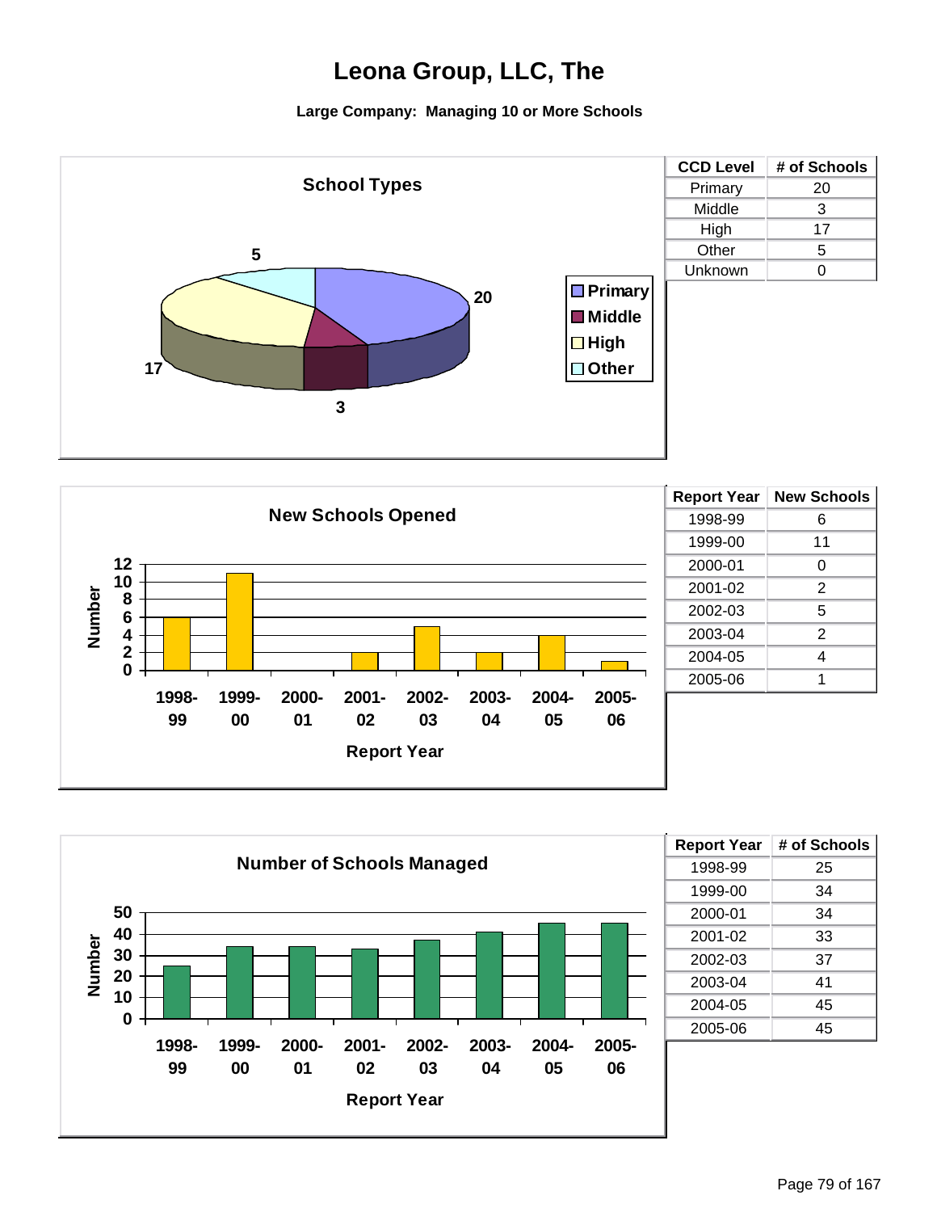# Leona Group, LLC, The

**Large Company: Managing 10 or More Schools**

## School Types

| CCD Level | # of Schools |
| --- | --- |
| Primary | 20 |
| Middle | 3 |
| High | 17 |
| Other | 5 |
| Unknown | 0 |

## New Schools Opened

| Report Year | New Schools |
| --- | --- |
| 1998-99 | 6 |
| 1999-00 | 11 |
| 2000-01 | 0 |
| 2001-02 | 2 |
| 2002-03 | 5 |
| 2003-04 | 2 |
| 2004-05 | 4 |
| 2005-06 | 1 |

## Number of Schools Managed

| Report Year | # of Schools |
| --- | --- |
| 1998-99 | 25 |
| 1999-00 | 34 |
| 2000-01 | 34 |
| 2001-02 | 33 |
| 2002-03 | 37 |
| 2003-04 | 41 |
| 2004-05 | 45 |
| 2005-06 | 45 |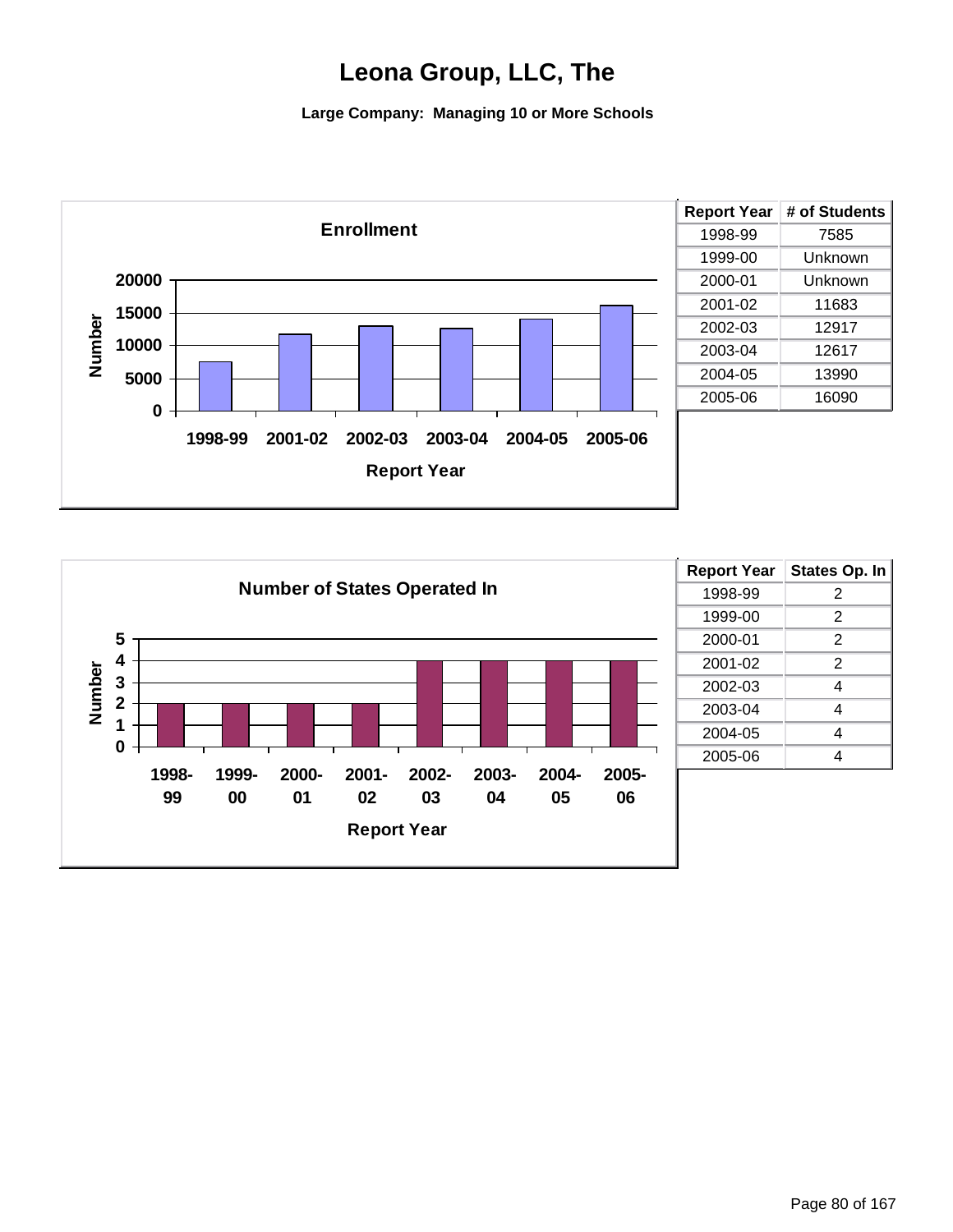# Leona Group, LLC, The

**Large Company: Managing 10 or More Schools**

| Report Year | # of Students |
|---|---|
| 1998-99 | 7585 |
| 1999-00 | Unknown |
| 2000-01 | Unknown |
| 2001-02 | 11683 |
| 2002-03 | 12917 |
| 2003-04 | 12617 |
| 2004-05 | 13990 |
| 2005-06 | 16090 |

| Report Year | States Op. In |
|---|---|
| 1998-99 | 2 |
| 1999-00 | 2 |
| 2000-01 | 2 |
| 2001-02 | 2 |
| 2002-03 | 4 |
| 2003-04 | 4 |
| 2004-05 | 4 |
| 2005-06 | 4 |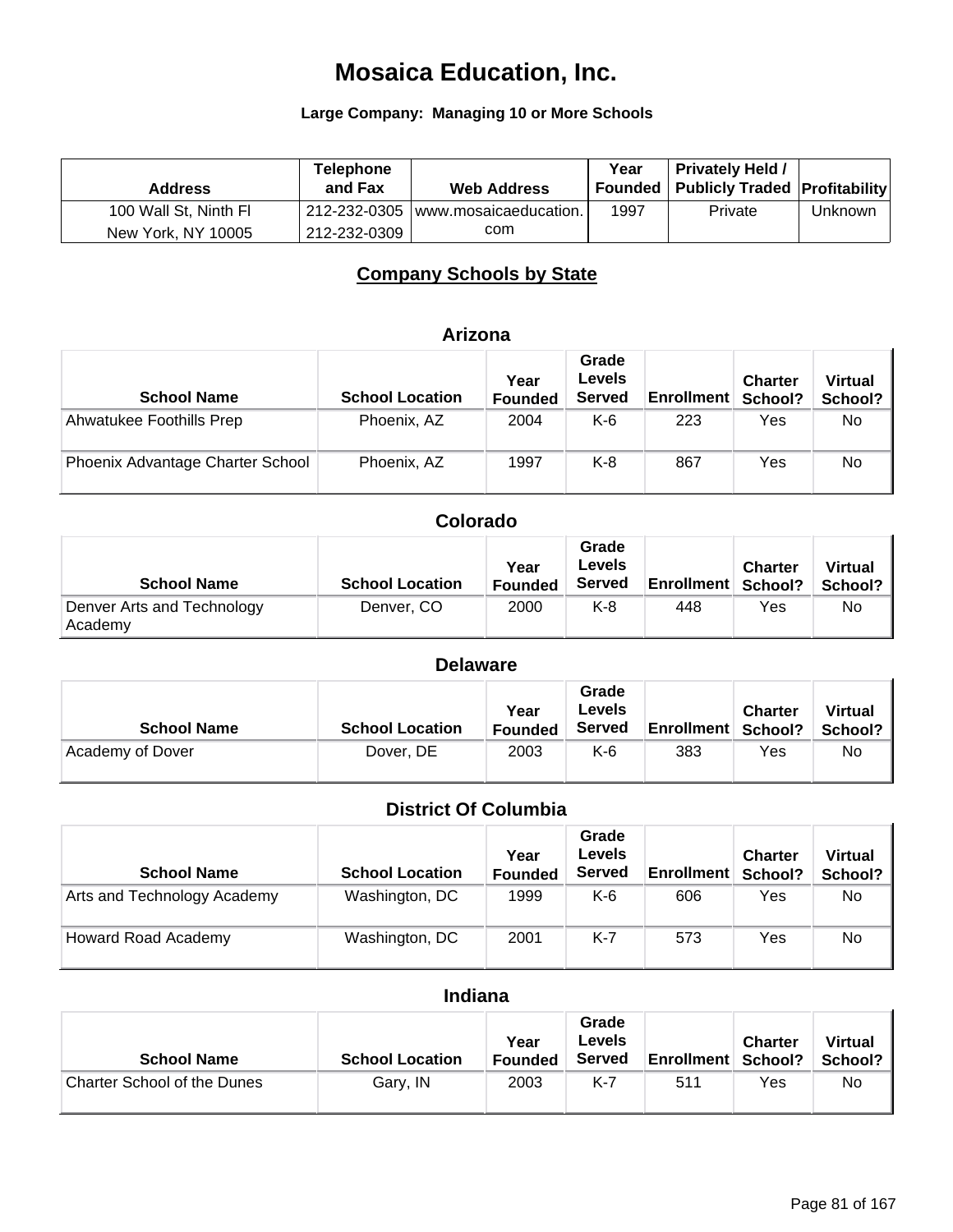# Mosaica Education, Inc.

**Large Company: Managing 10 or More Schools**

| Address | Telephone and Fax | Web Address | Year Founded | Privately Held / Publicly Traded | Profitability |
|---|---|---|---|---|---|
| 100 Wall St, Ninth Fl New York, NY 10005 | 212-232-0305 212-232-0309 | www.mosaicaeducation.com | 1997 | Private | Unknown |

## Company Schools by State

### Arizona

| School Name | School Location | Year Founded | Grade Levels Served | Enrollment | Charter School? | Virtual School? |
|---|---|---|---|---|---|---|
| Ahwatukee Foothills Prep | Phoenix, AZ | 2004 | K-6 | 223 | Yes | No |
| Phoenix Advantage Charter School | Phoenix, AZ | 1997 | K-8 | 867 | Yes | No |

### Colorado

| School Name | School Location | Year Founded | Grade Levels Served | Enrollment | Charter School? | Virtual School? |
|---|---|---|---|---|---|---|
| Denver Arts and Technology Academy | Denver, CO | 2000 | K-8 | 448 | Yes | No |

### Delaware

| School Name | School Location | Year Founded | Grade Levels Served | Enrollment | Charter School? | Virtual School? |
|---|---|---|---|---|---|---|
| Academy of Dover | Dover, DE | 2003 | K-6 | 383 | Yes | No |

### District Of Columbia

| School Name | School Location | Year Founded | Grade Levels Served | Enrollment | Charter School? | Virtual School? |
|---|---|---|---|---|---|---|
| Arts and Technology Academy | Washington, DC | 1999 | K-6 | 606 | Yes | No |
| Howard Road Academy | Washington, DC | 2001 | K-7 | 573 | Yes | No |

### Indiana

| School Name | School Location | Year Founded | Grade Levels Served | Enrollment | Charter School? | Virtual School? |
|---|---|---|---|---|---|---|
| Charter School of the Dunes | Gary, IN | 2003 | K-7 | 511 | Yes | No |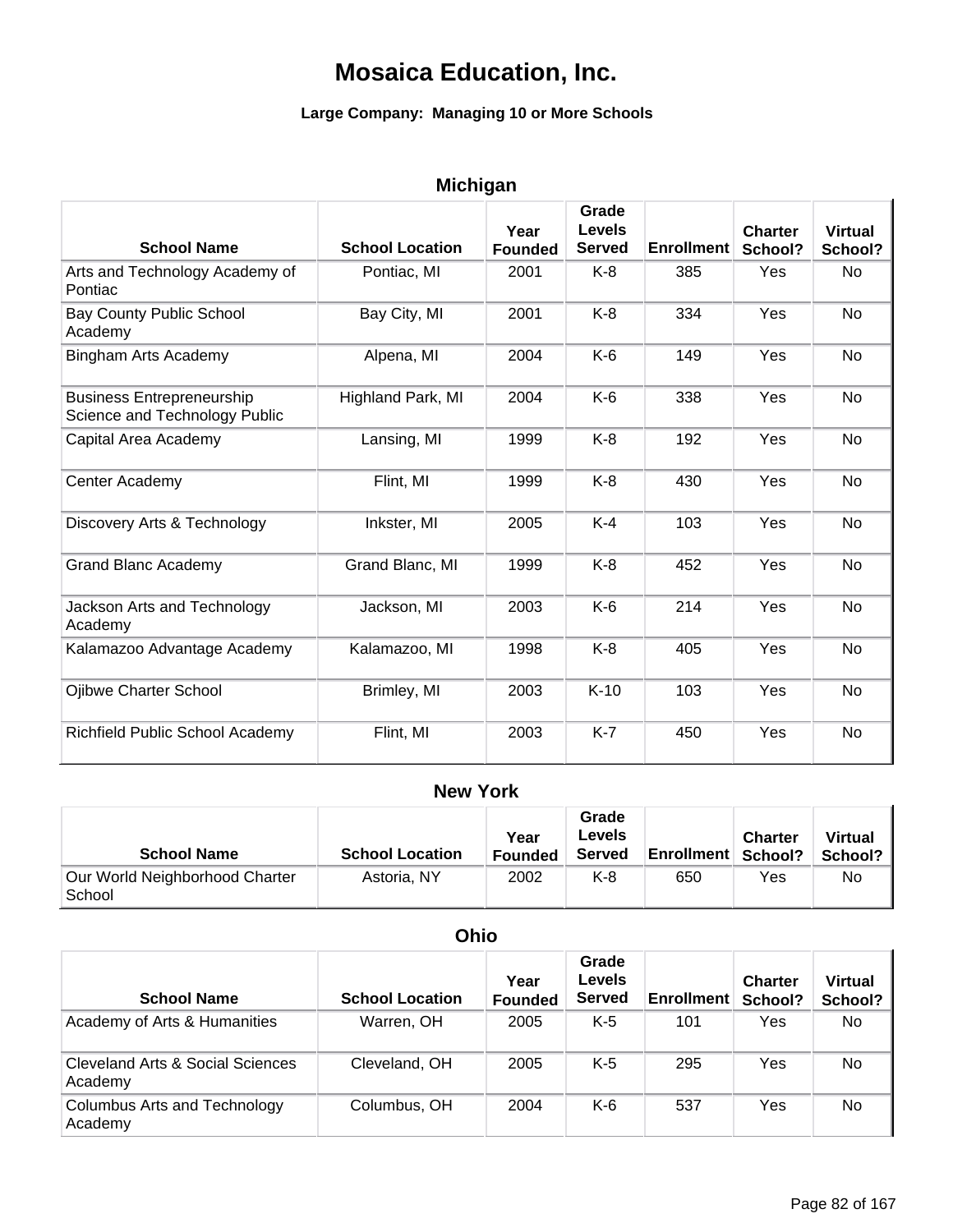# Mosaica Education, Inc.

**Large Company: Managing 10 or More Schools**

## Michigan

| School Name | School Location | Year Founded | Grade Levels Served | Enrollment | Charter School? | Virtual School? |
|---|---|---|---|---|---|---|
| Arts and Technology Academy of Pontiac | Pontiac, MI | 2001 | K-8 | 385 | Yes | No |
| Bay County Public School Academy | Bay City, MI | 2001 | K-8 | 334 | Yes | No |
| Bingham Arts Academy | Alpena, MI | 2004 | K-6 | 149 | Yes | No |
| Business Entrepreneurship Science and Technology Public | Highland Park, MI | 2004 | K-6 | 338 | Yes | No |
| Capital Area Academy | Lansing, MI | 1999 | K-8 | 192 | Yes | No |
| Center Academy | Flint, MI | 1999 | K-8 | 430 | Yes | No |
| Discovery Arts & Technology | Inkster, MI | 2005 | K-4 | 103 | Yes | No |
| Grand Blanc Academy | Grand Blanc, MI | 1999 | K-8 | 452 | Yes | No |
| Jackson Arts and Technology Academy | Jackson, MI | 2003 | K-6 | 214 | Yes | No |
| Kalamazoo Advantage Academy | Kalamazoo, MI | 1998 | K-8 | 405 | Yes | No |
| Ojibwe Charter School | Brimley, MI | 2003 | K-10 | 103 | Yes | No |
| Richfield Public School Academy | Flint, MI | 2003 | K-7 | 450 | Yes | No |

## New York

| School Name | School Location | Year Founded | Grade Levels Served | Enrollment | Charter School? | Virtual School? |
|---|---|---|---|---|---|---|
| Our World Neighborhood Charter School | Astoria, NY | 2002 | K-8 | 650 | Yes | No |

## Ohio

| School Name | School Location | Year Founded | Grade Levels Served | Enrollment | Charter School? | Virtual School? |
|---|---|---|---|---|---|---|
| Academy of Arts & Humanities | Warren, OH | 2005 | K-5 | 101 | Yes | No |
| Cleveland Arts & Social Sciences Academy | Cleveland, OH | 2005 | K-5 | 295 | Yes | No |
| Columbus Arts and Technology Academy | Columbus, OH | 2004 | K-6 | 537 | Yes | No |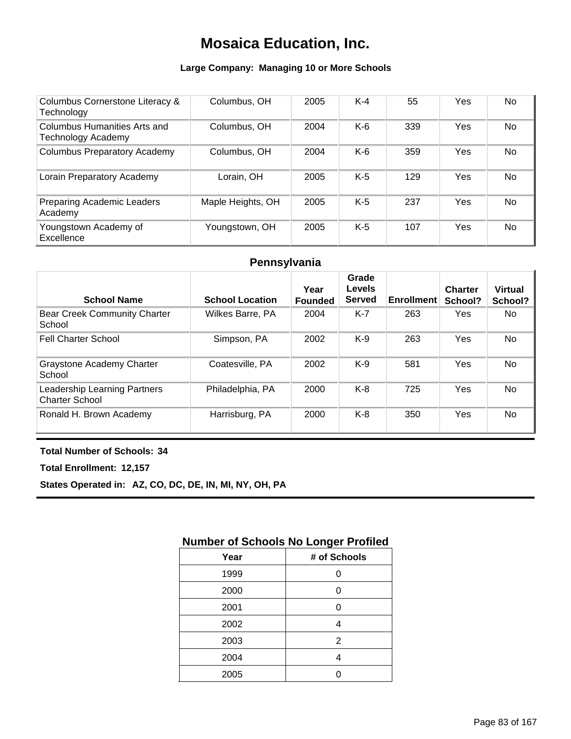# Mosaica Education, Inc.

**Large Company: Managing 10 or More Schools**

| School Name | School Location | Year Founded | Grade Levels Served | Enrollment | Charter School? | Virtual School? |
|---|---|---|---|---|---|---|
| Columbus Cornerstone Literacy & Technology | Columbus, OH | 2005 | K-4 | 55 | Yes | No |
| Columbus Humanities Arts and Technology Academy | Columbus, OH | 2004 | K-6 | 339 | Yes | No |
| Columbus Preparatory Academy | Columbus, OH | 2004 | K-6 | 359 | Yes | No |
| Lorain Preparatory Academy | Lorain, OH | 2005 | K-5 | 129 | Yes | No |
| Preparing Academic Leaders Academy | Maple Heights, OH | 2005 | K-5 | 237 | Yes | No |
| Youngstown Academy of Excellence | Youngstown, OH | 2005 | K-5 | 107 | Yes | No |

## Pennsylvania

| School Name | School Location | Year Founded | Grade Levels Served | Enrollment | Charter School? | Virtual School? |
|---|---|---|---|---|---|---|
| Bear Creek Community Charter School | Wilkes Barre, PA | 2004 | K-7 | 263 | Yes | No |
| Fell Charter School | Simpson, PA | 2002 | K-9 | 263 | Yes | No |
| Graystone Academy Charter School | Coatesville, PA | 2002 | K-9 | 581 | Yes | No |
| Leadership Learning Partners Charter School | Philadelphia, PA | 2000 | K-8 | 725 | Yes | No |
| Ronald H. Brown Academy | Harrisburg, PA | 2000 | K-8 | 350 | Yes | No |

**Total Number of Schools: 34**

**Total Enrollment: 12,157**

**States Operated in: AZ, CO, DC, DE, IN, MI, NY, OH, PA**

## Number of Schools No Longer Profiled

| Year | # of Schools |
|---|---|
| 1999 | 0 |
| 2000 | 0 |
| 2001 | 0 |
| 2002 | 4 |
| 2003 | 2 |
| 2004 | 4 |
| 2005 | 0 |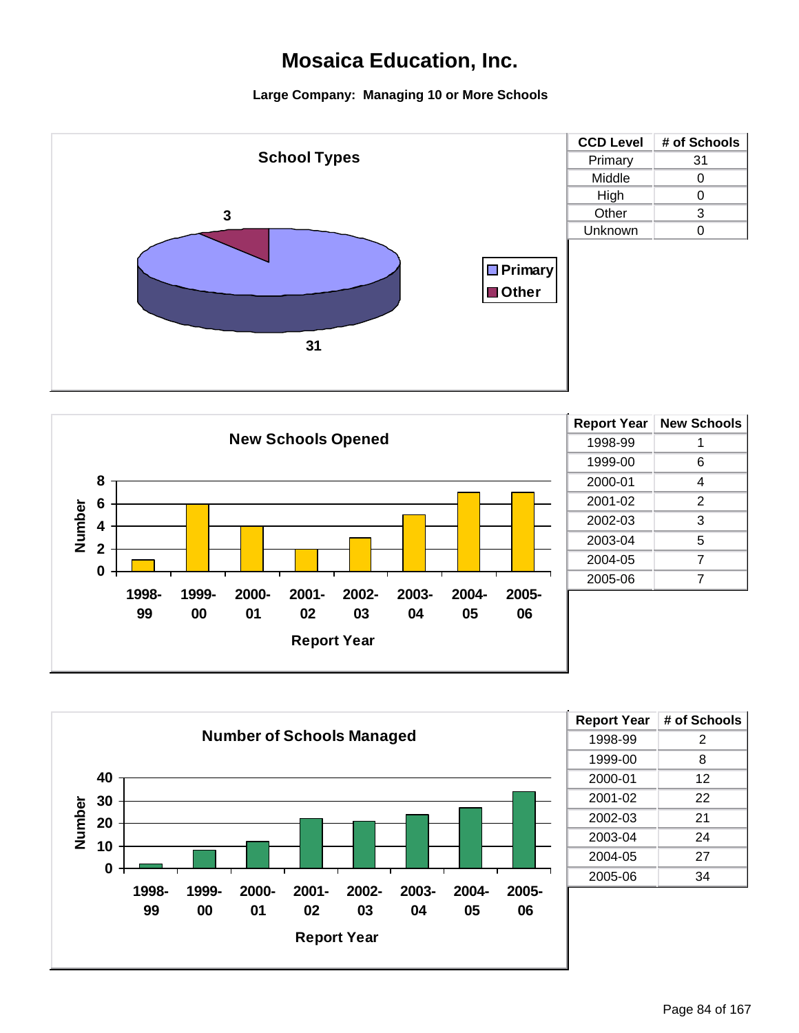# Mosaica Education, Inc.

**Large Company: Managing 10 or More Schools**

## School Types

| CCD Level | # of Schools |
|---|---|
| Primary | 31 |
| Middle | 0 |
| High | 0 |
| Other | 3 |
| Unknown | 0 |

## New Schools Opened

| Report Year | New Schools |
|---|---|
| 1998-99 | 1 |
| 1999-00 | 6 |
| 2000-01 | 4 |
| 2001-02 | 2 |
| 2002-03 | 3 |
| 2003-04 | 5 |
| 2004-05 | 7 |
| 2005-06 | 7 |

## Number of Schools Managed

| Report Year | # of Schools |
|---|---|
| 1998-99 | 2 |
| 1999-00 | 8 |
| 2000-01 | 12 |
| 2001-02 | 22 |
| 2002-03 | 21 |
| 2003-04 | 24 |
| 2004-05 | 27 |
| 2005-06 | 34 |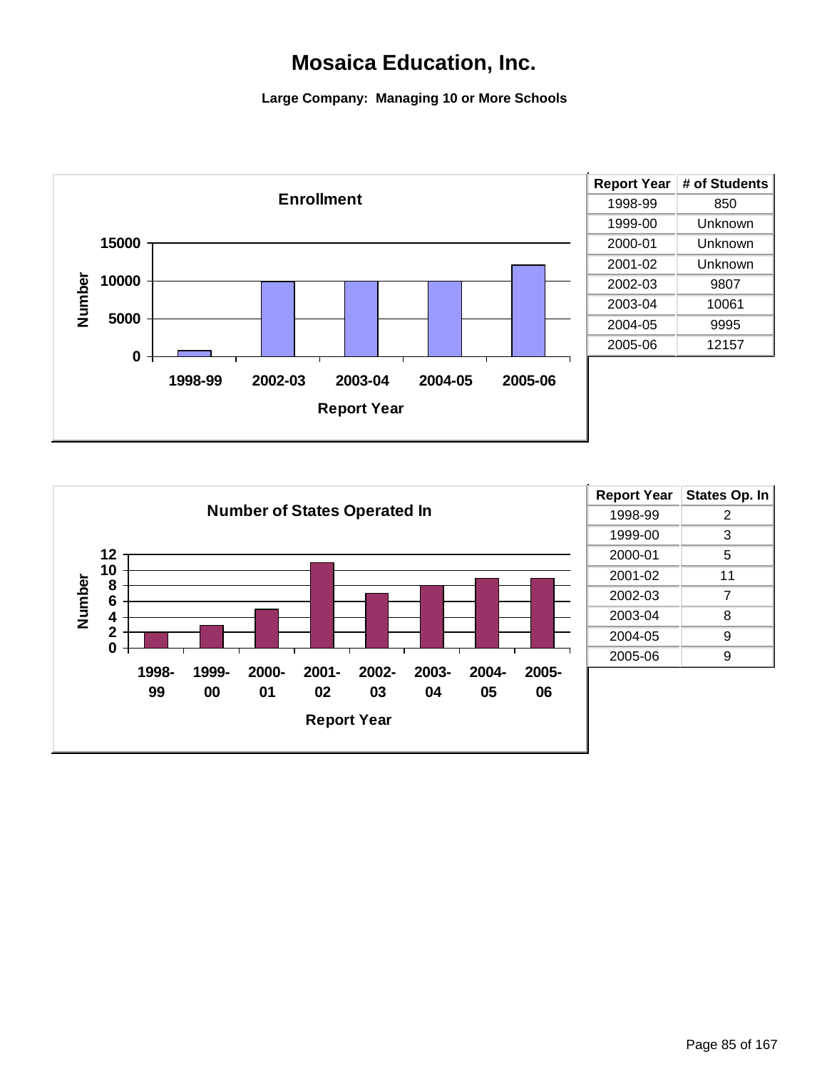# Mosaica Education, Inc.

**Large Company: Managing 10 or More Schools**

**Enrollment**

| Report Year | # of Students |
|---|---|
| 1998-99 | 850 |
| 1999-00 | Unknown |
| 2000-01 | Unknown |
| 2001-02 | Unknown |
| 2002-03 | 9807 |
| 2003-04 | 10061 |
| 2004-05 | 9995 |
| 2005-06 | 12157 |

**Number of States Operated In**

| Report Year | States Op. In |
|---|---|
| 1998-99 | 2 |
| 1999-00 | 3 |
| 2000-01 | 5 |
| 2001-02 | 11 |
| 2002-03 | 7 |
| 2003-04 | 8 |
| 2004-05 | 9 |
| 2005-06 | 9 |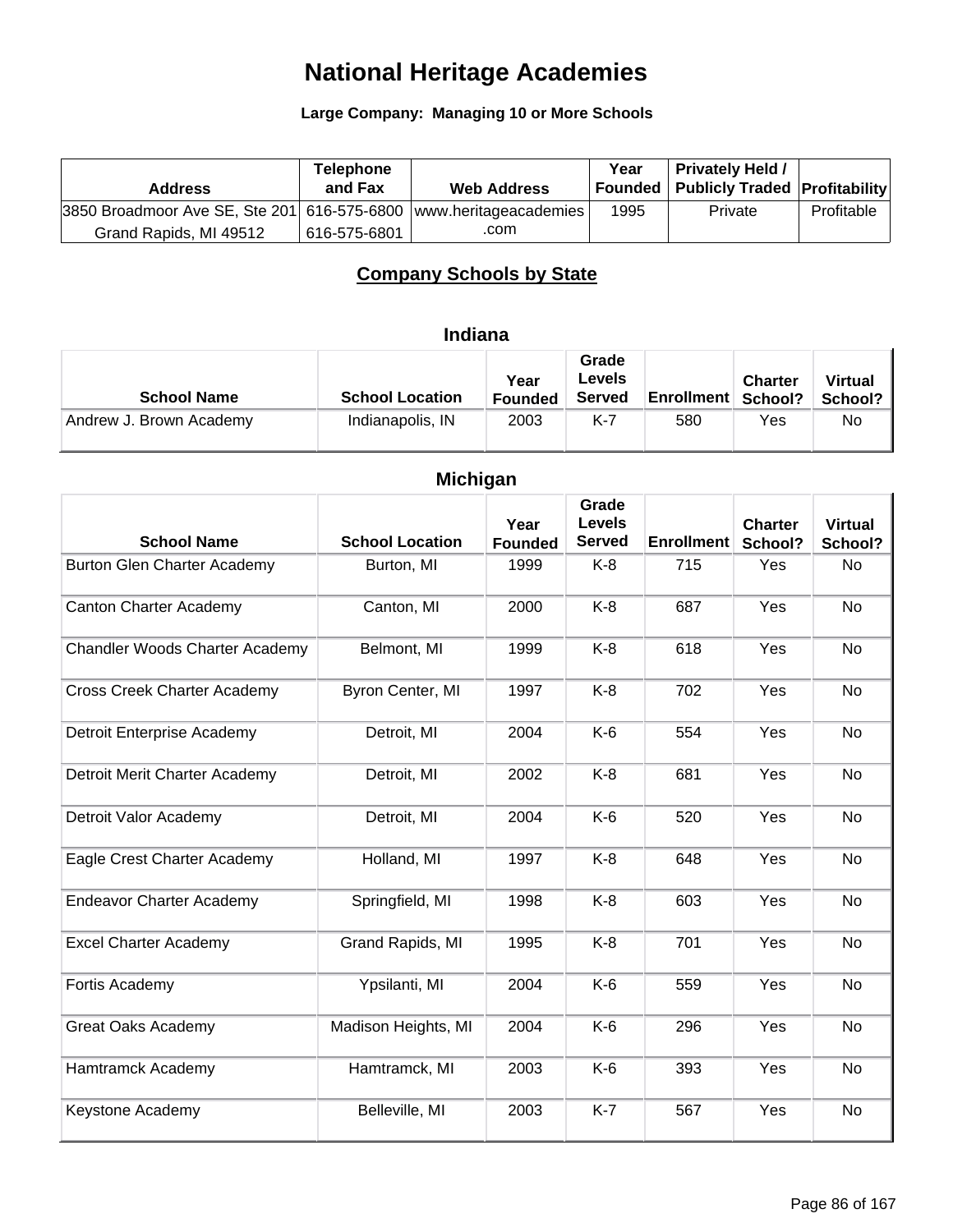# National Heritage Academies

**Large Company: Managing 10 or More Schools**

| Address | Telephone and Fax | Web Address | Year Founded | Privately Held / Publicly Traded | Profitability |
|---|---|---|---|---|---|
| 3850 Broadmoor Ave SE, Ste 201 Grand Rapids, MI 49512 | 616-575-6800 616-575-6801 | www.heritageacademies.com | 1995 | Private | Profitable |

## Company Schools by State

### Indiana

| School Name | School Location | Year Founded | Grade Levels Served | Enrollment | Charter School? | Virtual School? |
|---|---|---|---|---|---|---|
| Andrew J. Brown Academy | Indianapolis, IN | 2003 | K-7 | 580 | Yes | No |

### Michigan

| School Name | School Location | Year Founded | Grade Levels Served | Enrollment | Charter School? | Virtual School? |
|---|---|---|---|---|---|---|
| Burton Glen Charter Academy | Burton, MI | 1999 | K-8 | 715 | Yes | No |
| Canton Charter Academy | Canton, MI | 2000 | K-8 | 687 | Yes | No |
| Chandler Woods Charter Academy | Belmont, MI | 1999 | K-8 | 618 | Yes | No |
| Cross Creek Charter Academy | Byron Center, MI | 1997 | K-8 | 702 | Yes | No |
| Detroit Enterprise Academy | Detroit, MI | 2004 | K-6 | 554 | Yes | No |
| Detroit Merit Charter Academy | Detroit, MI | 2002 | K-8 | 681 | Yes | No |
| Detroit Valor Academy | Detroit, MI | 2004 | K-6 | 520 | Yes | No |
| Eagle Crest Charter Academy | Holland, MI | 1997 | K-8 | 648 | Yes | No |
| Endeavor Charter Academy | Springfield, MI | 1998 | K-8 | 603 | Yes | No |
| Excel Charter Academy | Grand Rapids, MI | 1995 | K-8 | 701 | Yes | No |
| Fortis Academy | Ypsilanti, MI | 2004 | K-6 | 559 | Yes | No |
| Great Oaks Academy | Madison Heights, MI | 2004 | K-6 | 296 | Yes | No |
| Hamtramck Academy | Hamtramck, MI | 2003 | K-6 | 393 | Yes | No |
| Keystone Academy | Belleville, MI | 2003 | K-7 | 567 | Yes | No |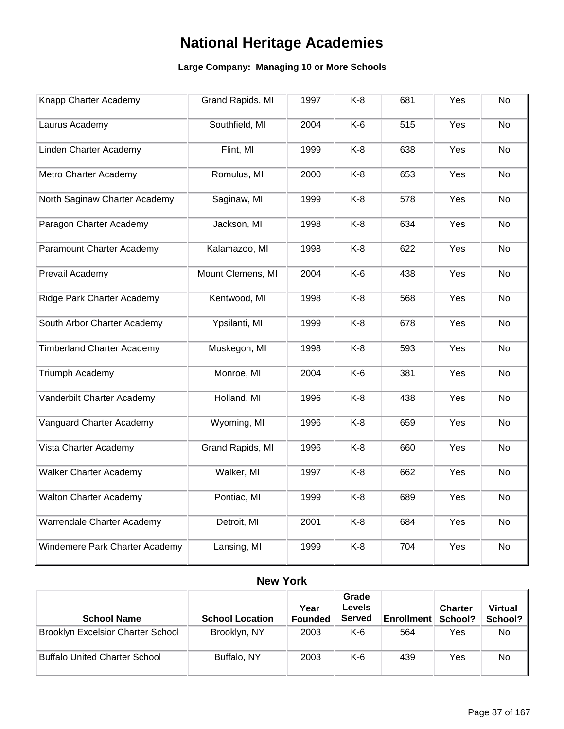# National Heritage Academies

**Large Company: Managing 10 or More Schools**

| School Name | School Location | Year Founded | Grade Levels Served | Enrollment | Charter School? | Virtual School? |
|---|---|---|---|---|---|---|
| Knapp Charter Academy | Grand Rapids, MI | 1997 | K-8 | 681 | Yes | No |
| Laurus Academy | Southfield, MI | 2004 | K-6 | 515 | Yes | No |
| Linden Charter Academy | Flint, MI | 1999 | K-8 | 638 | Yes | No |
| Metro Charter Academy | Romulus, MI | 2000 | K-8 | 653 | Yes | No |
| North Saginaw Charter Academy | Saginaw, MI | 1999 | K-8 | 578 | Yes | No |
| Paragon Charter Academy | Jackson, MI | 1998 | K-8 | 634 | Yes | No |
| Paramount Charter Academy | Kalamazoo, MI | 1998 | K-8 | 622 | Yes | No |
| Prevail Academy | Mount Clemens, MI | 2004 | K-6 | 438 | Yes | No |
| Ridge Park Charter Academy | Kentwood, MI | 1998 | K-8 | 568 | Yes | No |
| South Arbor Charter Academy | Ypsilanti, MI | 1999 | K-8 | 678 | Yes | No |
| Timberland Charter Academy | Muskegon, MI | 1998 | K-8 | 593 | Yes | No |
| Triumph Academy | Monroe, MI | 2004 | K-6 | 381 | Yes | No |
| Vanderbilt Charter Academy | Holland, MI | 1996 | K-8 | 438 | Yes | No |
| Vanguard Charter Academy | Wyoming, MI | 1996 | K-8 | 659 | Yes | No |
| Vista Charter Academy | Grand Rapids, MI | 1996 | K-8 | 660 | Yes | No |
| Walker Charter Academy | Walker, MI | 1997 | K-8 | 662 | Yes | No |
| Walton Charter Academy | Pontiac, MI | 1999 | K-8 | 689 | Yes | No |
| Warrendale Charter Academy | Detroit, MI | 2001 | K-8 | 684 | Yes | No |
| Windemere Park Charter Academy | Lansing, MI | 1999 | K-8 | 704 | Yes | No |

## New York

| School Name | School Location | Year Founded | Grade Levels Served | Enrollment | Charter School? | Virtual School? |
|---|---|---|---|---|---|---|
| Brooklyn Excelsior Charter School | Brooklyn, NY | 2003 | K-6 | 564 | Yes | No |
| Buffalo United Charter School | Buffalo, NY | 2003 | K-6 | 439 | Yes | No |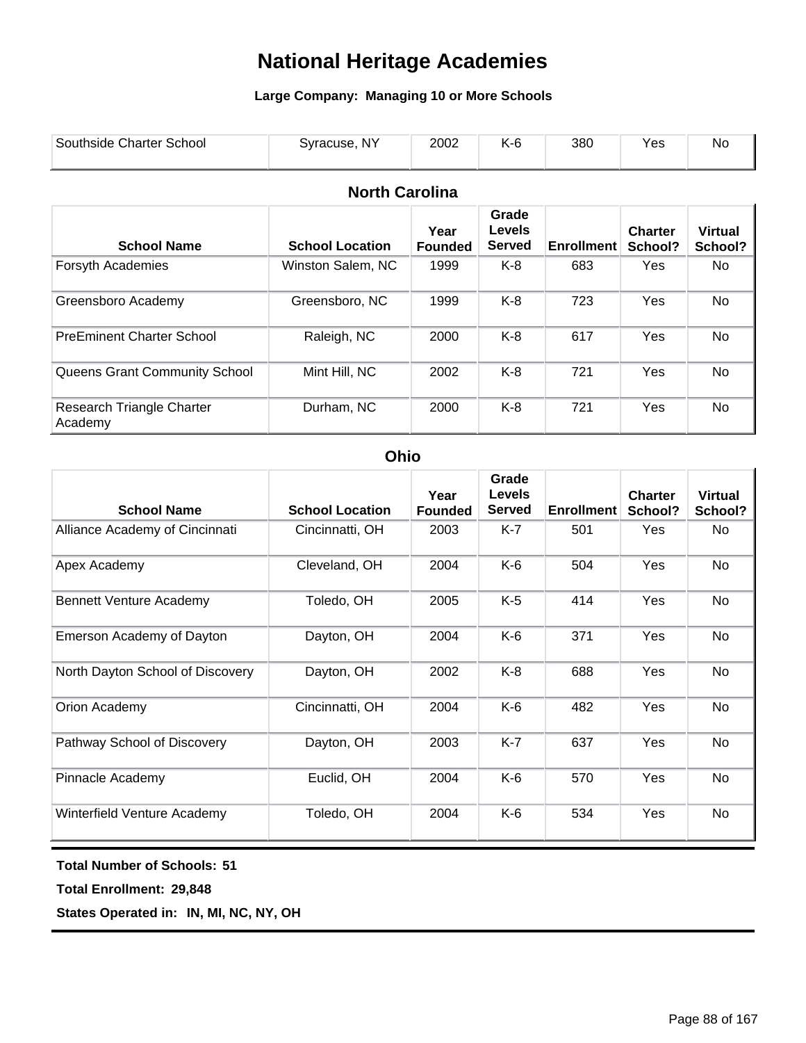# National Heritage Academies

**Large Company: Managing 10 or More Schools**

| School Name | School Location | Year Founded | Grade Levels Served | Enrollment | Charter School? | Virtual School? |
|---|---|---|---|---|---|---|
| Southside Charter School | Syracuse, NY | 2002 | K-6 | 380 | Yes | No |

## North Carolina

| School Name | School Location | Year Founded | Grade Levels Served | Enrollment | Charter School? | Virtual School? |
|---|---|---|---|---|---|---|
| Forsyth Academies | Winston Salem, NC | 1999 | K-8 | 683 | Yes | No |
| Greensboro Academy | Greensboro, NC | 1999 | K-8 | 723 | Yes | No |
| PreEminent Charter School | Raleigh, NC | 2000 | K-8 | 617 | Yes | No |
| Queens Grant Community School | Mint Hill, NC | 2002 | K-8 | 721 | Yes | No |
| Research Triangle Charter Academy | Durham, NC | 2000 | K-8 | 721 | Yes | No |

## Ohio

| School Name | School Location | Year Founded | Grade Levels Served | Enrollment | Charter School? | Virtual School? |
|---|---|---|---|---|---|---|
| Alliance Academy of Cincinnati | Cincinnati, OH | 2003 | K-7 | 501 | Yes | No |
| Apex Academy | Cleveland, OH | 2004 | K-6 | 504 | Yes | No |
| Bennett Venture Academy | Toledo, OH | 2005 | K-5 | 414 | Yes | No |
| Emerson Academy of Dayton | Dayton, OH | 2004 | K-6 | 371 | Yes | No |
| North Dayton School of Discovery | Dayton, OH | 2002 | K-8 | 688 | Yes | No |
| Orion Academy | Cincinnati, OH | 2004 | K-6 | 482 | Yes | No |
| Pathway School of Discovery | Dayton, OH | 2003 | K-7 | 637 | Yes | No |
| Pinnacle Academy | Euclid, OH | 2004 | K-6 | 570 | Yes | No |
| Winterfield Venture Academy | Toledo, OH | 2004 | K-6 | 534 | Yes | No |

**Total Number of Schools: 51**

**Total Enrollment: 29,848**

**States Operated in: IN, MI, NC, NY, OH**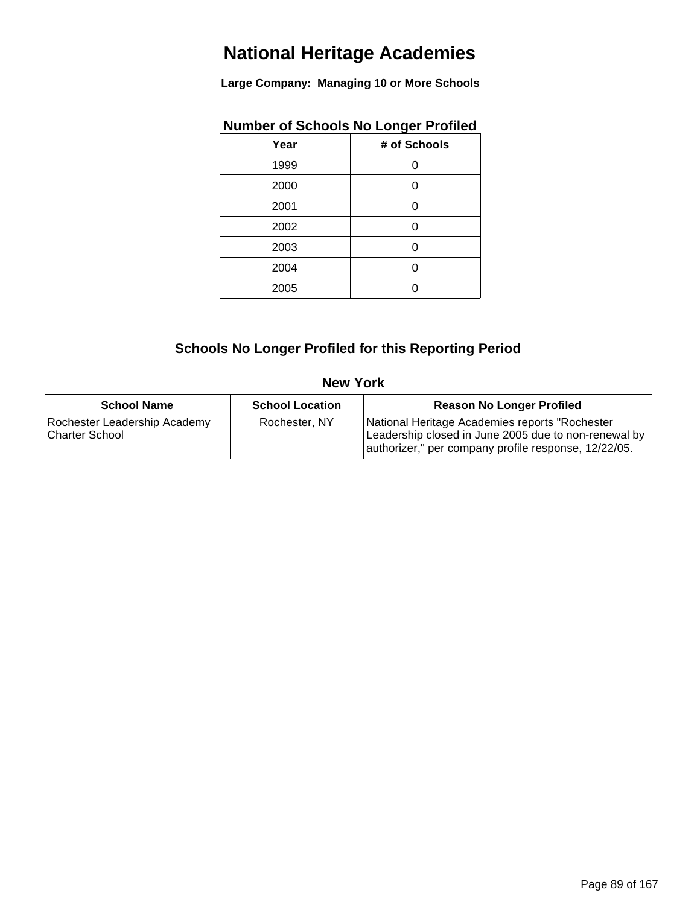# National Heritage Academies

**Large Company: Managing 10 or More Schools**

### Number of Schools No Longer Profiled

| Year | # of Schools |
|---|---|
| 1999 | 0 |
| 2000 | 0 |
| 2001 | 0 |
| 2002 | 0 |
| 2003 | 0 |
| 2004 | 0 |
| 2005 | 0 |

## Schools No Longer Profiled for this Reporting Period

### New York

| School Name | School Location | Reason No Longer Profiled |
|---|---|---|
| Rochester Leadership Academy Charter School | Rochester, NY | National Heritage Academies reports "Rochester Leadership closed in June 2005 due to non-renewal by authorizer," per company profile response, 12/22/05. |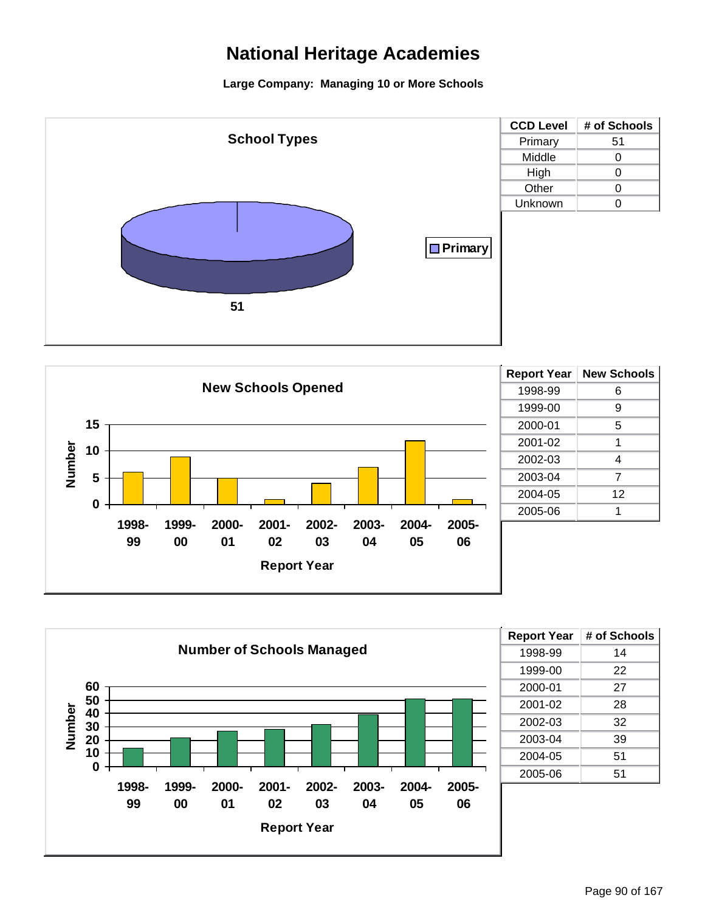# National Heritage Academies

**Large Company: Managing 10 or More Schools**

### School Types

| CCD Level | # of Schools |
|---|---|
| Primary | 51 |
| Middle | 0 |
| High | 0 |
| Other | 0 |
| Unknown | 0 |

### New Schools Opened

| Report Year | New Schools |
|---|---|
| 1998-99 | 6 |
| 1999-00 | 9 |
| 2000-01 | 5 |
| 2001-02 | 1 |
| 2002-03 | 4 |
| 2003-04 | 7 |
| 2004-05 | 12 |
| 2005-06 | 1 |

### Number of Schools Managed

| Report Year | # of Schools |
|---|---|
| 1998-99 | 14 |
| 1999-00 | 22 |
| 2000-01 | 27 |
| 2001-02 | 28 |
| 2002-03 | 32 |
| 2003-04 | 39 |
| 2004-05 | 51 |
| 2005-06 | 51 |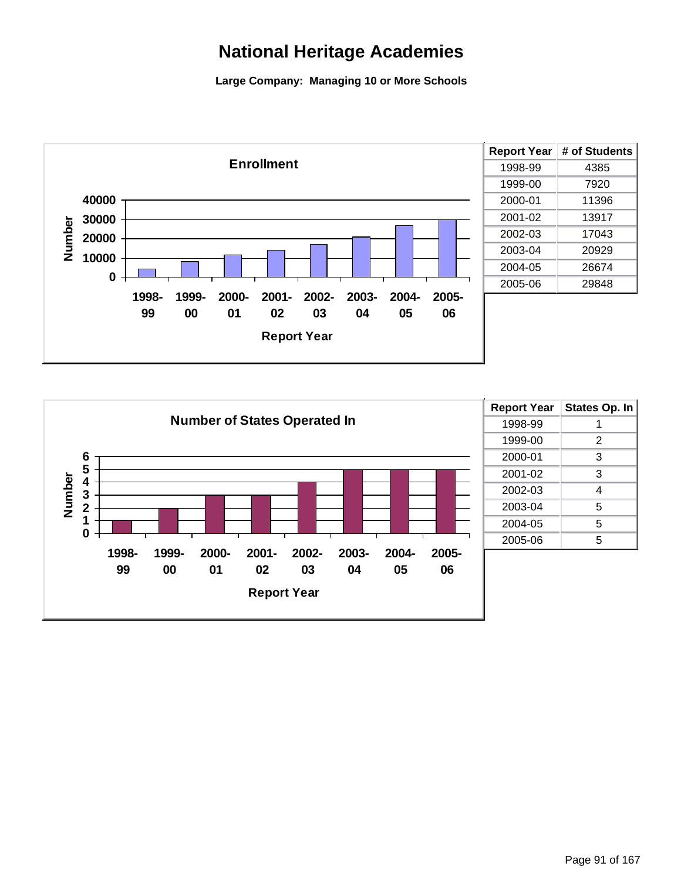# National Heritage Academies

**Large Company: Managing 10 or More Schools**

| Report Year | # of Students |
|---|---|
| 1998-99 | 4385 |
| 1999-00 | 7920 |
| 2000-01 | 11396 |
| 2001-02 | 13917 |
| 2002-03 | 17043 |
| 2003-04 | 20929 |
| 2004-05 | 26674 |
| 2005-06 | 29848 |

| Report Year | States Op. In |
|---|---|
| 1998-99 | 1 |
| 1999-00 | 2 |
| 2000-01 | 3 |
| 2001-02 | 3 |
| 2002-03 | 4 |
| 2003-04 | 5 |
| 2004-05 | 5 |
| 2005-06 | 5 |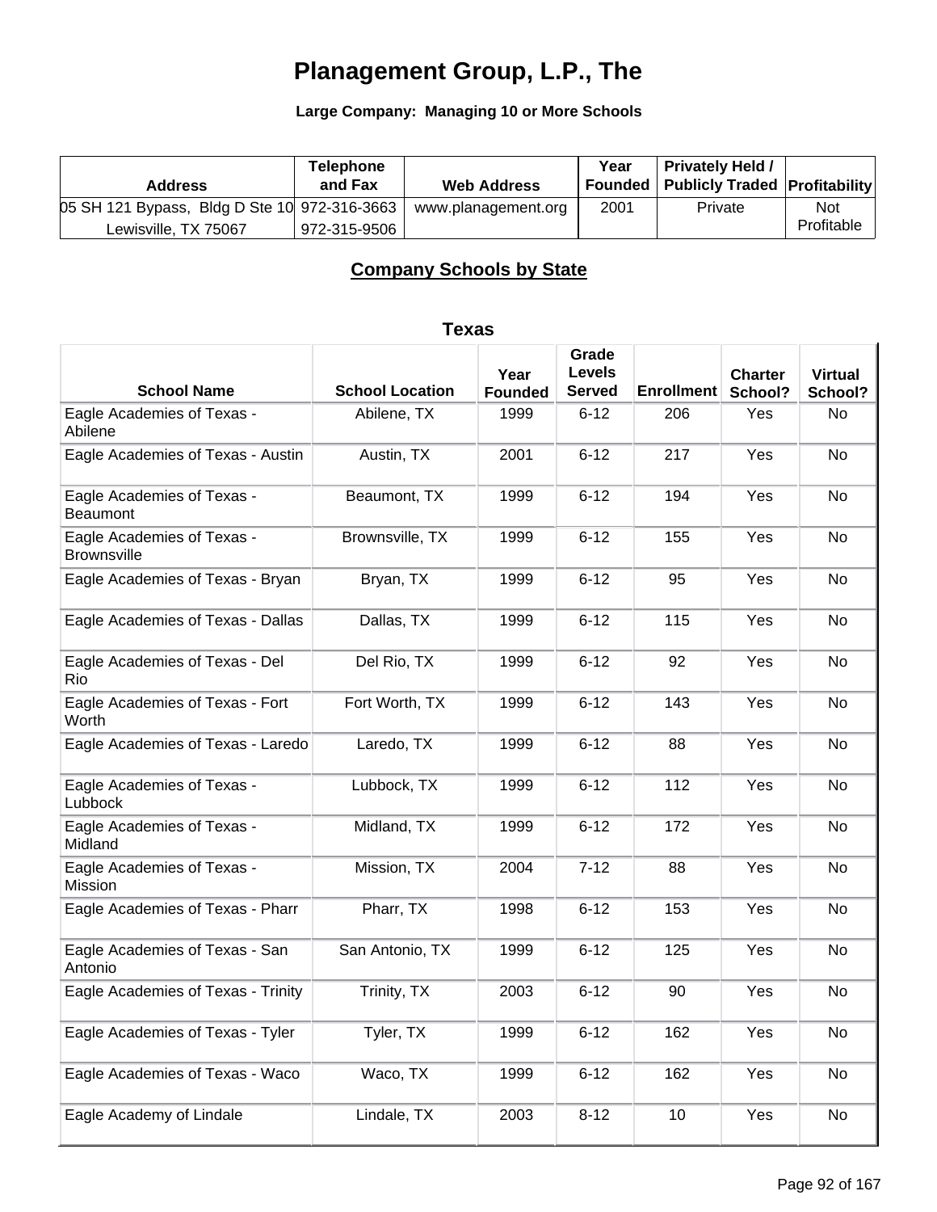# Planagement Group, L.P., The

**Large Company: Managing 10 or More Schools**

| Address | Telephone and Fax | Web Address | Year Founded | Privately Held / Publicly Traded | Profitability |
|---|---|---|---|---|---|
| 05 SH 121 Bypass, Bldg D Ste 10 Lewisville, TX 75067 | 972-316-3663 972-315-9506 | www.planagement.org | 2001 | Private | Not Profitable |

## Company Schools by State

### Texas

| School Name | School Location | Year Founded | Grade Levels Served | Enrollment | Charter School? | Virtual School? |
|---|---|---|---|---|---|---|
| Eagle Academies of Texas - Abilene | Abilene, TX | 1999 | 6-12 | 206 | Yes | No |
| Eagle Academies of Texas - Austin | Austin, TX | 2001 | 6-12 | 217 | Yes | No |
| Eagle Academies of Texas - Beaumont | Beaumont, TX | 1999 | 6-12 | 194 | Yes | No |
| Eagle Academies of Texas - Brownsville | Brownsville, TX | 1999 | 6-12 | 155 | Yes | No |
| Eagle Academies of Texas - Bryan | Bryan, TX | 1999 | 6-12 | 95 | Yes | No |
| Eagle Academies of Texas - Dallas | Dallas, TX | 1999 | 6-12 | 115 | Yes | No |
| Eagle Academies of Texas - Del Rio | Del Rio, TX | 1999 | 6-12 | 92 | Yes | No |
| Eagle Academies of Texas - Fort Worth | Fort Worth, TX | 1999 | 6-12 | 143 | Yes | No |
| Eagle Academies of Texas - Laredo | Laredo, TX | 1999 | 6-12 | 88 | Yes | No |
| Eagle Academies of Texas - Lubbock | Lubbock, TX | 1999 | 6-12 | 112 | Yes | No |
| Eagle Academies of Texas - Midland | Midland, TX | 1999 | 6-12 | 172 | Yes | No |
| Eagle Academies of Texas - Mission | Mission, TX | 2004 | 7-12 | 88 | Yes | No |
| Eagle Academies of Texas - Pharr | Pharr, TX | 1998 | 6-12 | 153 | Yes | No |
| Eagle Academies of Texas - San Antonio | San Antonio, TX | 1999 | 6-12 | 125 | Yes | No |
| Eagle Academies of Texas - Trinity | Trinity, TX | 2003 | 6-12 | 90 | Yes | No |
| Eagle Academies of Texas - Tyler | Tyler, TX | 1999 | 6-12 | 162 | Yes | No |
| Eagle Academies of Texas - Waco | Waco, TX | 1999 | 6-12 | 162 | Yes | No |
| Eagle Academy of Lindale | Lindale, TX | 2003 | 8-12 | 10 | Yes | No |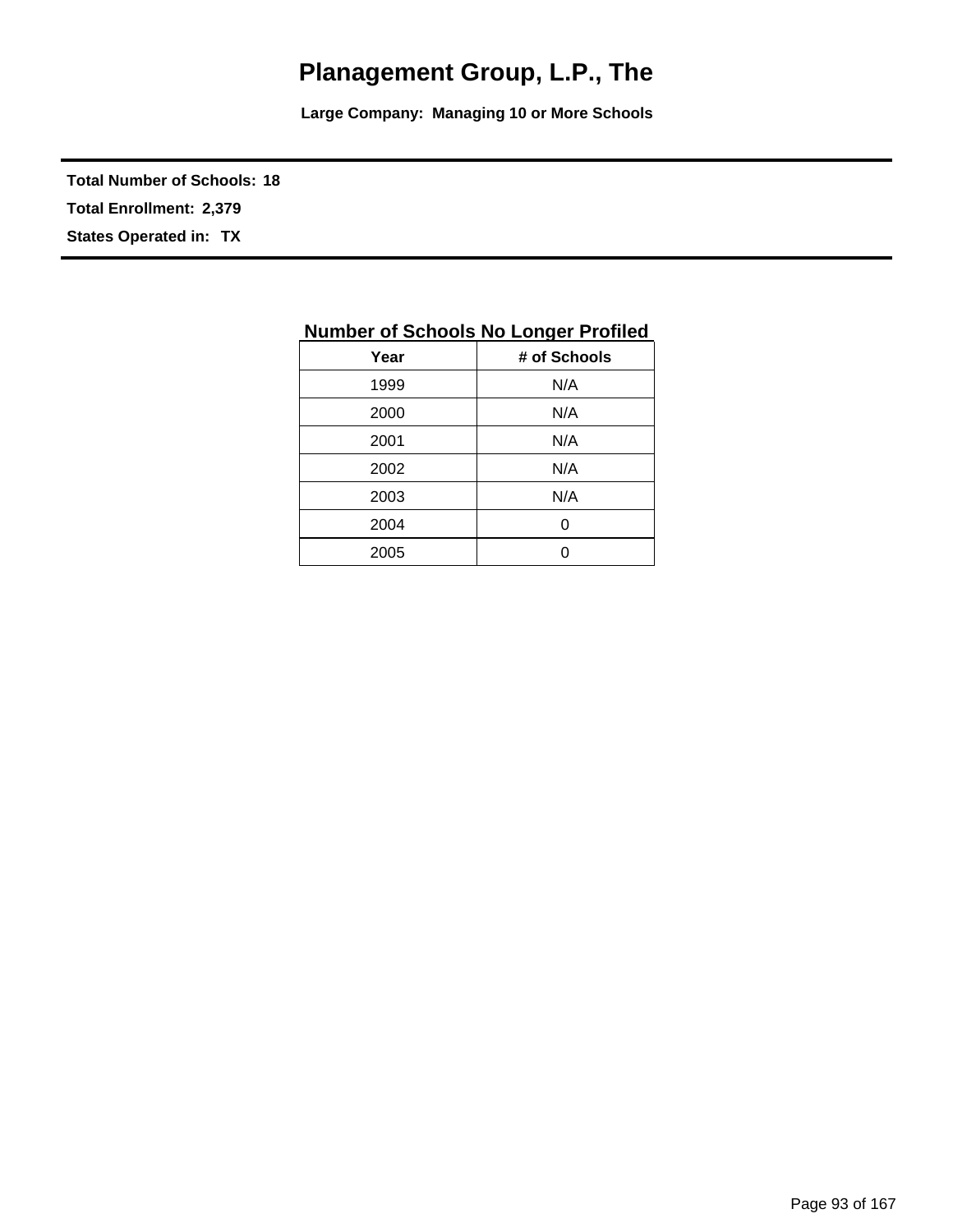# Planagement Group, L.P., The

**Large Company: Managing 10 or More Schools**

---

**Total Number of Schools: 18**

**Total Enrollment: 2,379**

**States Operated in: TX**

---

**Number of Schools No Longer Profiled**

| Year | # of Schools |
|---|---|
| 1999 | N/A |
| 2000 | N/A |
| 2001 | N/A |
| 2002 | N/A |
| 2003 | N/A |
| 2004 | 0 |
| 2005 | 0 |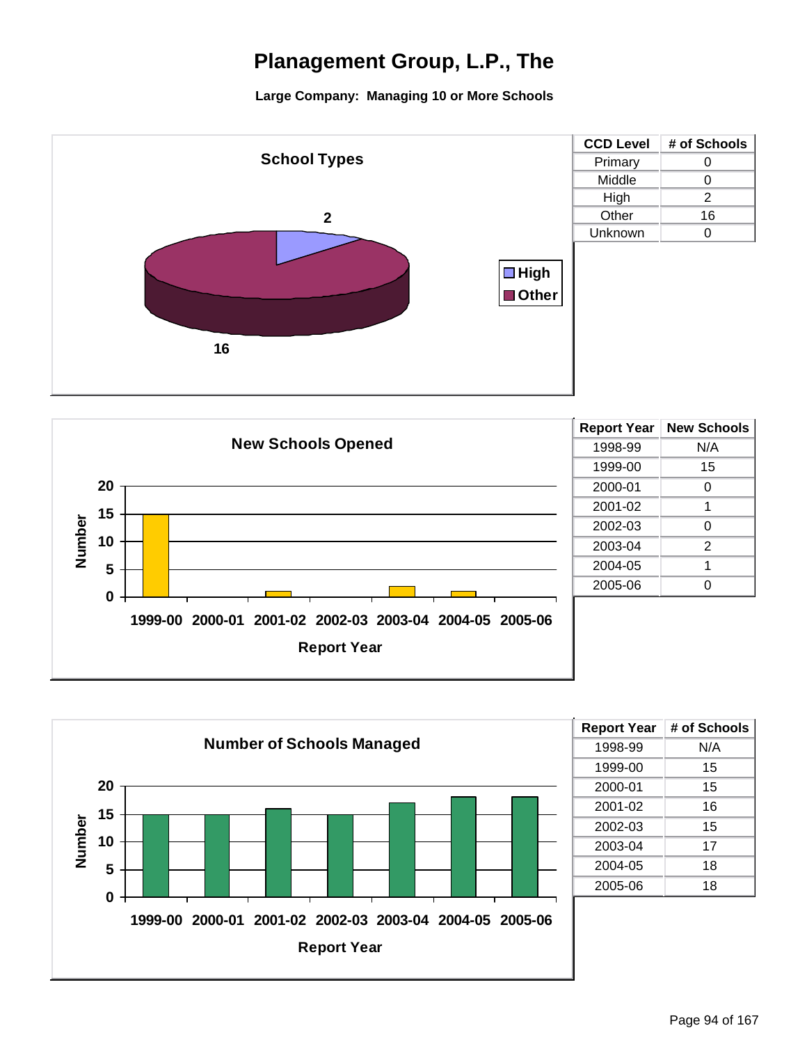# Planagement Group, L.P., The

**Large Company: Managing 10 or More Schools**

## School Types

| CCD Level | # of Schools |
|---|---|
| Primary | 0 |
| Middle | 0 |
| High | 2 |
| Other | 16 |
| Unknown | 0 |

## New Schools Opened

| Report Year | New Schools |
|---|---|
| 1998-99 | N/A |
| 1999-00 | 15 |
| 2000-01 | 0 |
| 2001-02 | 1 |
| 2002-03 | 0 |
| 2003-04 | 2 |
| 2004-05 | 1 |
| 2005-06 | 0 |

## Number of Schools Managed

| Report Year | # of Schools |
|---|---|
| 1998-99 | N/A |
| 1999-00 | 15 |
| 2000-01 | 15 |
| 2001-02 | 16 |
| 2002-03 | 15 |
| 2003-04 | 17 |
| 2004-05 | 18 |
| 2005-06 | 18 |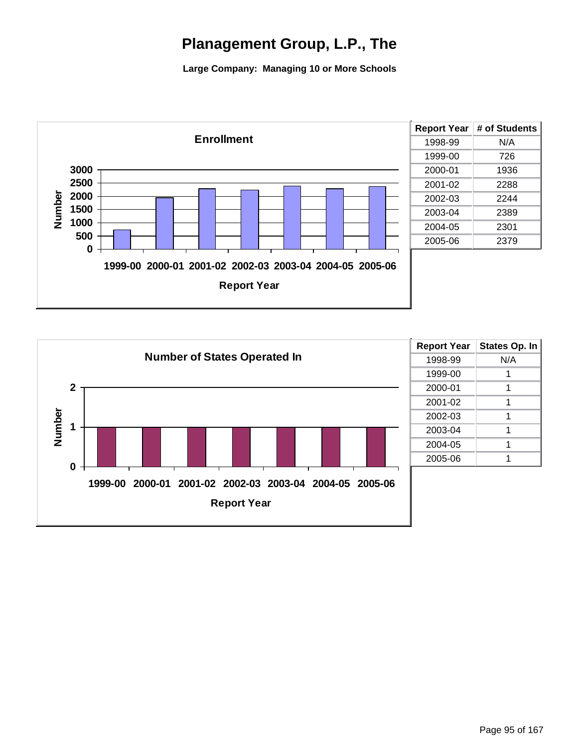# Planagement Group, L.P., The

**Large Company: Managing 10 or More Schools**

| Report Year | # of Students |
|---|---|
| 1998-99 | N/A |
| 1999-00 | 726 |
| 2000-01 | 1936 |
| 2001-02 | 2288 |
| 2002-03 | 2244 |
| 2003-04 | 2389 |
| 2004-05 | 2301 |
| 2005-06 | 2379 |

| Report Year | States Op. In |
|---|---|
| 1998-99 | N/A |
| 1999-00 | 1 |
| 2000-01 | 1 |
| 2001-02 | 1 |
| 2002-03 | 1 |
| 2003-04 | 1 |
| 2004-05 | 1 |
| 2005-06 | 1 |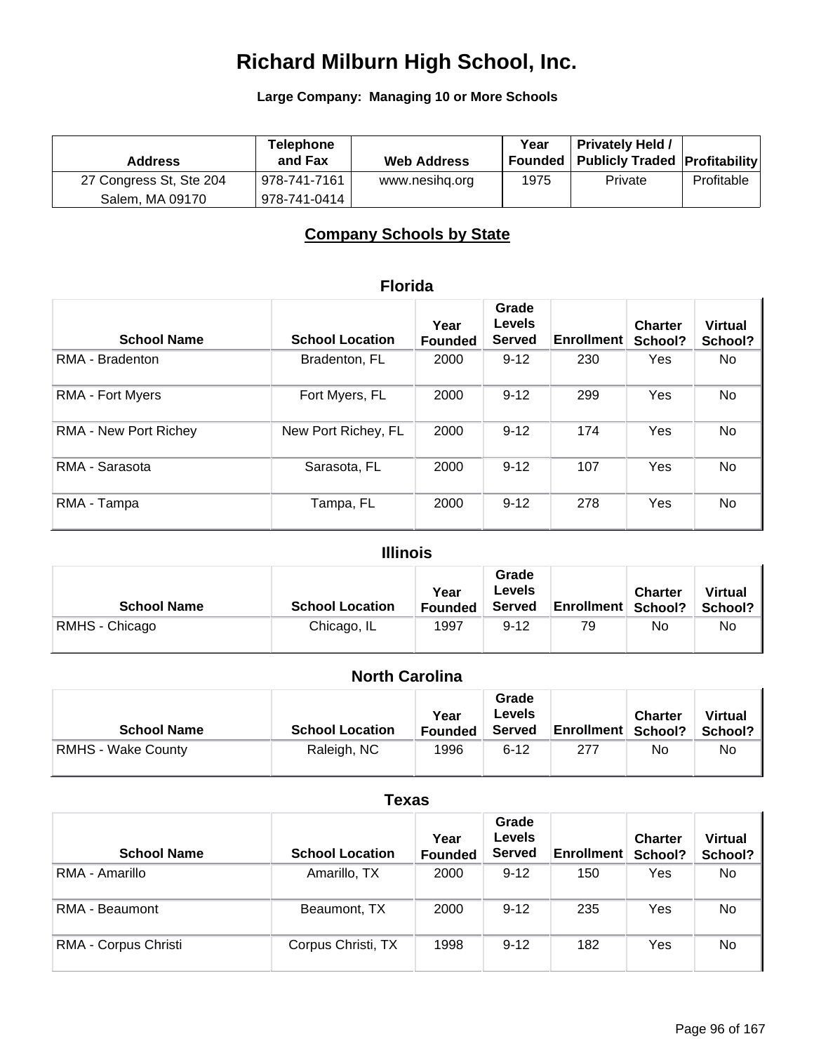# Richard Milburn High School, Inc.

**Large Company: Managing 10 or More Schools**

| Address | Telephone and Fax | Web Address | Year Founded | Privately Held / Publicly Traded | Profitability |
|---|---|---|---|---|---|
| 27 Congress St, Ste 204<br>Salem, MA 09170 | 978-741-7161<br>978-741-0414 | www.nesihq.org | 1975 | Private | Profitable |

## Company Schools by State

### Florida

| School Name | School Location | Year Founded | Grade Levels Served | Enrollment | Charter School? | Virtual School? |
|---|---|---|---|---|---|---|
| RMA - Bradenton | Bradenton, FL | 2000 | 9-12 | 230 | Yes | No |
| RMA - Fort Myers | Fort Myers, FL | 2000 | 9-12 | 299 | Yes | No |
| RMA - New Port Richey | New Port Richey, FL | 2000 | 9-12 | 174 | Yes | No |
| RMA - Sarasota | Sarasota, FL | 2000 | 9-12 | 107 | Yes | No |
| RMA - Tampa | Tampa, FL | 2000 | 9-12 | 278 | Yes | No |

### Illinois

| School Name | School Location | Year Founded | Grade Levels Served | Enrollment | Charter School? | Virtual School? |
|---|---|---|---|---|---|---|
| RMHS - Chicago | Chicago, IL | 1997 | 9-12 | 79 | No | No |

### North Carolina

| School Name | School Location | Year Founded | Grade Levels Served | Enrollment | Charter School? | Virtual School? |
|---|---|---|---|---|---|---|
| RMHS - Wake County | Raleigh, NC | 1996 | 6-12 | 277 | No | No |

### Texas

| School Name | School Location | Year Founded | Grade Levels Served | Enrollment | Charter School? | Virtual School? |
|---|---|---|---|---|---|---|
| RMA - Amarillo | Amarillo, TX | 2000 | 9-12 | 150 | Yes | No |
| RMA - Beaumont | Beaumont, TX | 2000 | 9-12 | 235 | Yes | No |
| RMA - Corpus Christi | Corpus Christi, TX | 1998 | 9-12 | 182 | Yes | No |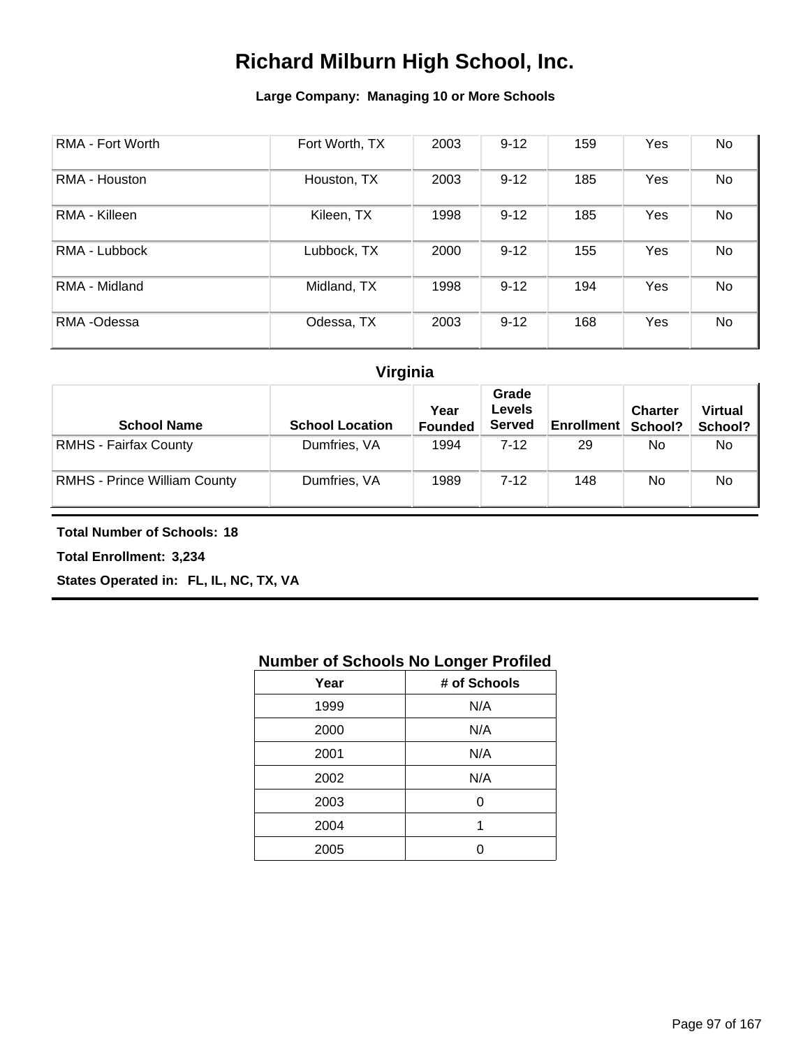# Richard Milburn High School, Inc.

**Large Company: Managing 10 or More Schools**

| | | | | | | |
|---|---|---|---|---|---|---|
| RMA - Fort Worth | Fort Worth, TX | 2003 | 9-12 | 159 | Yes | No |
| RMA - Houston | Houston, TX | 2003 | 9-12 | 185 | Yes | No |
| RMA - Killeen | Kileen, TX | 1998 | 9-12 | 185 | Yes | No |
| RMA - Lubbock | Lubbock, TX | 2000 | 9-12 | 155 | Yes | No |
| RMA - Midland | Midland, TX | 1998 | 9-12 | 194 | Yes | No |
| RMA -Odessa | Odessa, TX | 2003 | 9-12 | 168 | Yes | No |

## Virginia

| School Name | School Location | Year Founded | Grade Levels Served | Enrollment | Charter School? | Virtual School? |
|---|---|---|---|---|---|---|
| RMHS - Fairfax County | Dumfries, VA | 1994 | 7-12 | 29 | No | No |
| RMHS - Prince William County | Dumfries, VA | 1989 | 7-12 | 148 | No | No |

**Total Number of Schools: 18**

**Total Enrollment: 3,234**

**States Operated in: FL, IL, NC, TX, VA**

## Number of Schools No Longer Profiled

| Year | # of Schools |
|---|---|
| 1999 | N/A |
| 2000 | N/A |
| 2001 | N/A |
| 2002 | N/A |
| 2003 | 0 |
| 2004 | 1 |
| 2005 | 0 |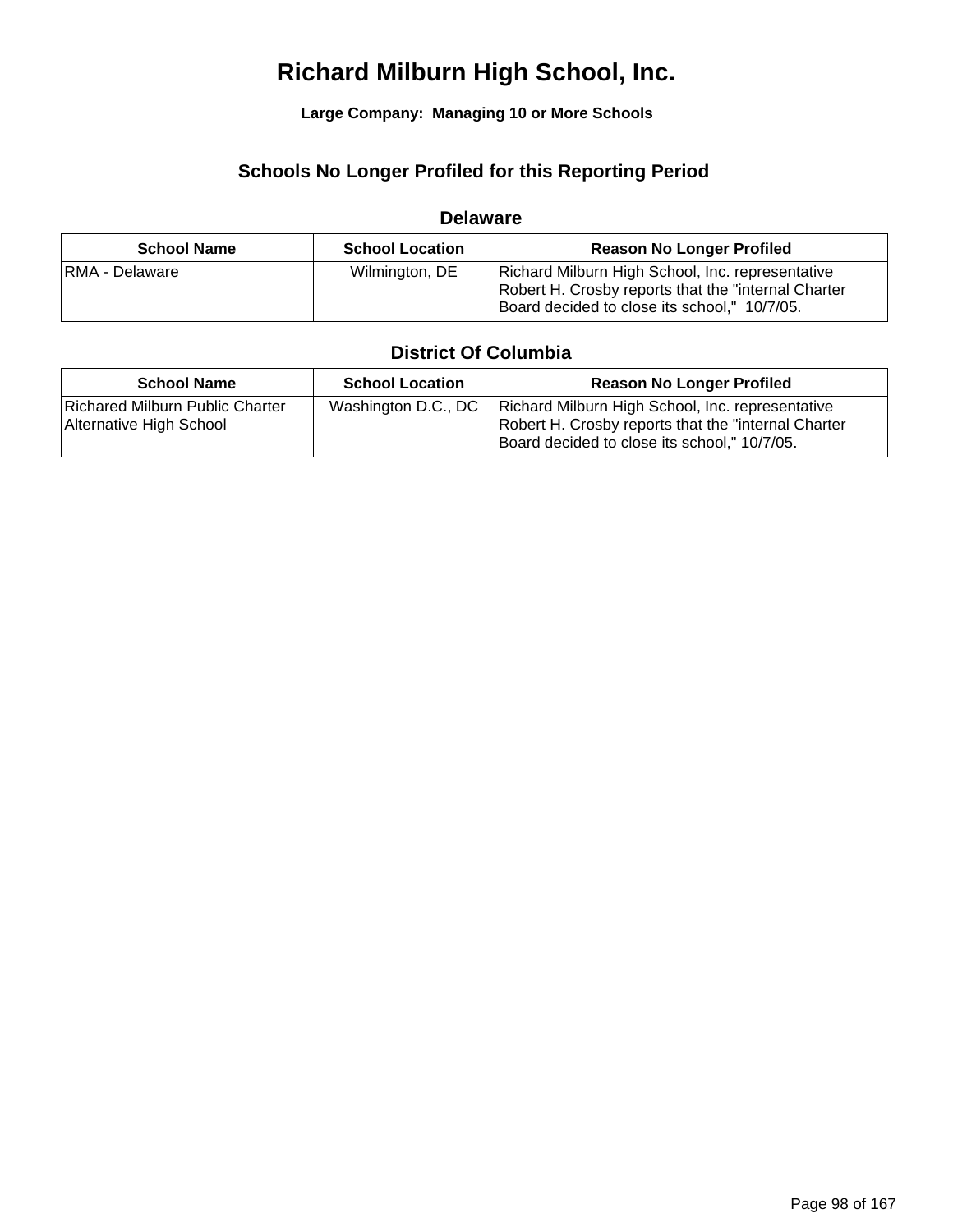# Richard Milburn High School, Inc.

**Large Company: Managing 10 or More Schools**

## Schools No Longer Profiled for this Reporting Period

### Delaware

| School Name | School Location | Reason No Longer Profiled |
|---|---|---|
| RMA - Delaware | Wilmington, DE | Richard Milburn High School, Inc. representative Robert H. Crosby reports that the "internal Charter Board decided to close its school," 10/7/05. |

### District Of Columbia

| School Name | School Location | Reason No Longer Profiled |
|---|---|---|
| Richared Milburn Public Charter Alternative High School | Washington D.C., DC | Richard Milburn High School, Inc. representative Robert H. Crosby reports that the "internal Charter Board decided to close its school," 10/7/05. |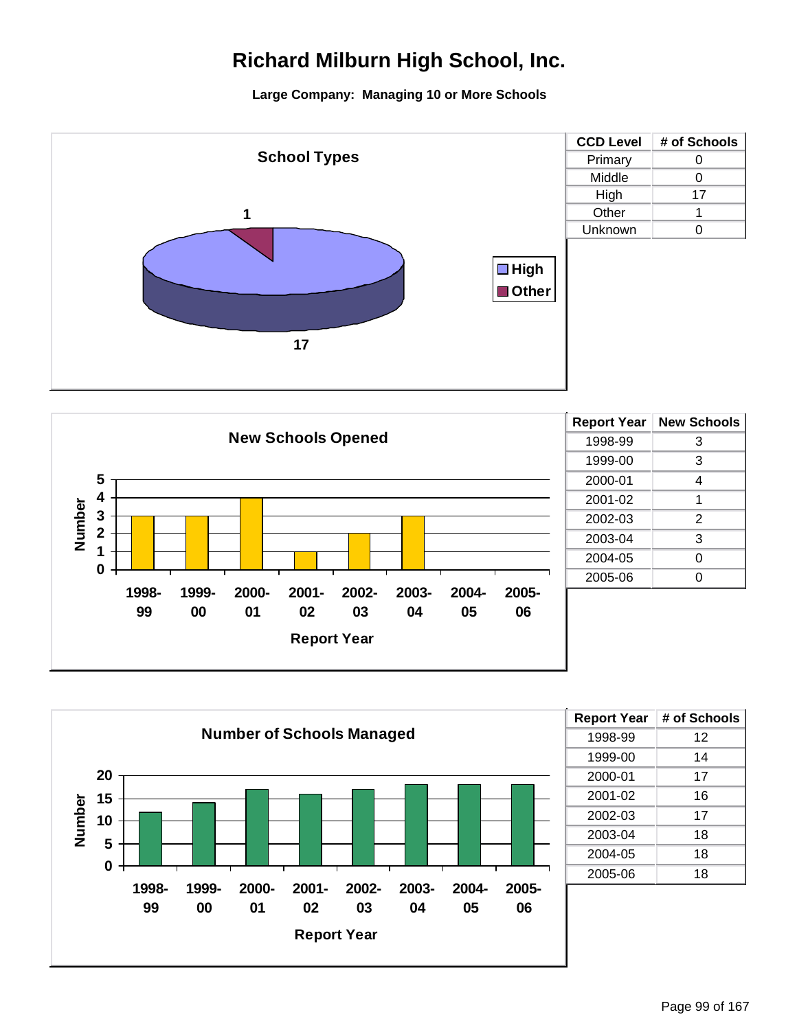# Richard Milburn High School, Inc.

**Large Company: Managing 10 or More Schools**

### School Types

| CCD Level | # of Schools |
|---|---|
| Primary | 0 |
| Middle | 0 |
| High | 17 |
| Other | 1 |
| Unknown | 0 |

### New Schools Opened

| Report Year | New Schools |
|---|---|
| 1998-99 | 3 |
| 1999-00 | 3 |
| 2000-01 | 4 |
| 2001-02 | 1 |
| 2002-03 | 2 |
| 2003-04 | 3 |
| 2004-05 | 0 |
| 2005-06 | 0 |

### Number of Schools Managed

| Report Year | # of Schools |
|---|---|
| 1998-99 | 12 |
| 1999-00 | 14 |
| 2000-01 | 17 |
| 2001-02 | 16 |
| 2002-03 | 17 |
| 2003-04 | 18 |
| 2004-05 | 18 |
| 2005-06 | 18 |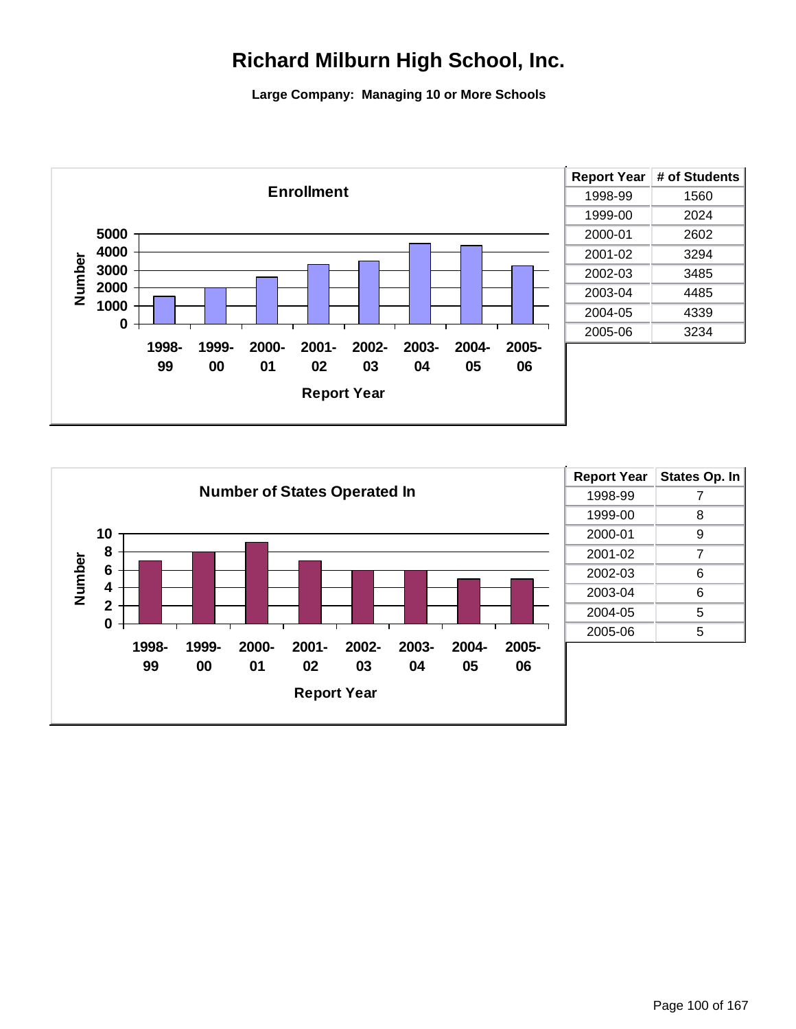# Richard Milburn High School, Inc.

**Large Company: Managing 10 or More Schools**

| Report Year | # of Students |
|---|---|
| 1998-99 | 1560 |
| 1999-00 | 2024 |
| 2000-01 | 2602 |
| 2001-02 | 3294 |
| 2002-03 | 3485 |
| 2003-04 | 4485 |
| 2004-05 | 4339 |
| 2005-06 | 3234 |

| Report Year | States Op. In |
|---|---|
| 1998-99 | 7 |
| 1999-00 | 8 |
| 2000-01 | 9 |
| 2001-02 | 7 |
| 2002-03 | 6 |
| 2003-04 | 6 |
| 2004-05 | 5 |
| 2005-06 | 5 |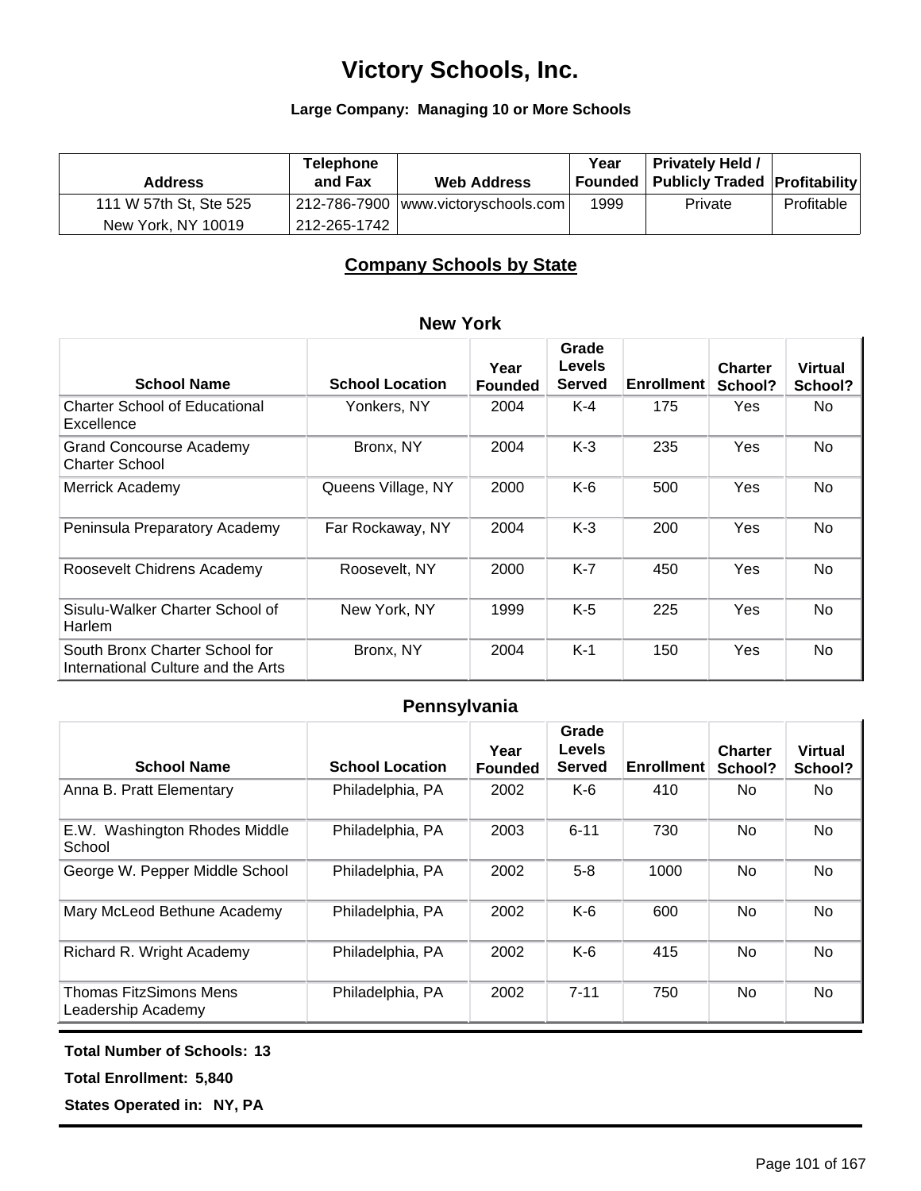# Victory Schools, Inc.

**Large Company: Managing 10 or More Schools**

| Address | Telephone and Fax | Web Address | Year Founded | Privately Held / Publicly Traded | Profitability |
|---|---|---|---|---|---|
| 111 W 57th St, Ste 525<br>New York, NY 10019 | 212-786-7900<br>212-265-1742 | www.victoryschools.com | 1999 | Private | Profitable |

## Company Schools by State

### New York

| School Name | School Location | Year Founded | Grade Levels Served | Enrollment | Charter School? | Virtual School? |
|---|---|---|---|---|---|---|
| Charter School of Educational Excellence | Yonkers, NY | 2004 | K-4 | 175 | Yes | No |
| Grand Concourse Academy Charter School | Bronx, NY | 2004 | K-3 | 235 | Yes | No |
| Merrick Academy | Queens Village, NY | 2000 | K-6 | 500 | Yes | No |
| Peninsula Preparatory Academy | Far Rockaway, NY | 2004 | K-3 | 200 | Yes | No |
| Roosevelt Chidrens Academy | Roosevelt, NY | 2000 | K-7 | 450 | Yes | No |
| Sisulu-Walker Charter School of Harlem | New York, NY | 1999 | K-5 | 225 | Yes | No |
| South Bronx Charter School for International Culture and the Arts | Bronx, NY | 2004 | K-1 | 150 | Yes | No |

### Pennsylvania

| School Name | School Location | Year Founded | Grade Levels Served | Enrollment | Charter School? | Virtual School? |
|---|---|---|---|---|---|---|
| Anna B. Pratt Elementary | Philadelphia, PA | 2002 | K-6 | 410 | No | No |
| E.W. Washington Rhodes Middle School | Philadelphia, PA | 2003 | 6-11 | 730 | No | No |
| George W. Pepper Middle School | Philadelphia, PA | 2002 | 5-8 | 1000 | No | No |
| Mary McLeod Bethune Academy | Philadelphia, PA | 2002 | K-6 | 600 | No | No |
| Richard R. Wright Academy | Philadelphia, PA | 2002 | K-6 | 415 | No | No |
| Thomas FitzSimons Mens Leadership Academy | Philadelphia, PA | 2002 | 7-11 | 750 | No | No |

**Total Number of Schools: 13**

**Total Enrollment: 5,840**

**States Operated in: NY, PA**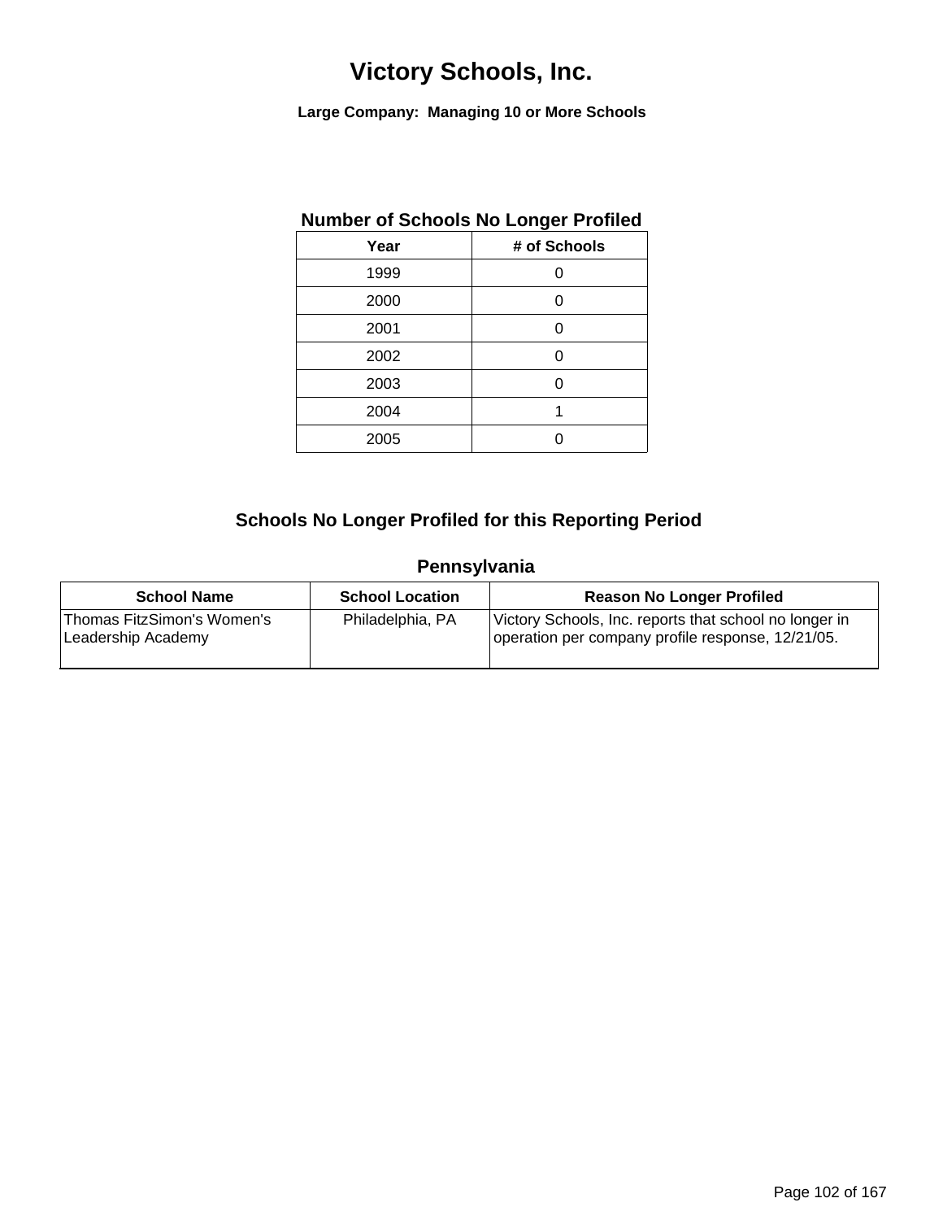# Victory Schools, Inc.

**Large Company: Managing 10 or More Schools**

## Number of Schools No Longer Profiled

| Year | # of Schools |
|---|---|
| 1999 | 0 |
| 2000 | 0 |
| 2001 | 0 |
| 2002 | 0 |
| 2003 | 0 |
| 2004 | 1 |
| 2005 | 0 |

## Schools No Longer Profiled for this Reporting Period

### Pennsylvania

| School Name | School Location | Reason No Longer Profiled |
|---|---|---|
| Thomas FitzSimon's Women's Leadership Academy | Philadelphia, PA | Victory Schools, Inc. reports that school no longer in operation per company profile response, 12/21/05. |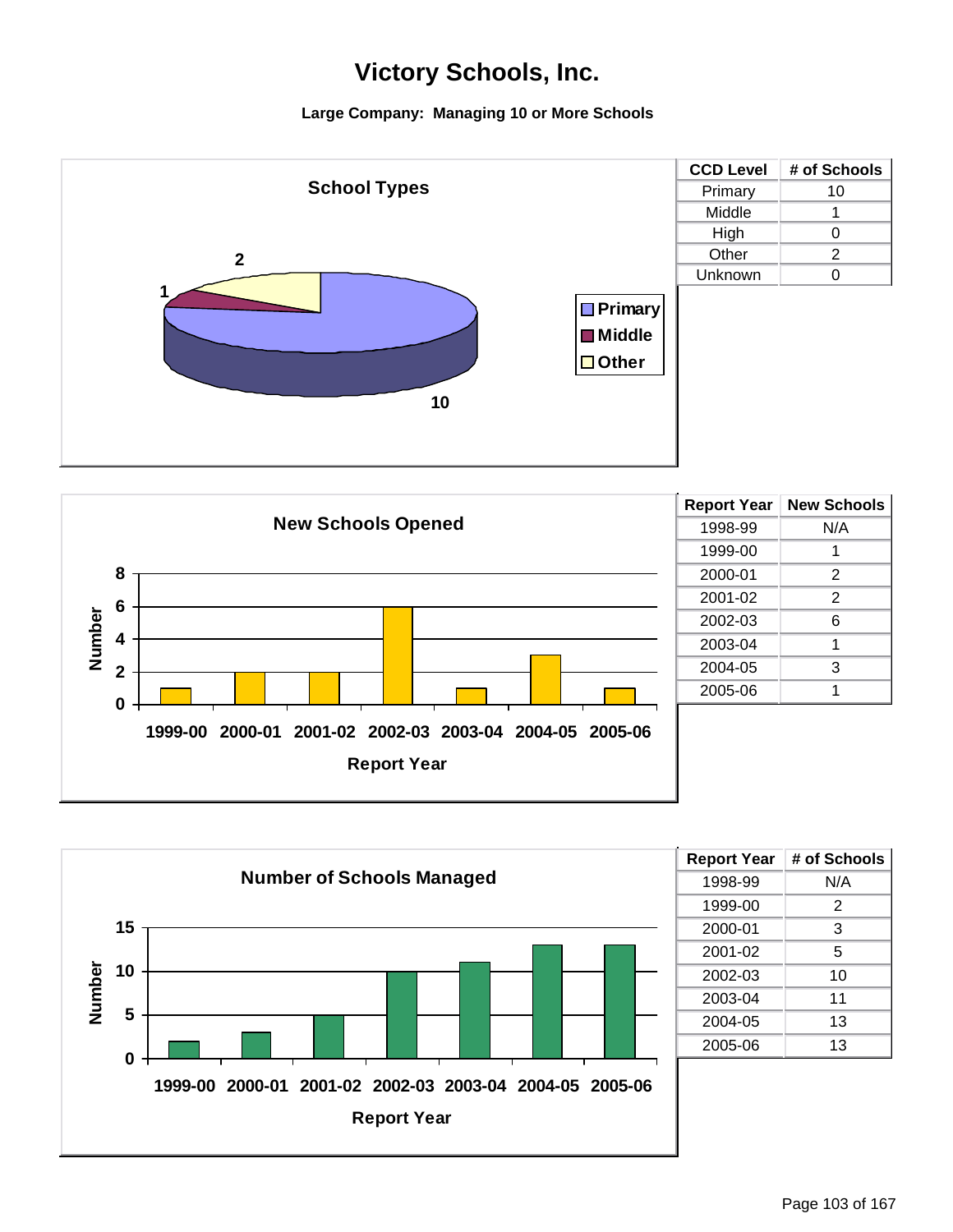# Victory Schools, Inc.

**Large Company: Managing 10 or More Schools**

## School Types

| CCD Level | # of Schools |
|---|---|
| Primary | 10 |
| Middle | 1 |
| High | 0 |
| Other | 2 |
| Unknown | 0 |

## New Schools Opened

| Report Year | New Schools |
|---|---|
| 1998-99 | N/A |
| 1999-00 | 1 |
| 2000-01 | 2 |
| 2001-02 | 2 |
| 2002-03 | 6 |
| 2003-04 | 1 |
| 2004-05 | 3 |
| 2005-06 | 1 |

## Number of Schools Managed

| Report Year | # of Schools |
|---|---|
| 1998-99 | N/A |
| 1999-00 | 2 |
| 2000-01 | 3 |
| 2001-02 | 5 |
| 2002-03 | 10 |
| 2003-04 | 11 |
| 2004-05 | 13 |
| 2005-06 | 13 |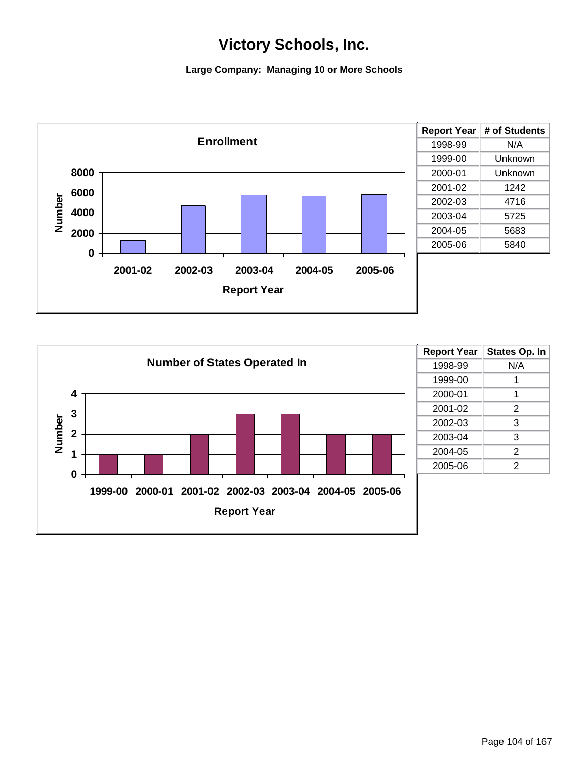# Victory Schools, Inc.

**Large Company: Managing 10 or More Schools**

| Report Year | # of Students |
|---|---|
| 1998-99 | N/A |
| 1999-00 | Unknown |
| 2000-01 | Unknown |
| 2001-02 | 1242 |
| 2002-03 | 4716 |
| 2003-04 | 5725 |
| 2004-05 | 5683 |
| 2005-06 | 5840 |

| Report Year | States Op. In |
|---|---|
| 1998-99 | N/A |
| 1999-00 | 1 |
| 2000-01 | 1 |
| 2001-02 | 2 |
| 2002-03 | 3 |
| 2003-04 | 3 |
| 2004-05 | 2 |
| 2005-06 | 2 |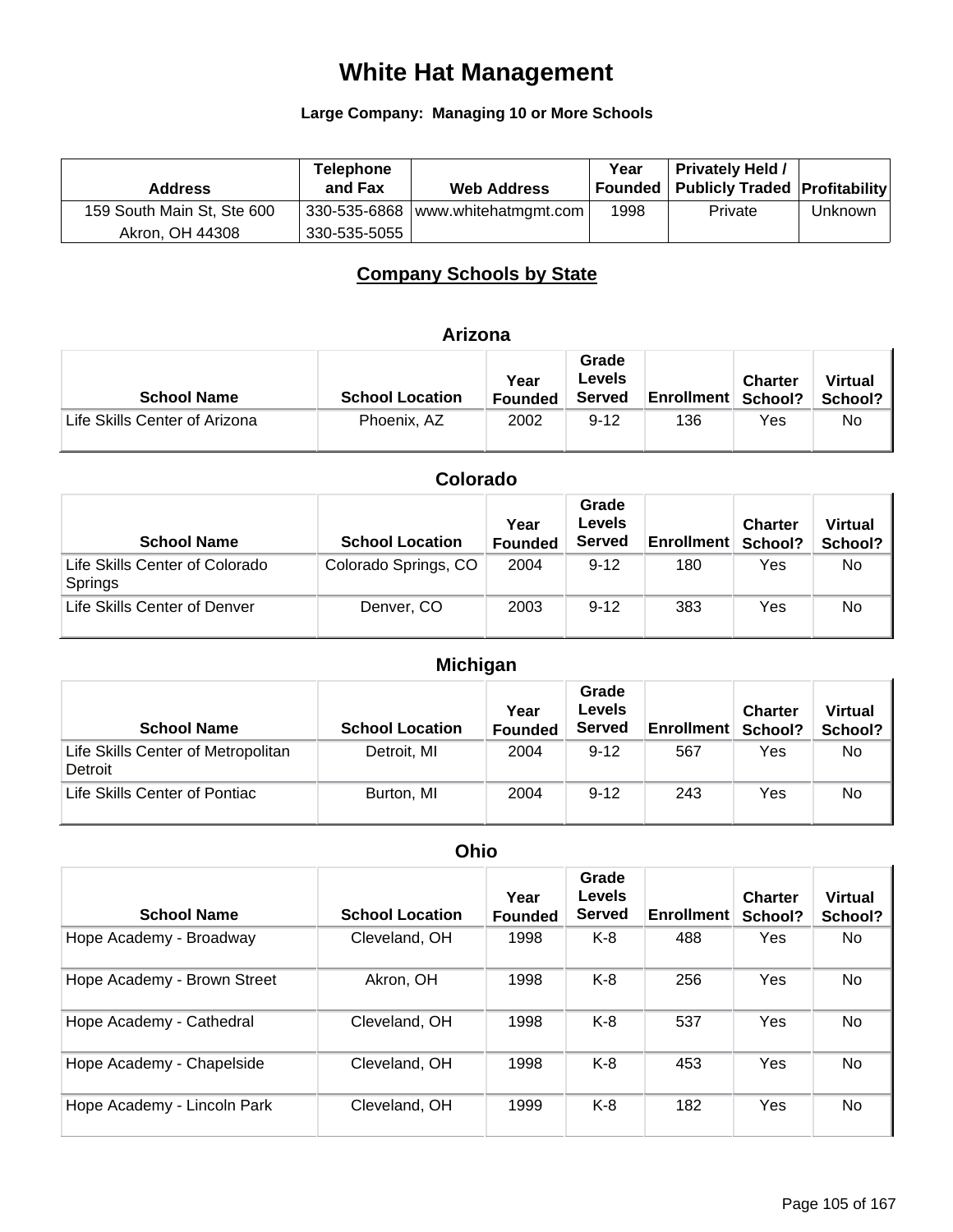# White Hat Management

**Large Company: Managing 10 or More Schools**

| Address | Telephone and Fax | Web Address | Year Founded | Privately Held / Publicly Traded | Profitability |
|---|---|---|---|---|---|
| 159 South Main St, Ste 600<br>Akron, OH 44308 | 330-535-6868<br>330-535-5055 | www.whitehatmgmt.com | 1998 | Private | Unknown |

## Company Schools by State

### Arizona

| School Name | School Location | Year Founded | Grade Levels Served | Enrollment | Charter School? | Virtual School? |
|---|---|---|---|---|---|---|
| Life Skills Center of Arizona | Phoenix, AZ | 2002 | 9-12 | 136 | Yes | No |

### Colorado

| School Name | School Location | Year Founded | Grade Levels Served | Enrollment | Charter School? | Virtual School? |
|---|---|---|---|---|---|---|
| Life Skills Center of Colorado Springs | Colorado Springs, CO | 2004 | 9-12 | 180 | Yes | No |
| Life Skills Center of Denver | Denver, CO | 2003 | 9-12 | 383 | Yes | No |

### Michigan

| School Name | School Location | Year Founded | Grade Levels Served | Enrollment | Charter School? | Virtual School? |
|---|---|---|---|---|---|---|
| Life Skills Center of Metropolitan Detroit | Detroit, MI | 2004 | 9-12 | 567 | Yes | No |
| Life Skills Center of Pontiac | Burton, MI | 2004 | 9-12 | 243 | Yes | No |

### Ohio

| School Name | School Location | Year Founded | Grade Levels Served | Enrollment | Charter School? | Virtual School? |
|---|---|---|---|---|---|---|
| Hope Academy - Broadway | Cleveland, OH | 1998 | K-8 | 488 | Yes | No |
| Hope Academy - Brown Street | Akron, OH | 1998 | K-8 | 256 | Yes | No |
| Hope Academy - Cathedral | Cleveland, OH | 1998 | K-8 | 537 | Yes | No |
| Hope Academy - Chapelside | Cleveland, OH | 1998 | K-8 | 453 | Yes | No |
| Hope Academy - Lincoln Park | Cleveland, OH | 1999 | K-8 | 182 | Yes | No |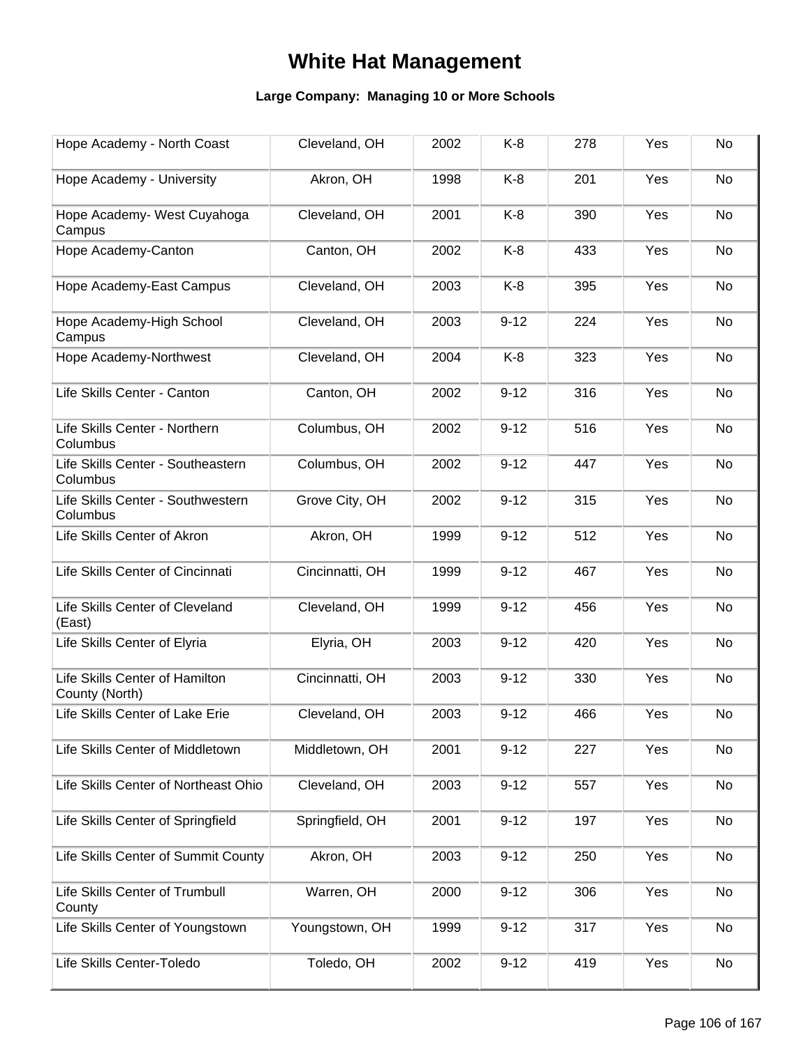# White Hat Management

### Large Company: Managing 10 or More Schools

| | | | | | | |
|---|---|---|---|---|---|---|
| Hope Academy - North Coast | Cleveland, OH | 2002 | K-8 | 278 | Yes | No |
| Hope Academy - University | Akron, OH | 1998 | K-8 | 201 | Yes | No |
| Hope Academy- West Cuyahoga Campus | Cleveland, OH | 2001 | K-8 | 390 | Yes | No |
| Hope Academy-Canton | Canton, OH | 2002 | K-8 | 433 | Yes | No |
| Hope Academy-East Campus | Cleveland, OH | 2003 | K-8 | 395 | Yes | No |
| Hope Academy-High School Campus | Cleveland, OH | 2003 | 9-12 | 224 | Yes | No |
| Hope Academy-Northwest | Cleveland, OH | 2004 | K-8 | 323 | Yes | No |
| Life Skills Center - Canton | Canton, OH | 2002 | 9-12 | 316 | Yes | No |
| Life Skills Center - Northern Columbus | Columbus, OH | 2002 | 9-12 | 516 | Yes | No |
| Life Skills Center - Southeastern Columbus | Columbus, OH | 2002 | 9-12 | 447 | Yes | No |
| Life Skills Center - Southwestern Columbus | Grove City, OH | 2002 | 9-12 | 315 | Yes | No |
| Life Skills Center of Akron | Akron, OH | 1999 | 9-12 | 512 | Yes | No |
| Life Skills Center of Cincinnati | Cincinnati, OH | 1999 | 9-12 | 467 | Yes | No |
| Life Skills Center of Cleveland (East) | Cleveland, OH | 1999 | 9-12 | 456 | Yes | No |
| Life Skills Center of Elyria | Elyria, OH | 2003 | 9-12 | 420 | Yes | No |
| Life Skills Center of Hamilton County (North) | Cincinnati, OH | 2003 | 9-12 | 330 | Yes | No |
| Life Skills Center of Lake Erie | Cleveland, OH | 2003 | 9-12 | 466 | Yes | No |
| Life Skills Center of Middletown | Middletown, OH | 2001 | 9-12 | 227 | Yes | No |
| Life Skills Center of Northeast Ohio | Cleveland, OH | 2003 | 9-12 | 557 | Yes | No |
| Life Skills Center of Springfield | Springfield, OH | 2001 | 9-12 | 197 | Yes | No |
| Life Skills Center of Summit County | Akron, OH | 2003 | 9-12 | 250 | Yes | No |
| Life Skills Center of Trumbull County | Warren, OH | 2000 | 9-12 | 306 | Yes | No |
| Life Skills Center of Youngstown | Youngstown, OH | 1999 | 9-12 | 317 | Yes | No |
| Life Skills Center-Toledo | Toledo, OH | 2002 | 9-12 | 419 | Yes | No |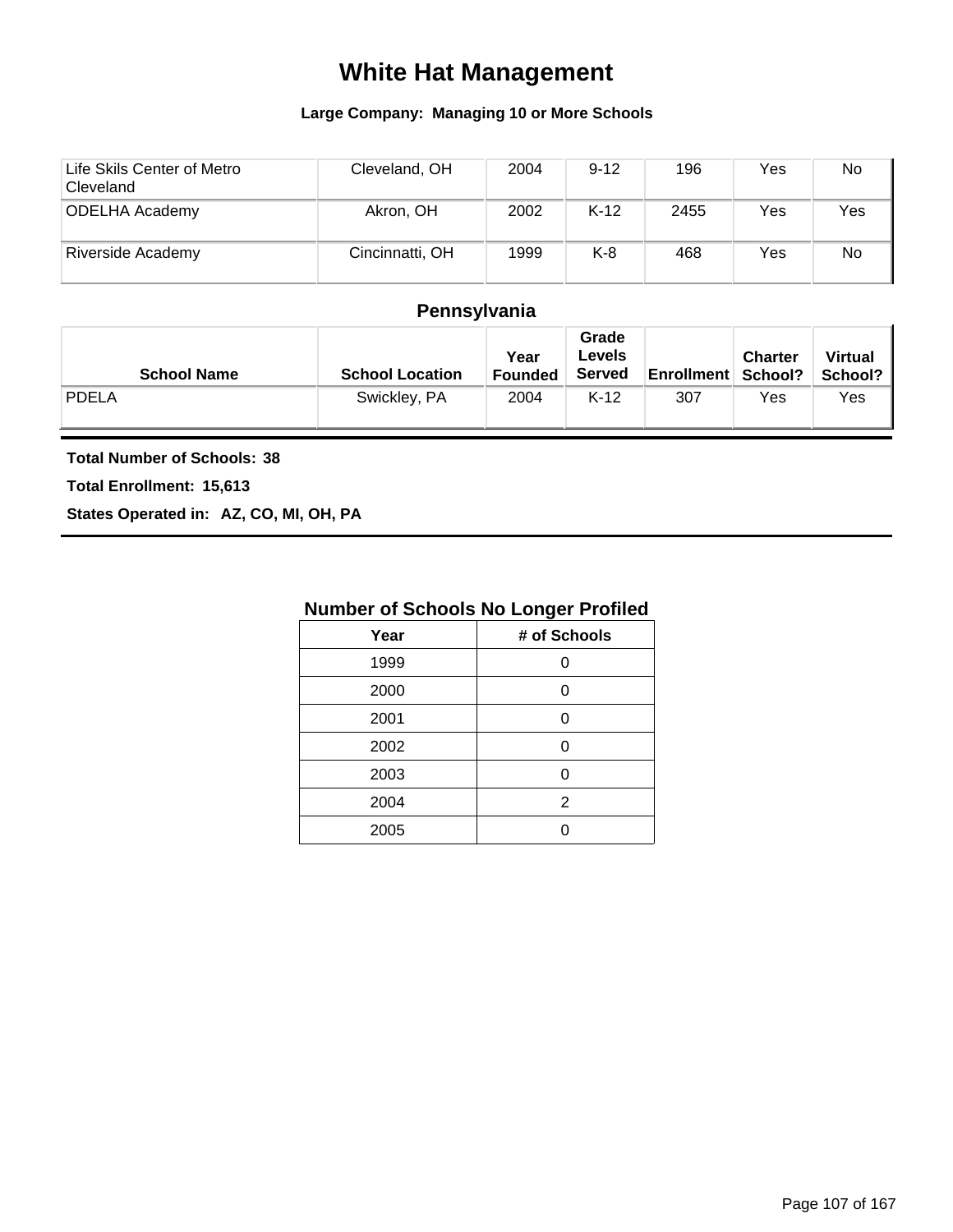# White Hat Management

**Large Company: Managing 10 or More Schools**

| School Name | School Location | Year Founded | Grade Levels Served | Enrollment | Charter School? | Virtual School? |
|---|---|---|---|---|---|---|
| Life Skils Center of Metro Cleveland | Cleveland, OH | 2004 | 9-12 | 196 | Yes | No |
| ODELHA Academy | Akron, OH | 2002 | K-12 | 2455 | Yes | Yes |
| Riverside Academy | Cincinnati, OH | 1999 | K-8 | 468 | Yes | No |

## Pennsylvania

| School Name | School Location | Year Founded | Grade Levels Served | Enrollment | Charter School? | Virtual School? |
|---|---|---|---|---|---|---|
| PDELA | Swickley, PA | 2004 | K-12 | 307 | Yes | Yes |

**Total Number of Schools: 38**

**Total Enrollment: 15,613**

**States Operated in: AZ, CO, MI, OH, PA**

### Number of Schools No Longer Profiled

| Year | # of Schools |
|---|---|
| 1999 | 0 |
| 2000 | 0 |
| 2001 | 0 |
| 2002 | 0 |
| 2003 | 0 |
| 2004 | 2 |
| 2005 | 0 |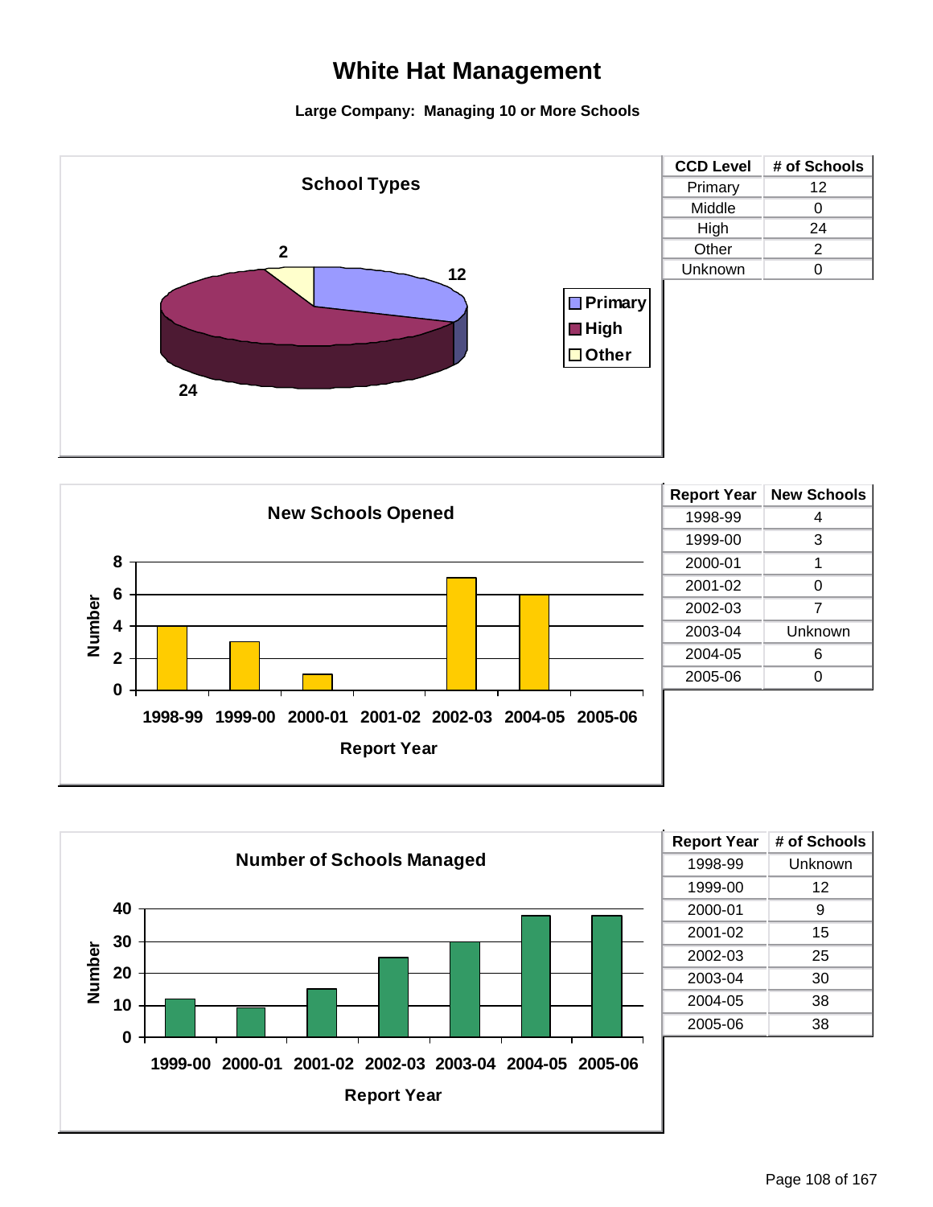# White Hat Management

**Large Company: Managing 10 or More Schools**

### School Types

| CCD Level | # of Schools |
|---|---|
| Primary | 12 |
| Middle | 0 |
| High | 24 |
| Other | 2 |
| Unknown | 0 |

### New Schools Opened

| Report Year | New Schools |
|---|---|
| 1998-99 | 4 |
| 1999-00 | 3 |
| 2000-01 | 1 |
| 2001-02 | 0 |
| 2002-03 | 7 |
| 2003-04 | Unknown |
| 2004-05 | 6 |
| 2005-06 | 0 |

### Number of Schools Managed

| Report Year | # of Schools |
|---|---|
| 1998-99 | Unknown |
| 1999-00 | 12 |
| 2000-01 | 9 |
| 2001-02 | 15 |
| 2002-03 | 25 |
| 2003-04 | 30 |
| 2004-05 | 38 |
| 2005-06 | 38 |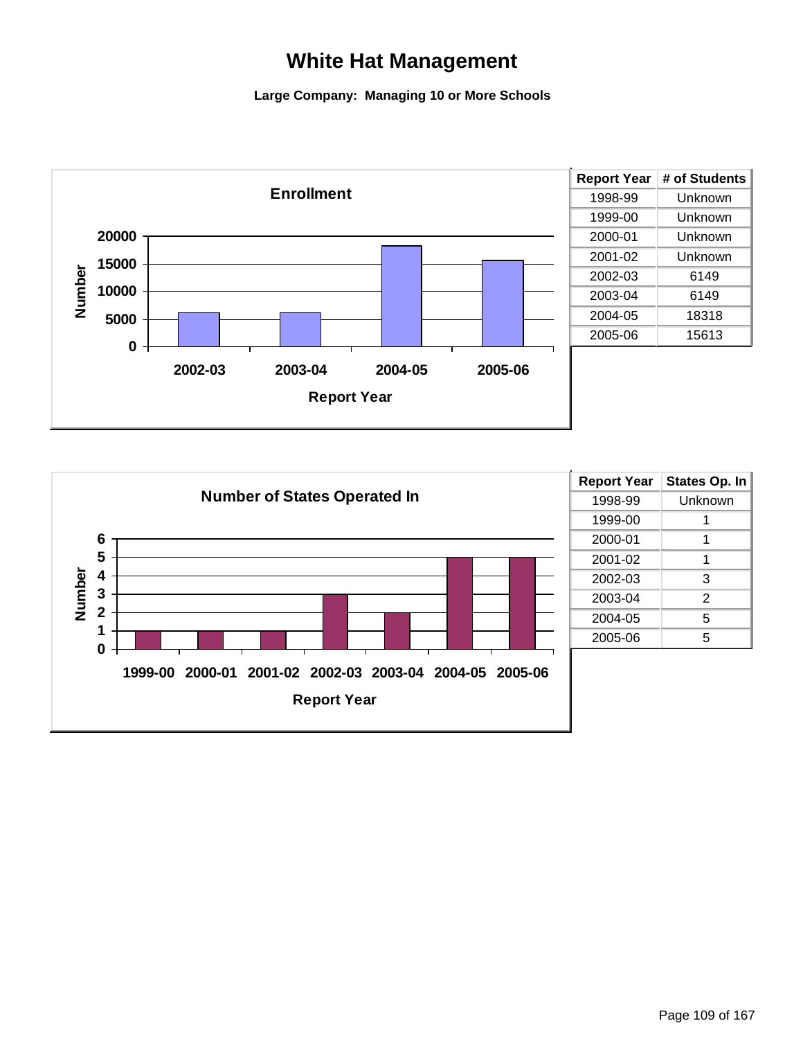# White Hat Management

**Large Company: Managing 10 or More Schools**

**Enrollment**

| Report Year | # of Students |
| --- | --- |
| 1998-99 | Unknown |
| 1999-00 | Unknown |
| 2000-01 | Unknown |
| 2001-02 | Unknown |
| 2002-03 | 6149 |
| 2003-04 | 6149 |
| 2004-05 | 18318 |
| 2005-06 | 15613 |

**Number of States Operated In**

| Report Year | States Op. In |
| --- | --- |
| 1998-99 | Unknown |
| 1999-00 | 1 |
| 2000-01 | 1 |
| 2001-02 | 1 |
| 2002-03 | 3 |
| 2003-04 | 2 |
| 2004-05 | 5 |
| 2005-06 | 5 |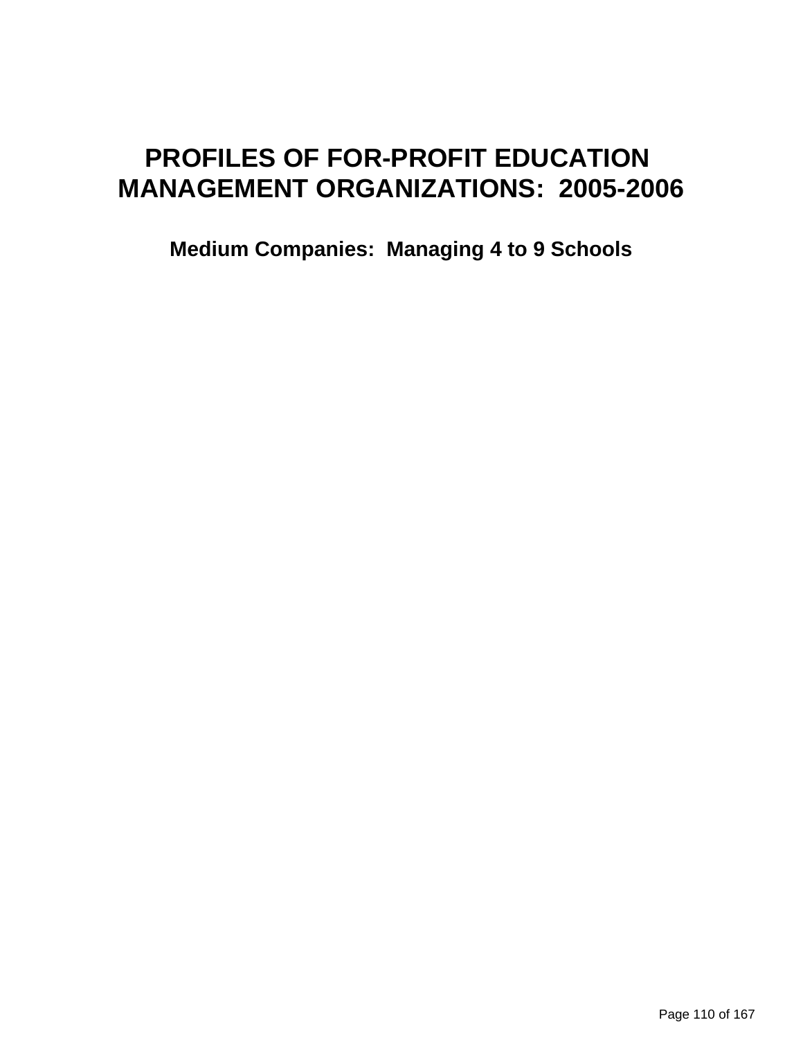# PROFILES OF FOR-PROFIT EDUCATION MANAGEMENT ORGANIZATIONS: 2005-2006

## Medium Companies: Managing 4 to 9 Schools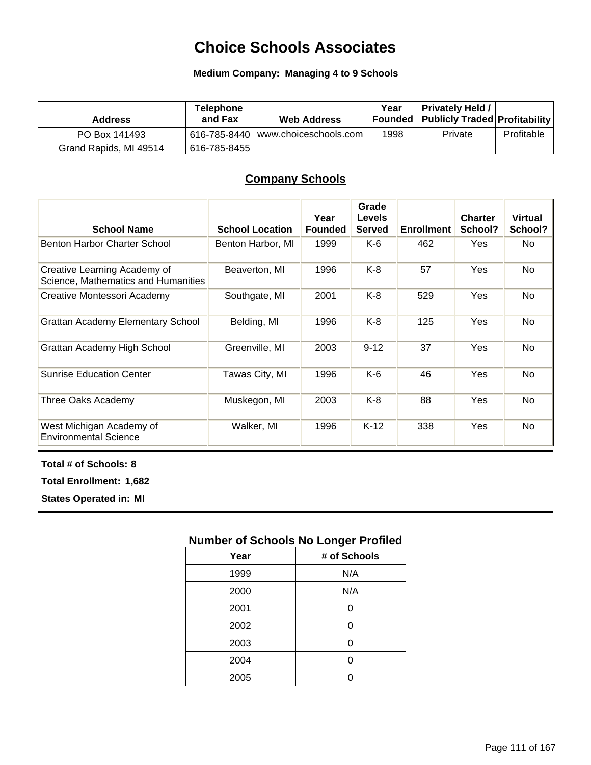# Choice Schools Associates

**Medium Company: Managing 4 to 9 Schools**

| Address | Telephone and Fax | Web Address | Year Founded | Privately Held / Publicly Traded | Profitability |
|---|---|---|---|---|---|
| PO Box 141493 Grand Rapids, MI 49514 | 616-785-8440 616-785-8455 | www.choiceschools.com | 1998 | Private | Profitable |

## Company Schools

| School Name | School Location | Year Founded | Grade Levels Served | Enrollment | Charter School? | Virtual School? |
|---|---|---|---|---|---|---|
| Benton Harbor Charter School | Benton Harbor, MI | 1999 | K-6 | 462 | Yes | No |
| Creative Learning Academy of Science, Mathematics and Humanities | Beaverton, MI | 1996 | K-8 | 57 | Yes | No |
| Creative Montessori Academy | Southgate, MI | 2001 | K-8 | 529 | Yes | No |
| Grattan Academy Elementary School | Belding, MI | 1996 | K-8 | 125 | Yes | No |
| Grattan Academy High School | Greenville, MI | 2003 | 9-12 | 37 | Yes | No |
| Sunrise Education Center | Tawas City, MI | 1996 | K-6 | 46 | Yes | No |
| Three Oaks Academy | Muskegon, MI | 2003 | K-8 | 88 | Yes | No |
| West Michigan Academy of Environmental Science | Walker, MI | 1996 | K-12 | 338 | Yes | No |

**Total # of Schools: 8**

**Total Enrollment: 1,682**

**States Operated in: MI**

## Number of Schools No Longer Profiled

| Year | # of Schools |
|---|---|
| 1999 | N/A |
| 2000 | N/A |
| 2001 | 0 |
| 2002 | 0 |
| 2003 | 0 |
| 2004 | 0 |
| 2005 | 0 |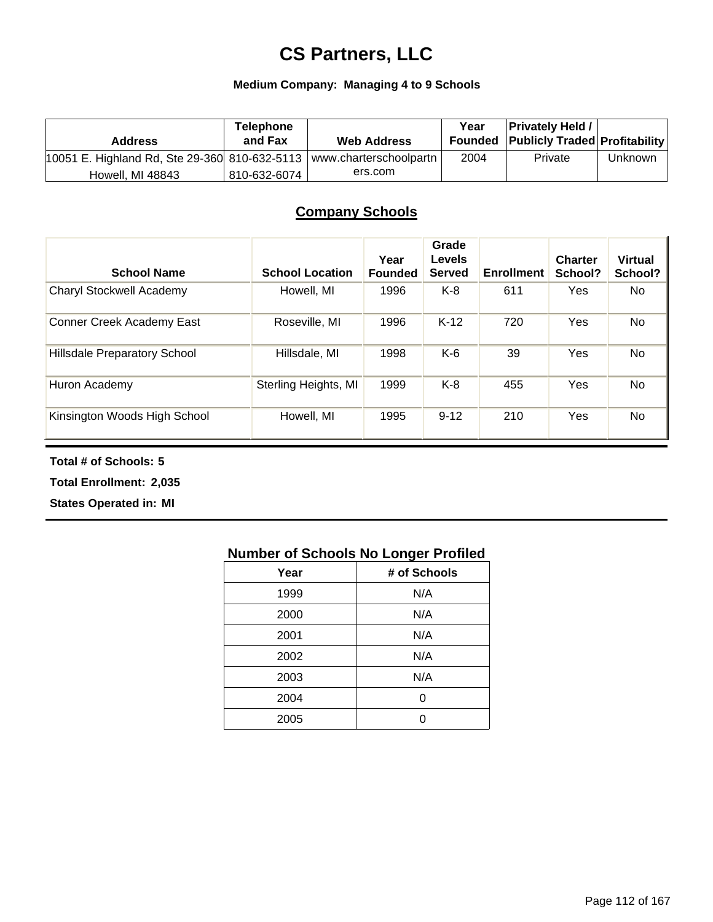# CS Partners, LLC

**Medium Company: Managing 4 to 9 Schools**

| Address | Telephone and Fax | Web Address | Year Founded | Privately Held / Publicly Traded | Profitability |
|---|---|---|---|---|---|
| 10051 E. Highland Rd, Ste 29-360 Howell, MI 48843 | 810-632-5113 810-632-6074 | www.charterschoolpartners.com | 2004 | Private | Unknown |

## Company Schools

| School Name | School Location | Year Founded | Grade Levels Served | Enrollment | Charter School? | Virtual School? |
|---|---|---|---|---|---|---|
| Charyl Stockwell Academy | Howell, MI | 1996 | K-8 | 611 | Yes | No |
| Conner Creek Academy East | Roseville, MI | 1996 | K-12 | 720 | Yes | No |
| Hillsdale Preparatory School | Hillsdale, MI | 1998 | K-6 | 39 | Yes | No |
| Huron Academy | Sterling Heights, MI | 1999 | K-8 | 455 | Yes | No |
| Kinsington Woods High School | Howell, MI | 1995 | 9-12 | 210 | Yes | No |

**Total # of Schools: 5**

**Total Enrollment: 2,035**

**States Operated in: MI**

### Number of Schools No Longer Profiled

| Year | # of Schools |
|---|---|
| 1999 | N/A |
| 2000 | N/A |
| 2001 | N/A |
| 2002 | N/A |
| 2003 | N/A |
| 2004 | 0 |
| 2005 | 0 |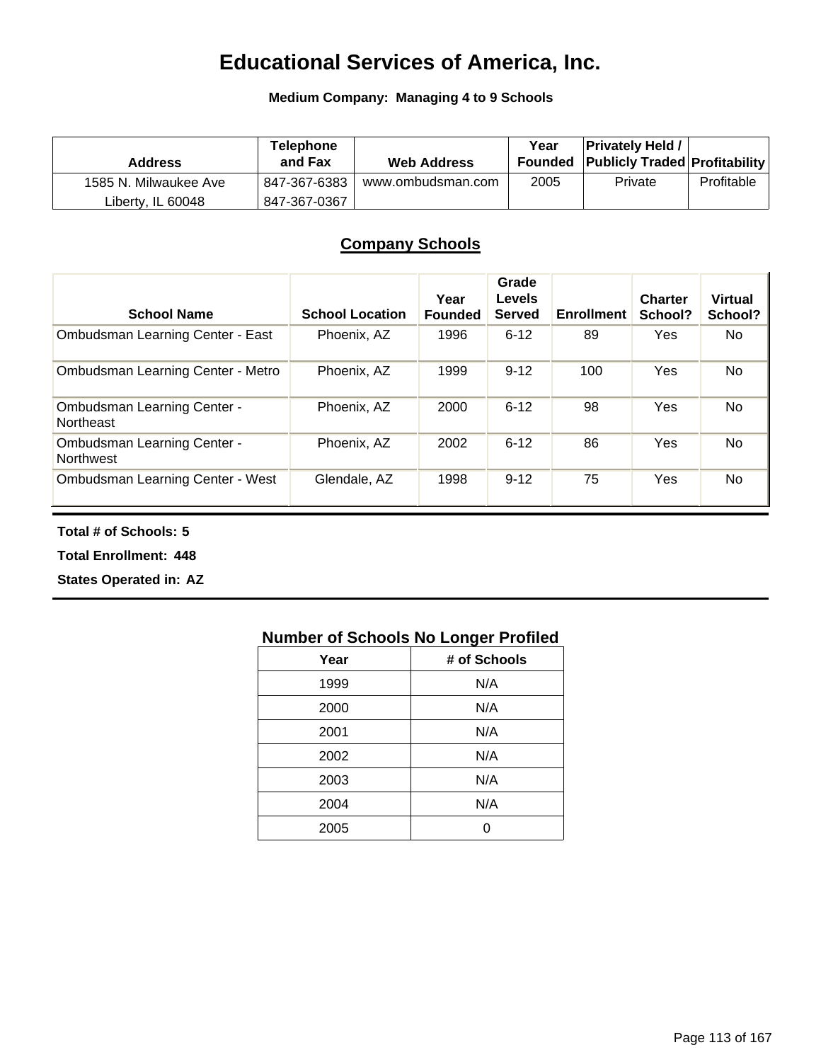# Educational Services of America, Inc.

**Medium Company: Managing 4 to 9 Schools**

| Address | Telephone and Fax | Web Address | Year Founded | Privately Held / Publicly Traded | Profitability |
|---|---|---|---|---|---|
| 1585 N. Milwaukee Ave<br>Liberty, IL 60048 | 847-367-6383<br>847-367-0367 | www.ombudsman.com | 2005 | Private | Profitable |

## Company Schools

| School Name | School Location | Year Founded | Grade Levels Served | Enrollment | Charter School? | Virtual School? |
|---|---|---|---|---|---|---|
| Ombudsman Learning Center - East | Phoenix, AZ | 1996 | 6-12 | 89 | Yes | No |
| Ombudsman Learning Center - Metro | Phoenix, AZ | 1999 | 9-12 | 100 | Yes | No |
| Ombudsman Learning Center - Northeast | Phoenix, AZ | 2000 | 6-12 | 98 | Yes | No |
| Ombudsman Learning Center - Northwest | Phoenix, AZ | 2002 | 6-12 | 86 | Yes | No |
| Ombudsman Learning Center - West | Glendale, AZ | 1998 | 9-12 | 75 | Yes | No |

**Total # of Schools: 5**

**Total Enrollment: 448**

**States Operated in: AZ**

### Number of Schools No Longer Profiled

| Year | # of Schools |
|---|---|
| 1999 | N/A |
| 2000 | N/A |
| 2001 | N/A |
| 2002 | N/A |
| 2003 | N/A |
| 2004 | N/A |
| 2005 | 0 |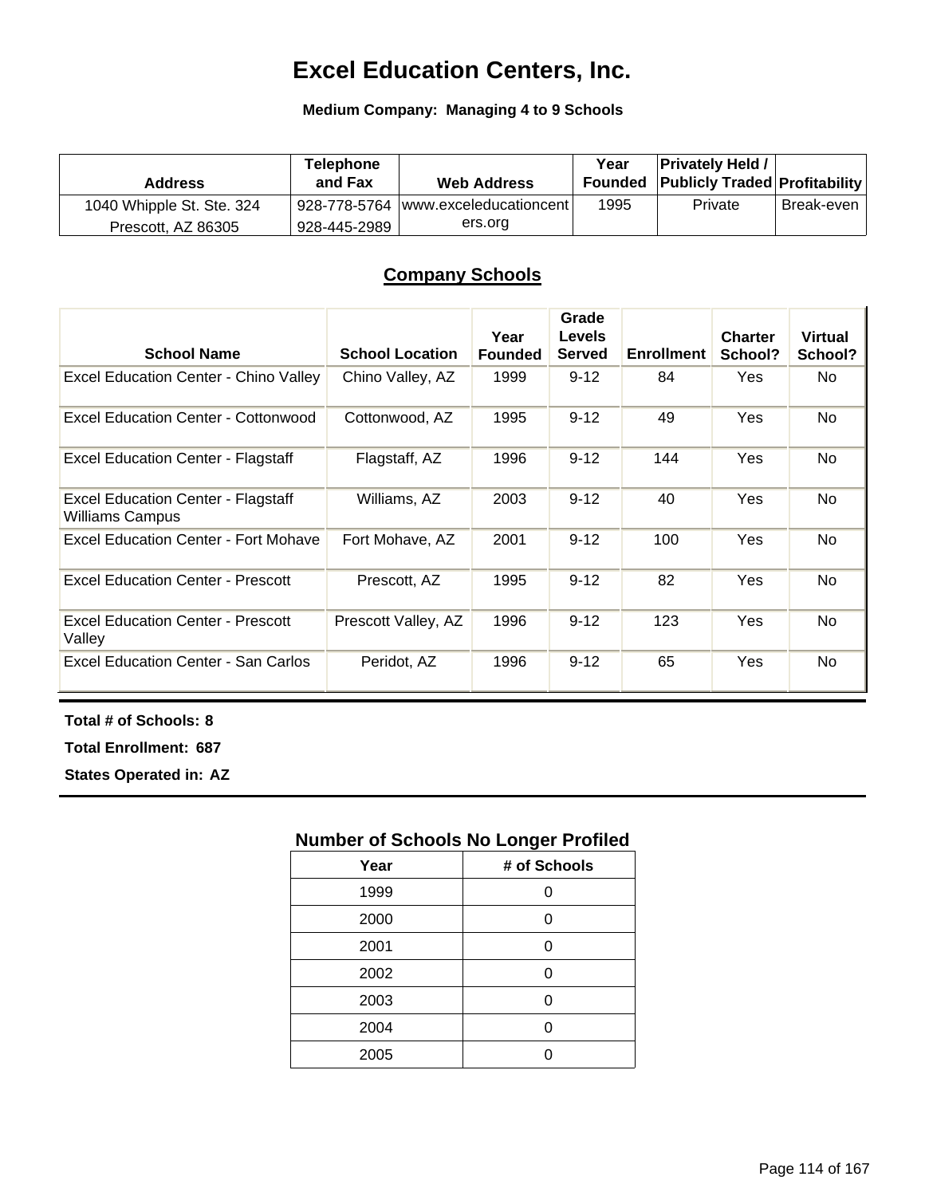# Excel Education Centers, Inc.

**Medium Company: Managing 4 to 9 Schools**

| Address | Telephone and Fax | Web Address | Year Founded | Privately Held / Publicly Traded | Profitability |
|---|---|---|---|---|---|
| 1040 Whipple St. Ste. 324 Prescott, AZ 86305 | 928-778-5764 928-445-2989 | www.exceleducationcenters.org | 1995 | Private | Break-even |

## Company Schools

| School Name | School Location | Year Founded | Grade Levels Served | Enrollment | Charter School? | Virtual School? |
|---|---|---|---|---|---|---|
| Excel Education Center - Chino Valley | Chino Valley, AZ | 1999 | 9-12 | 84 | Yes | No |
| Excel Education Center - Cottonwood | Cottonwood, AZ | 1995 | 9-12 | 49 | Yes | No |
| Excel Education Center - Flagstaff | Flagstaff, AZ | 1996 | 9-12 | 144 | Yes | No |
| Excel Education Center - Flagstaff Williams Campus | Williams, AZ | 2003 | 9-12 | 40 | Yes | No |
| Excel Education Center - Fort Mohave | Fort Mohave, AZ | 2001 | 9-12 | 100 | Yes | No |
| Excel Education Center - Prescott | Prescott, AZ | 1995 | 9-12 | 82 | Yes | No |
| Excel Education Center - Prescott Valley | Prescott Valley, AZ | 1996 | 9-12 | 123 | Yes | No |
| Excel Education Center - San Carlos | Peridot, AZ | 1996 | 9-12 | 65 | Yes | No |

**Total # of Schools: 8**

**Total Enrollment: 687**

**States Operated in: AZ**

### Number of Schools No Longer Profiled

| Year | # of Schools |
|---|---|
| 1999 | 0 |
| 2000 | 0 |
| 2001 | 0 |
| 2002 | 0 |
| 2003 | 0 |
| 2004 | 0 |
| 2005 | 0 |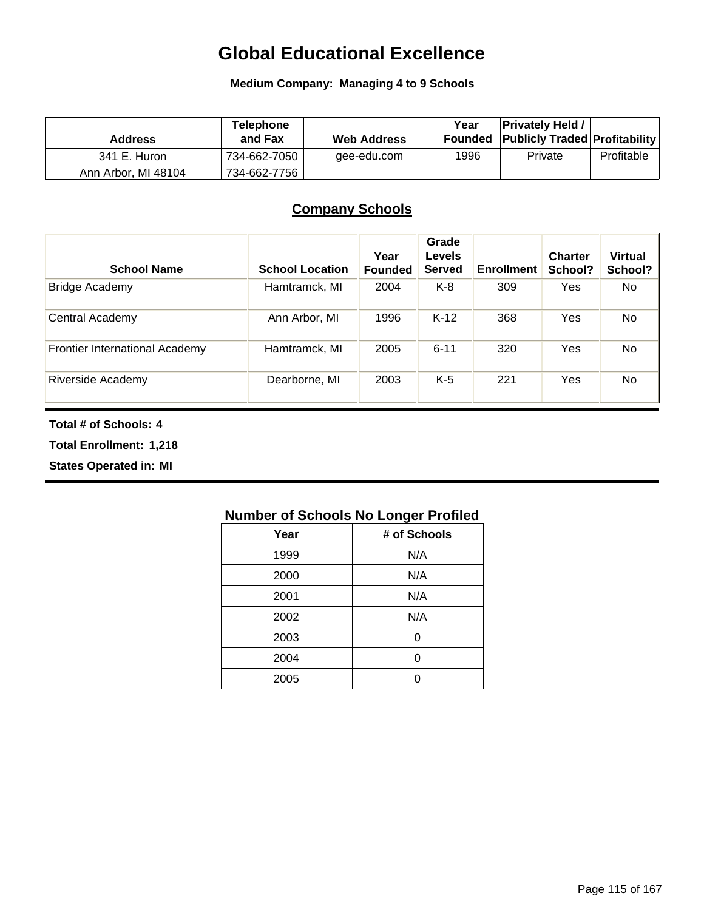# Global Educational Excellence

**Medium Company: Managing 4 to 9 Schools**

| Address | Telephone and Fax | Web Address | Year Founded | Privately Held / Publicly Traded | Profitability |
|---|---|---|---|---|---|
| 341 E. Huron<br>Ann Arbor, MI 48104 | 734-662-7050<br>734-662-7756 | gee-edu.com | 1996 | Private | Profitable |

## Company Schools

| School Name | School Location | Year Founded | Grade Levels Served | Enrollment | Charter School? | Virtual School? |
|---|---|---|---|---|---|---|
| Bridge Academy | Hamtramck, MI | 2004 | K-8 | 309 | Yes | No |
| Central Academy | Ann Arbor, MI | 1996 | K-12 | 368 | Yes | No |
| Frontier International Academy | Hamtramck, MI | 2005 | 6-11 | 320 | Yes | No |
| Riverside Academy | Dearborne, MI | 2003 | K-5 | 221 | Yes | No |

**Total # of Schools: 4**

**Total Enrollment: 1,218**

**States Operated in: MI**

### Number of Schools No Longer Profiled

| Year | # of Schools |
|---|---|
| 1999 | N/A |
| 2000 | N/A |
| 2001 | N/A |
| 2002 | N/A |
| 2003 | 0 |
| 2004 | 0 |
| 2005 | 0 |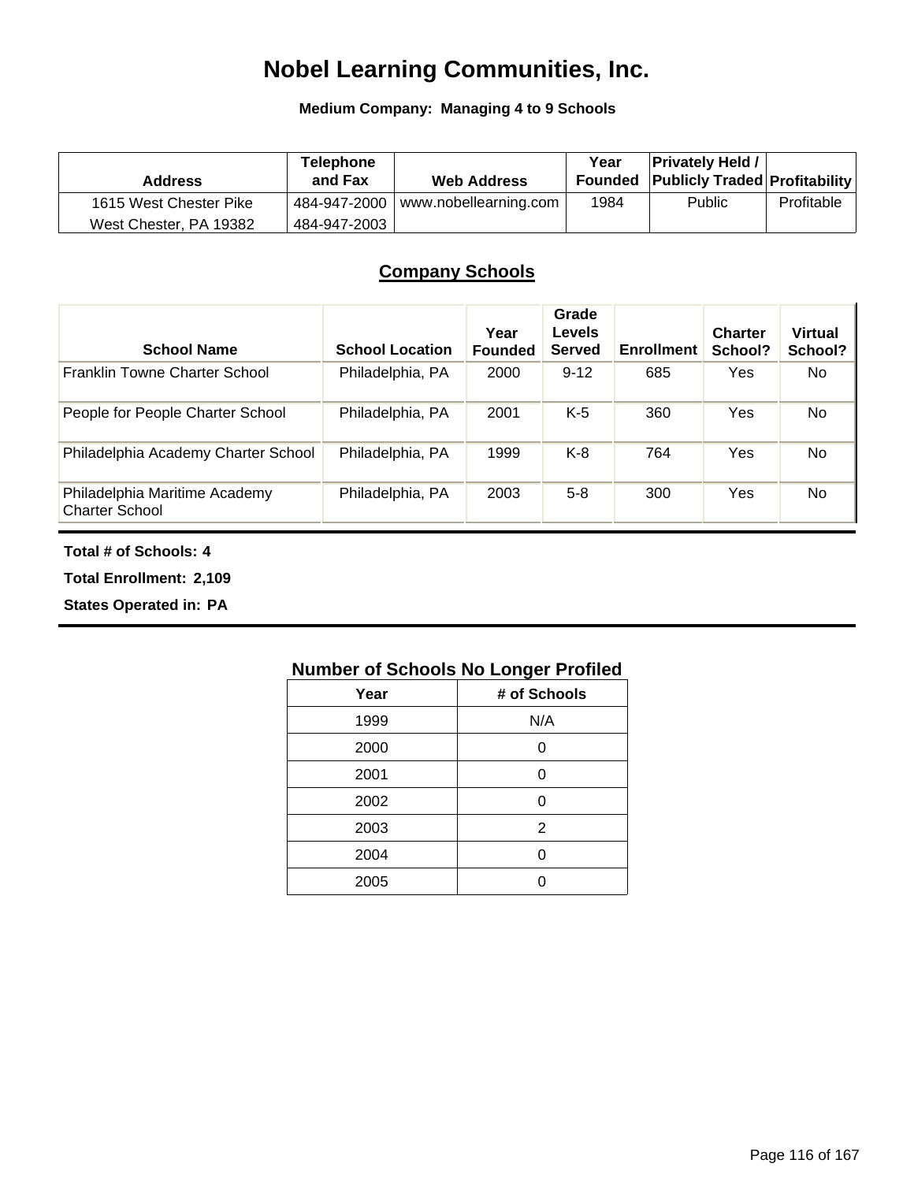# Nobel Learning Communities, Inc.

**Medium Company: Managing 4 to 9 Schools**

| Address | Telephone and Fax | Web Address | Year Founded | Privately Held / Publicly Traded | Profitability |
|---|---|---|---|---|---|
| 1615 West Chester Pike<br>West Chester, PA 19382 | 484-947-2000<br>484-947-2003 | www.nobellearning.com | 1984 | Public | Profitable |

## Company Schools

| School Name | School Location | Year Founded | Grade Levels Served | Enrollment | Charter School? | Virtual School? |
|---|---|---|---|---|---|---|
| Franklin Towne Charter School | Philadelphia, PA | 2000 | 9-12 | 685 | Yes | No |
| People for People Charter School | Philadelphia, PA | 2001 | K-5 | 360 | Yes | No |
| Philadelphia Academy Charter School | Philadelphia, PA | 1999 | K-8 | 764 | Yes | No |
| Philadelphia Maritime Academy Charter School | Philadelphia, PA | 2003 | 5-8 | 300 | Yes | No |

**Total # of Schools: 4**

**Total Enrollment: 2,109**

**States Operated in: PA**

### Number of Schools No Longer Profiled

| Year | # of Schools |
|---|---|
| 1999 | N/A |
| 2000 | 0 |
| 2001 | 0 |
| 2002 | 0 |
| 2003 | 2 |
| 2004 | 0 |
| 2005 | 0 |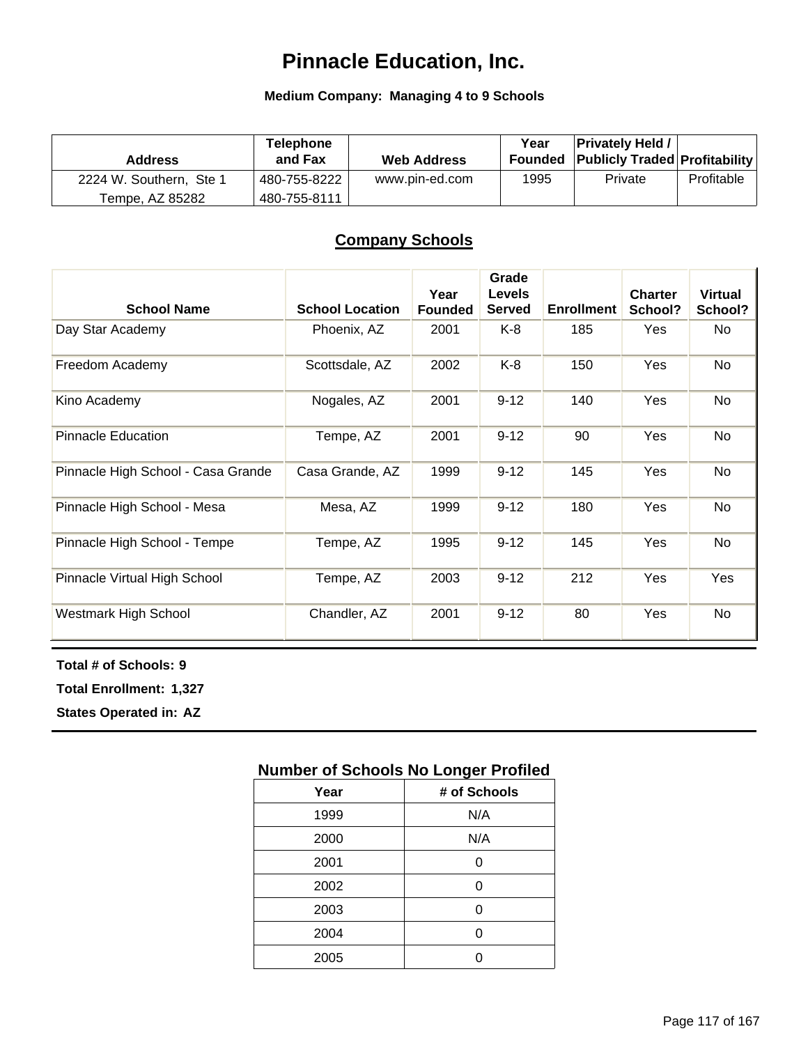# Pinnacle Education, Inc.

**Medium Company: Managing 4 to 9 Schools**

| Address | Telephone and Fax | Web Address | Year Founded | Privately Held / Publicly Traded | Profitability |
|---|---|---|---|---|---|
| 2224 W. Southern, Ste 1<br>Tempe, AZ 85282 | 480-755-8222<br>480-755-8111 | www.pin-ed.com | 1995 | Private | Profitable |

## Company Schools

| School Name | School Location | Year Founded | Grade Levels Served | Enrollment | Charter School? | Virtual School? |
|---|---|---|---|---|---|---|
| Day Star Academy | Phoenix, AZ | 2001 | K-8 | 185 | Yes | No |
| Freedom Academy | Scottsdale, AZ | 2002 | K-8 | 150 | Yes | No |
| Kino Academy | Nogales, AZ | 2001 | 9-12 | 140 | Yes | No |
| Pinnacle Education | Tempe, AZ | 2001 | 9-12 | 90 | Yes | No |
| Pinnacle High School - Casa Grande | Casa Grande, AZ | 1999 | 9-12 | 145 | Yes | No |
| Pinnacle High School - Mesa | Mesa, AZ | 1999 | 9-12 | 180 | Yes | No |
| Pinnacle High School - Tempe | Tempe, AZ | 1995 | 9-12 | 145 | Yes | No |
| Pinnacle Virtual High School | Tempe, AZ | 2003 | 9-12 | 212 | Yes | Yes |
| Westmark High School | Chandler, AZ | 2001 | 9-12 | 80 | Yes | No |

**Total # of Schools: 9**

**Total Enrollment: 1,327**

**States Operated in: AZ**

### Number of Schools No Longer Profiled

| Year | # of Schools |
|---|---|
| 1999 | N/A |
| 2000 | N/A |
| 2001 | 0 |
| 2002 | 0 |
| 2003 | 0 |
| 2004 | 0 |
| 2005 | 0 |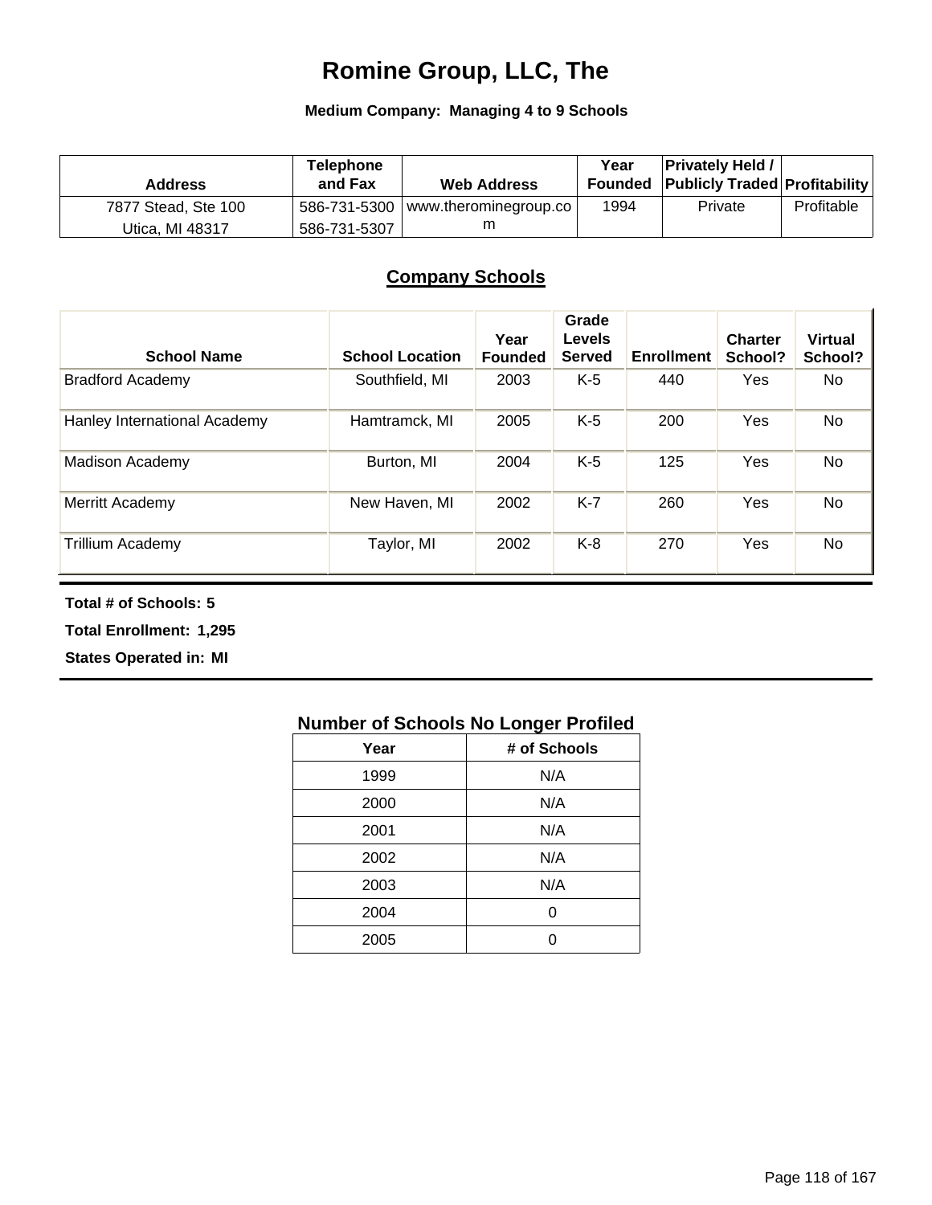# Romine Group, LLC, The

**Medium Company: Managing 4 to 9 Schools**

| Address | Telephone and Fax | Web Address | Year Founded | Privately Held / Publicly Traded | Profitability |
|---|---|---|---|---|---|
| 7877 Stead, Ste 100<br>Utica, MI 48317 | 586-731-5300<br>586-731-5307 | www.therominegroup.com | 1994 | Private | Profitable |

## Company Schools

| School Name | School Location | Year Founded | Grade Levels Served | Enrollment | Charter School? | Virtual School? |
|---|---|---|---|---|---|---|
| Bradford Academy | Southfield, MI | 2003 | K-5 | 440 | Yes | No |
| Hanley International Academy | Hamtramck, MI | 2005 | K-5 | 200 | Yes | No |
| Madison Academy | Burton, MI | 2004 | K-5 | 125 | Yes | No |
| Merritt Academy | New Haven, MI | 2002 | K-7 | 260 | Yes | No |
| Trillium Academy | Taylor, MI | 2002 | K-8 | 270 | Yes | No |

**Total # of Schools: 5**

**Total Enrollment: 1,295**

**States Operated in: MI**

### Number of Schools No Longer Profiled

| Year | # of Schools |
|---|---|
| 1999 | N/A |
| 2000 | N/A |
| 2001 | N/A |
| 2002 | N/A |
| 2003 | N/A |
| 2004 | 0 |
| 2005 | 0 |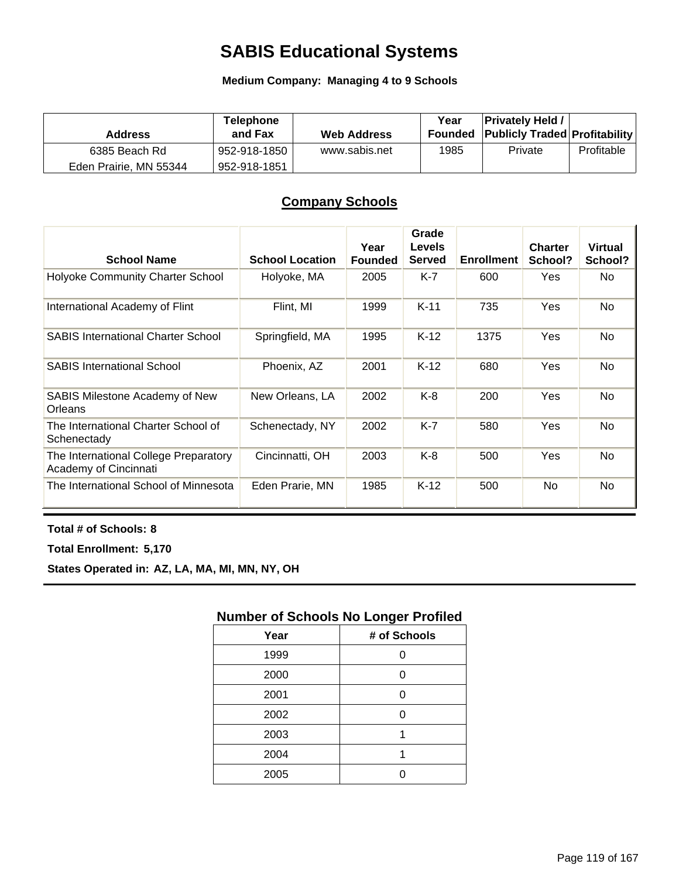# SABIS Educational Systems

**Medium Company: Managing 4 to 9 Schools**

| Address | Telephone and Fax | Web Address | Year Founded | Privately Held / Publicly Traded | Profitability |
|---|---|---|---|---|---|
| 6385 Beach Rd<br>Eden Prairie, MN 55344 | 952-918-1850<br>952-918-1851 | www.sabis.net | 1985 | Private | Profitable |

## Company Schools

| School Name | School Location | Year Founded | Grade Levels Served | Enrollment | Charter School? | Virtual School? |
|---|---|---|---|---|---|---|
| Holyoke Community Charter School | Holyoke, MA | 2005 | K-7 | 600 | Yes | No |
| International Academy of Flint | Flint, MI | 1999 | K-11 | 735 | Yes | No |
| SABIS International Charter School | Springfield, MA | 1995 | K-12 | 1375 | Yes | No |
| SABIS International School | Phoenix, AZ | 2001 | K-12 | 680 | Yes | No |
| SABIS Milestone Academy of New Orleans | New Orleans, LA | 2002 | K-8 | 200 | Yes | No |
| The International Charter School of Schenectady | Schenectady, NY | 2002 | K-7 | 580 | Yes | No |
| The International College Preparatory Academy of Cincinnati | Cincinnatti, OH | 2003 | K-8 | 500 | Yes | No |
| The International School of Minnesota | Eden Prarie, MN | 1985 | K-12 | 500 | No | No |

**Total # of Schools: 8**

**Total Enrollment: 5,170**

**States Operated in: AZ, LA, MA, MI, MN, NY, OH**

### Number of Schools No Longer Profiled

| Year | # of Schools |
|---|---|
| 1999 | 0 |
| 2000 | 0 |
| 2001 | 0 |
| 2002 | 0 |
| 2003 | 1 |
| 2004 | 1 |
| 2005 | 0 |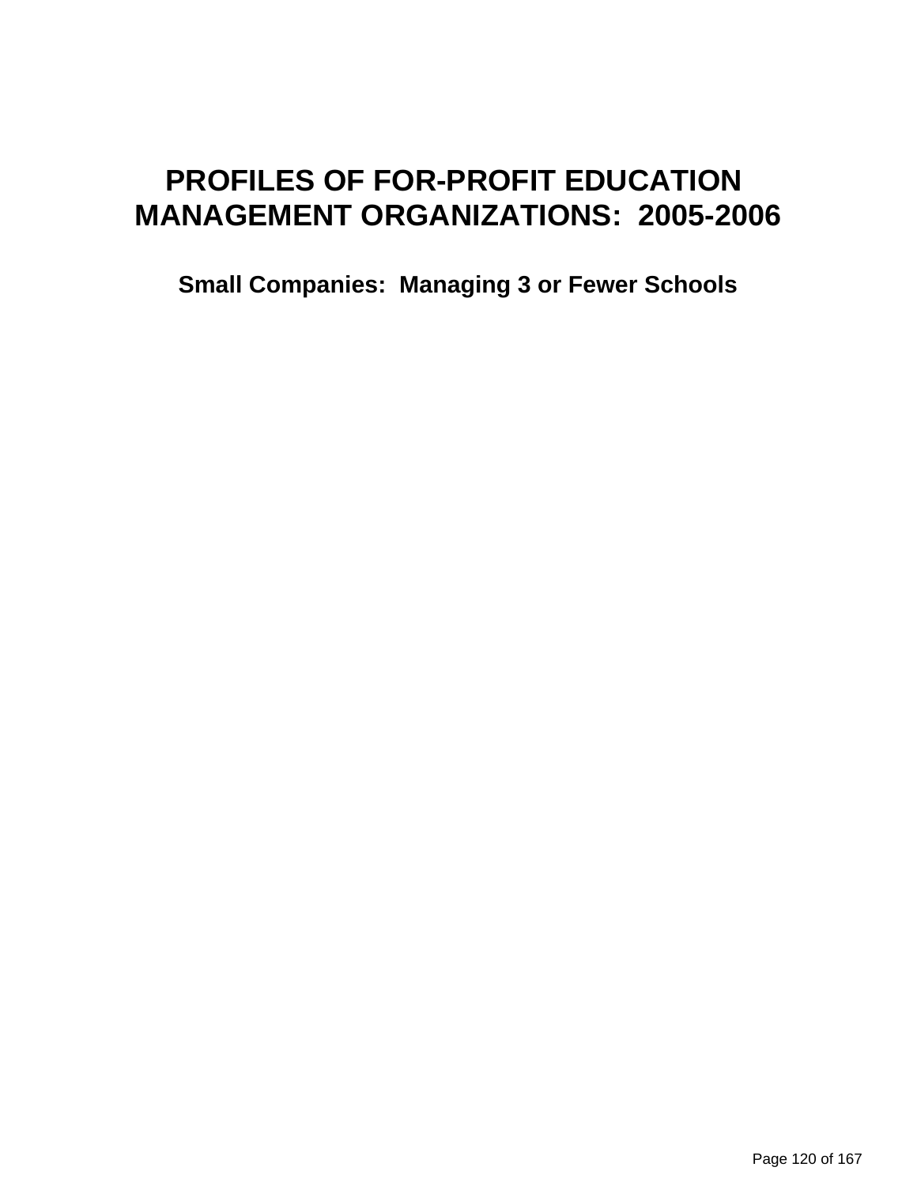# PROFILES OF FOR-PROFIT EDUCATION MANAGEMENT ORGANIZATIONS: 2005-2006

## Small Companies: Managing 3 or Fewer Schools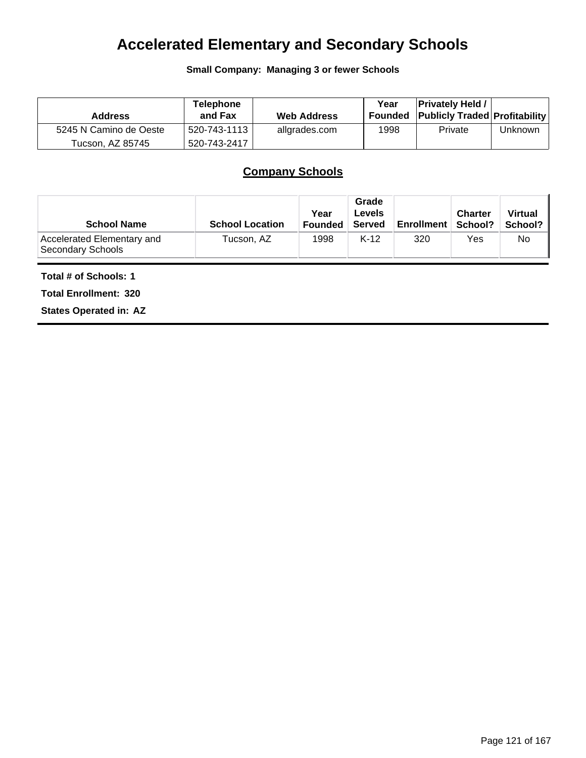# Accelerated Elementary and Secondary Schools

**Small Company: Managing 3 or fewer Schools**

| Address | Telephone and Fax | Web Address | Year Founded | Privately Held / Publicly Traded | Profitability |
|---|---|---|---|---|---|
| 5245 N Camino de Oeste<br>Tucson, AZ 85745 | 520-743-1113<br>520-743-2417 | allgrades.com | 1998 | Private | Unknown |

## Company Schools

| School Name | School Location | Year Founded | Grade Levels Served | Enrollment | Charter School? | Virtual School? |
|---|---|---|---|---|---|---|
| Accelerated Elementary and Secondary Schools | Tucson, AZ | 1998 | K-12 | 320 | Yes | No |

**Total # of Schools: 1**

**Total Enrollment: 320**

**States Operated in: AZ**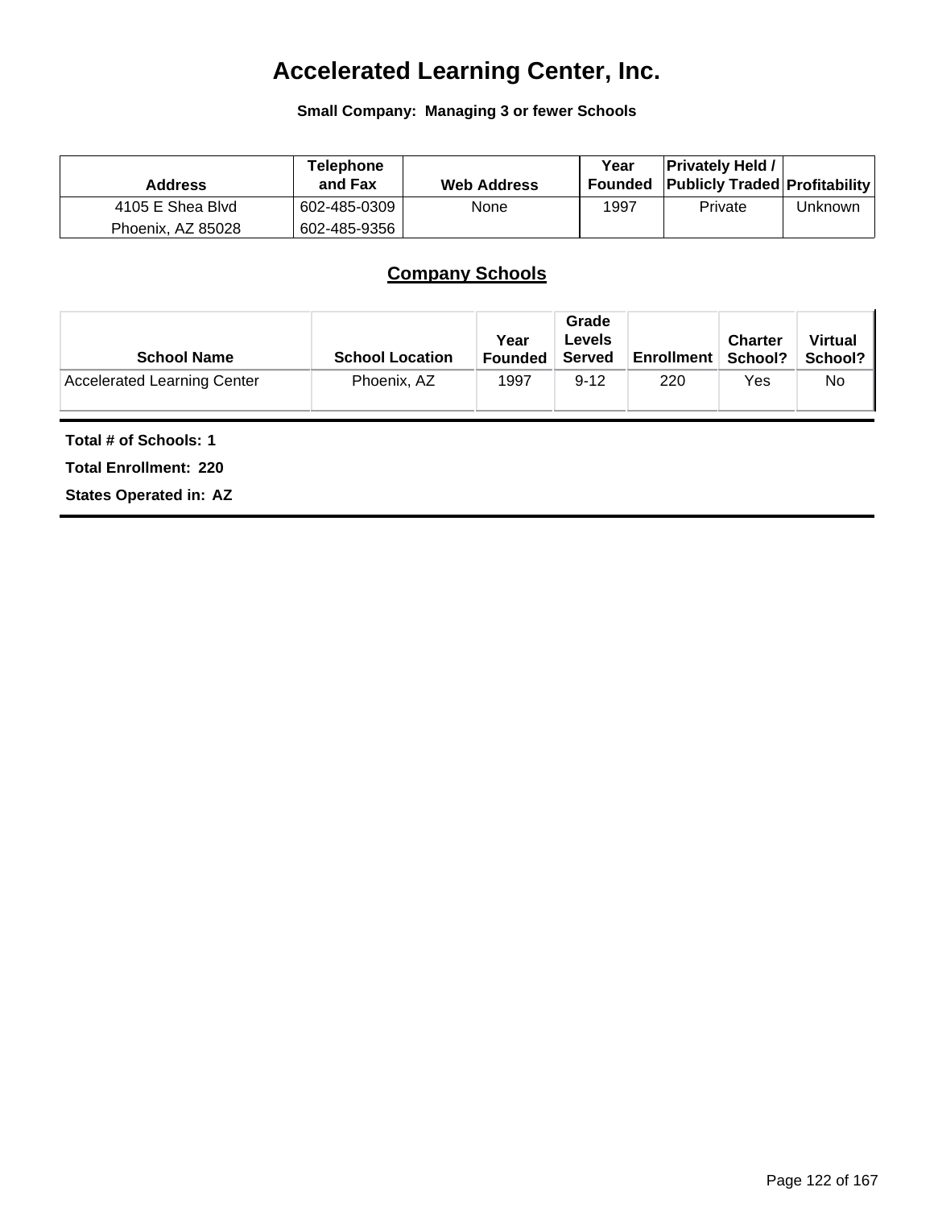# Accelerated Learning Center, Inc.

**Small Company: Managing 3 or fewer Schools**

| Address | Telephone and Fax | Web Address | Year Founded | Privately Held / Publicly Traded | Profitability |
|---|---|---|---|---|---|
| 4105 E Shea Blvd<br>Phoenix, AZ 85028 | 602-485-0309<br>602-485-9356 | None | 1997 | Private | Unknown |

## Company Schools

| School Name | School Location | Year Founded | Grade Levels Served | Enrollment | Charter School? | Virtual School? |
|---|---|---|---|---|---|---|
| Accelerated Learning Center | Phoenix, AZ | 1997 | 9-12 | 220 | Yes | No |

**Total # of Schools: 1**

**Total Enrollment: 220**

**States Operated in: AZ**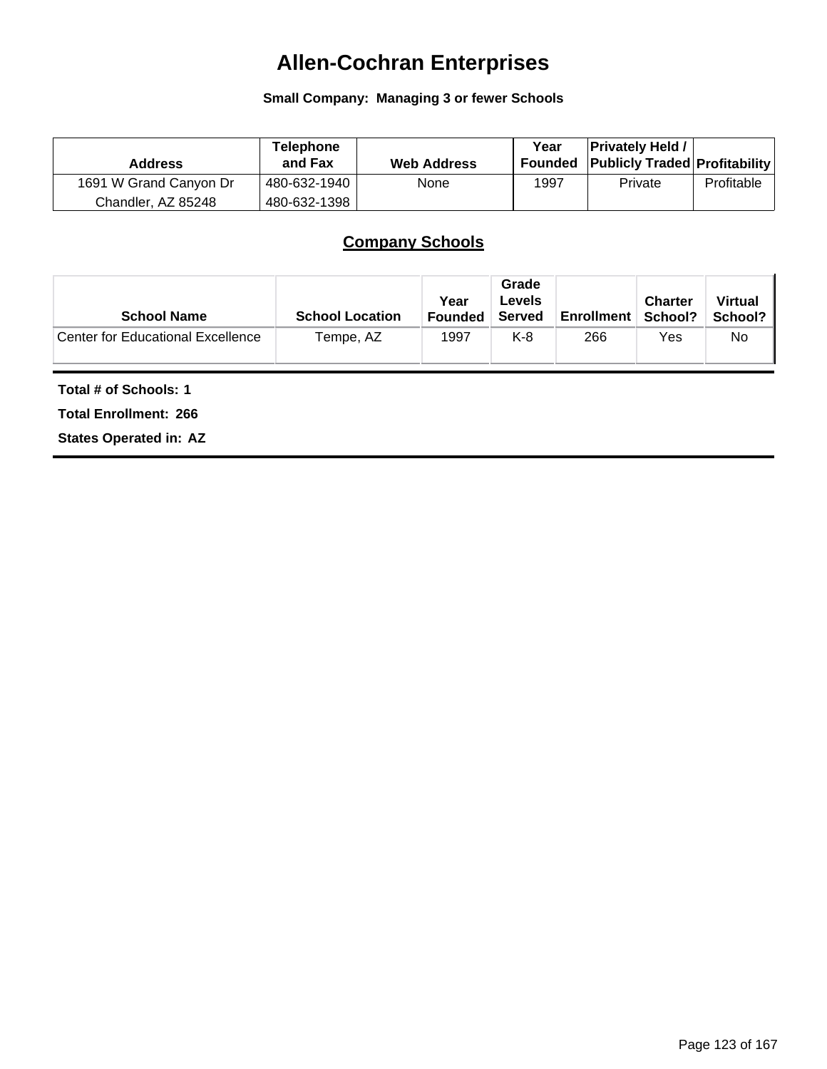# Allen-Cochran Enterprises

**Small Company: Managing 3 or fewer Schools**

| Address | Telephone and Fax | Web Address | Year Founded | Privately Held / Publicly Traded | Profitability |
|---|---|---|---|---|---|
| 1691 W Grand Canyon Dr<br>Chandler, AZ 85248 | 480-632-1940<br>480-632-1398 | None | 1997 | Private | Profitable |

## Company Schools

| School Name | School Location | Year Founded | Grade Levels Served | Enrollment | Charter School? | Virtual School? |
|---|---|---|---|---|---|---|
| Center for Educational Excellence | Tempe, AZ | 1997 | K-8 | 266 | Yes | No |

**Total # of Schools: 1**

**Total Enrollment: 266**

**States Operated in: AZ**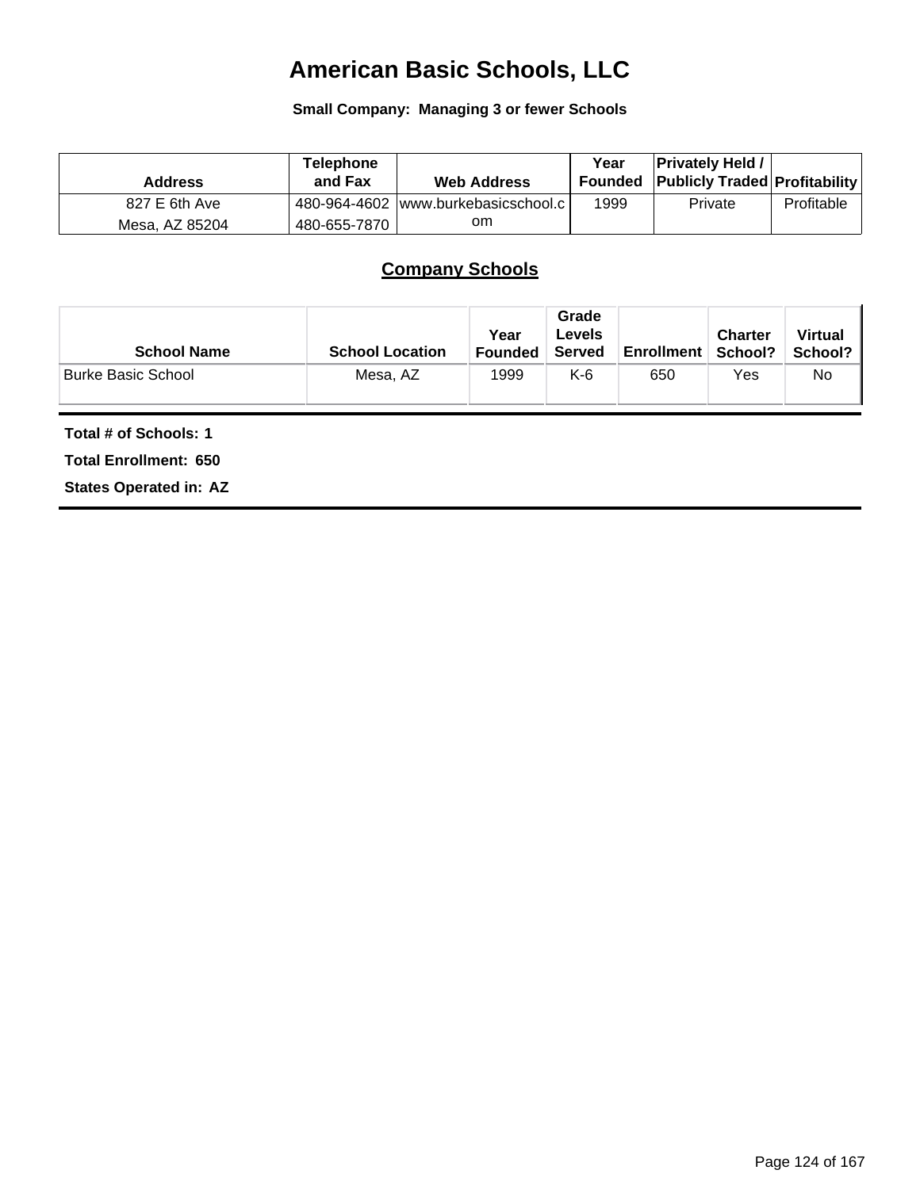# American Basic Schools, LLC

**Small Company: Managing 3 or fewer Schools**

| Address | Telephone and Fax | Web Address | Year Founded | Privately Held / Publicly Traded | Profitability |
|---|---|---|---|---|---|
| 827 E 6th Ave Mesa, AZ 85204 | 480-964-4602 480-655-7870 | www.burkebasicschool.com | 1999 | Private | Profitable |

## Company Schools

| School Name | School Location | Year Founded | Grade Levels Served | Enrollment | Charter School? | Virtual School? |
|---|---|---|---|---|---|---|
| Burke Basic School | Mesa, AZ | 1999 | K-6 | 650 | Yes | No |

**Total # of Schools: 1**

**Total Enrollment: 650**

**States Operated in: AZ**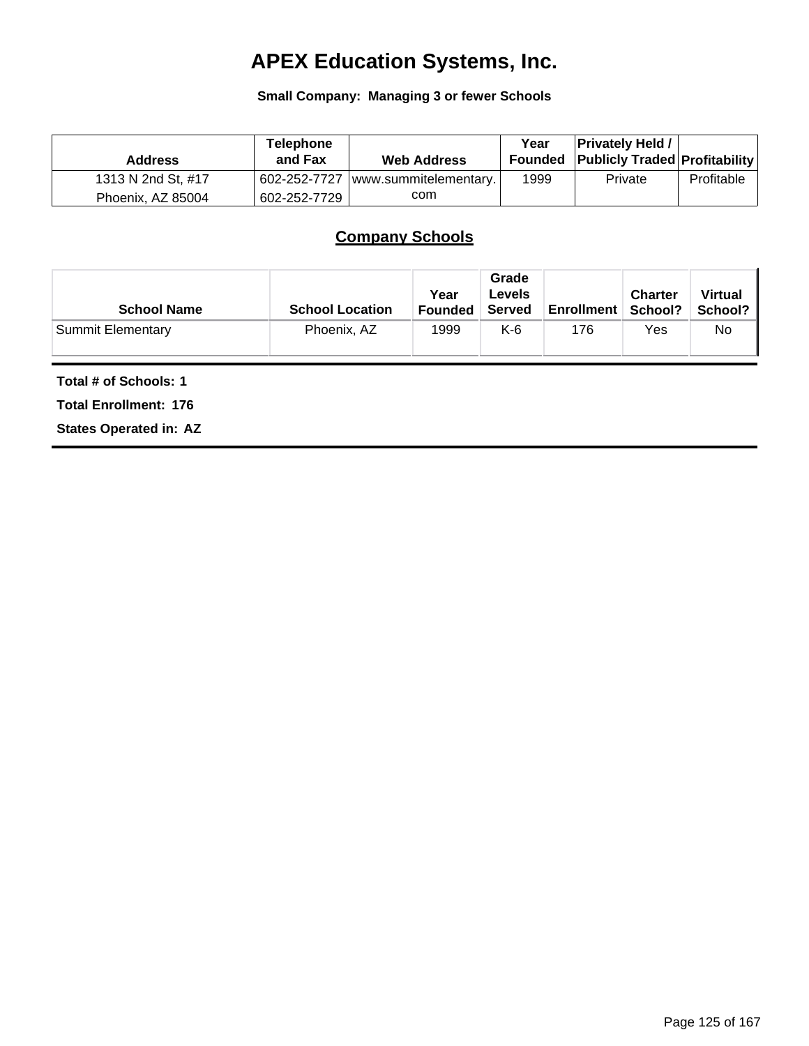# APEX Education Systems, Inc.

**Small Company: Managing 3 or fewer Schools**

| Address | Telephone and Fax | Web Address | Year Founded | Privately Held / Publicly Traded | Profitability |
|---|---|---|---|---|---|
| 1313 N 2nd St, #17 Phoenix, AZ 85004 | 602-252-7727 602-252-7729 | www.summitelementary.com | 1999 | Private | Profitable |

## Company Schools

| School Name | School Location | Year Founded | Grade Levels Served | Enrollment | Charter School? | Virtual School? |
|---|---|---|---|---|---|---|
| Summit Elementary | Phoenix, AZ | 1999 | K-6 | 176 | Yes | No |

**Total # of Schools: 1**

**Total Enrollment: 176**

**States Operated in: AZ**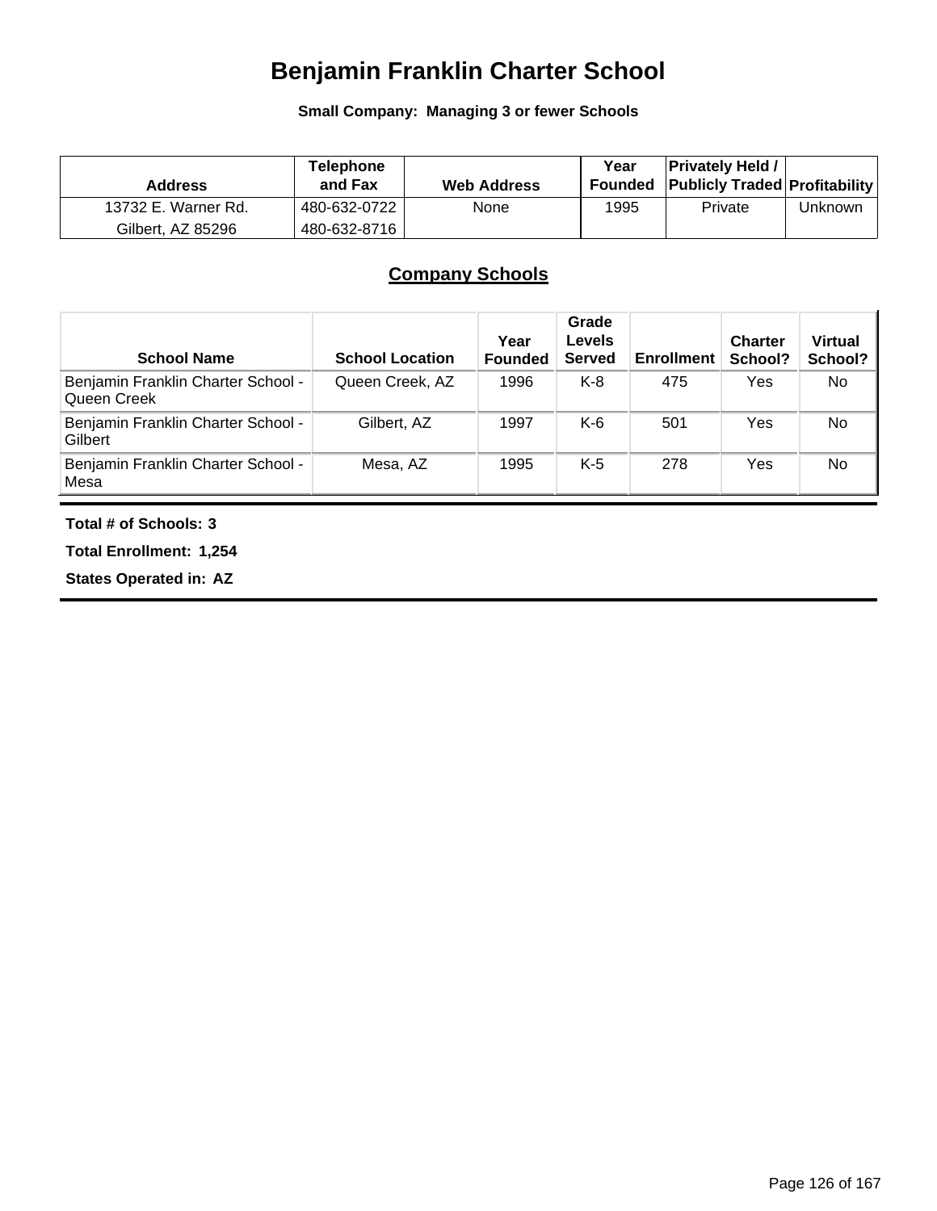# Benjamin Franklin Charter School

**Small Company: Managing 3 or fewer Schools**

| Address | Telephone and Fax | Web Address | Year Founded | Privately Held / Publicly Traded | Profitability |
|---|---|---|---|---|---|
| 13732 E. Warner Rd. Gilbert, AZ 85296 | 480-632-0722 480-632-8716 | None | 1995 | Private | Unknown |

## Company Schools

| School Name | School Location | Year Founded | Grade Levels Served | Enrollment | Charter School? | Virtual School? |
|---|---|---|---|---|---|---|
| Benjamin Franklin Charter School - Queen Creek | Queen Creek, AZ | 1996 | K-8 | 475 | Yes | No |
| Benjamin Franklin Charter School - Gilbert | Gilbert, AZ | 1997 | K-6 | 501 | Yes | No |
| Benjamin Franklin Charter School - Mesa | Mesa, AZ | 1995 | K-5 | 278 | Yes | No |

**Total # of Schools: 3**

**Total Enrollment: 1,254**

**States Operated in: AZ**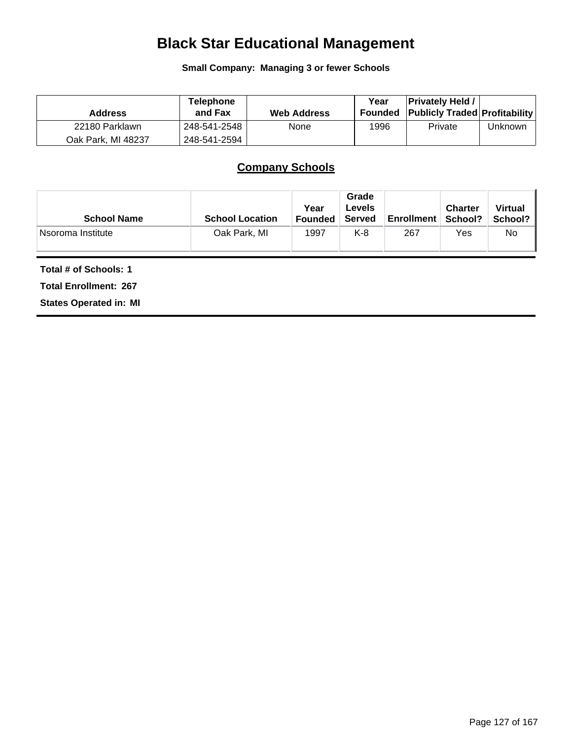# Black Star Educational Management

**Small Company: Managing 3 or fewer Schools**

| Address | Telephone and Fax | Web Address | Year Founded | Privately Held / Publicly Traded | Profitability |
|---|---|---|---|---|---|
| 22180 Parklawn<br>Oak Park, MI 48237 | 248-541-2548<br>248-541-2594 | None | 1996 | Private | Unknown |

## Company Schools

| School Name | School Location | Year Founded | Grade Levels Served | Enrollment | Charter School? | Virtual School? |
|---|---|---|---|---|---|---|
| Nsoroma Institute | Oak Park, MI | 1997 | K-8 | 267 | Yes | No |

**Total # of Schools: 1**

**Total Enrollment: 267**

**States Operated in: MI**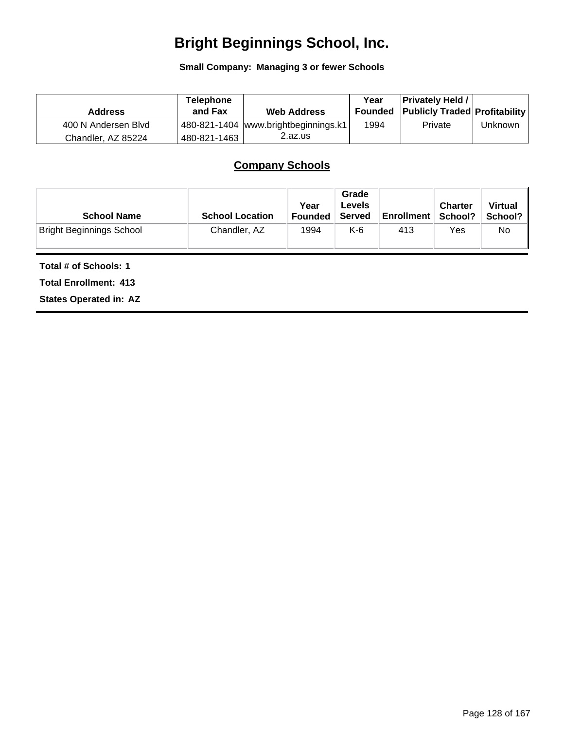# Bright Beginnings School, Inc.

**Small Company: Managing 3 or fewer Schools**

| Address | Telephone and Fax | Web Address | Year Founded | Privately Held / Publicly Traded | Profitability |
|---|---|---|---|---|---|
| 400 N Andersen Blvd Chandler, AZ 85224 | 480-821-1404 480-821-1463 | www.brightbeginnings.k12.az.us | 1994 | Private | Unknown |

## Company Schools

| School Name | School Location | Year Founded | Grade Levels Served | Enrollment | Charter School? | Virtual School? |
|---|---|---|---|---|---|---|
| Bright Beginnings School | Chandler, AZ | 1994 | K-6 | 413 | Yes | No |

**Total # of Schools: 1**

**Total Enrollment: 413**

**States Operated in: AZ**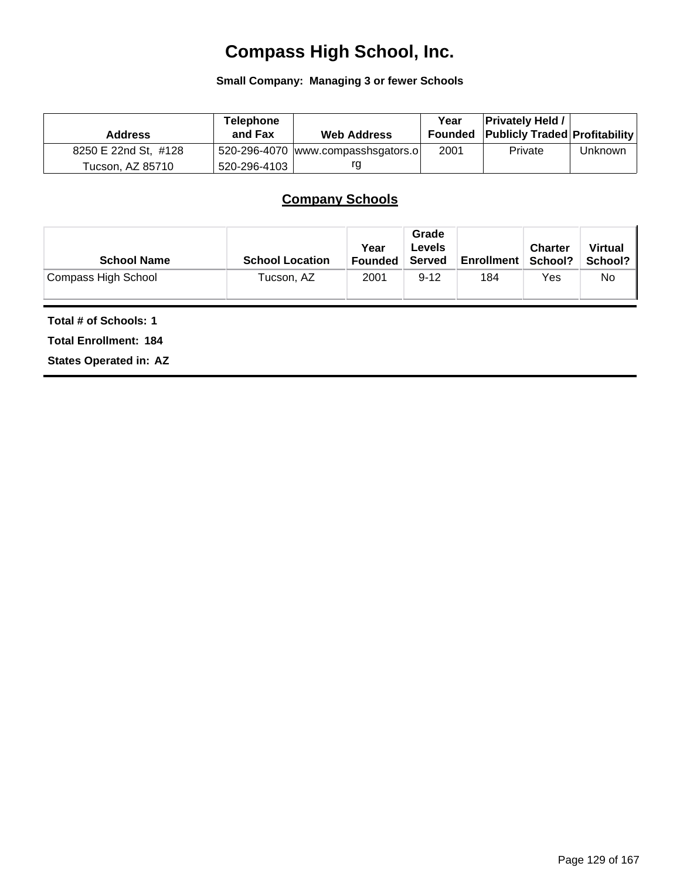# Compass High School, Inc.

**Small Company: Managing 3 or fewer Schools**

| Address | Telephone and Fax | Web Address | Year Founded | Privately Held / Publicly Traded | Profitability |
|---|---|---|---|---|---|
| 8250 E 22nd St, #128<br>Tucson, AZ 85710 | 520-296-4070<br>520-296-4103 | www.compasshsgators.org | 2001 | Private | Unknown |

## Company Schools

| School Name | School Location | Year Founded | Grade Levels Served | Enrollment | Charter School? | Virtual School? |
|---|---|---|---|---|---|---|
| Compass High School | Tucson, AZ | 2001 | 9-12 | 184 | Yes | No |

**Total # of Schools: 1**

**Total Enrollment: 184**

**States Operated in: AZ**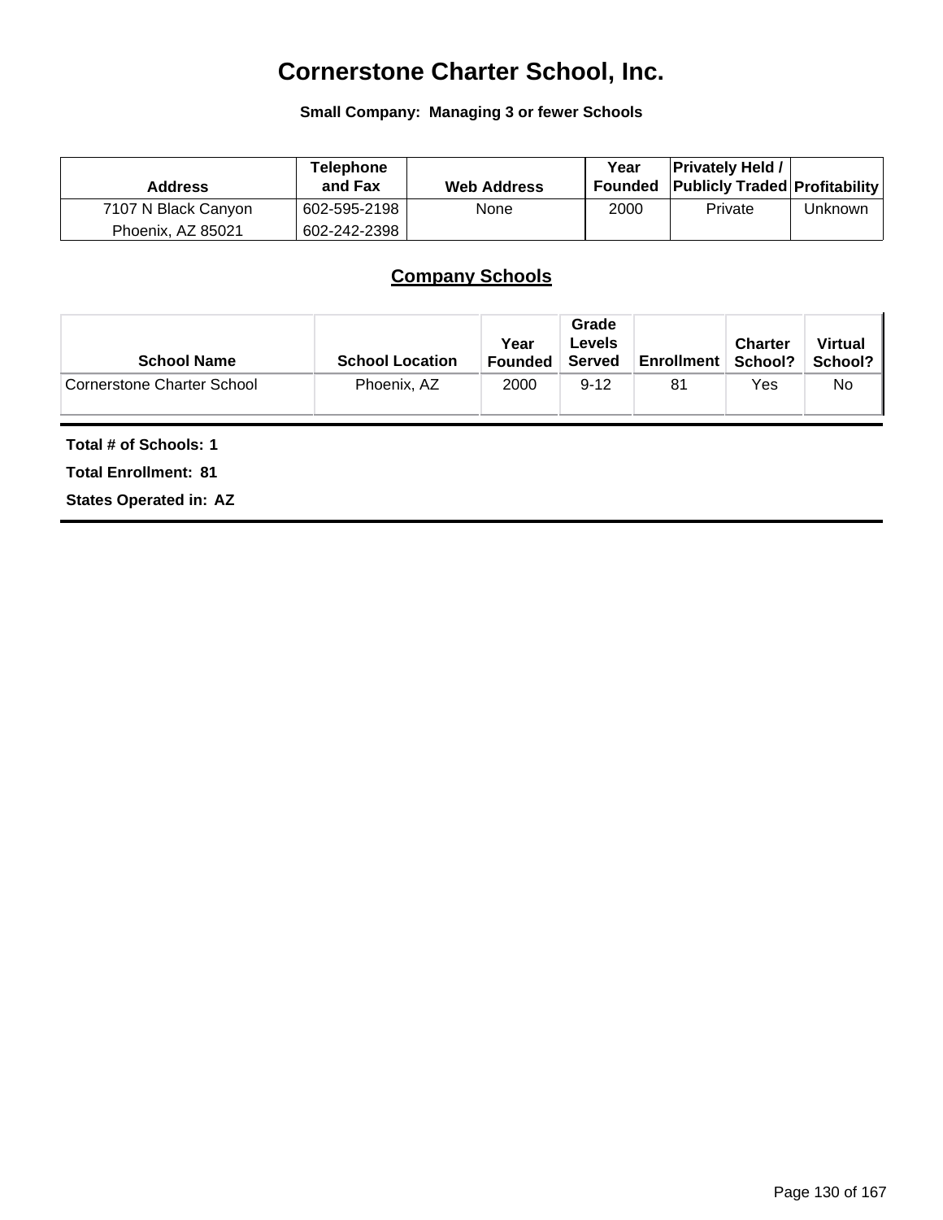# Cornerstone Charter School, Inc.

**Small Company: Managing 3 or fewer Schools**

| Address | Telephone and Fax | Web Address | Year Founded | Privately Held / Publicly Traded | Profitability |
|---|---|---|---|---|---|
| 7107 N Black Canyon<br>Phoenix, AZ 85021 | 602-595-2198<br>602-242-2398 | None | 2000 | Private | Unknown |

## Company Schools

| School Name | School Location | Year Founded | Grade Levels Served | Enrollment | Charter School? | Virtual School? |
|---|---|---|---|---|---|---|
| Cornerstone Charter School | Phoenix, AZ | 2000 | 9-12 | 81 | Yes | No |

**Total # of Schools: 1**

**Total Enrollment: 81**

**States Operated in: AZ**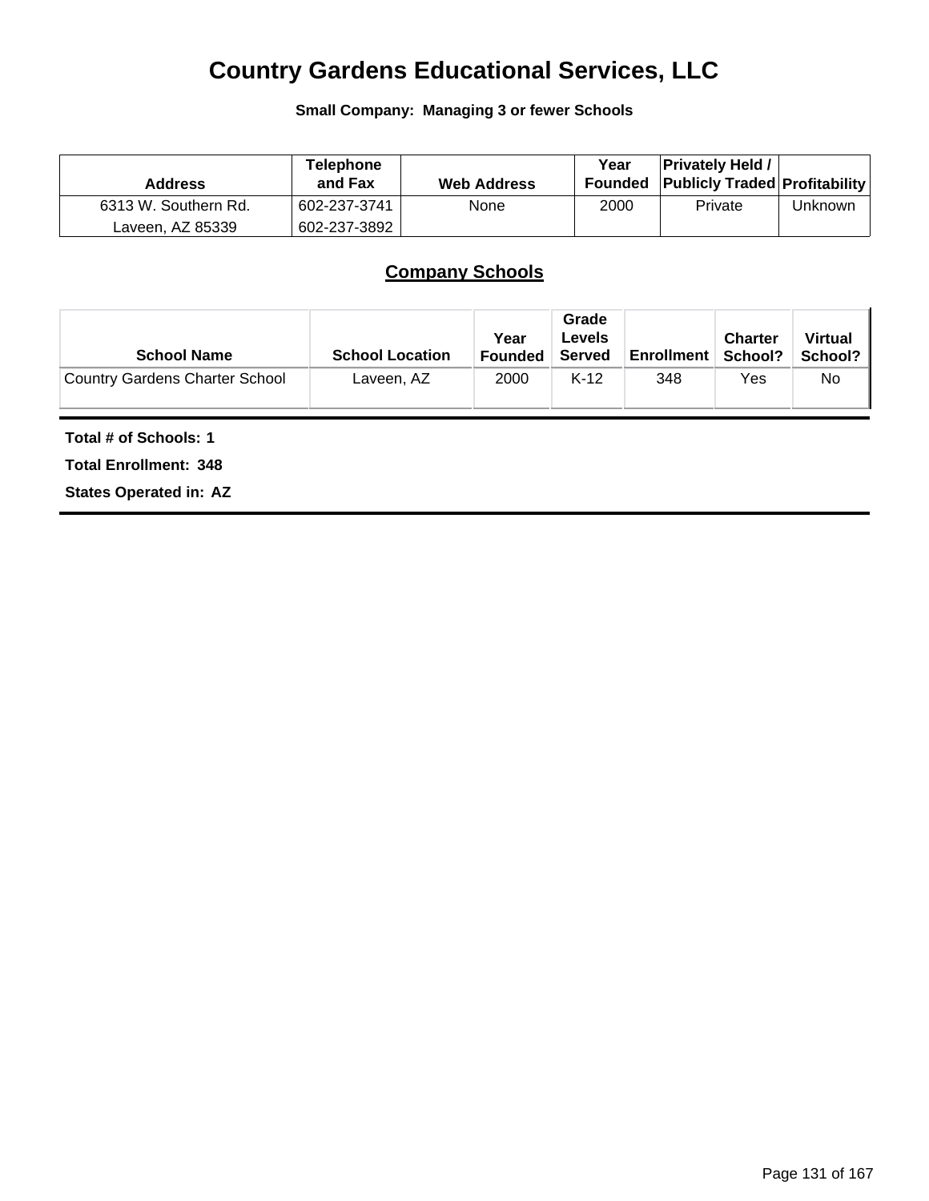# Country Gardens Educational Services, LLC

**Small Company: Managing 3 or fewer Schools**

| Address | Telephone and Fax | Web Address | Year Founded | Privately Held / Publicly Traded | Profitability |
|---|---|---|---|---|---|
| 6313 W. Southern Rd. Laveen, AZ 85339 | 602-237-3741 602-237-3892 | None | 2000 | Private | Unknown |

## Company Schools

| School Name | School Location | Year Founded | Grade Levels Served | Enrollment | Charter School? | Virtual School? |
|---|---|---|---|---|---|---|
| Country Gardens Charter School | Laveen, AZ | 2000 | K-12 | 348 | Yes | No |

**Total # of Schools: 1**

**Total Enrollment: 348**

**States Operated in: AZ**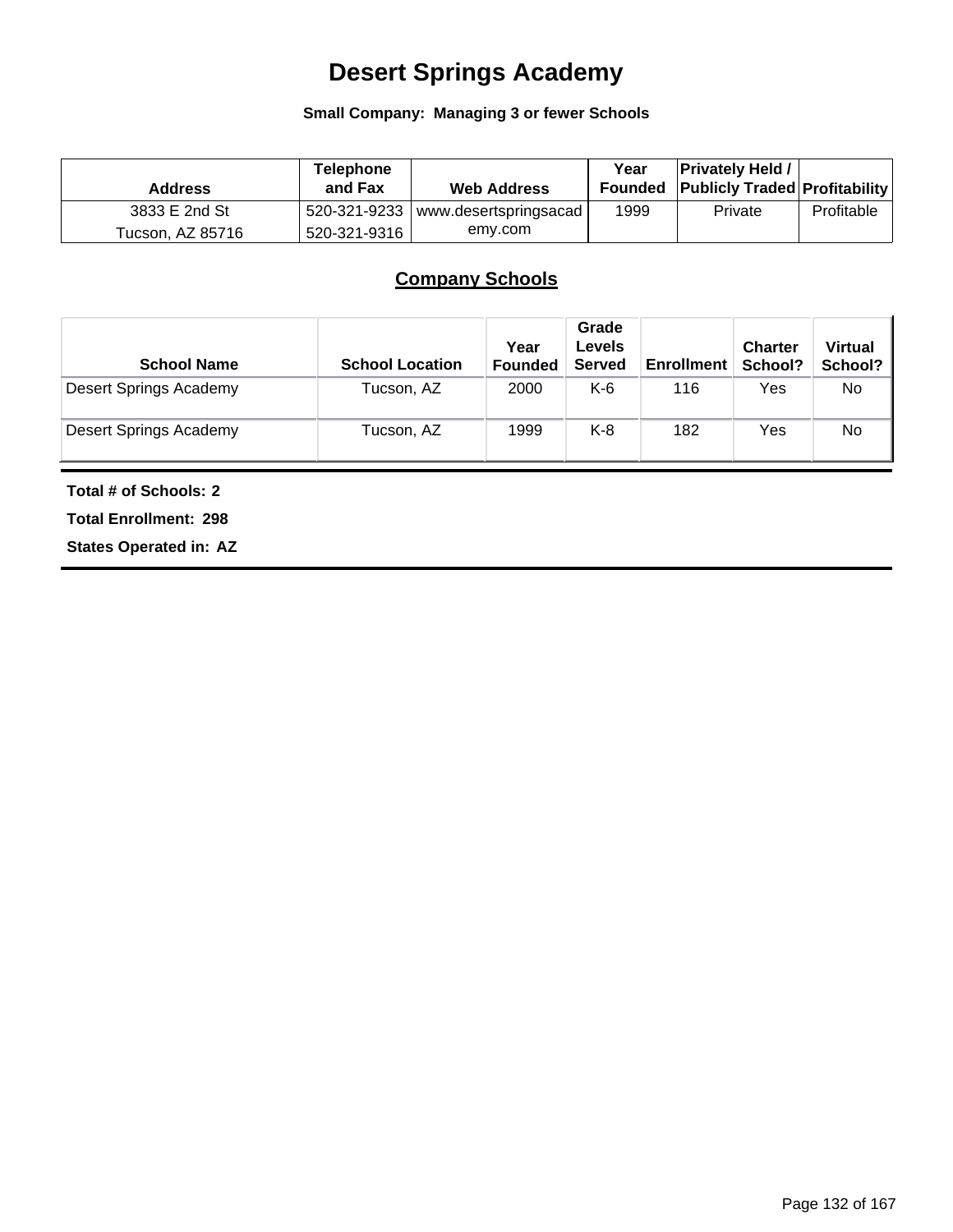# Desert Springs Academy

**Small Company: Managing 3 or fewer Schools**

| Address | Telephone and Fax | Web Address | Year Founded | Privately Held / Publicly Traded | Profitability |
|---|---|---|---|---|---|
| 3833 E 2nd St<br>Tucson, AZ 85716 | 520-321-9233<br>520-321-9316 | www.desertspringsacademy.com | 1999 | Private | Profitable |

## Company Schools

| School Name | School Location | Year Founded | Grade Levels Served | Enrollment | Charter School? | Virtual School? |
|---|---|---|---|---|---|---|
| Desert Springs Academy | Tucson, AZ | 2000 | K-6 | 116 | Yes | No |
| Desert Springs Academy | Tucson, AZ | 1999 | K-8 | 182 | Yes | No |

**Total # of Schools: 2**

**Total Enrollment: 298**

**States Operated in: AZ**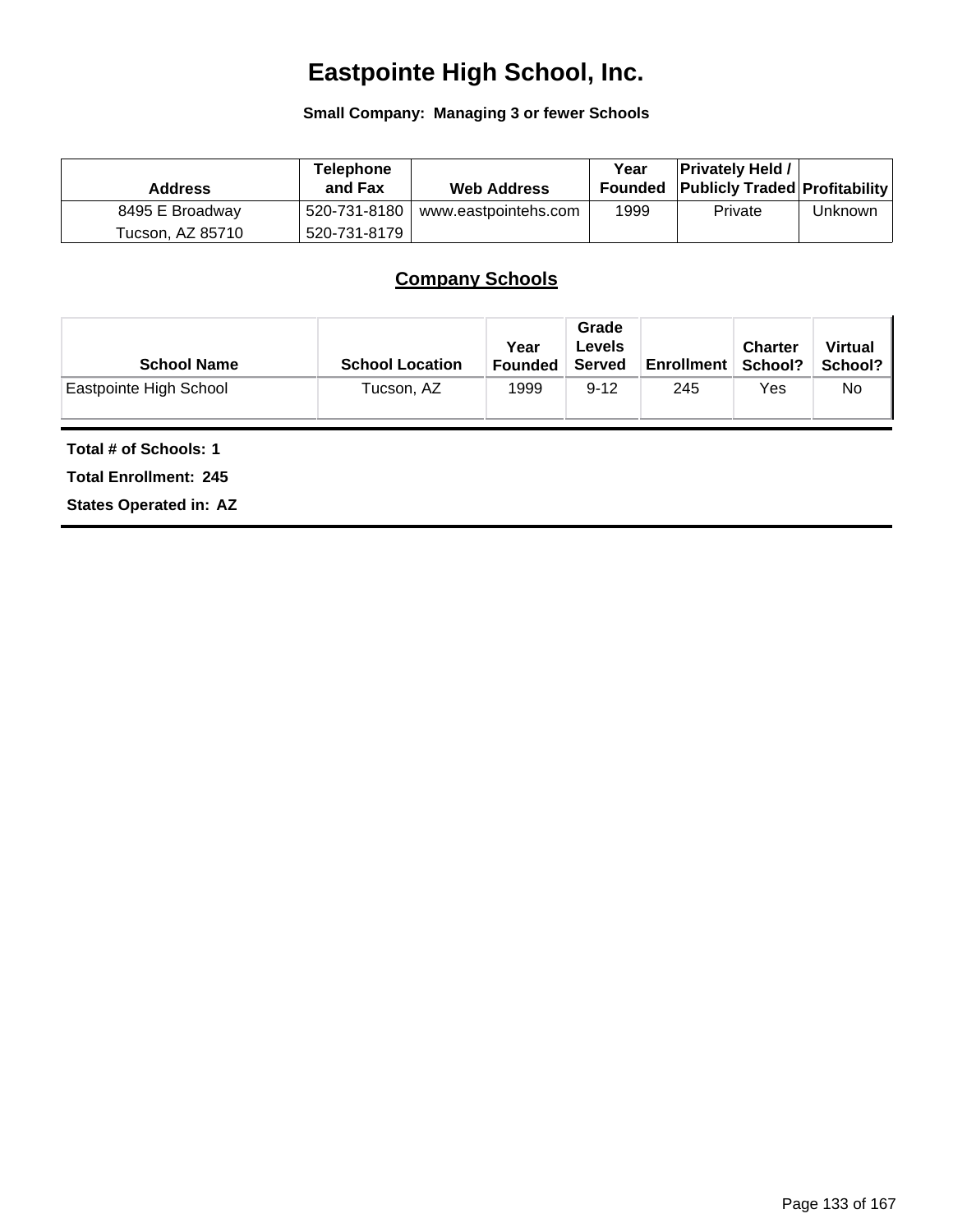# Eastpointe High School, Inc.

**Small Company: Managing 3 or fewer Schools**

| Address | Telephone and Fax | Web Address | Year Founded | Privately Held / Publicly Traded | Profitability |
|---|---|---|---|---|---|
| 8495 E Broadway<br>Tucson, AZ 85710 | 520-731-8180<br>520-731-8179 | www.eastpointehs.com | 1999 | Private | Unknown |

## Company Schools

| School Name | School Location | Year Founded | Grade Levels Served | Enrollment | Charter School? | Virtual School? |
|---|---|---|---|---|---|---|
| Eastpointe High School | Tucson, AZ | 1999 | 9-12 | 245 | Yes | No |

**Total # of Schools: 1**

**Total Enrollment: 245**

**States Operated in: AZ**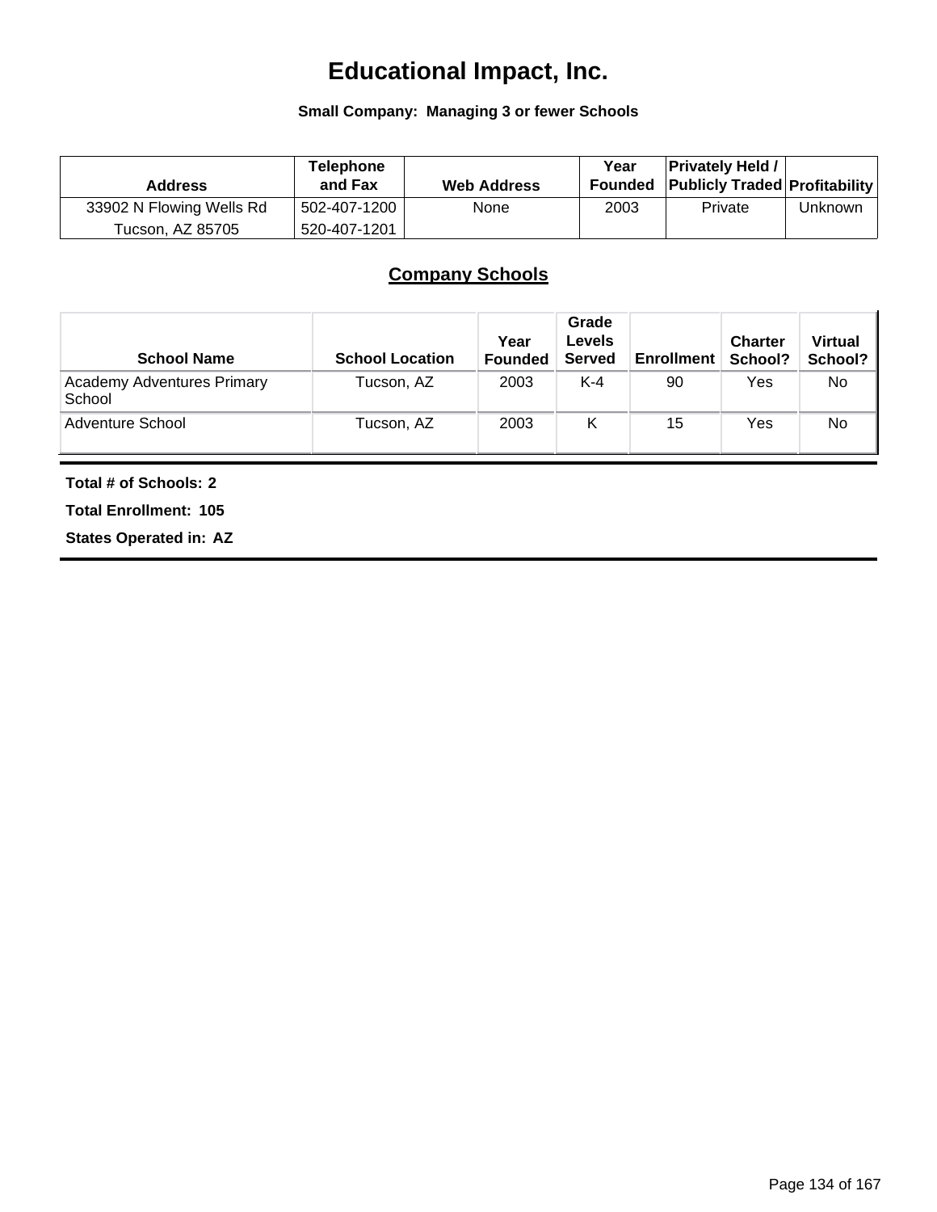# Educational Impact, Inc.

**Small Company: Managing 3 or fewer Schools**

| Address | Telephone and Fax | Web Address | Year Founded | Privately Held / Publicly Traded | Profitability |
|---|---|---|---|---|---|
| 33902 N Flowing Wells Rd<br>Tucson, AZ 85705 | 502-407-1200<br>520-407-1201 | None | 2003 | Private | Unknown |

## Company Schools

| School Name | School Location | Year Founded | Grade Levels Served | Enrollment | Charter School? | Virtual School? |
|---|---|---|---|---|---|---|
| Academy Adventures Primary School | Tucson, AZ | 2003 | K-4 | 90 | Yes | No |
| Adventure School | Tucson, AZ | 2003 | K | 15 | Yes | No |

**Total # of Schools: 2**

**Total Enrollment: 105**

**States Operated in: AZ**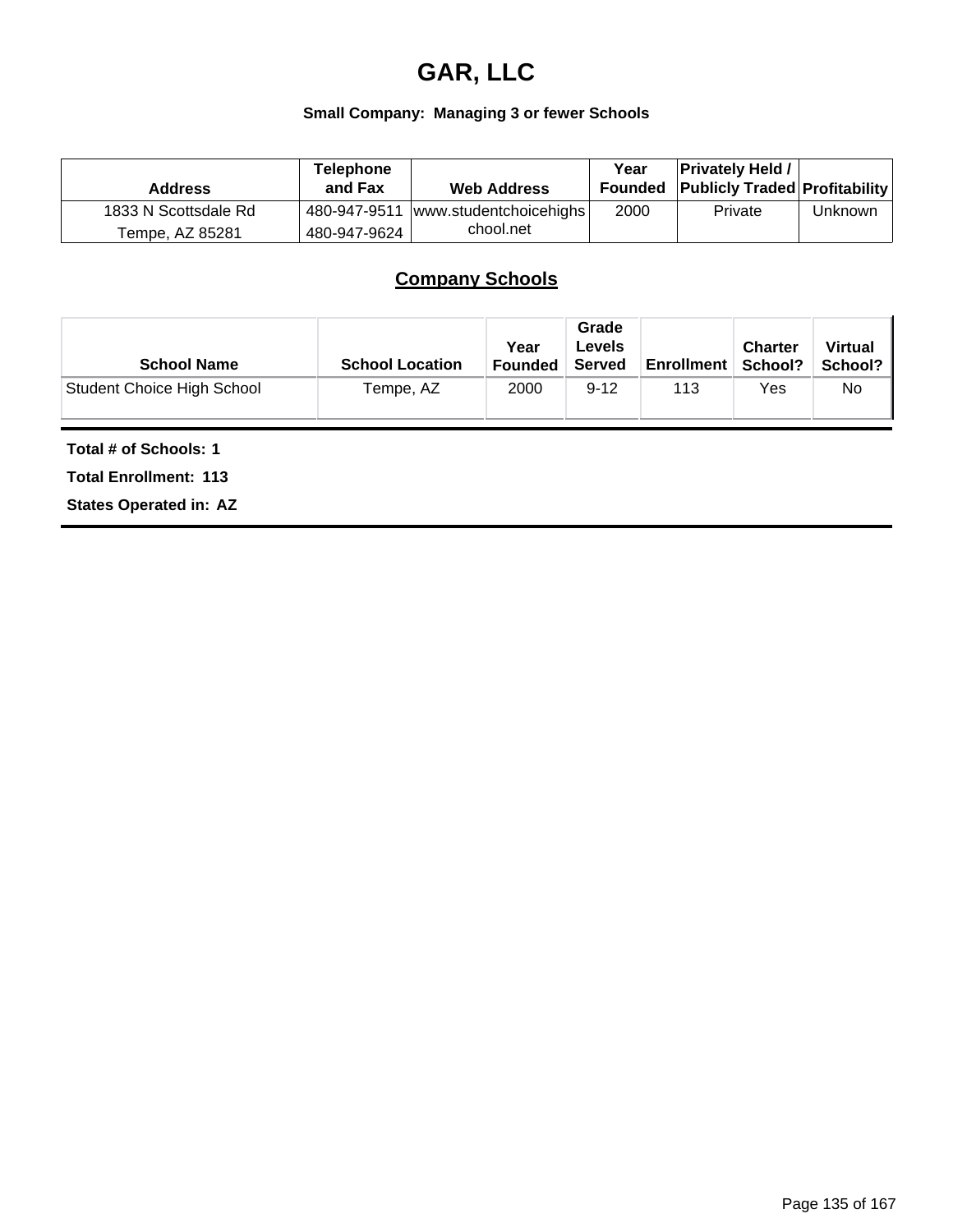# GAR, LLC

**Small Company: Managing 3 or fewer Schools**

| Address | Telephone and Fax | Web Address | Year Founded | Privately Held / Publicly Traded | Profitability |
|---|---|---|---|---|---|
| 1833 N Scottsdale Rd<br>Tempe, AZ 85281 | 480-947-9511<br>480-947-9624 | www.studentchoicehighschool.net | 2000 | Private | Unknown |

## Company Schools

| School Name | School Location | Year Founded | Grade Levels Served | Enrollment | Charter School? | Virtual School? |
|---|---|---|---|---|---|---|
| Student Choice High School | Tempe, AZ | 2000 | 9-12 | 113 | Yes | No |

**Total # of Schools: 1**

**Total Enrollment: 113**

**States Operated in: AZ**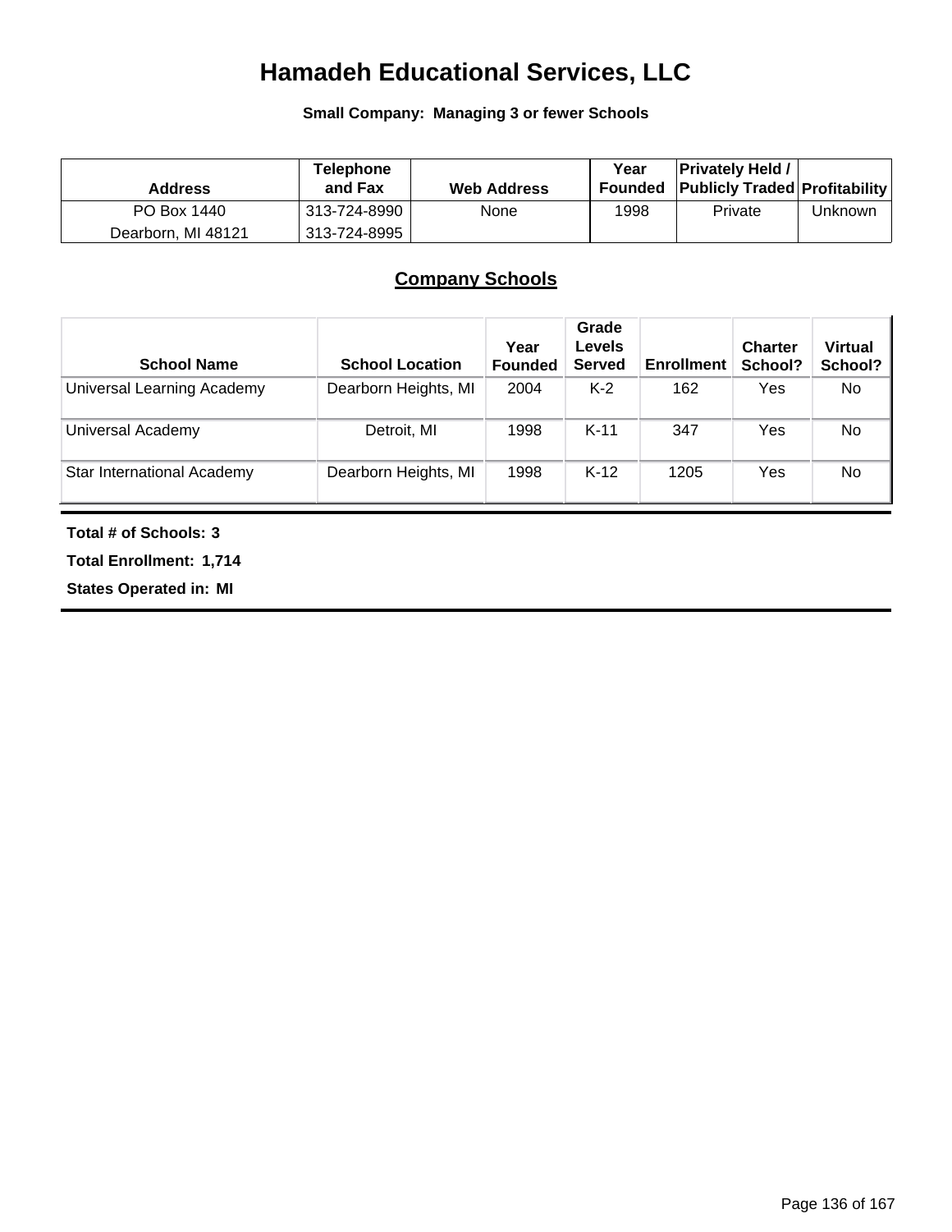# Hamadeh Educational Services, LLC

**Small Company: Managing 3 or fewer Schools**

| Address | Telephone and Fax | Web Address | Year Founded | Privately Held / Publicly Traded | Profitability |
|---|---|---|---|---|---|
| PO Box 1440<br>Dearborn, MI 48121 | 313-724-8990<br>313-724-8995 | None | 1998 | Private | Unknown |

## Company Schools

| School Name | School Location | Year Founded | Grade Levels Served | Enrollment | Charter School? | Virtual School? |
|---|---|---|---|---|---|---|
| Universal Learning Academy | Dearborn Heights, MI | 2004 | K-2 | 162 | Yes | No |
| Universal Academy | Detroit, MI | 1998 | K-11 | 347 | Yes | No |
| Star International Academy | Dearborn Heights, MI | 1998 | K-12 | 1205 | Yes | No |

**Total # of Schools: 3**

**Total Enrollment: 1,714**

**States Operated in: MI**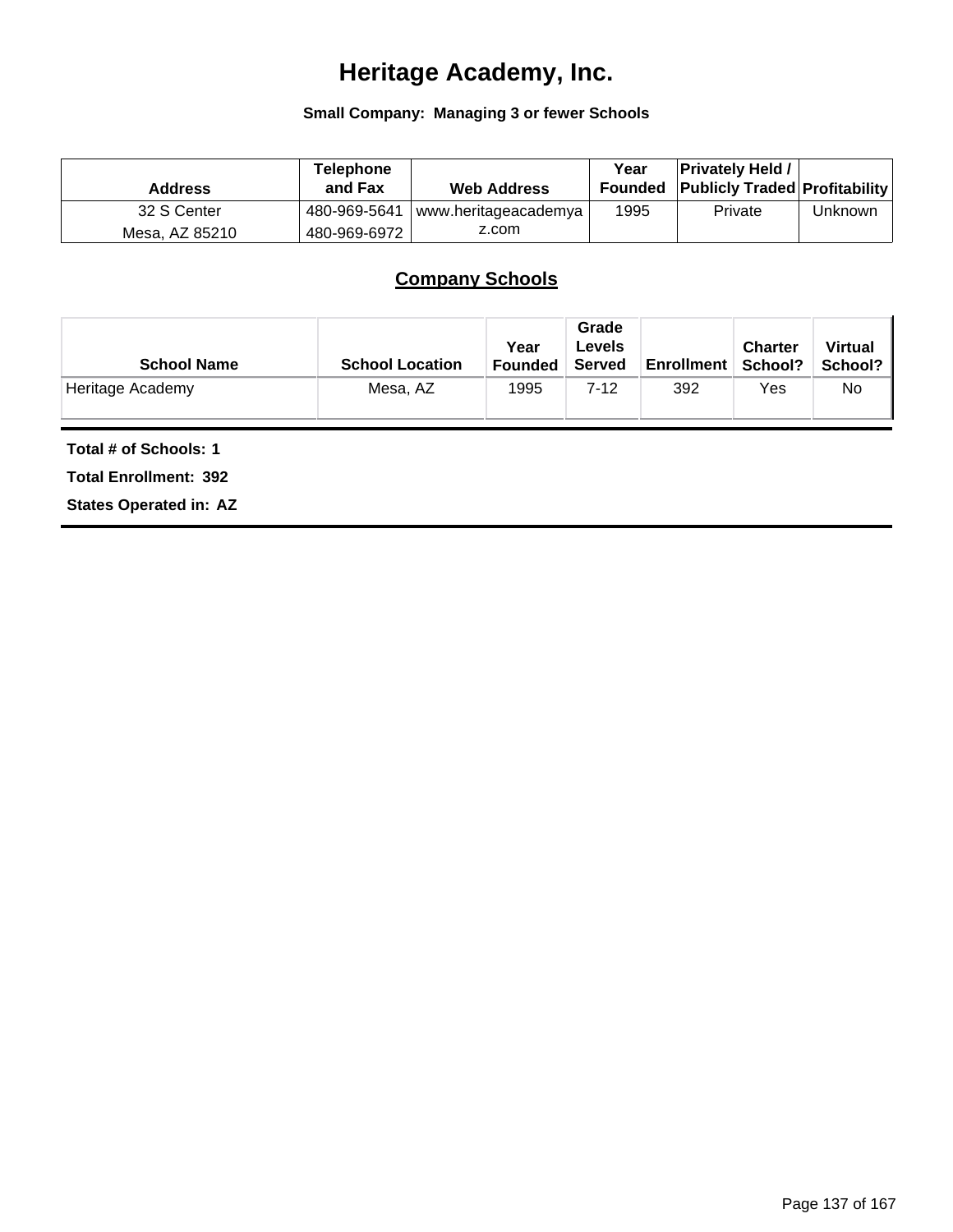# Heritage Academy, Inc.

**Small Company: Managing 3 or fewer Schools**

| Address | Telephone and Fax | Web Address | Year Founded | Privately Held / Publicly Traded | Profitability |
|---|---|---|---|---|---|
| 32 S Center<br>Mesa, AZ 85210 | 480-969-5641<br>480-969-6972 | www.heritageacademyaz.com | 1995 | Private | Unknown |

## Company Schools

| School Name | School Location | Year Founded | Grade Levels Served | Enrollment | Charter School? | Virtual School? |
|---|---|---|---|---|---|---|
| Heritage Academy | Mesa, AZ | 1995 | 7-12 | 392 | Yes | No |

**Total # of Schools: 1**

**Total Enrollment: 392**

**States Operated in: AZ**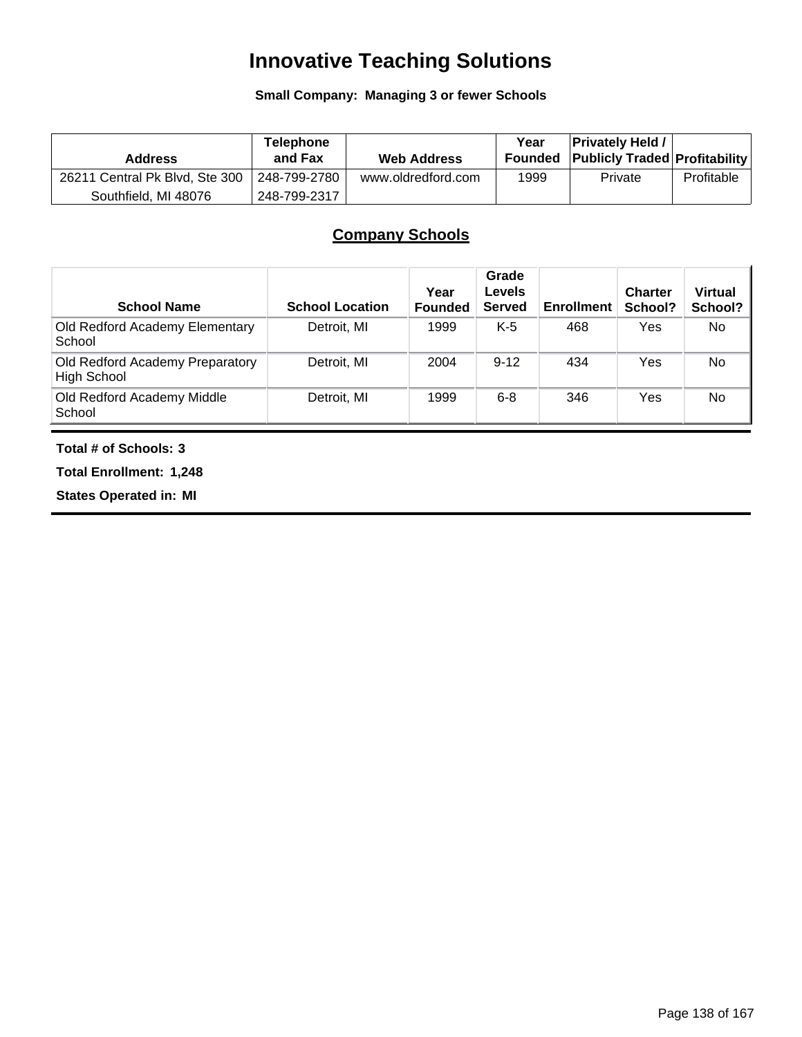# Innovative Teaching Solutions

**Small Company: Managing 3 or fewer Schools**

| Address | Telephone and Fax | Web Address | Year Founded | Privately Held / Publicly Traded | Profitability |
|---|---|---|---|---|---|
| 26211 Central Pk Blvd, Ste 300<br>Southfield, MI 48076 | 248-799-2780<br>248-799-2317 | www.oldredford.com | 1999 | Private | Profitable |

## Company Schools

| School Name | School Location | Year Founded | Grade Levels Served | Enrollment | Charter School? | Virtual School? |
|---|---|---|---|---|---|---|
| Old Redford Academy Elementary School | Detroit, MI | 1999 | K-5 | 468 | Yes | No |
| Old Redford Academy Preparatory High School | Detroit, MI | 2004 | 9-12 | 434 | Yes | No |
| Old Redford Academy Middle School | Detroit, MI | 1999 | 6-8 | 346 | Yes | No |

**Total # of Schools: 3**

**Total Enrollment: 1,248**

**States Operated in: MI**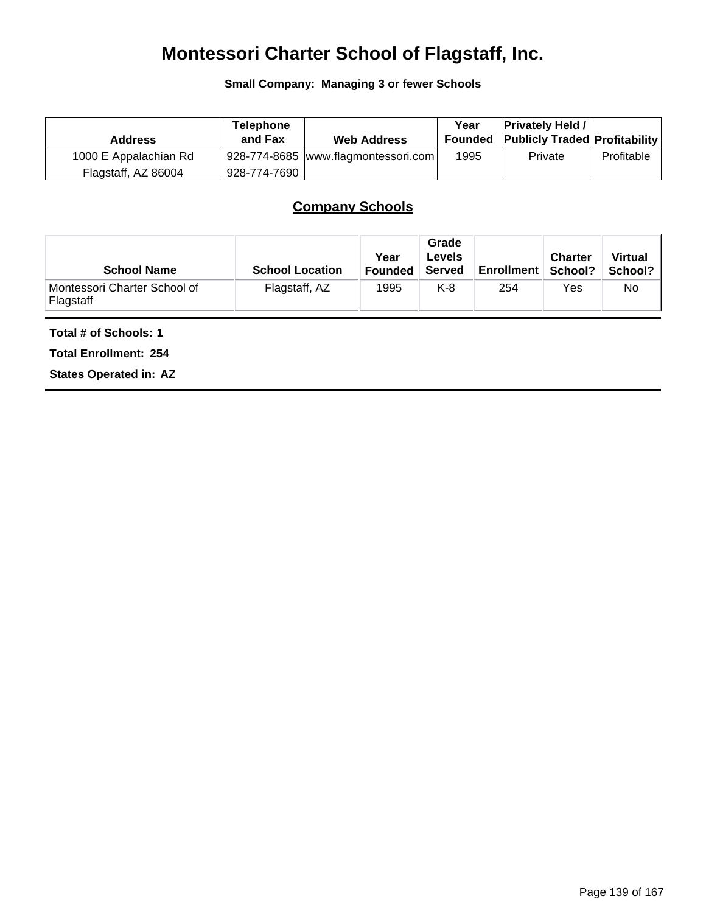# Montessori Charter School of Flagstaff, Inc.

**Small Company: Managing 3 or fewer Schools**

| Address | Telephone and Fax | Web Address | Year Founded | Privately Held / Publicly Traded | Profitability |
|---|---|---|---|---|---|
| 1000 E Appalachian Rd<br>Flagstaff, AZ 86004 | 928-774-8685<br>928-774-7690 | www.flagmontessori.com | 1995 | Private | Profitable |

## Company Schools

| School Name | School Location | Year Founded | Grade Levels Served | Enrollment | Charter School? | Virtual School? |
|---|---|---|---|---|---|---|
| Montessori Charter School of Flagstaff | Flagstaff, AZ | 1995 | K-8 | 254 | Yes | No |

**Total # of Schools: 1**

**Total Enrollment: 254**

**States Operated in: AZ**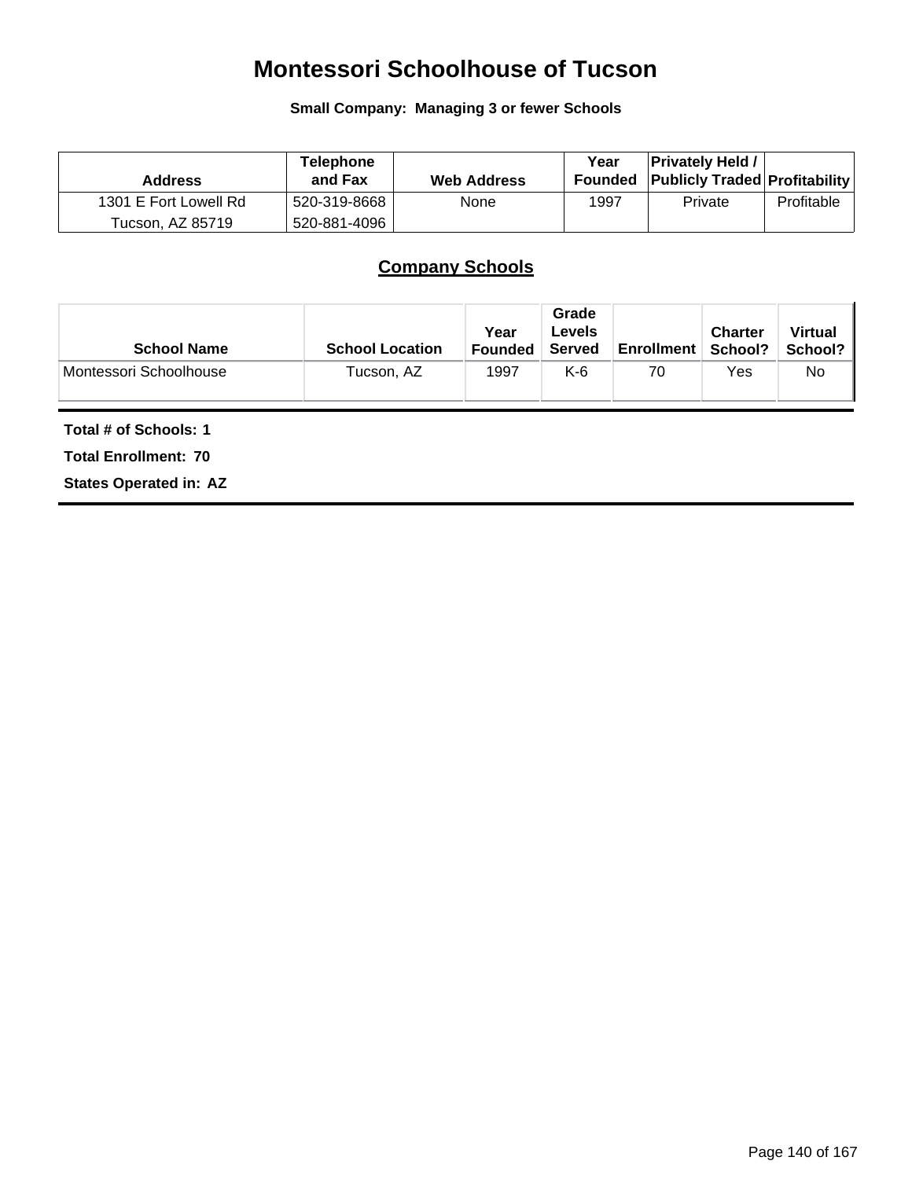# Montessori Schoolhouse of Tucson

**Small Company: Managing 3 or fewer Schools**

| Address | Telephone and Fax | Web Address | Year Founded | Privately Held / Publicly Traded | Profitability |
|---|---|---|---|---|---|
| 1301 E Fort Lowell Rd<br>Tucson, AZ 85719 | 520-319-8668<br>520-881-4096 | None | 1997 | Private | Profitable |

## Company Schools

| School Name | School Location | Year Founded | Grade Levels Served | Enrollment | Charter School? | Virtual School? |
|---|---|---|---|---|---|---|
| Montessori Schoolhouse | Tucson, AZ | 1997 | K-6 | 70 | Yes | No |

**Total # of Schools: 1**

**Total Enrollment: 70**

**States Operated in: AZ**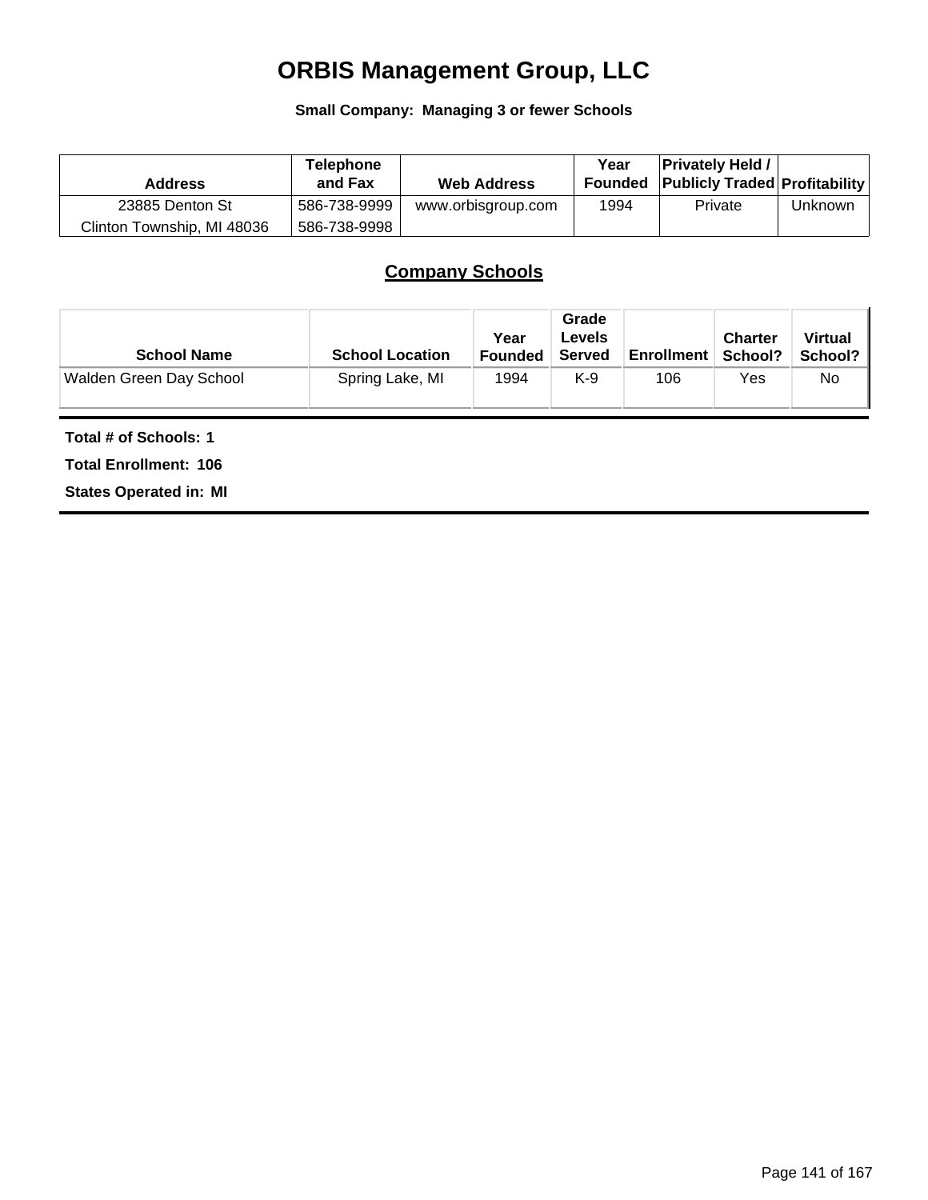# ORBIS Management Group, LLC

**Small Company: Managing 3 or fewer Schools**

| Address | Telephone and Fax | Web Address | Year Founded | Privately Held / Publicly Traded | Profitability |
|---|---|---|---|---|---|
| 23885 Denton St<br>Clinton Township, MI 48036 | 586-738-9999<br>586-738-9998 | www.orbisgroup.com | 1994 | Private | Unknown |

## Company Schools

| School Name | School Location | Year Founded | Grade Levels Served | Enrollment | Charter School? | Virtual School? |
|---|---|---|---|---|---|---|
| Walden Green Day School | Spring Lake, MI | 1994 | K-9 | 106 | Yes | No |

**Total # of Schools: 1**

**Total Enrollment: 106**

**States Operated in: MI**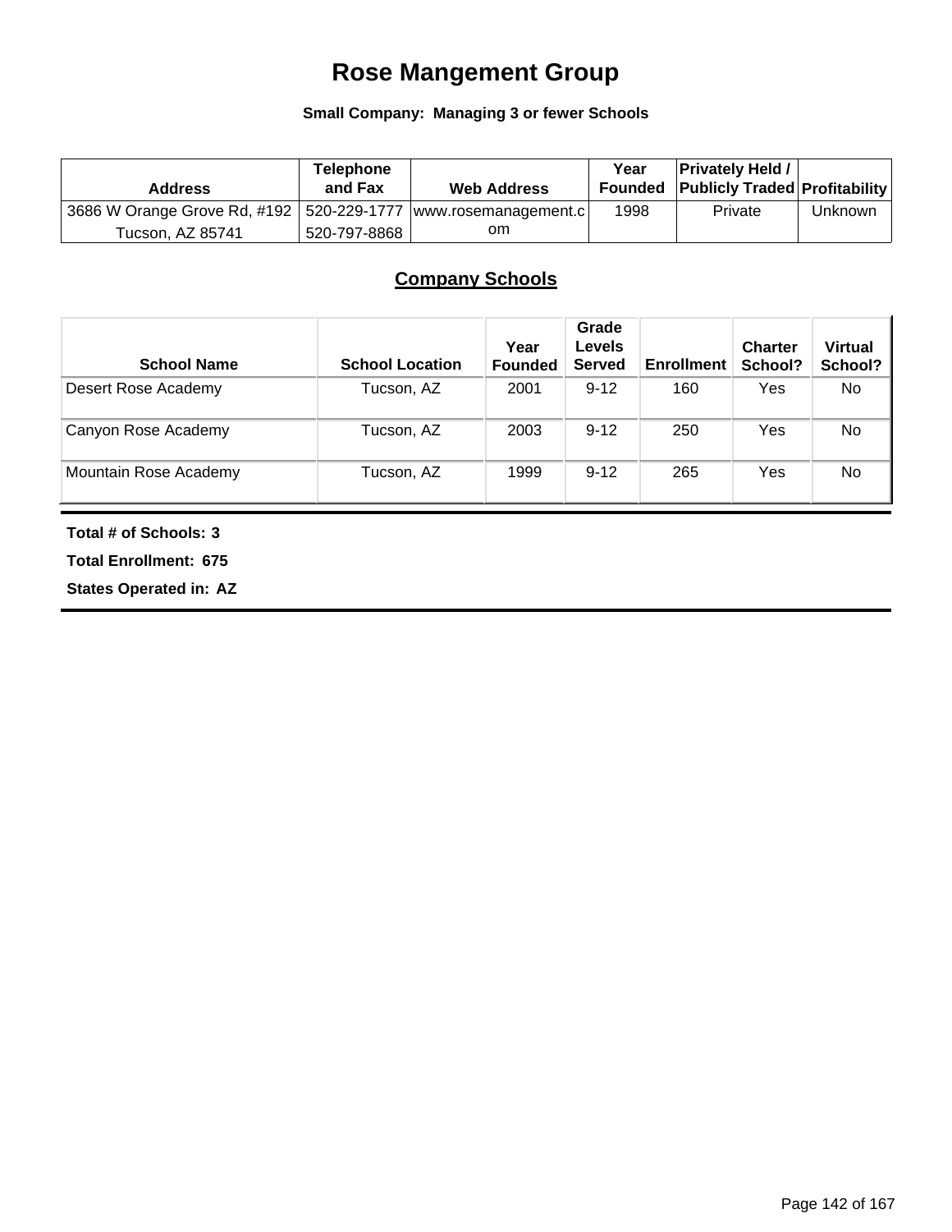# Rose Mangement Group

**Small Company: Managing 3 or fewer Schools**

| Address | Telephone and Fax | Web Address | Year Founded | Privately Held / Publicly Traded | Profitability |
|---|---|---|---|---|---|
| 3686 W Orange Grove Rd, #192 Tucson, AZ 85741 | 520-229-1777 520-797-8868 | www.rosemanagement.com | 1998 | Private | Unknown |

## Company Schools

| School Name | School Location | Year Founded | Grade Levels Served | Enrollment | Charter School? | Virtual School? |
|---|---|---|---|---|---|---|
| Desert Rose Academy | Tucson, AZ | 2001 | 9-12 | 160 | Yes | No |
| Canyon Rose Academy | Tucson, AZ | 2003 | 9-12 | 250 | Yes | No |
| Mountain Rose Academy | Tucson, AZ | 1999 | 9-12 | 265 | Yes | No |

**Total # of Schools: 3**

**Total Enrollment: 675**

**States Operated in: AZ**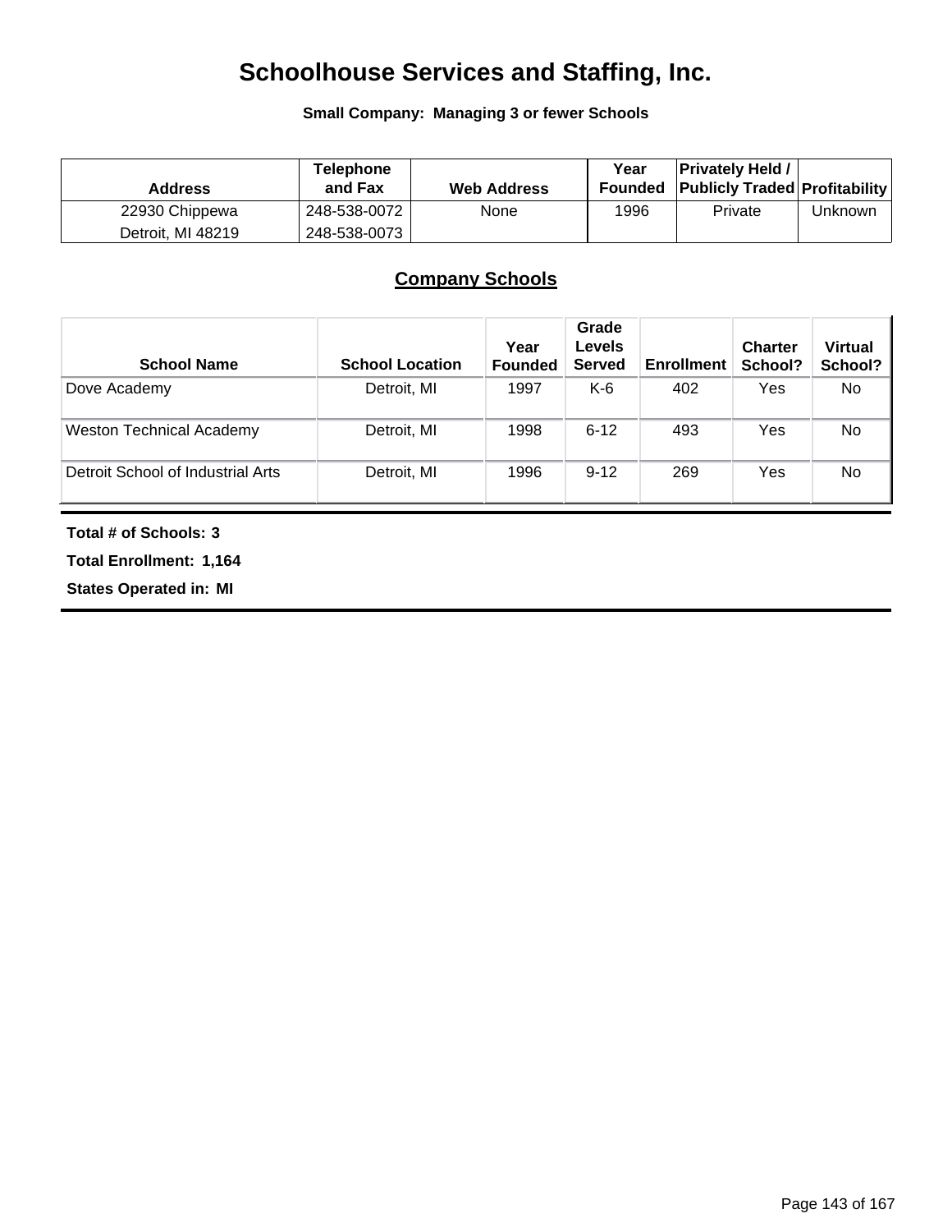# Schoolhouse Services and Staffing, Inc.

**Small Company: Managing 3 or fewer Schools**

| Address | Telephone and Fax | Web Address | Year Founded | Privately Held / Publicly Traded | Profitability |
|---|---|---|---|---|---|
| 22930 Chippewa<br>Detroit, MI 48219 | 248-538-0072<br>248-538-0073 | None | 1996 | Private | Unknown |

## Company Schools

| School Name | School Location | Year Founded | Grade Levels Served | Enrollment | Charter School? | Virtual School? |
|---|---|---|---|---|---|---|
| Dove Academy | Detroit, MI | 1997 | K-6 | 402 | Yes | No |
| Weston Technical Academy | Detroit, MI | 1998 | 6-12 | 493 | Yes | No |
| Detroit School of Industrial Arts | Detroit, MI | 1996 | 9-12 | 269 | Yes | No |

**Total # of Schools: 3**

**Total Enrollment: 1,164**

**States Operated in: MI**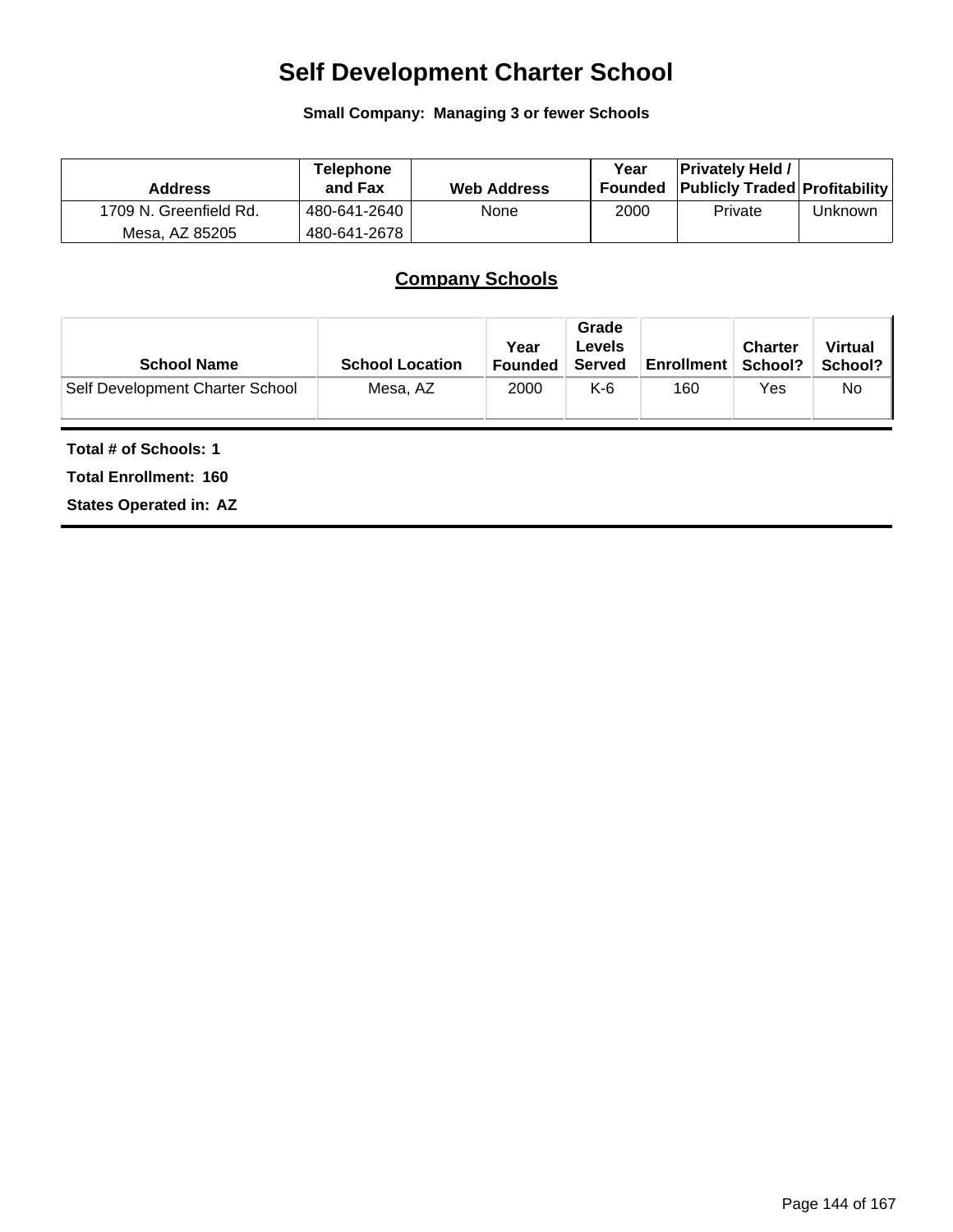# Self Development Charter School

**Small Company: Managing 3 or fewer Schools**

| Address | Telephone and Fax | Web Address | Year Founded | Privately Held / Publicly Traded | Profitability |
|---|---|---|---|---|---|
| 1709 N. Greenfield Rd.<br>Mesa, AZ 85205 | 480-641-2640<br>480-641-2678 | None | 2000 | Private | Unknown |

## Company Schools

| School Name | School Location | Year Founded | Grade Levels Served | Enrollment | Charter School? | Virtual School? |
|---|---|---|---|---|---|---|
| Self Development Charter School | Mesa, AZ | 2000 | K-6 | 160 | Yes | No |

**Total # of Schools: 1**

**Total Enrollment: 160**

**States Operated in: AZ**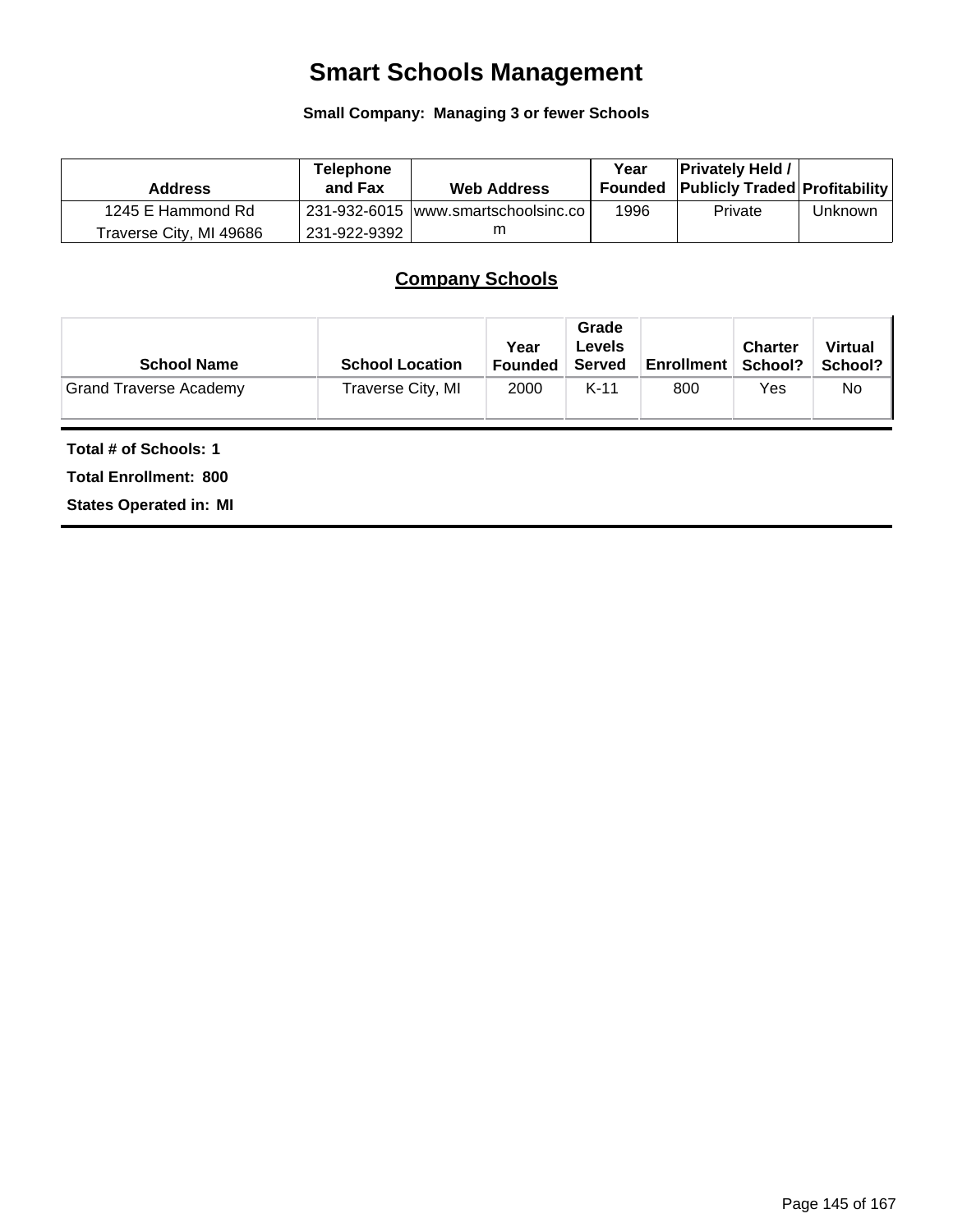# Smart Schools Management

**Small Company: Managing 3 or fewer Schools**

| Address | Telephone and Fax | Web Address | Year Founded | Privately Held / Publicly Traded | Profitability |
|---|---|---|---|---|---|
| 1245 E Hammond Rd<br>Traverse City, MI 49686 | 231-932-6015<br>231-922-9392 | www.smartschoolsinc.com | 1996 | Private | Unknown |

## Company Schools

| School Name | School Location | Year Founded | Grade Levels Served | Enrollment | Charter School? | Virtual School? |
|---|---|---|---|---|---|---|
| Grand Traverse Academy | Traverse City, MI | 2000 | K-11 | 800 | Yes | No |

**Total # of Schools: 1**

**Total Enrollment: 800**

**States Operated in: MI**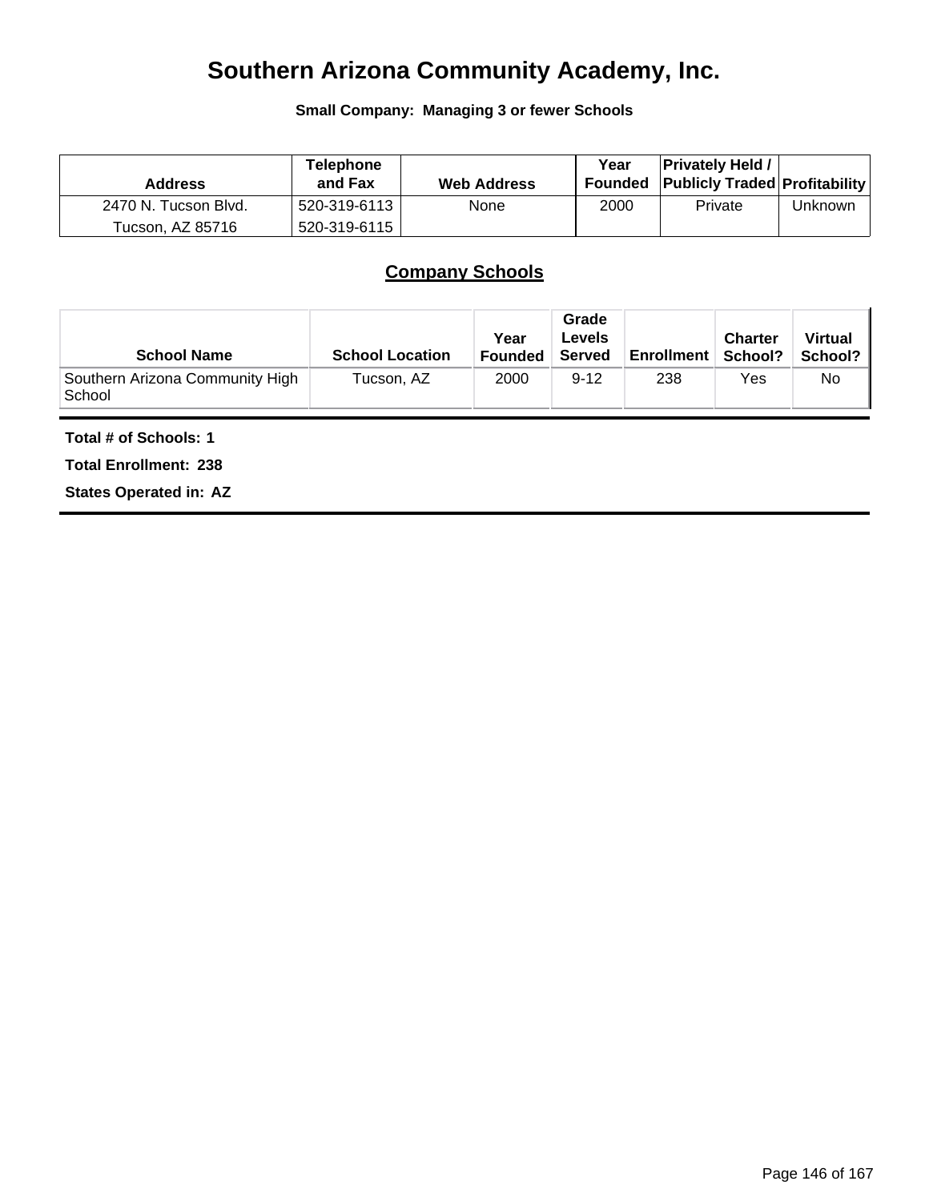# Southern Arizona Community Academy, Inc.

**Small Company: Managing 3 or fewer Schools**

| Address | Telephone and Fax | Web Address | Year Founded | Privately Held / Publicly Traded | Profitability |
|---|---|---|---|---|---|
| 2470 N. Tucson Blvd. Tucson, AZ 85716 | 520-319-6113 520-319-6115 | None | 2000 | Private | Unknown |

## Company Schools

| School Name | School Location | Year Founded | Grade Levels Served | Enrollment | Charter School? | Virtual School? |
|---|---|---|---|---|---|---|
| Southern Arizona Community High School | Tucson, AZ | 2000 | 9-12 | 238 | Yes | No |

**Total # of Schools: 1**

**Total Enrollment: 238**

**States Operated in: AZ**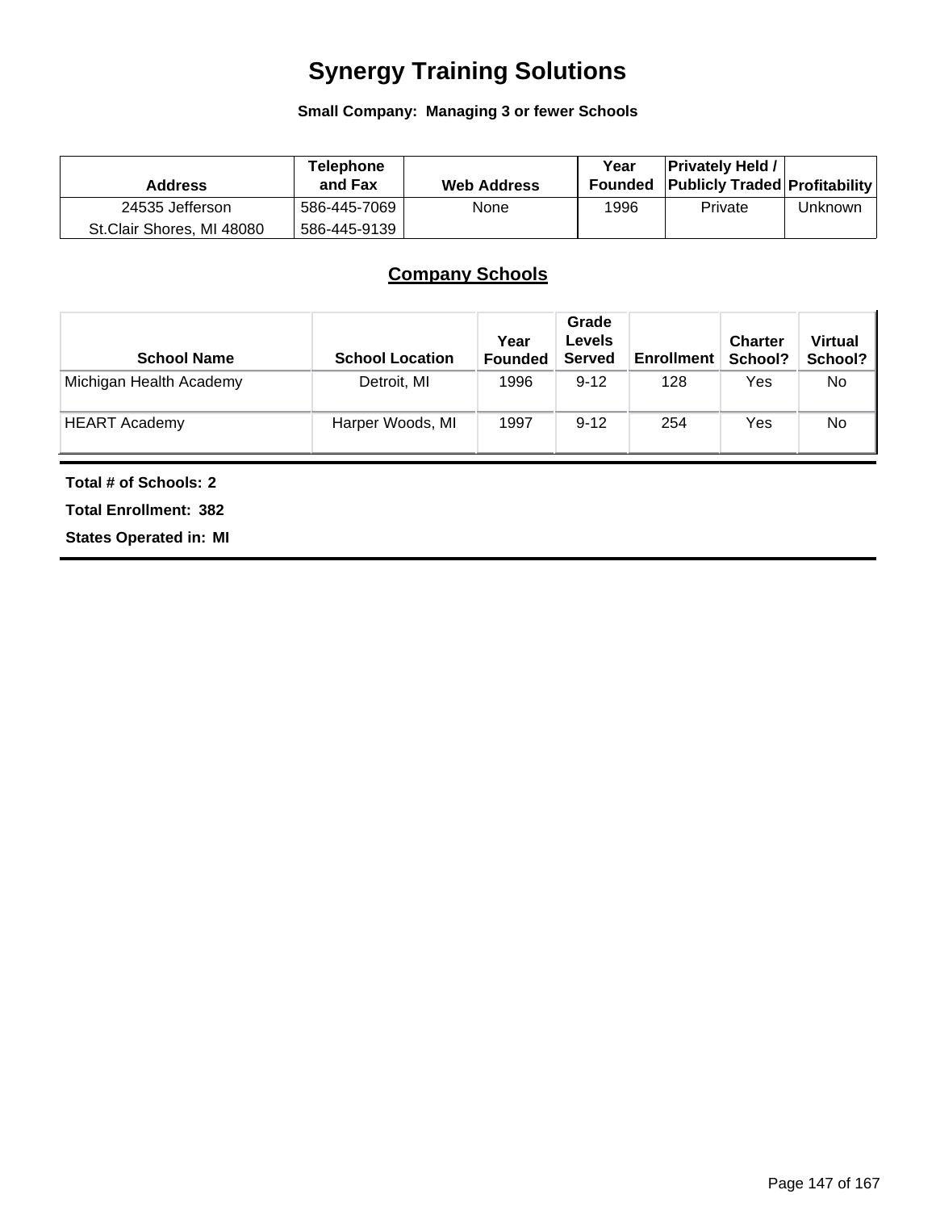# Synergy Training Solutions

**Small Company: Managing 3 or fewer Schools**

| Address | Telephone and Fax | Web Address | Year Founded | Privately Held / Publicly Traded | Profitability |
|---|---|---|---|---|---|
| 24535 Jefferson St.Clair Shores, MI 48080 | 586-445-7069 586-445-9139 | None | 1996 | Private | Unknown |

## Company Schools

| School Name | School Location | Year Founded | Grade Levels Served | Enrollment | Charter School? | Virtual School? |
|---|---|---|---|---|---|---|
| Michigan Health Academy | Detroit, MI | 1996 | 9-12 | 128 | Yes | No |
| HEART Academy | Harper Woods, MI | 1997 | 9-12 | 254 | Yes | No |

**Total # of Schools: 2**

**Total Enrollment: 382**

**States Operated in: MI**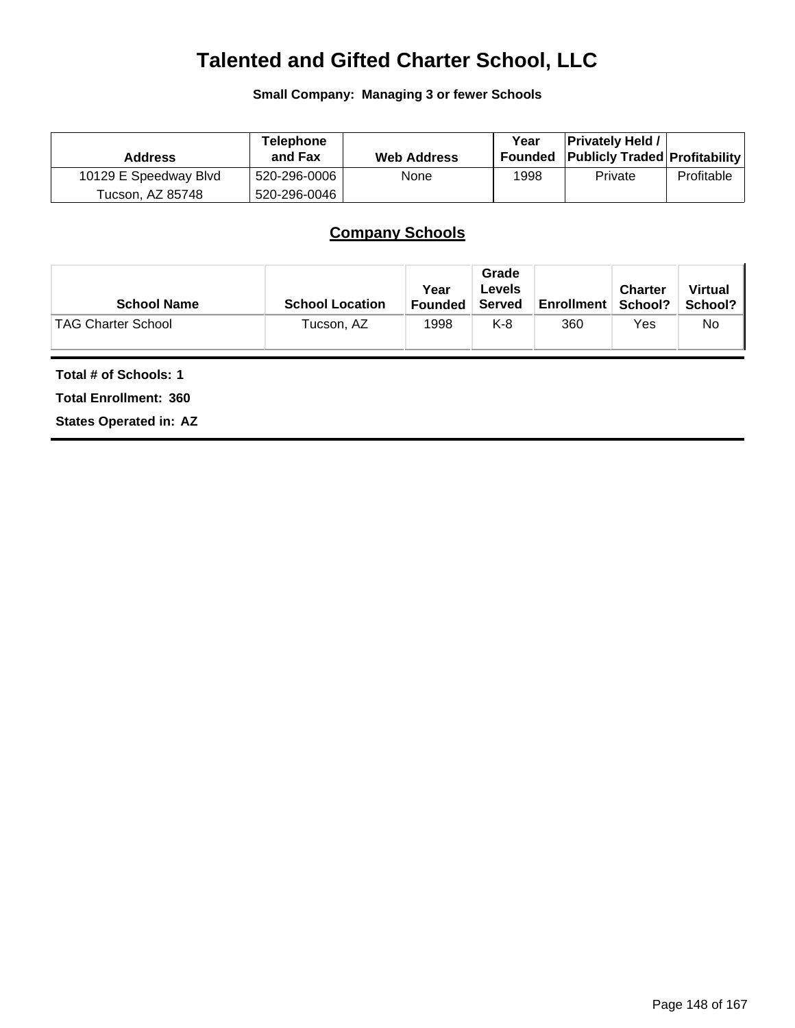# Talented and Gifted Charter School, LLC

**Small Company: Managing 3 or fewer Schools**

| Address | Telephone and Fax | Web Address | Year Founded | Privately Held / Publicly Traded | Profitability |
|---|---|---|---|---|---|
| 10129 E Speedway Blvd<br>Tucson, AZ 85748 | 520-296-0006<br>520-296-0046 | None | 1998 | Private | Profitable |

## Company Schools

| School Name | School Location | Year Founded | Grade Levels Served | Enrollment | Charter School? | Virtual School? |
|---|---|---|---|---|---|---|
| TAG Charter School | Tucson, AZ | 1998 | K-8 | 360 | Yes | No |

**Total # of Schools: 1**

**Total Enrollment: 360**

**States Operated in: AZ**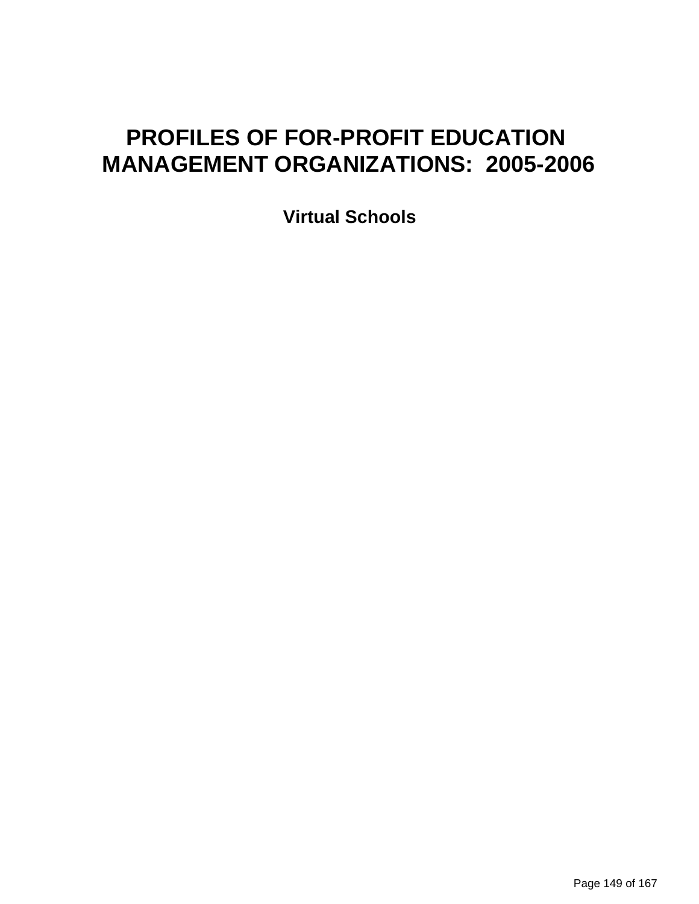# PROFILES OF FOR-PROFIT EDUCATION MANAGEMENT ORGANIZATIONS: 2005-2006

## Virtual Schools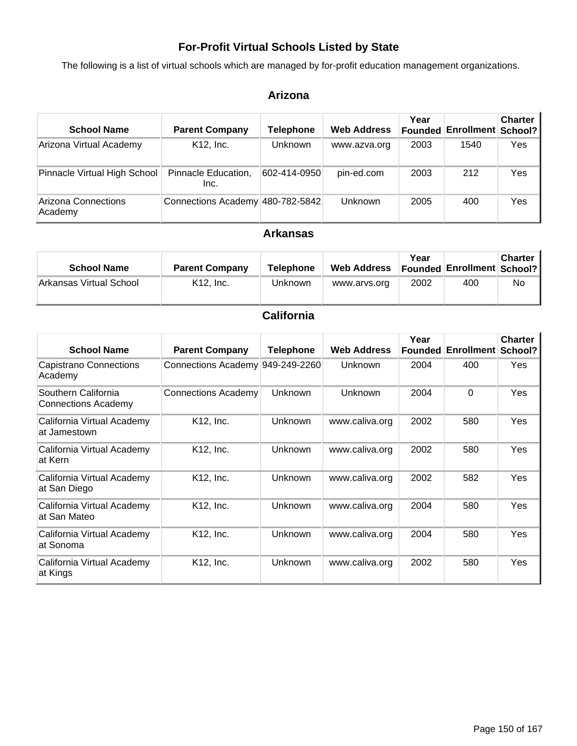# For-Profit Virtual Schools Listed by State

The following is a list of virtual schools which are managed by for-profit education management organizations.

## Arizona

| School Name | Parent Company | Telephone | Web Address | Year Founded | Enrollment | Charter School? |
|---|---|---|---|---|---|---|
| Arizona Virtual Academy | K12, Inc. | Unknown | www.azva.org | 2003 | 1540 | Yes |
| Pinnacle Virtual High School | Pinnacle Education, Inc. | 602-414-0950 | pin-ed.com | 2003 | 212 | Yes |
| Arizona Connections Academy | Connections Academy | 480-782-5842 | Unknown | 2005 | 400 | Yes |

## Arkansas

| School Name | Parent Company | Telephone | Web Address | Year Founded | Enrollment | Charter School? |
|---|---|---|---|---|---|---|
| Arkansas Virtual School | K12, Inc. | Unknown | www.arvs.org | 2002 | 400 | No |

## California

| School Name | Parent Company | Telephone | Web Address | Year Founded | Enrollment | Charter School? |
|---|---|---|---|---|---|---|
| Capistrano Connections Academy | Connections Academy | 949-249-2260 | Unknown | 2004 | 400 | Yes |
| Southern California Connections Academy | Connections Academy | Unknown | Unknown | 2004 | 0 | Yes |
| California Virtual Academy at Jamestown | K12, Inc. | Unknown | www.caliva.org | 2002 | 580 | Yes |
| California Virtual Academy at Kern | K12, Inc. | Unknown | www.caliva.org | 2002 | 580 | Yes |
| California Virtual Academy at San Diego | K12, Inc. | Unknown | www.caliva.org | 2002 | 582 | Yes |
| California Virtual Academy at San Mateo | K12, Inc. | Unknown | www.caliva.org | 2004 | 580 | Yes |
| California Virtual Academy at Sonoma | K12, Inc. | Unknown | www.caliva.org | 2004 | 580 | Yes |
| California Virtual Academy at Kings | K12, Inc. | Unknown | www.caliva.org | 2002 | 580 | Yes |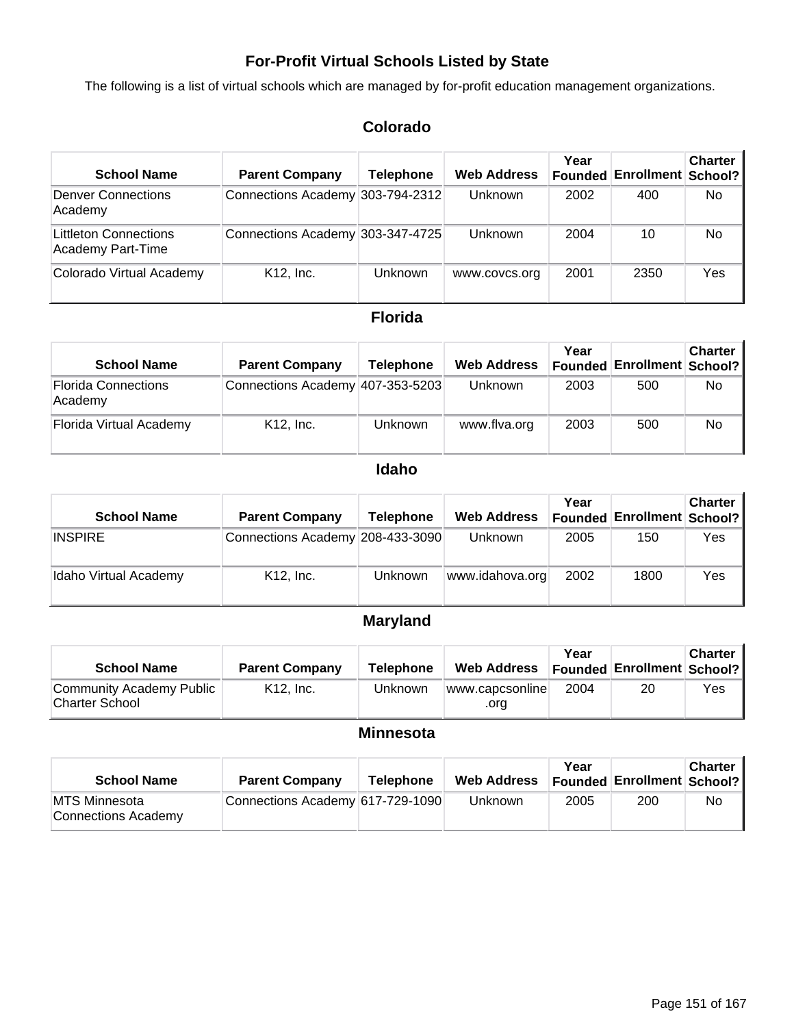# For-Profit Virtual Schools Listed by State

The following is a list of virtual schools which are managed by for-profit education management organizations.

## Colorado

| School Name | Parent Company | Telephone | Web Address | Year Founded | Enrollment | Charter School? |
|---|---|---|---|---|---|---|
| Denver Connections Academy | Connections Academy | 303-794-2312 | Unknown | 2002 | 400 | No |
| Littleton Connections Academy Part-Time | Connections Academy | 303-347-4725 | Unknown | 2004 | 10 | No |
| Colorado Virtual Academy | K12, Inc. | Unknown | www.covcs.org | 2001 | 2350 | Yes |

## Florida

| School Name | Parent Company | Telephone | Web Address | Year Founded | Enrollment | Charter School? |
|---|---|---|---|---|---|---|
| Florida Connections Academy | Connections Academy | 407-353-5203 | Unknown | 2003 | 500 | No |
| Florida Virtual Academy | K12, Inc. | Unknown | www.flva.org | 2003 | 500 | No |

## Idaho

| School Name | Parent Company | Telephone | Web Address | Year Founded | Enrollment | Charter School? |
|---|---|---|---|---|---|---|
| INSPIRE | Connections Academy | 208-433-3090 | Unknown | 2005 | 150 | Yes |
| Idaho Virtual Academy | K12, Inc. | Unknown | www.idahova.org | 2002 | 1800 | Yes |

## Maryland

| School Name | Parent Company | Telephone | Web Address | Year Founded | Enrollment | Charter School? |
|---|---|---|---|---|---|---|
| Community Academy Public Charter School | K12, Inc. | Unknown | www.capcsonline.org | 2004 | 20 | Yes |

## Minnesota

| School Name | Parent Company | Telephone | Web Address | Year Founded | Enrollment | Charter School? |
|---|---|---|---|---|---|---|
| MTS Minnesota Connections Academy | Connections Academy | 617-729-1090 | Unknown | 2005 | 200 | No |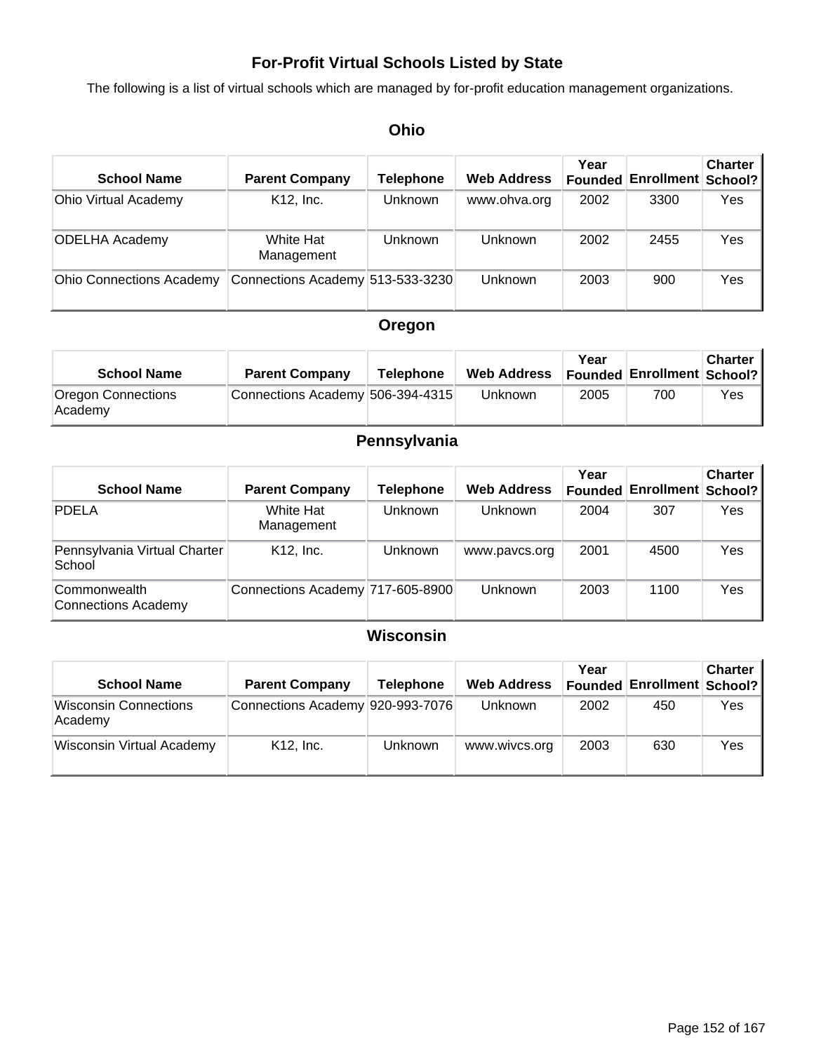# For-Profit Virtual Schools Listed by State

The following is a list of virtual schools which are managed by for-profit education management organizations.

## Ohio

| School Name | Parent Company | Telephone | Web Address | Year Founded | Enrollment | Charter School? |
|---|---|---|---|---|---|---|
| Ohio Virtual Academy | K12, Inc. | Unknown | www.ohva.org | 2002 | 3300 | Yes |
| ODELHA Academy | White Hat Management | Unknown | Unknown | 2002 | 2455 | Yes |
| Ohio Connections Academy | Connections Academy | 513-533-3230 | Unknown | 2003 | 900 | Yes |

## Oregon

| School Name | Parent Company | Telephone | Web Address | Year Founded | Enrollment | Charter School? |
|---|---|---|---|---|---|---|
| Oregon Connections Academy | Connections Academy | 506-394-4315 | Unknown | 2005 | 700 | Yes |

## Pennsylvania

| School Name | Parent Company | Telephone | Web Address | Year Founded | Enrollment | Charter School? |
|---|---|---|---|---|---|---|
| PDELA | White Hat Management | Unknown | Unknown | 2004 | 307 | Yes |
| Pennsylvania Virtual Charter School | K12, Inc. | Unknown | www.pavcs.org | 2001 | 4500 | Yes |
| Commonwealth Connections Academy | Connections Academy | 717-605-8900 | Unknown | 2003 | 1100 | Yes |

## Wisconsin

| School Name | Parent Company | Telephone | Web Address | Year Founded | Enrollment | Charter School? |
|---|---|---|---|---|---|---|
| Wisconsin Connections Academy | Connections Academy | 920-993-7076 | Unknown | 2002 | 450 | Yes |
| Wisconsin Virtual Academy | K12, Inc. | Unknown | www.wivcs.org | 2003 | 630 | Yes |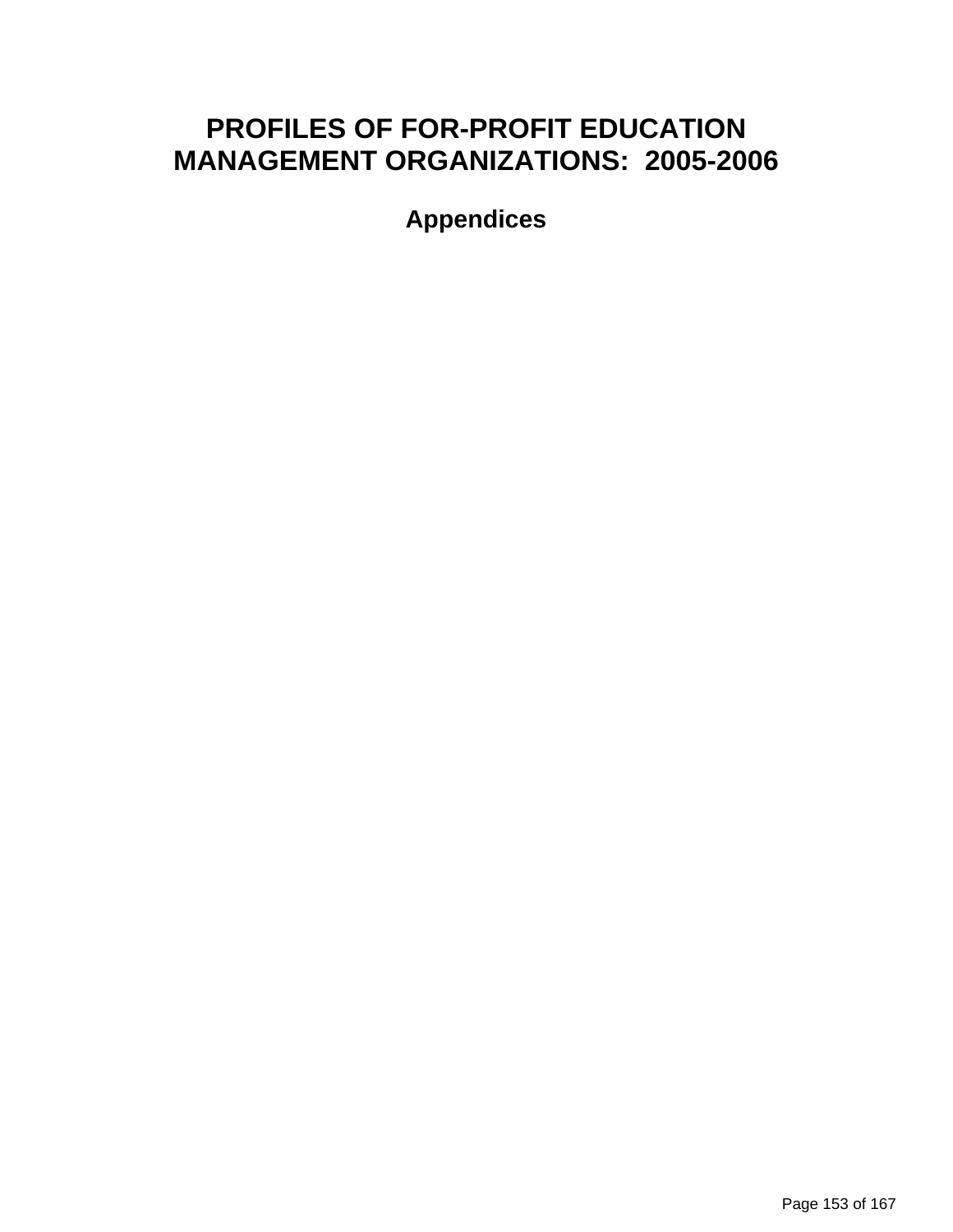# PROFILES OF FOR-PROFIT EDUCATION MANAGEMENT ORGANIZATIONS: 2005-2006

## Appendices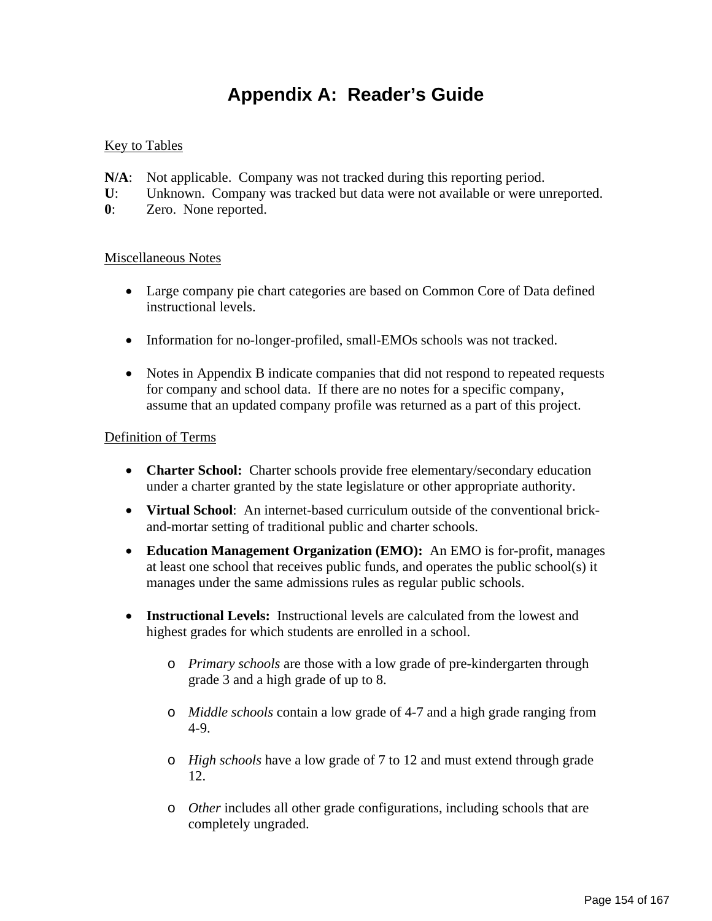# Appendix A: Reader's Guide

Key to Tables

**N/A**: Not applicable. Company was not tracked during this reporting period.
**U**: Unknown. Company was tracked but data were not available or were unreported.
**0**: Zero. None reported.

Miscellaneous Notes

- Large company pie chart categories are based on Common Core of Data defined instructional levels.
- Information for no-longer-profiled, small-EMOs schools was not tracked.
- Notes in Appendix B indicate companies that did not respond to repeated requests for company and school data. If there are no notes for a specific company, assume that an updated company profile was returned as a part of this project.

Definition of Terms

- **Charter School:** Charter schools provide free elementary/secondary education under a charter granted by the state legislature or other appropriate authority.
- **Virtual School**: An internet-based curriculum outside of the conventional brick-and-mortar setting of traditional public and charter schools.
- **Education Management Organization (EMO):** An EMO is for-profit, manages at least one school that receives public funds, and operates the public school(s) it manages under the same admissions rules as regular public schools.
- **Instructional Levels:** Instructional levels are calculated from the lowest and highest grades for which students are enrolled in a school.
    - *Primary schools* are those with a low grade of pre-kindergarten through grade 3 and a high grade of up to 8.
    - *Middle schools* contain a low grade of 4-7 and a high grade ranging from 4-9.
    - *High schools* have a low grade of 7 to 12 and must extend through grade 12.
    - *Other* includes all other grade configurations, including schools that are completely ungraded.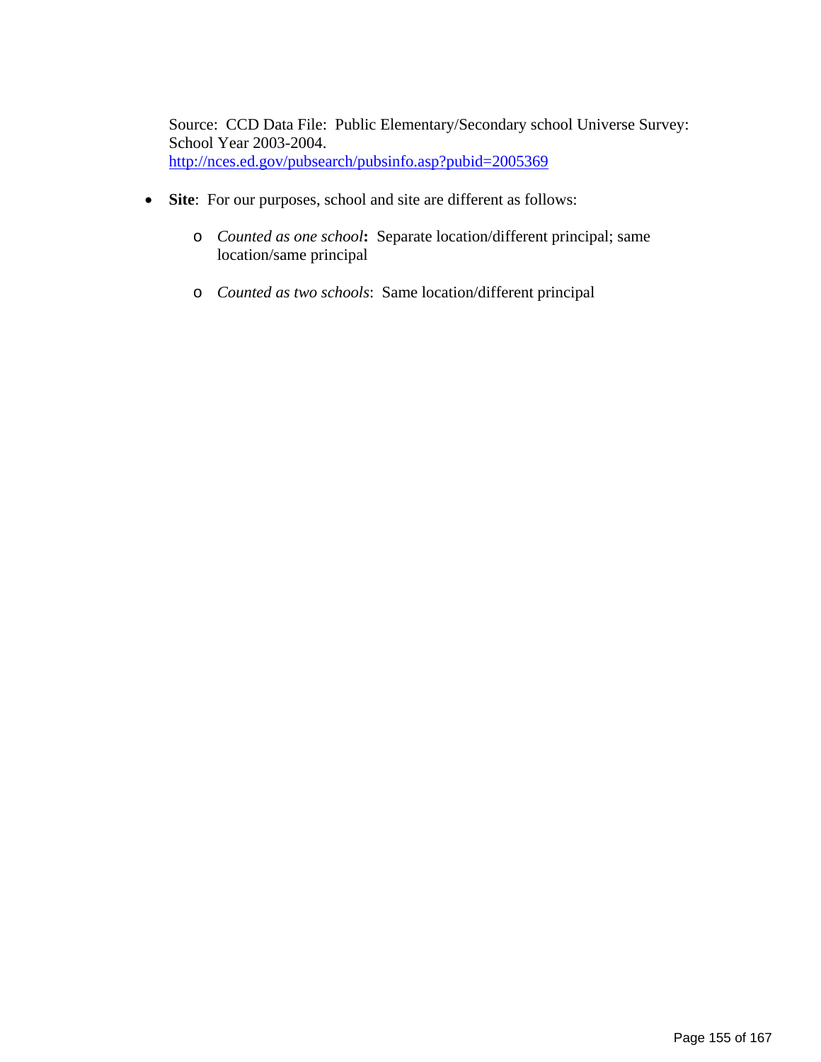Source: CCD Data File: Public Elementary/Secondary school Universe Survey: School Year 2003-2004.
http://nces.ed.gov/pubsearch/pubsinfo.asp?pubid=2005369

- **Site**: For our purposes, school and site are different as follows:
    - *Counted as one school***:** Separate location/different principal; same location/same principal
    - *Counted as two schools*: Same location/different principal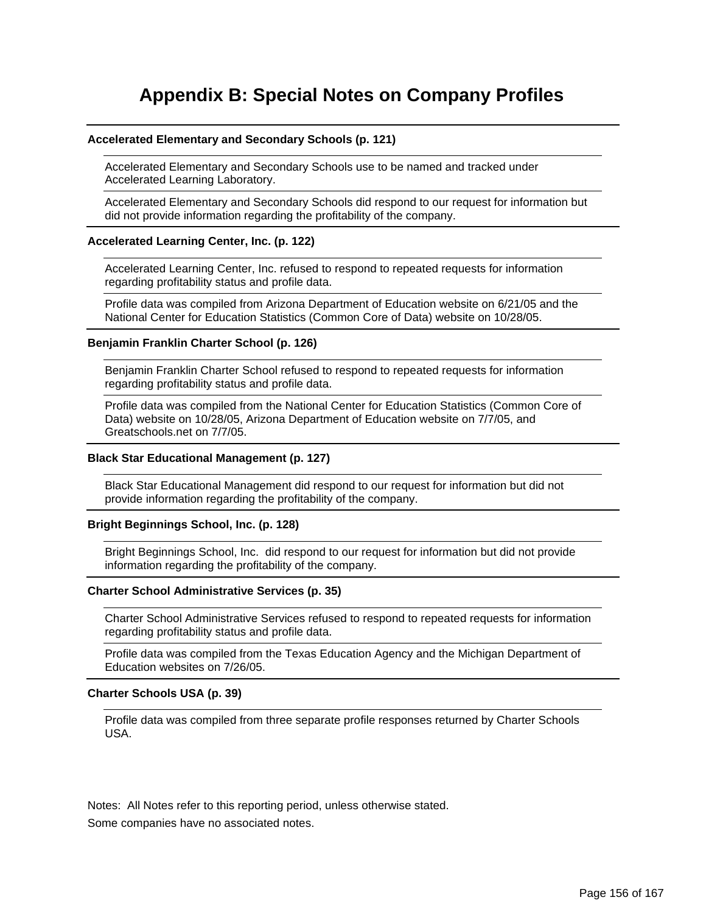# Appendix B: Special Notes on Company Profiles

**Accelerated Elementary and Secondary Schools (p. 121)**

Accelerated Elementary and Secondary Schools use to be named and tracked under Accelerated Learning Laboratory.

Accelerated Elementary and Secondary Schools did respond to our request for information but did not provide information regarding the profitability of the company.

**Accelerated Learning Center, Inc. (p. 122)**

Accelerated Learning Center, Inc. refused to respond to repeated requests for information regarding profitability status and profile data.

Profile data was compiled from Arizona Department of Education website on 6/21/05 and the National Center for Education Statistics (Common Core of Data) website on 10/28/05.

**Benjamin Franklin Charter School (p. 126)**

Benjamin Franklin Charter School refused to respond to repeated requests for information regarding profitability status and profile data.

Profile data was compiled from the National Center for Education Statistics (Common Core of Data) website on 10/28/05, Arizona Department of Education website on 7/7/05, and Greatschools.net on 7/7/05.

**Black Star Educational Management (p. 127)**

Black Star Educational Management did respond to our request for information but did not provide information regarding the profitability of the company.

**Bright Beginnings School, Inc. (p. 128)**

Bright Beginnings School, Inc. did respond to our request for information but did not provide information regarding the profitability of the company.

**Charter School Administrative Services (p. 35)**

Charter School Administrative Services refused to respond to repeated requests for information regarding profitability status and profile data.

Profile data was compiled from the Texas Education Agency and the Michigan Department of Education websites on 7/26/05.

**Charter Schools USA (p. 39)**

Profile data was compiled from three separate profile responses returned by Charter Schools USA.

Notes: All Notes refer to this reporting period, unless otherwise stated.

Some companies have no associated notes.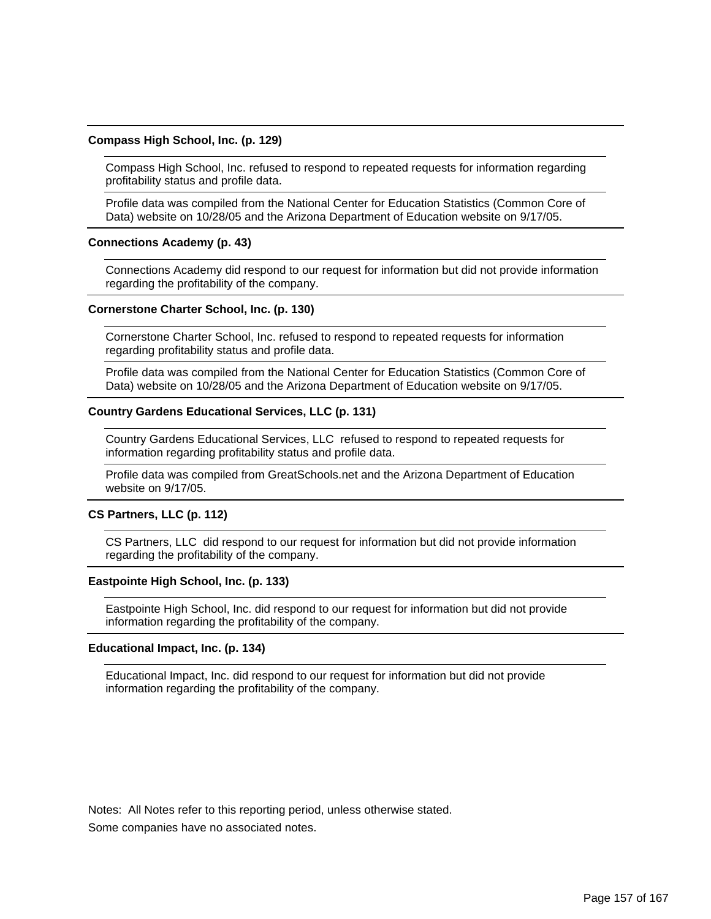**Compass High School, Inc. (p. 129)**

Compass High School, Inc. refused to respond to repeated requests for information regarding profitability status and profile data.

Profile data was compiled from the National Center for Education Statistics (Common Core of Data) website on 10/28/05 and the Arizona Department of Education website on 9/17/05.

**Connections Academy (p. 43)**

Connections Academy did respond to our request for information but did not provide information regarding the profitability of the company.

**Cornerstone Charter School, Inc. (p. 130)**

Cornerstone Charter School, Inc. refused to respond to repeated requests for information regarding profitability status and profile data.

Profile data was compiled from the National Center for Education Statistics (Common Core of Data) website on 10/28/05 and the Arizona Department of Education website on 9/17/05.

**Country Gardens Educational Services, LLC (p. 131)**

Country Gardens Educational Services, LLC refused to respond to repeated requests for information regarding profitability status and profile data.

Profile data was compiled from GreatSchools.net and the Arizona Department of Education website on 9/17/05.

**CS Partners, LLC (p. 112)**

CS Partners, LLC did respond to our request for information but did not provide information regarding the profitability of the company.

**Eastpointe High School, Inc. (p. 133)**

Eastpointe High School, Inc. did respond to our request for information but did not provide information regarding the profitability of the company.

**Educational Impact, Inc. (p. 134)**

Educational Impact, Inc. did respond to our request for information but did not provide information regarding the profitability of the company.

Notes: All Notes refer to this reporting period, unless otherwise stated.

Some companies have no associated notes.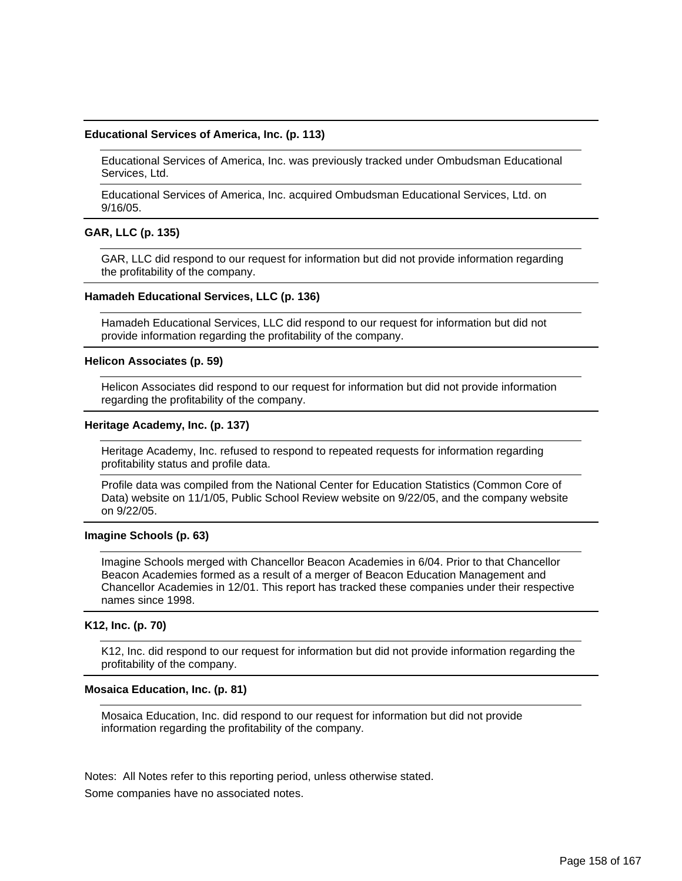**Educational Services of America, Inc. (p. 113)**

Educational Services of America, Inc. was previously tracked under Ombudsman Educational Services, Ltd.

Educational Services of America, Inc. acquired Ombudsman Educational Services, Ltd. on 9/16/05.

**GAR, LLC (p. 135)**

GAR, LLC did respond to our request for information but did not provide information regarding the profitability of the company.

**Hamadeh Educational Services, LLC (p. 136)**

Hamadeh Educational Services, LLC did respond to our request for information but did not provide information regarding the profitability of the company.

**Helicon Associates (p. 59)**

Helicon Associates did respond to our request for information but did not provide information regarding the profitability of the company.

**Heritage Academy, Inc. (p. 137)**

Heritage Academy, Inc. refused to respond to repeated requests for information regarding profitability status and profile data.

Profile data was compiled from the National Center for Education Statistics (Common Core of Data) website on 11/1/05, Public School Review website on 9/22/05, and the company website on 9/22/05.

**Imagine Schools (p. 63)**

Imagine Schools merged with Chancellor Beacon Academies in 6/04. Prior to that Chancellor Beacon Academies formed as a result of a merger of Beacon Education Management and Chancellor Academies in 12/01. This report has tracked these companies under their respective names since 1998.

**K12, Inc. (p. 70)**

K12, Inc. did respond to our request for information but did not provide information regarding the profitability of the company.

**Mosaica Education, Inc. (p. 81)**

Mosaica Education, Inc. did respond to our request for information but did not provide information regarding the profitability of the company.

Notes: All Notes refer to this reporting period, unless otherwise stated.

Some companies have no associated notes.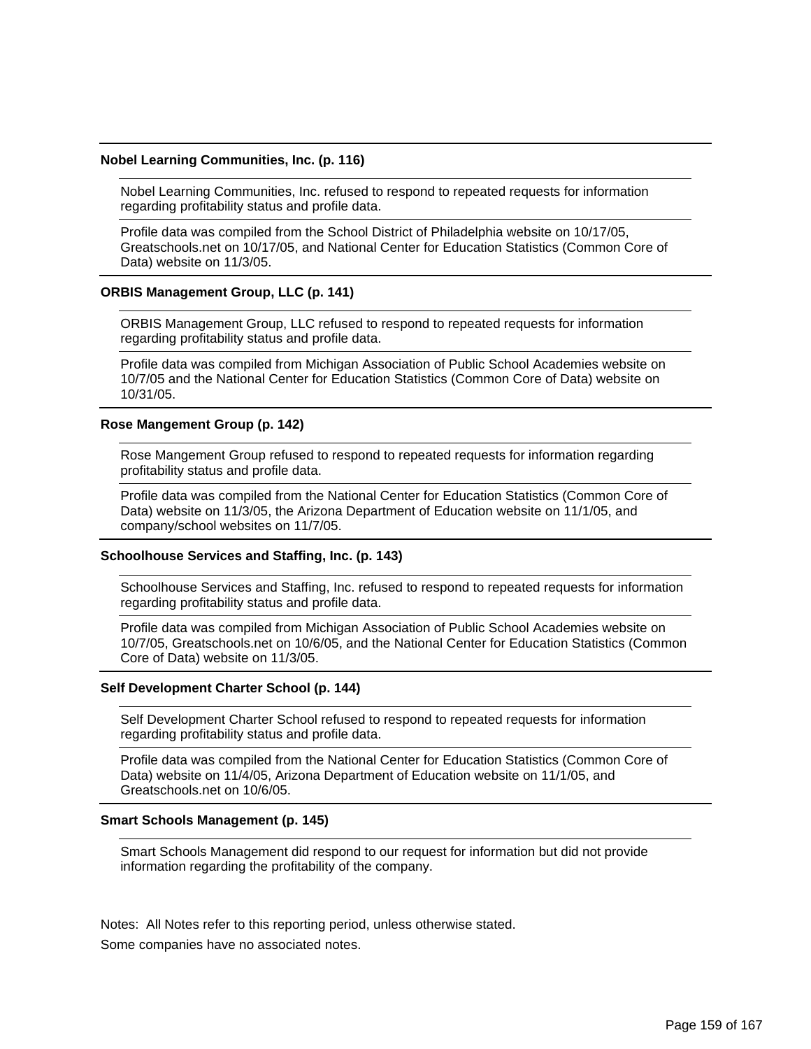**Nobel Learning Communities, Inc. (p. 116)**

Nobel Learning Communities, Inc. refused to respond to repeated requests for information regarding profitability status and profile data.

Profile data was compiled from the School District of Philadelphia website on 10/17/05, Greatschools.net on 10/17/05, and National Center for Education Statistics (Common Core of Data) website on 11/3/05.

**ORBIS Management Group, LLC (p. 141)**

ORBIS Management Group, LLC refused to respond to repeated requests for information regarding profitability status and profile data.

Profile data was compiled from Michigan Association of Public School Academies website on 10/7/05 and the National Center for Education Statistics (Common Core of Data) website on 10/31/05.

**Rose Mangement Group (p. 142)**

Rose Mangement Group refused to respond to repeated requests for information regarding profitability status and profile data.

Profile data was compiled from the National Center for Education Statistics (Common Core of Data) website on 11/3/05, the Arizona Department of Education website on 11/1/05, and company/school websites on 11/7/05.

**Schoolhouse Services and Staffing, Inc. (p. 143)**

Schoolhouse Services and Staffing, Inc. refused to respond to repeated requests for information regarding profitability status and profile data.

Profile data was compiled from Michigan Association of Public School Academies website on 10/7/05, Greatschools.net on 10/6/05, and the National Center for Education Statistics (Common Core of Data) website on 11/3/05.

**Self Development Charter School (p. 144)**

Self Development Charter School refused to respond to repeated requests for information regarding profitability status and profile data.

Profile data was compiled from the National Center for Education Statistics (Common Core of Data) website on 11/4/05, Arizona Department of Education website on 11/1/05, and Greatschools.net on 10/6/05.

**Smart Schools Management (p. 145)**

Smart Schools Management did respond to our request for information but did not provide information regarding the profitability of the company.

Notes: All Notes refer to this reporting period, unless otherwise stated.

Some companies have no associated notes.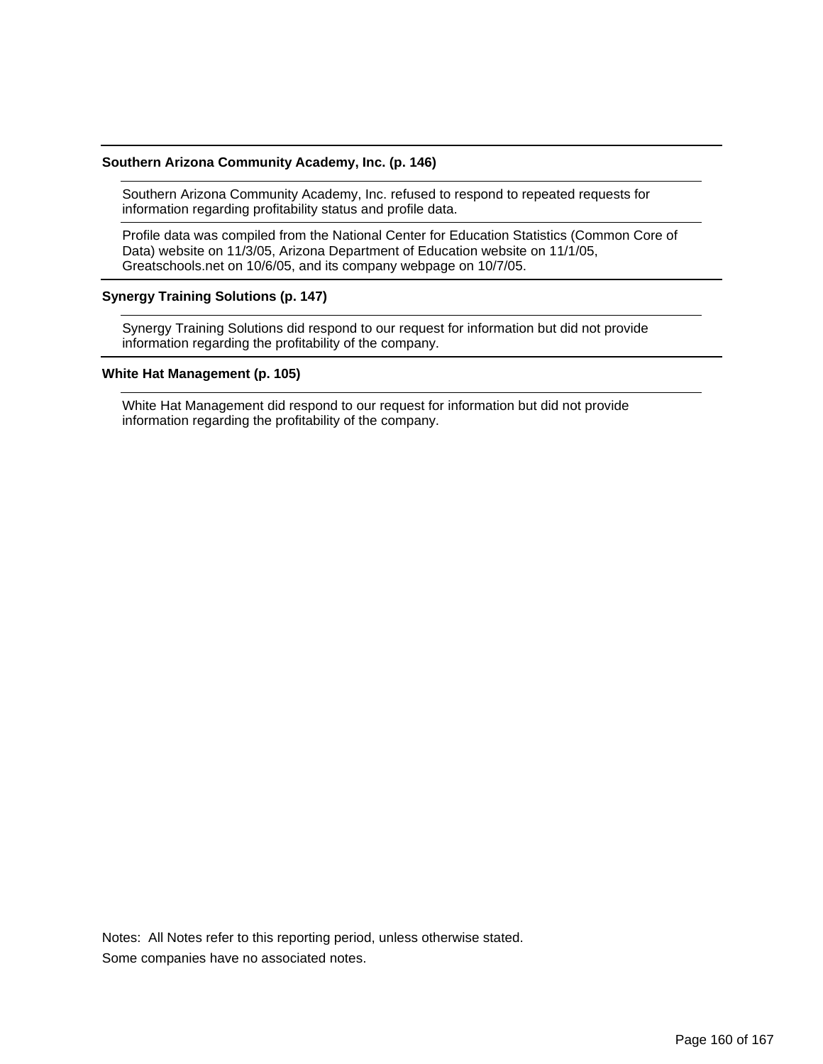**Southern Arizona Community Academy, Inc. (p. 146)**

Southern Arizona Community Academy, Inc. refused to respond to repeated requests for information regarding profitability status and profile data.

Profile data was compiled from the National Center for Education Statistics (Common Core of Data) website on 11/3/05, Arizona Department of Education website on 11/1/05, Greatschools.net on 10/6/05, and its company webpage on 10/7/05.

**Synergy Training Solutions (p. 147)**

Synergy Training Solutions did respond to our request for information but did not provide information regarding the profitability of the company.

**White Hat Management (p. 105)**

White Hat Management did respond to our request for information but did not provide information regarding the profitability of the company.

Notes: All Notes refer to this reporting period, unless otherwise stated.
Some companies have no associated notes.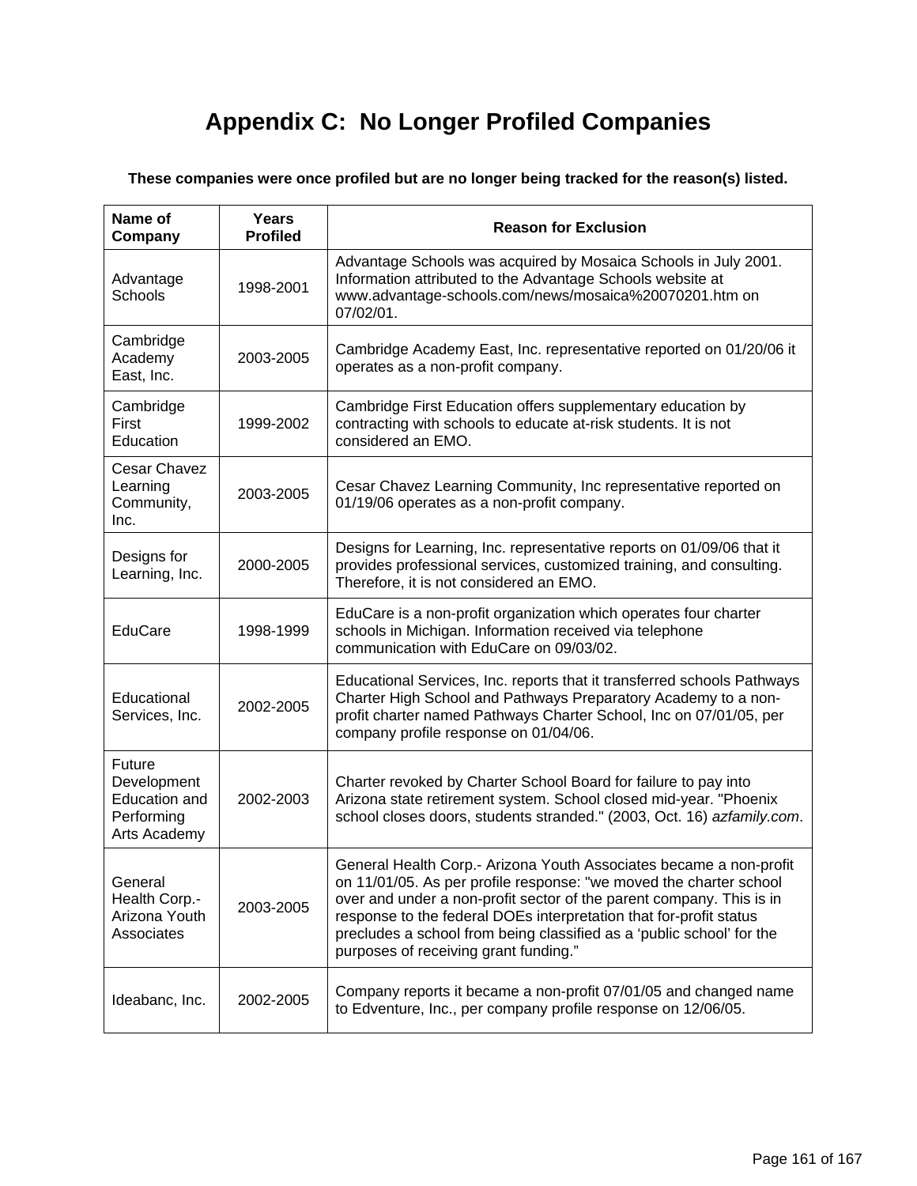# Appendix C: No Longer Profiled Companies

**These companies were once profiled but are no longer being tracked for the reason(s) listed.**

| Name of Company | Years Profiled | Reason for Exclusion |
|---|---|---|
| Advantage Schools | 1998-2001 | Advantage Schools was acquired by Mosaica Schools in July 2001. Information attributed to the Advantage Schools website at www.advantage-schools.com/news/mosaica%20070201.htm on 07/02/01. |
| Cambridge Academy East, Inc. | 2003-2005 | Cambridge Academy East, Inc. representative reported on 01/20/06 it operates as a non-profit company. |
| Cambridge First Education | 1999-2002 | Cambridge First Education offers supplementary education by contracting with schools to educate at-risk students. It is not considered an EMO. |
| Cesar Chavez Learning Community, Inc. | 2003-2005 | Cesar Chavez Learning Community, Inc representative reported on 01/19/06 operates as a non-profit company. |
| Designs for Learning, Inc. | 2000-2005 | Designs for Learning, Inc. representative reports on 01/09/06 that it provides professional services, customized training, and consulting. Therefore, it is not considered an EMO. |
| EduCare | 1998-1999 | EduCare is a non-profit organization which operates four charter schools in Michigan. Information received via telephone communication with EduCare on 09/03/02. |
| Educational Services, Inc. | 2002-2005 | Educational Services, Inc. reports that it transferred schools Pathways Charter High School and Pathways Preparatory Academy to a non-profit charter named Pathways Charter School, Inc on 07/01/05, per company profile response on 01/04/06. |
| Future Development Education and Performing Arts Academy | 2002-2003 | Charter revoked by Charter School Board for failure to pay into Arizona state retirement system. School closed mid-year. "Phoenix school closes doors, students stranded." (2003, Oct. 16) *azfamily.com*. |
| General Health Corp.- Arizona Youth Associates | 2003-2005 | General Health Corp.- Arizona Youth Associates became a non-profit on 11/01/05. As per profile response: "we moved the charter school over and under a non-profit sector of the parent company. This is in response to the federal DOEs interpretation that for-profit status precludes a school from being classified as a 'public school' for the purposes of receiving grant funding." |
| Ideabanc, Inc. | 2002-2005 | Company reports it became a non-profit 07/01/05 and changed name to Edventure, Inc., per company profile response on 12/06/05. |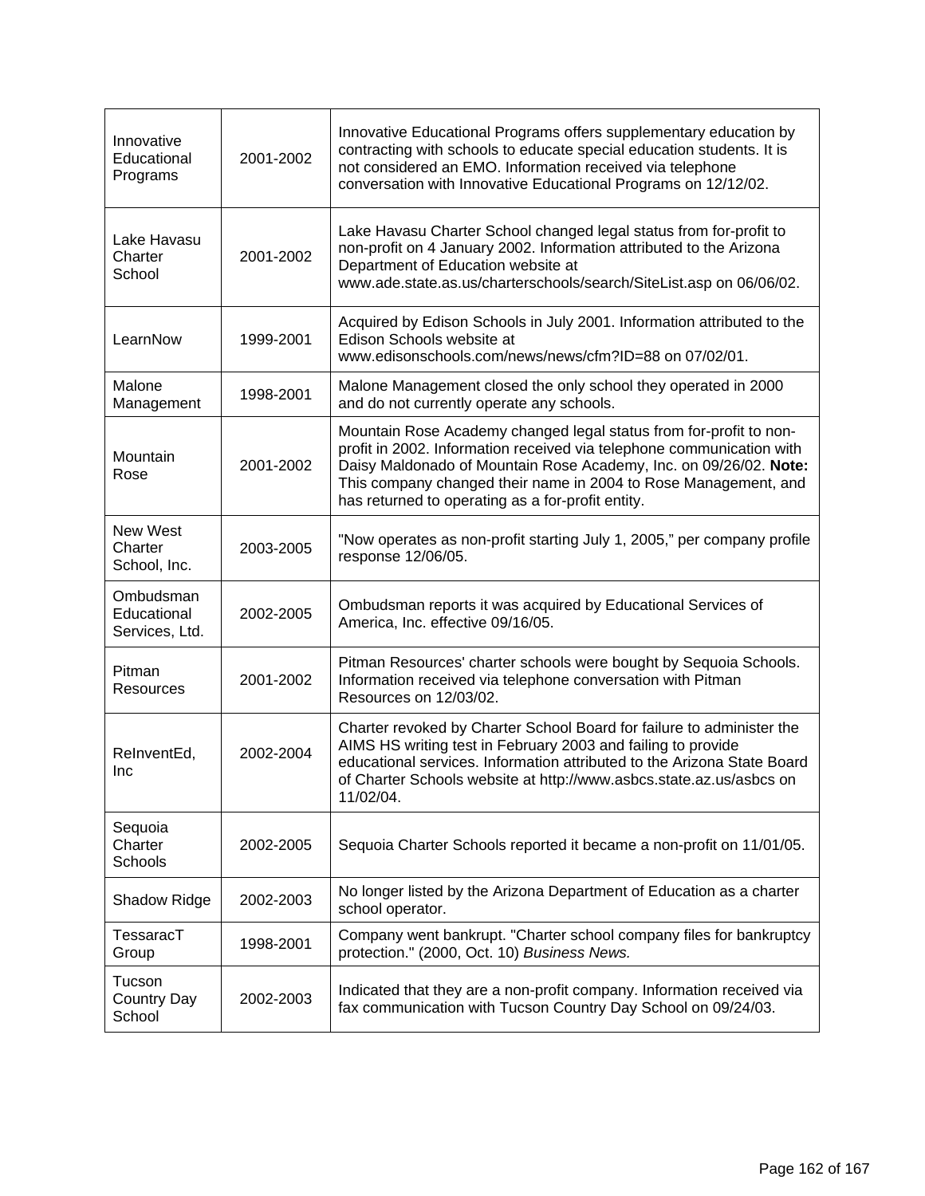| | | |
|---|---|---|
| Innovative Educational Programs | 2001-2002 | Innovative Educational Programs offers supplementary education by contracting with schools to educate special education students. It is not considered an EMO. Information received via telephone conversation with Innovative Educational Programs on 12/12/02. |
| Lake Havasu Charter School | 2001-2002 | Lake Havasu Charter School changed legal status from for-profit to non-profit on 4 January 2002. Information attributed to the Arizona Department of Education website at www.ade.state.as.us/charterschools/search/SiteList.asp on 06/06/02. |
| LearnNow | 1999-2001 | Acquired by Edison Schools in July 2001. Information attributed to the Edison Schools website at www.edisonschools.com/news/news/cfm?ID=88 on 07/02/01. |
| Malone Management | 1998-2001 | Malone Management closed the only school they operated in 2000 and do not currently operate any schools. |
| Mountain Rose | 2001-2002 | Mountain Rose Academy changed legal status from for-profit to non-profit in 2002. Information received via telephone communication with Daisy Maldonado of Mountain Rose Academy, Inc. on 09/26/02. **Note:** This company changed their name in 2004 to Rose Management, and has returned to operating as a for-profit entity. |
| New West Charter School, Inc. | 2003-2005 | "Now operates as non-profit starting July 1, 2005," per company profile response 12/06/05. |
| Ombudsman Educational Services, Ltd. | 2002-2005 | Ombudsman reports it was acquired by Educational Services of America, Inc. effective 09/16/05. |
| Pitman Resources | 2001-2002 | Pitman Resources' charter schools were bought by Sequoia Schools. Information received via telephone conversation with Pitman Resources on 12/03/02. |
| ReInventEd, Inc | 2002-2004 | Charter revoked by Charter School Board for failure to administer the AIMS HS writing test in February 2003 and failing to provide educational services. Information attributed to the Arizona State Board of Charter Schools website at http://www.asbcs.state.az.us/asbcs on 11/02/04. |
| Sequoia Charter Schools | 2002-2005 | Sequoia Charter Schools reported it became a non-profit on 11/01/05. |
| Shadow Ridge | 2002-2003 | No longer listed by the Arizona Department of Education as a charter school operator. |
| TessaracT Group | 1998-2001 | Company went bankrupt. "Charter school company files for bankruptcy protection." (2000, Oct. 10) *Business News.* |
| Tucson Country Day School | 2002-2003 | Indicated that they are a non-profit company. Information received via fax communication with Tucson Country Day School on 09/24/03. |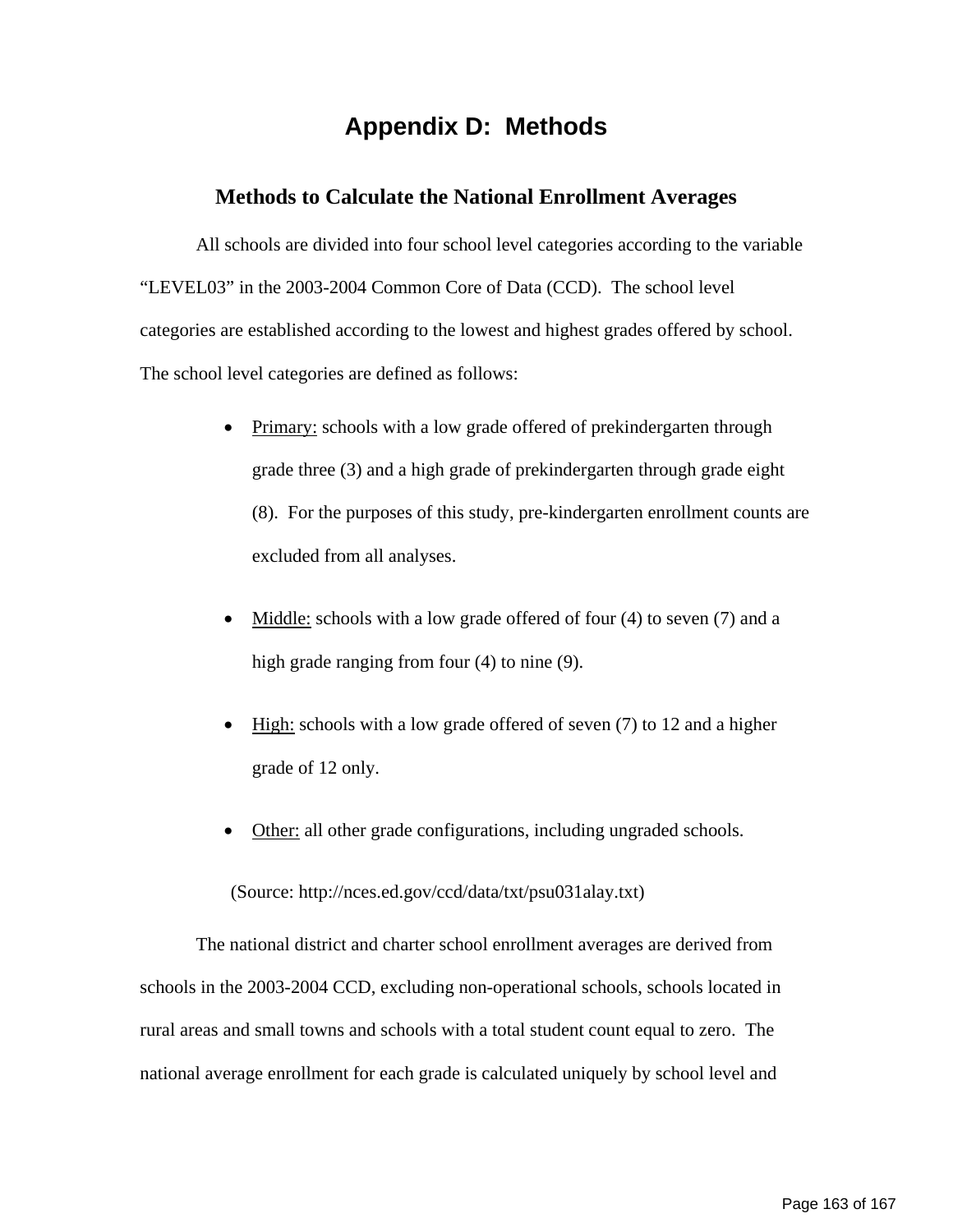# Appendix D: Methods

## Methods to Calculate the National Enrollment Averages

All schools are divided into four school level categories according to the variable "LEVEL03" in the 2003-2004 Common Core of Data (CCD). The school level categories are established according to the lowest and highest grades offered by school. The school level categories are defined as follows:

- Primary: schools with a low grade offered of prekindergarten through grade three (3) and a high grade of prekindergarten through grade eight (8). For the purposes of this study, pre-kindergarten enrollment counts are excluded from all analyses.

- Middle: schools with a low grade offered of four (4) to seven (7) and a high grade ranging from four (4) to nine (9).

- High: schools with a low grade offered of seven (7) to 12 and a higher grade of 12 only.

- Other: all other grade configurations, including ungraded schools.

(Source: http://nces.ed.gov/ccd/data/txt/psu031alay.txt)

The national district and charter school enrollment averages are derived from schools in the 2003-2004 CCD, excluding non-operational schools, schools located in rural areas and small towns and schools with a total student count equal to zero. The national average enrollment for each grade is calculated uniquely by school level and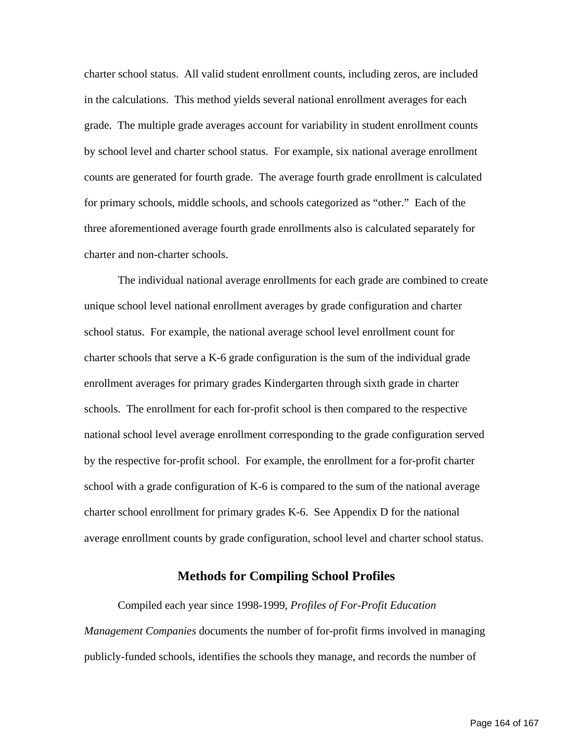charter school status. All valid student enrollment counts, including zeros, are included in the calculations. This method yields several national enrollment averages for each grade. The multiple grade averages account for variability in student enrollment counts by school level and charter school status. For example, six national average enrollment counts are generated for fourth grade. The average fourth grade enrollment is calculated for primary schools, middle schools, and schools categorized as "other." Each of the three aforementioned average fourth grade enrollments also is calculated separately for charter and non-charter schools.

The individual national average enrollments for each grade are combined to create unique school level national enrollment averages by grade configuration and charter school status. For example, the national average school level enrollment count for charter schools that serve a K-6 grade configuration is the sum of the individual grade enrollment averages for primary grades Kindergarten through sixth grade in charter schools. The enrollment for each for-profit school is then compared to the respective national school level average enrollment corresponding to the grade configuration served by the respective for-profit school. For example, the enrollment for a for-profit charter school with a grade configuration of K-6 is compared to the sum of the national average charter school enrollment for primary grades K-6. See Appendix D for the national average enrollment counts by grade configuration, school level and charter school status.

## Methods for Compiling School Profiles

Compiled each year since 1998-1999, *Profiles of For-Profit Education Management Companies* documents the number of for-profit firms involved in managing publicly-funded schools, identifies the schools they manage, and records the number of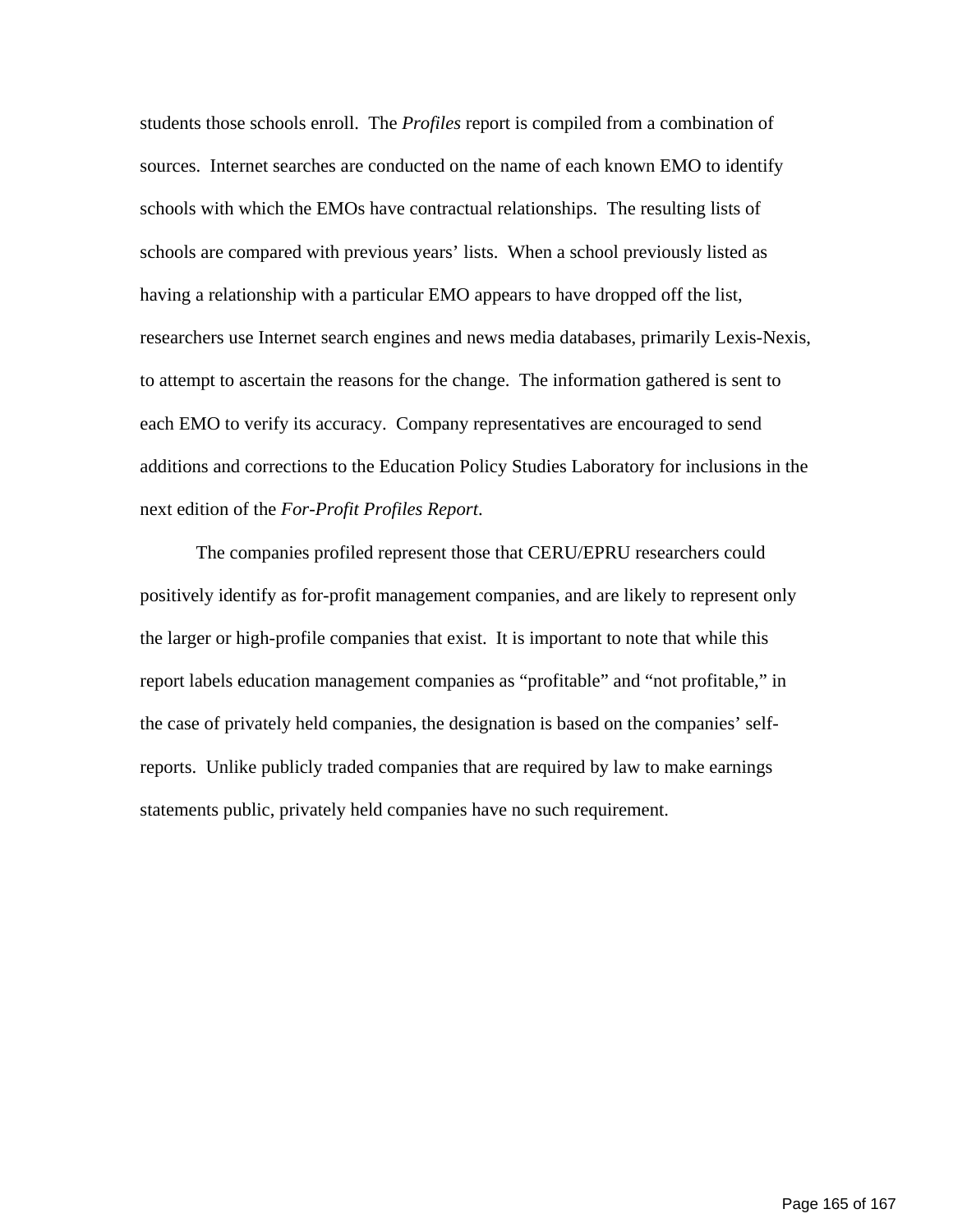students those schools enroll. The *Profiles* report is compiled from a combination of sources. Internet searches are conducted on the name of each known EMO to identify schools with which the EMOs have contractual relationships. The resulting lists of schools are compared with previous years' lists. When a school previously listed as having a relationship with a particular EMO appears to have dropped off the list, researchers use Internet search engines and news media databases, primarily Lexis-Nexis, to attempt to ascertain the reasons for the change. The information gathered is sent to each EMO to verify its accuracy. Company representatives are encouraged to send additions and corrections to the Education Policy Studies Laboratory for inclusions in the next edition of the *For-Profit Profiles Report*.

The companies profiled represent those that CERU/EPRU researchers could positively identify as for-profit management companies, and are likely to represent only the larger or high-profile companies that exist. It is important to note that while this report labels education management companies as "profitable" and "not profitable," in the case of privately held companies, the designation is based on the companies' self-reports. Unlike publicly traded companies that are required by law to make earnings statements public, privately held companies have no such requirement.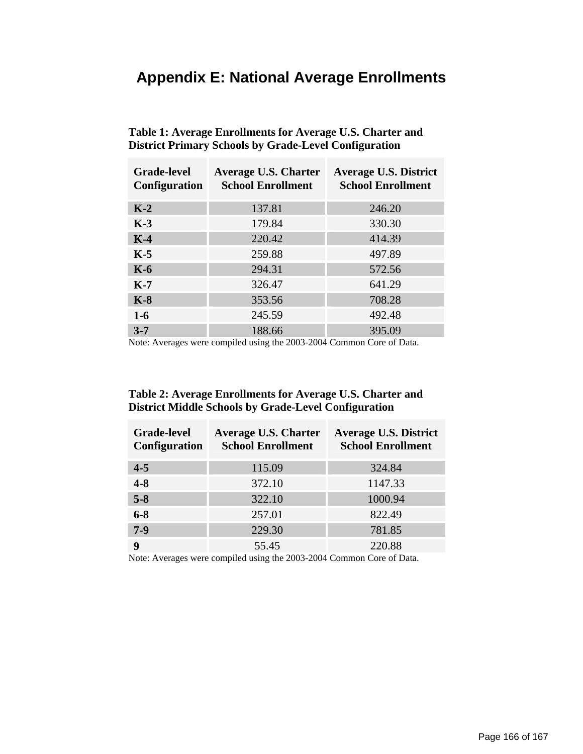# Appendix E: National Average Enrollments

**Table 1: Average Enrollments for Average U.S. Charter and District Primary Schools by Grade-Level Configuration**

| Grade-level Configuration | Average U.S. Charter School Enrollment | Average U.S. District School Enrollment |
|---|---|---|
| **K-2** | 137.81 | 246.20 |
| **K-3** | 179.84 | 330.30 |
| **K-4** | 220.42 | 414.39 |
| **K-5** | 259.88 | 497.89 |
| **K-6** | 294.31 | 572.56 |
| **K-7** | 326.47 | 641.29 |
| **K-8** | 353.56 | 708.28 |
| **1-6** | 245.59 | 492.48 |
| **3-7** | 188.66 | 395.09 |

Note: Averages were compiled using the 2003-2004 Common Core of Data.

**Table 2: Average Enrollments for Average U.S. Charter and District Middle Schools by Grade-Level Configuration**

| Grade-level Configuration | Average U.S. Charter School Enrollment | Average U.S. District School Enrollment |
|---|---|---|
| **4-5** | 115.09 | 324.84 |
| **4-8** | 372.10 | 1147.33 |
| **5-8** | 322.10 | 1000.94 |
| **6-8** | 257.01 | 822.49 |
| **7-9** | 229.30 | 781.85 |
| **9** | 55.45 | 220.88 |

Note: Averages were compiled using the 2003-2004 Common Core of Data.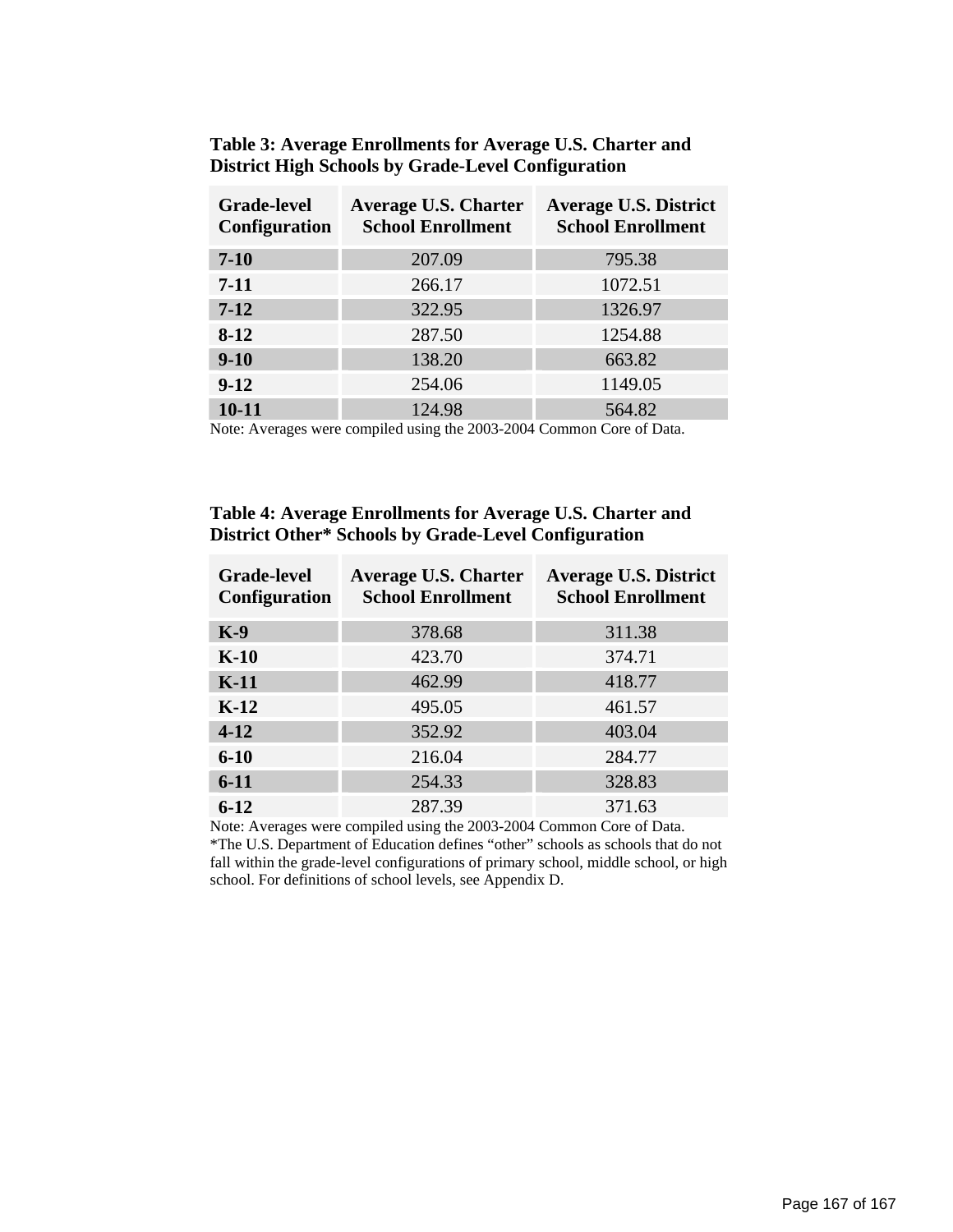**Table 3: Average Enrollments for Average U.S. Charter and District High Schools by Grade-Level Configuration**

| Grade-level Configuration | Average U.S. Charter School Enrollment | Average U.S. District School Enrollment |
|---|---|---|
| **7-10** | 207.09 | 795.38 |
| **7-11** | 266.17 | 1072.51 |
| **7-12** | 322.95 | 1326.97 |
| **8-12** | 287.50 | 1254.88 |
| **9-10** | 138.20 | 663.82 |
| **9-12** | 254.06 | 1149.05 |
| **10-11** | 124.98 | 564.82 |

Note: Averages were compiled using the 2003-2004 Common Core of Data.

**Table 4: Average Enrollments for Average U.S. Charter and District Other* Schools by Grade-Level Configuration**

| Grade-level Configuration | Average U.S. Charter School Enrollment | Average U.S. District School Enrollment |
|---|---|---|
| **K-9** | 378.68 | 311.38 |
| **K-10** | 423.70 | 374.71 |
| **K-11** | 462.99 | 418.77 |
| **K-12** | 495.05 | 461.57 |
| **4-12** | 352.92 | 403.04 |
| **6-10** | 216.04 | 284.77 |
| **6-11** | 254.33 | 328.83 |
| **6-12** | 287.39 | 371.63 |

Note: Averages were compiled using the 2003-2004 Common Core of Data.
*The U.S. Department of Education defines "other" schools as schools that do not fall within the grade-level configurations of primary school, middle school, or high school. For definitions of school levels, see Appendix D.